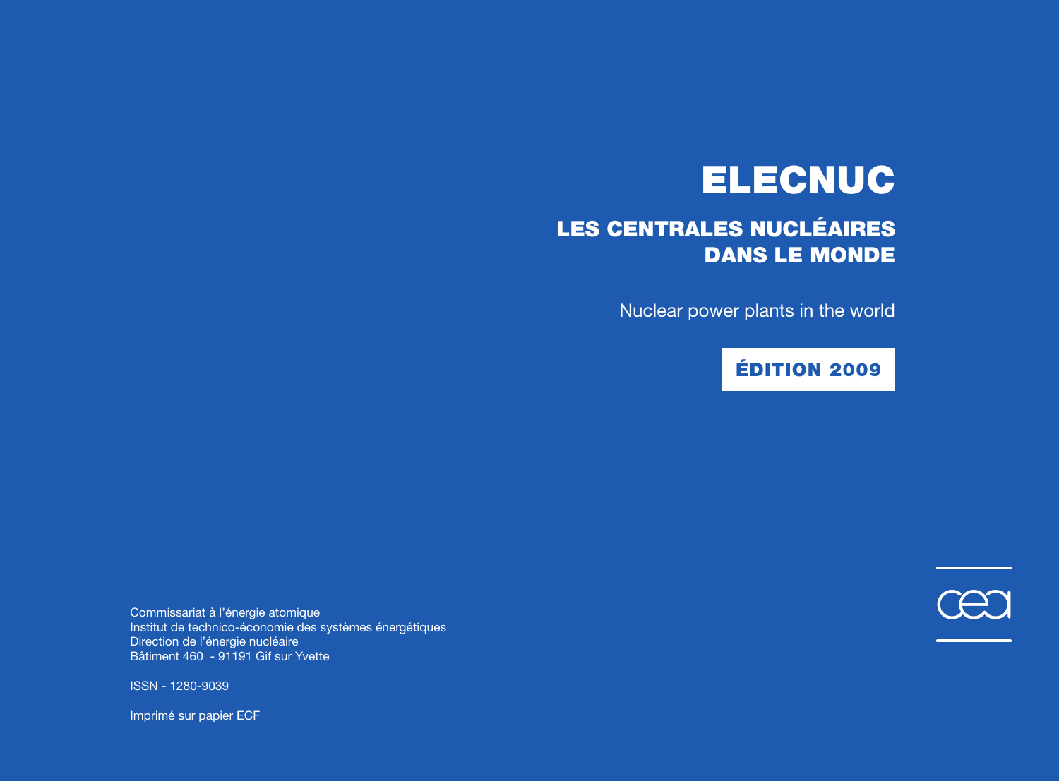# ELECNUC

## LES CENTRALES NUCLÉAIRES DANS LE MONDE

Nuclear power plants in the world

**ÉDITION 2009**

Commissariat à l'énergie atomique
Institut de technico-économie des systèmes énergétiques
Direction de l'énergie nucléaire
Bâtiment 460 - 91191 Gif sur Yvette

ISSN - 1280-9039

Imprimé sur papier ECF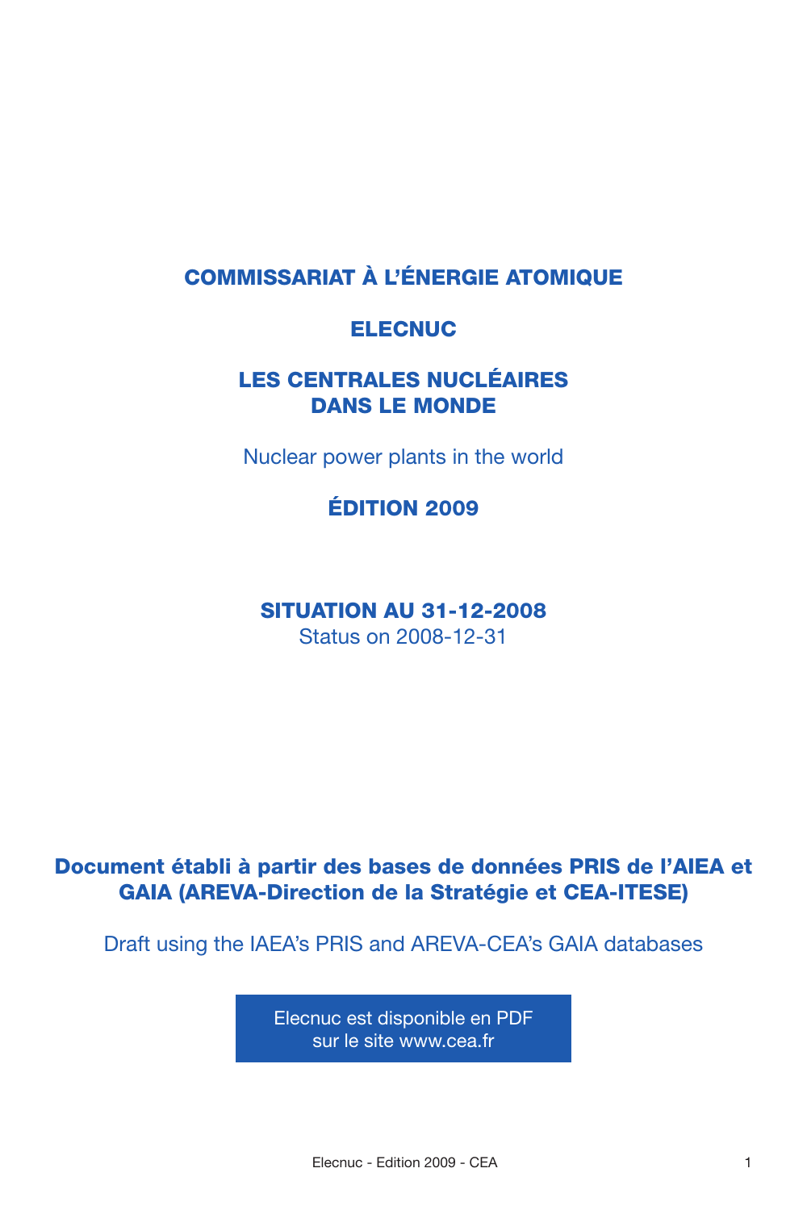# COMMISSARIAT À L'ÉNERGIE ATOMIQUE

# ELECNUC

# LES CENTRALES NUCLÉAIRES DANS LE MONDE

Nuclear power plants in the world

## ÉDITION 2009

**SITUATION AU 31-12-2008**

Status on 2008-12-31

**Document établi à partir des bases de données PRIS de l'AIEA et GAIA (AREVA-Direction de la Stratégie et CEA-ITESE)**

Draft using the IAEA's PRIS and AREVA-CEA's GAIA databases

Elecnuc est disponible en PDF sur le site www.cea.fr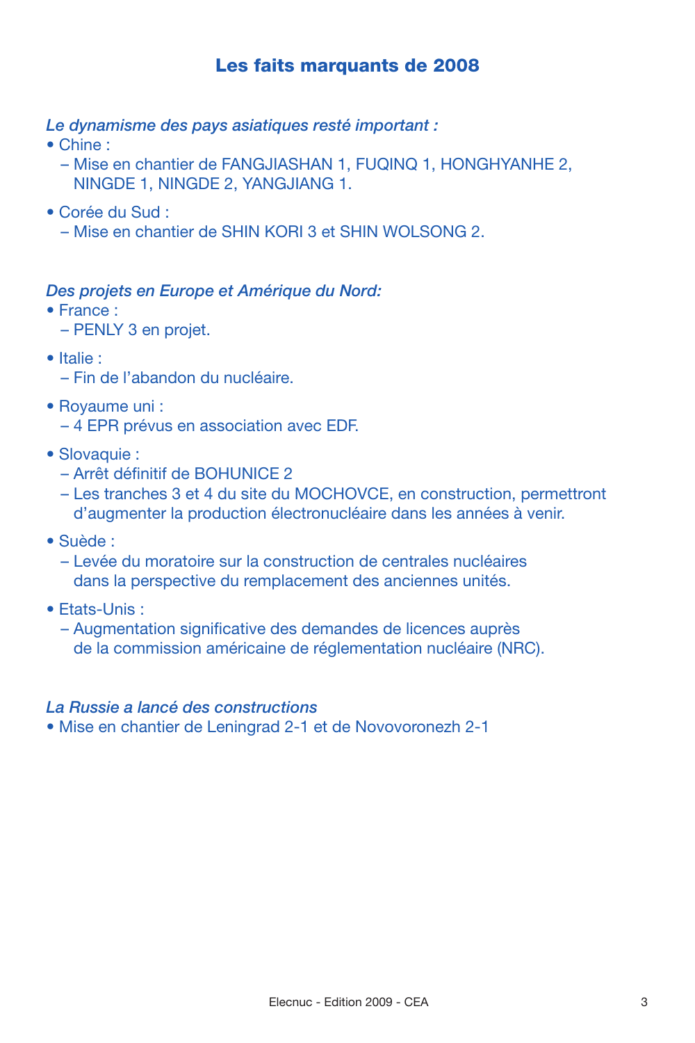## Les faits marquants de 2008

*Le dynamisme des pays asiatiques resté important :*

- Chine :
  - Mise en chantier de FANGJIASHAN 1, FUQINQ 1, HONGHYANHE 2, NINGDE 1, NINGDE 2, YANGJIANG 1.
- Corée du Sud :
  - Mise en chantier de SHIN KORI 3 et SHIN WOLSONG 2.

*Des projets en Europe et Amérique du Nord:*

- France :
  - PENLY 3 en projet.
- Italie :
  - Fin de l'abandon du nucléaire.
- Royaume uni :
  - 4 EPR prévus en association avec EDF.
- Slovaquie :
  - Arrêt définitif de BOHUNICE 2
  - Les tranches 3 et 4 du site du MOCHOVCE, en construction, permettront d'augmenter la production électronucléaire dans les années à venir.
- Suède :
  - Levée du moratoire sur la construction de centrales nucléaires dans la perspective du remplacement des anciennes unités.
- Etats-Unis :
  - Augmentation significative des demandes de licences auprès de la commission américaine de réglementation nucléaire (NRC).

*La Russie a lancé des constructions*

- Mise en chantier de Leningrad 2-1 et de Novovoronezh 2-1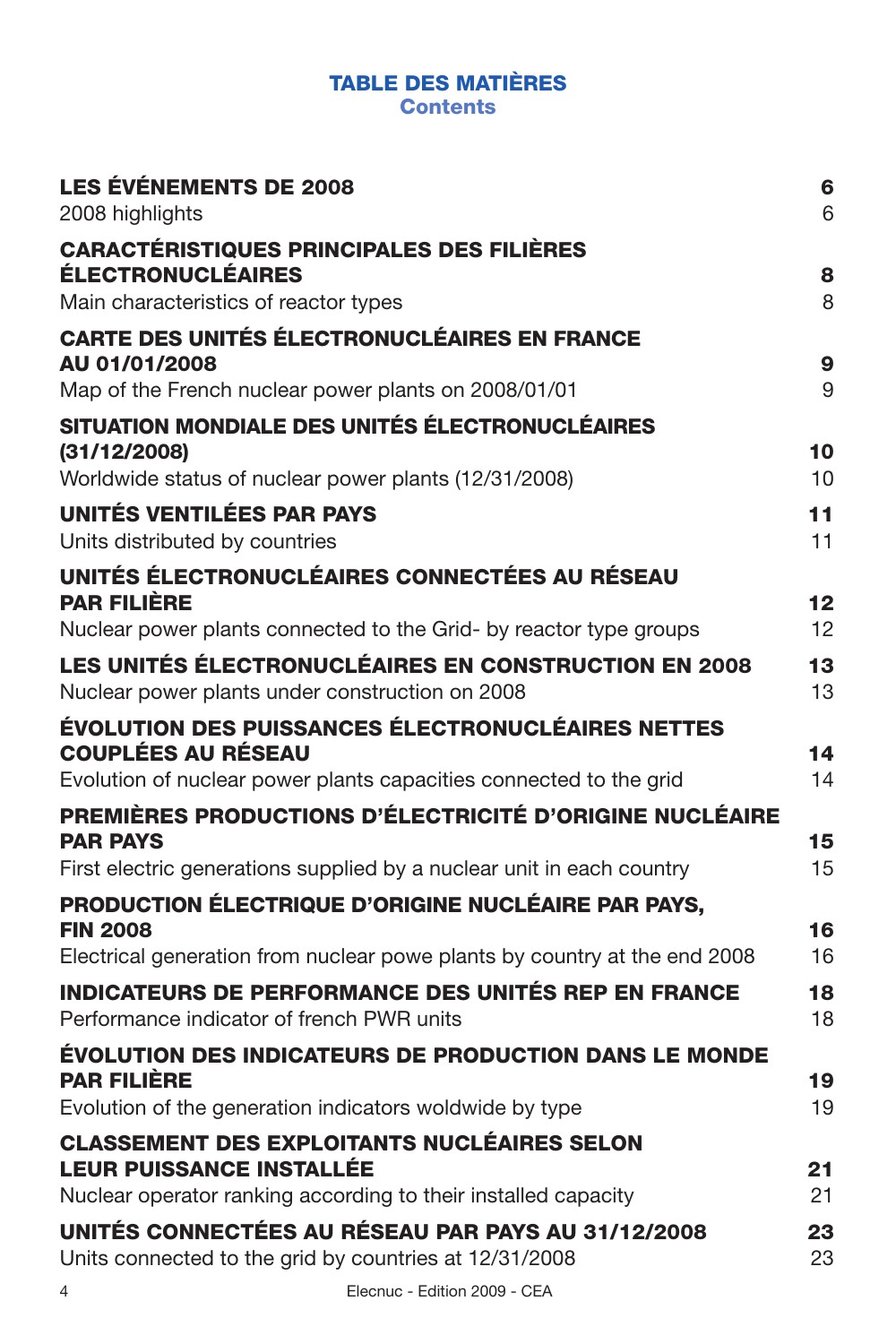# TABLE DES MATIÈRES
## Contents

| | |
|---|---|
| **LES ÉVÉNEMENTS DE 2008** | **6** |
| 2008 highlights | 6 |
| **CARACTÉRISTIQUES PRINCIPALES DES FILIÈRES ÉLECTRONUCLÉAIRES** | **8** |
| Main characteristics of reactor types | 8 |
| **CARTE DES UNITÉS ÉLECTRONUCLÉAIRES EN FRANCE AU 01/01/2008** | **9** |
| Map of the French nuclear power plants on 2008/01/01 | 9 |
| **SITUATION MONDIALE DES UNITÉS ÉLECTRONUCLÉAIRES (31/12/2008)** | **10** |
| Worldwide status of nuclear power plants (12/31/2008) | 10 |
| **UNITÉS VENTILÉES PAR PAYS** | **11** |
| Units distributed by countries | 11 |
| **UNITÉS ÉLECTRONUCLÉAIRES CONNECTÉES AU RÉSEAU PAR FILIÈRE** | **12** |
| Nuclear power plants connected to the Grid- by reactor type groups | 12 |
| **LES UNITÉS ÉLECTRONUCLÉAIRES EN CONSTRUCTION EN 2008** | **13** |
| Nuclear power plants under construction on 2008 | 13 |
| **ÉVOLUTION DES PUISSANCES ÉLECTRONUCLÉAIRES NETTES COUPLÉES AU RÉSEAU** | **14** |
| Evolution of nuclear power plants capacities connected to the grid | 14 |
| **PREMIÈRES PRODUCTIONS D'ÉLECTRICITÉ D'ORIGINE NUCLÉAIRE PAR PAYS** | **15** |
| First electric generations supplied by a nuclear unit in each country | 15 |
| **PRODUCTION ÉLECTRIQUE D'ORIGINE NUCLÉAIRE PAR PAYS, FIN 2008** | **16** |
| Electrical generation from nuclear powe plants by country at the end 2008 | 16 |
| **INDICATEURS DE PERFORMANCE DES UNITÉS REP EN FRANCE** | **18** |
| Performance indicator of french PWR units | 18 |
| **ÉVOLUTION DES INDICATEURS DE PRODUCTION DANS LE MONDE PAR FILIÈRE** | **19** |
| Evolution of the generation indicators woldwide by type | 19 |
| **CLASSEMENT DES EXPLOITANTS NUCLÉAIRES SELON LEUR PUISSANCE INSTALLÉE** | **21** |
| Nuclear operator ranking according to their installed capacity | 21 |
| **UNITÉS CONNECTÉES AU RÉSEAU PAR PAYS AU 31/12/2008** | **23** |
| Units connected to the grid by countries at 12/31/2008 | 23 |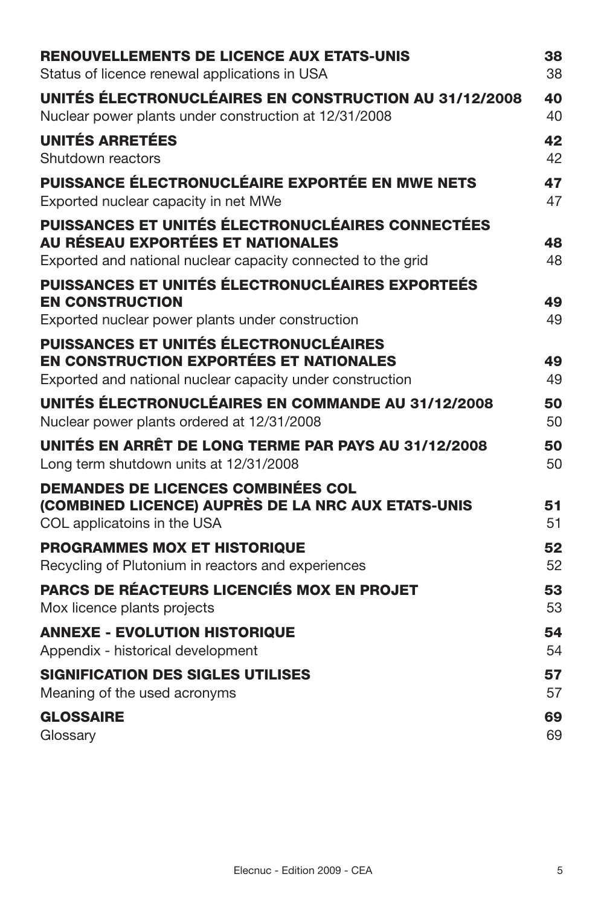| | |
|---|---|
| **RENOUVELLEMENTS DE LICENCE AUX ETATS-UNIS** | **38** |
| Status of licence renewal applications in USA | 38 |
| **UNITÉS ÉLECTRONUCLÉAIRES EN CONSTRUCTION AU 31/12/2008** | **40** |
| Nuclear power plants under construction at 12/31/2008 | 40 |
| **UNITÉS ARRETÉES** | **42** |
| Shutdown reactors | 42 |
| **PUISSANCE ÉLECTRONUCLÉAIRE EXPORTÉE EN MWE NETS** | **47** |
| Exported nuclear capacity in net MWe | 47 |
| **PUISSANCES ET UNITÉS ÉLECTRONUCLÉAIRES CONNECTÉES AU RÉSEAU EXPORTÉES ET NATIONALES** | **48** |
| Exported and national nuclear capacity connected to the grid | 48 |
| **PUISSANCES ET UNITÉS ÉLECTRONUCLÉAIRES EXPORTEÉS EN CONSTRUCTION** | **49** |
| Exported nuclear power plants under construction | 49 |
| **PUISSANCES ET UNITÉS ÉLECTRONUCLÉAIRES EN CONSTRUCTION EXPORTÉES ET NATIONALES** | **49** |
| Exported and national nuclear capacity under construction | 49 |
| **UNITÉS ÉLECTRONUCLÉAIRES EN COMMANDE AU 31/12/2008** | **50** |
| Nuclear power plants ordered at 12/31/2008 | 50 |
| **UNITÉS EN ARRÊT DE LONG TERME PAR PAYS AU 31/12/2008** | **50** |
| Long term shutdown units at 12/31/2008 | 50 |
| **DEMANDES DE LICENCES COMBINÉES COL (COMBINED LICENCE) AUPRÈS DE LA NRC AUX ETATS-UNIS** | **51** |
| COL applicatoins in the USA | 51 |
| **PROGRAMMES MOX ET HISTORIQUE** | **52** |
| Recycling of Plutonium in reactors and experiences | 52 |
| **PARCS DE RÉACTEURS LICENCIÉS MOX EN PROJET** | **53** |
| Mox licence plants projects | 53 |
| **ANNEXE - EVOLUTION HISTORIQUE** | **54** |
| Appendix - historical development | 54 |
| **SIGNIFICATION DES SIGLES UTILISES** | **57** |
| Meaning of the used acronyms | 57 |
| **GLOSSAIRE** | **69** |
| Glossary | 69 |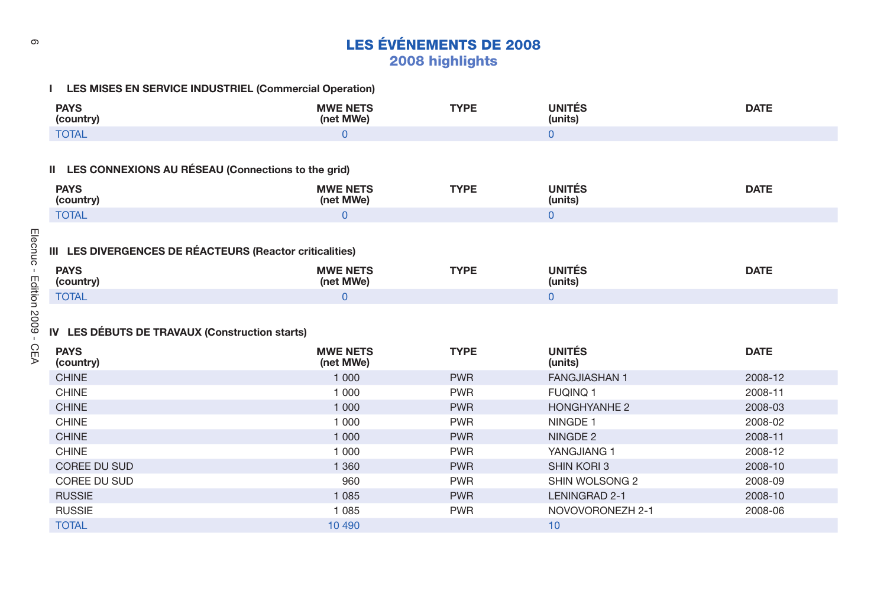# LES ÉVÉNEMENTS DE 2008

## 2008 highlights

### I LES MISES EN SERVICE INDUSTRIEL (Commercial Operation)

| PAYS (country) | MWE NETS (net MWe) | TYPE | UNITÉS (units) | DATE |
|---|---|---|---|---|
| TOTAL | 0 | | 0 | |

### II LES CONNEXIONS AU RÉSEAU (Connections to the grid)

| PAYS (country) | MWE NETS (net MWe) | TYPE | UNITÉS (units) | DATE |
|---|---|---|---|---|
| TOTAL | 0 | | 0 | |

### III LES DIVERGENCES DE RÉACTEURS (Reactor criticalities)

| PAYS (country) | MWE NETS (net MWe) | TYPE | UNITÉS (units) | DATE |
|---|---|---|---|---|
| TOTAL | 0 | | 0 | |

### IV LES DÉBUTS DE TRAVAUX (Construction starts)

| PAYS (country) | MWE NETS (net MWe) | TYPE | UNITÉS (units) | DATE |
|---|---|---|---|---|
| CHINE | 1 000 | PWR | FANGJIASHAN 1 | 2008-12 |
| CHINE | 1 000 | PWR | FUQINQ 1 | 2008-11 |
| CHINE | 1 000 | PWR | HONGHYANHE 2 | 2008-03 |
| CHINE | 1 000 | PWR | NINGDE 1 | 2008-02 |
| CHINE | 1 000 | PWR | NINGDE 2 | 2008-11 |
| CHINE | 1 000 | PWR | YANGJIANG 1 | 2008-12 |
| COREE DU SUD | 1 360 | PWR | SHIN KORI 3 | 2008-10 |
| COREE DU SUD | 960 | PWR | SHIN WOLSONG 2 | 2008-09 |
| RUSSIE | 1 085 | PWR | LENINGRAD 2-1 | 2008-10 |
| RUSSIE | 1 085 | PWR | NOVOVORONEZH 2-1 | 2008-06 |
| TOTAL | 10 490 | | 10 | |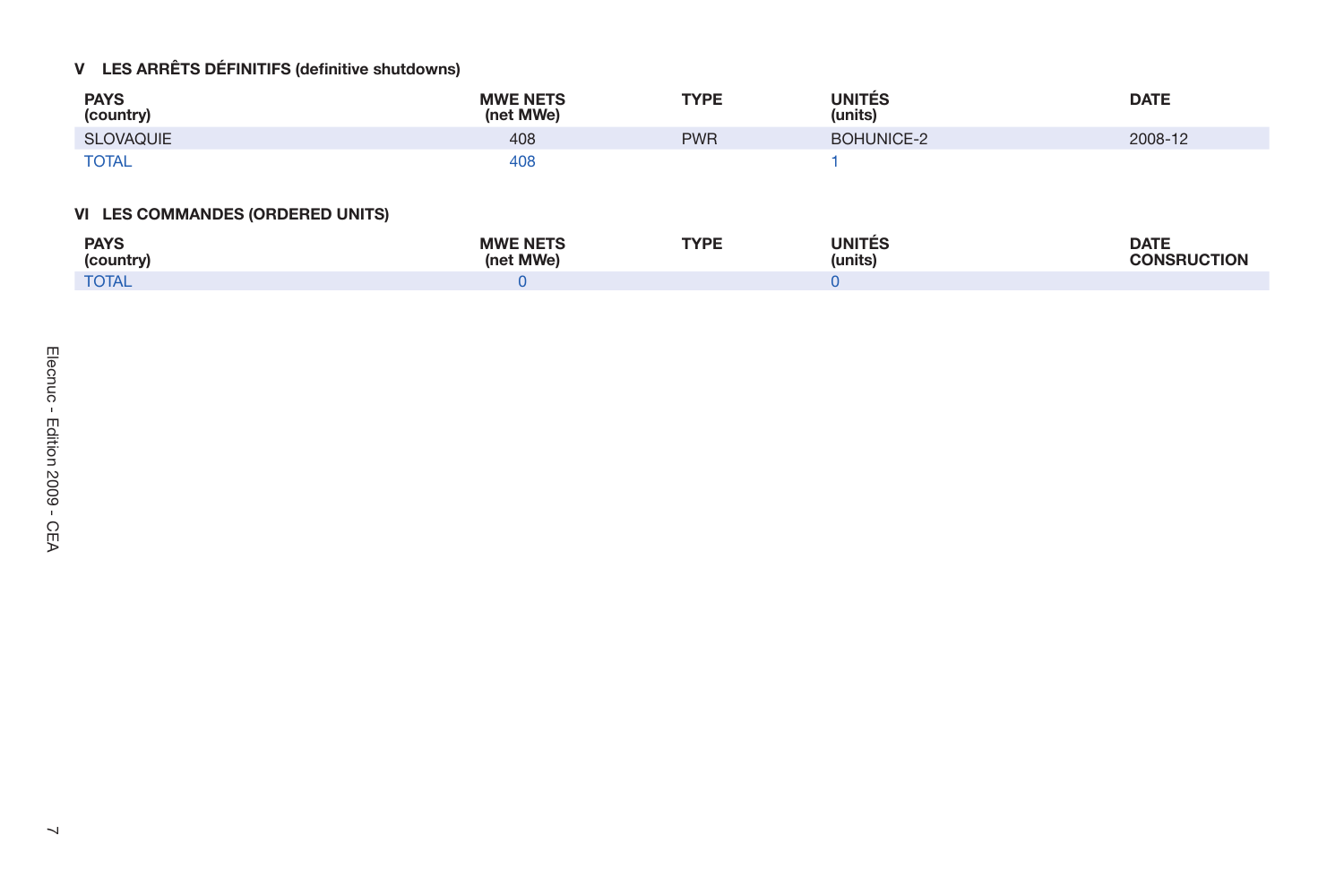## V LES ARRÊTS DÉFINITIFS (definitive shutdowns)

| PAYS (country) | MWE NETS (net MWe) | TYPE | UNITÉS (units) | DATE |
|---|---|---|---|---|
| SLOVAQUIE | 408 | PWR | BOHUNICE-2 | 2008-12 |
| TOTAL | 408 | | 1 | |

## VI LES COMMANDES (ORDERED UNITS)

| PAYS (country) | MWE NETS (net MWe) | TYPE | UNITÉS (units) | DATE CONSRUCTION |
|---|---|---|---|---|
| TOTAL | 0 | | 0 | |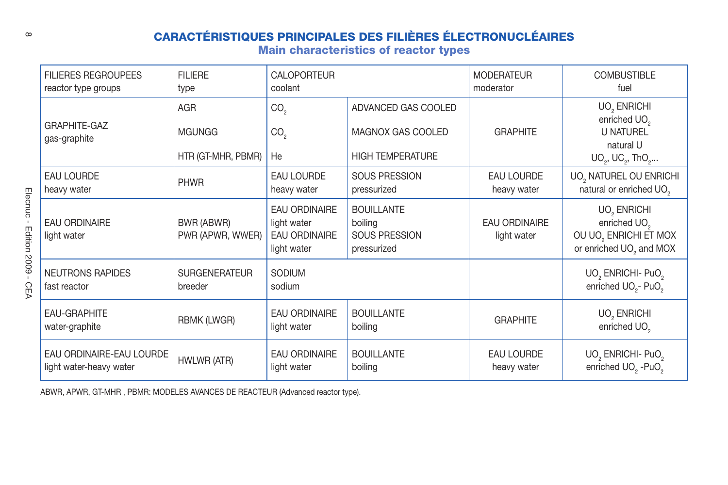# CARACTÉRISTIQUES PRINCIPALES DES FILIÈRES ÉLECTRONUCLÉAIRES

## Main characteristics of reactor types

| FILIERES REGROUPEES reactor type groups | FILIERE type | CALOPORTEUR coolant | | MODERATEUR moderator | COMBUSTIBLE fuel |
|---|---|---|---|---|---|
| GRAPHITE-GAZ gas-graphite | AGR | $CO_2$ | ADVANCED GAS COOLED | GRAPHITE | $UO_2$ ENRICHI enriched $UO_2$ |
| | MGUNGG | $CO_2$ | MAGNOX GAS COOLED | | U NATUREL natural U |
| | HTR (GT-MHR, PBMR) | He | HIGH TEMPERATURE | | $UO_2$, $UC_2$, $ThO_2$... |
| EAU LOURDE heavy water | PHWR | EAU LOURDE heavy water | SOUS PRESSION pressurized | EAU LOURDE heavy water | $UO_2$ NATUREL OU ENRICHI natural or enriched $UO_2$ |
| EAU ORDINAIRE light water | BWR (ABWR) | EAU ORDINAIRE light water | BOUILLANTE boiling | EAU ORDINAIRE light water | $UO_2$ ENRICHI enriched $UO_2$ |
| | PWR (APWR, WWER) | EAU ORDINAIRE light water | SOUS PRESSION pressurized | | OU $UO_2$ ENRICHI ET MOX or enriched $UO_2$ and MOX |
| NEUTRONS RAPIDES fast reactor | SURGENERATEUR breeder | SODIUM sodium | | | $UO_2$ ENRICHI- $PuO_2$ enriched $UO_2$- $PuO_2$ |
| EAU-GRAPHITE water-graphite | RBMK (LWGR) | EAU ORDINAIRE light water | BOUILLANTE boiling | GRAPHITE | $UO_2$ ENRICHI enriched $UO_2$ |
| EAU ORDINAIRE-EAU LOURDE light water-heavy water | HWLWR (ATR) | EAU ORDINAIRE light water | BOUILLANTE boiling | EAU LOURDE heavy water | $UO_2$ ENRICHI- $PuO_2$ enriched $UO_2$ -$PuO_2$ |

ABWR, APWR, GT-MHR , PBMR: MODELES AVANCES DE REACTEUR (Advanced reactor type).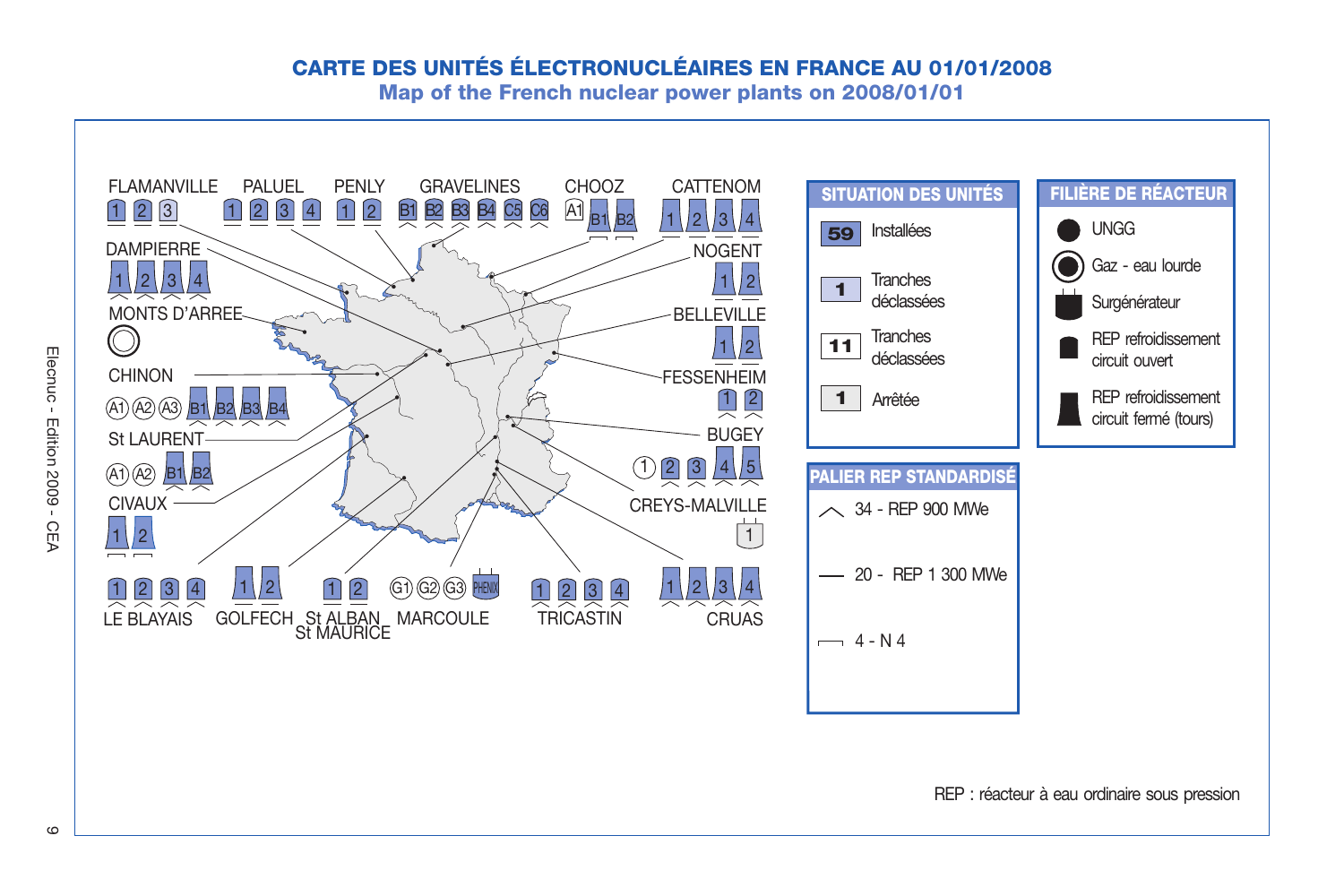# CARTE DES UNITÉS ÉLECTRONUCLÉAIRES EN FRANCE AU 01/01/2008

## Map of the French nuclear power plants on 2008/01/01

FLAMANVILLE 1 2 3
PALUEL 1 2 3 4
PENLY 1 2
GRAVELINES B1 B2 B3 B4 C5 C6
CHOOZ A1 B1 B2
CATTENOM 1 2 3 4
DAMPIERRE 1 2 3 4
NOGENT 1 2
MONTS D'ARREE
BELLEVILLE 1 2
CHINON A1 A2 A3 B1 B2 B3 B4
FESSENHEIM 1 2
St LAURENT A1 A2 B1 B2
BUGEY 1 2 3 4 5
CIVAUX 1 2
CREYS-MALVILLE 1
LE BLAYAIS 1 2 3 4
GOLFECH 1 2
St ALBAN St MAURICE 1 2
MARCOULE G1 G2 G3 PHENIX
TRICASTIN 1 2 3 4
CRUAS 1 2 3 4

### SITUATION DES UNITÉS

- 59 Installées
- 1 Tranches déclassées
- 11 Tranches déclassées
- 1 Arrêtée

### FILIÈRE DE RÉACTEUR

- UNGG
- Gaz - eau lourde
- Surgénérateur
- REP refroidissement circuit ouvert
- REP refroidissement circuit fermé (tours)

### PALIER REP STANDARDISÉ

- 34 - REP 900 MWe
- 20 - REP 1 300 MWe
- 4 - N 4

REP : réacteur à eau ordinaire sous pression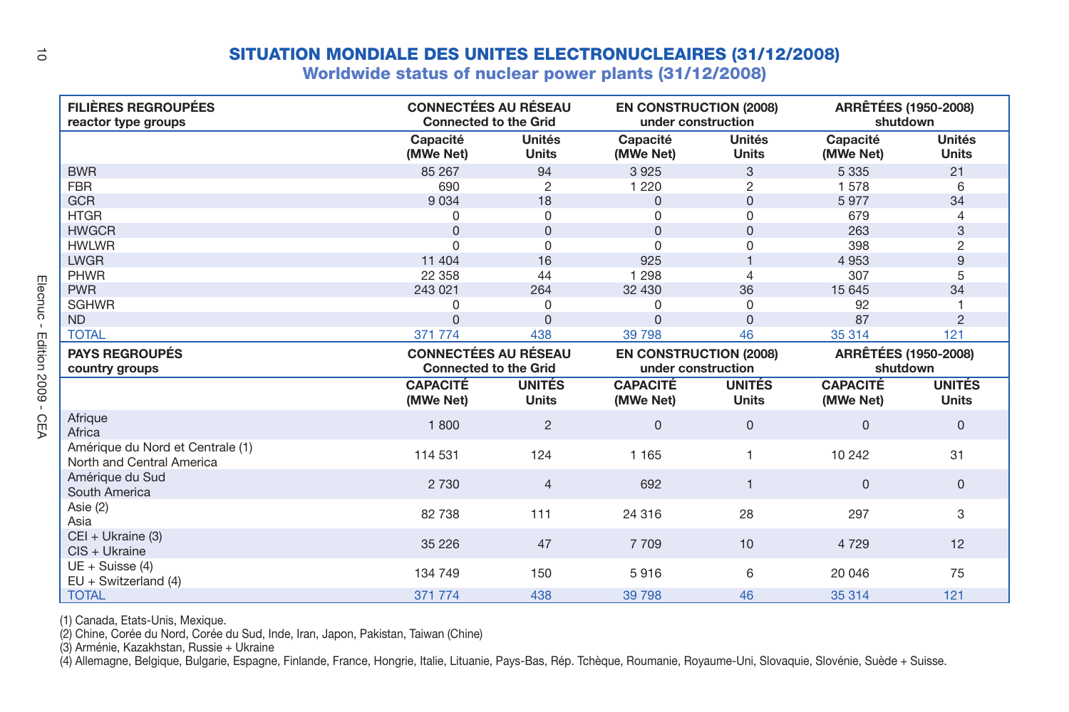# SITUATION MONDIALE DES UNITES ELECTRONUCLEAIRES (31/12/2008)

## Worldwide status of nuclear power plants (31/12/2008)

| FILIÈRES REGROUPÉES<br>reactor type groups | CONNECTÉES AU RÉSEAU<br>Connected to the Grid | | EN CONSTRUCTION (2008)<br>under construction | | ARRÊTÉES (1950-2008)<br>shutdown | |
|---|---|---|---|---|---|---|
| | Capacité<br>(MWe Net) | Unités<br>Units | Capacité<br>(MWe Net) | Unités<br>Units | Capacité<br>(MWe Net) | Unités<br>Units |
| BWR | 85 267 | 94 | 3 925 | 3 | 5 335 | 21 |
| FBR | 690 | 2 | 1 220 | 2 | 1 578 | 6 |
| GCR | 9 034 | 18 | 0 | 0 | 5 977 | 34 |
| HTGR | 0 | 0 | 0 | 0 | 679 | 4 |
| HWGCR | 0 | 0 | 0 | 0 | 263 | 3 |
| HWLWR | 0 | 0 | 0 | 0 | 398 | 2 |
| LWGR | 11 404 | 16 | 925 | 1 | 4 953 | 9 |
| PHWR | 22 358 | 44 | 1 298 | 4 | 307 | 5 |
| PWR | 243 021 | 264 | 32 430 | 36 | 15 645 | 34 |
| SGHWR | 0 | 0 | 0 | 0 | 92 | 1 |
| ND | 0 | 0 | 0 | 0 | 87 | 2 |
| TOTAL | 371 774 | 438 | 39 798 | 46 | 35 314 | 121 |

| PAYS REGROUPÉS<br>country groups | CONNECTÉES AU RÉSEAU<br>Connected to the Grid | | EN CONSTRUCTION (2008)<br>under construction | | ARRÊTÉES (1950-2008)<br>shutdown | |
|---|---|---|---|---|---|---|
| | CAPACITÉ<br>(MWe Net) | UNITÉS<br>Units | CAPACITÉ<br>(MWe Net) | UNITÉS<br>Units | CAPACITÉ<br>(MWe Net) | UNITÉS<br>Units |
| Afrique<br>Africa | 1 800 | 2 | 0 | 0 | 0 | 0 |
| Amérique du Nord et Centrale (1)<br>North and Central America | 114 531 | 124 | 1 165 | 1 | 10 242 | 31 |
| Amérique du Sud<br>South America | 2 730 | 4 | 692 | 1 | 0 | 0 |
| Asie (2)<br>Asia | 82 738 | 111 | 24 316 | 28 | 297 | 3 |
| CEI + Ukraine (3)<br>CIS + Ukraine | 35 226 | 47 | 7 709 | 10 | 4 729 | 12 |
| UE + Suisse (4)<br>EU + Switzerland (4) | 134 749 | 150 | 5 916 | 6 | 20 046 | 75 |
| TOTAL | 371 774 | 438 | 39 798 | 46 | 35 314 | 121 |

(1) Canada, Etats-Unis, Mexique.
(2) Chine, Corée du Nord, Corée du Sud, Inde, Iran, Japon, Pakistan, Taiwan (Chine)
(3) Arménie, Kazakhstan, Russie + Ukraine
(4) Allemagne, Belgique, Bulgarie, Espagne, Finlande, France, Hongrie, Italie, Lituanie, Pays-Bas, Rép. Tchèque, Roumanie, Royaume-Uni, Slovaquie, Slovénie, Suède + Suisse.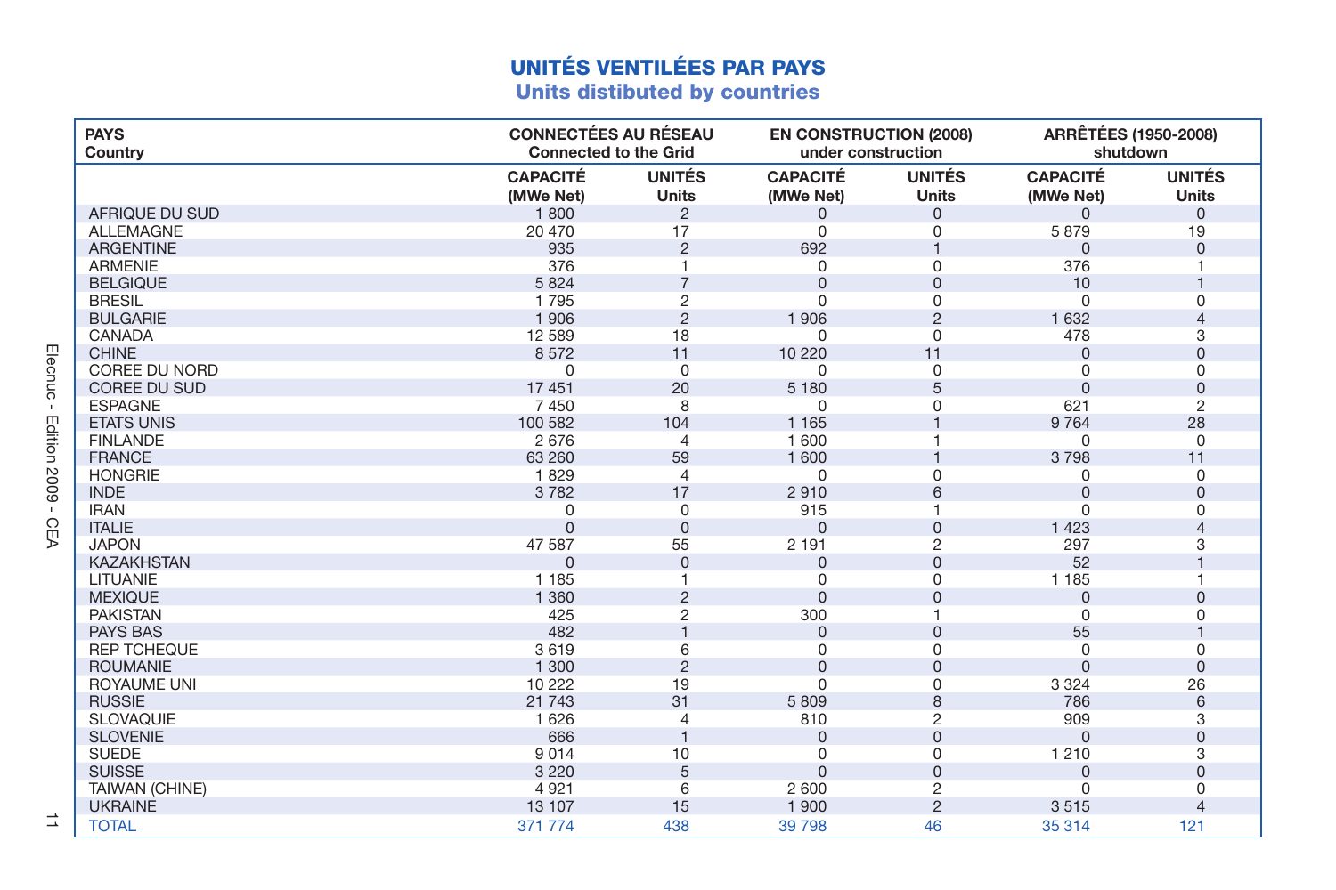# UNITÉS VENTILÉES PAR PAYS
## Units distibuted by countries

| PAYS Country | CONNECTÉES AU RÉSEAU Connected to the Grid | | EN CONSTRUCTION (2008) under construction | | ARRÊTÉES (1950-2008) shutdown | |
|---|---|---|---|---|---|---|
| | **CAPACITÉ (MWe Net)** | **UNITÉS Units** | **CAPACITÉ (MWe Net)** | **UNITÉS Units** | **CAPACITÉ (MWe Net)** | **UNITÉS Units** |
| AFRIQUE DU SUD | 1 800 | 2 | 0 | 0 | 0 | 0 |
| ALLEMAGNE | 20 470 | 17 | 0 | 0 | 5 879 | 19 |
| ARGENTINE | 935 | 2 | 692 | 1 | 0 | 0 |
| ARMENIE | 376 | 1 | 0 | 0 | 376 | 1 |
| BELGIQUE | 5 824 | 7 | 0 | 0 | 10 | 1 |
| BRESIL | 1 795 | 2 | 0 | 0 | 0 | 0 |
| BULGARIE | 1 906 | 2 | 1 906 | 2 | 1 632 | 4 |
| CANADA | 12 589 | 18 | 0 | 0 | 478 | 3 |
| CHINE | 8 572 | 11 | 10 220 | 11 | 0 | 0 |
| COREE DU NORD | 0 | 0 | 0 | 0 | 0 | 0 |
| COREE DU SUD | 17 451 | 20 | 5 180 | 5 | 0 | 0 |
| ESPAGNE | 7 450 | 8 | 0 | 0 | 621 | 2 |
| ETATS UNIS | 100 582 | 104 | 1 165 | 1 | 9 764 | 28 |
| FINLANDE | 2 676 | 4 | 1 600 | 1 | 0 | 0 |
| FRANCE | 63 260 | 59 | 1 600 | 1 | 3 798 | 11 |
| HONGRIE | 1 829 | 4 | 0 | 0 | 0 | 0 |
| INDE | 3 782 | 17 | 2 910 | 6 | 0 | 0 |
| IRAN | 0 | 0 | 915 | 1 | 0 | 0 |
| ITALIE | 0 | 0 | 0 | 0 | 1 423 | 4 |
| JAPON | 47 587 | 55 | 2 191 | 2 | 297 | 3 |
| KAZAKHSTAN | 0 | 0 | 0 | 0 | 52 | 1 |
| LITUANIE | 1 185 | 1 | 0 | 0 | 1 185 | 1 |
| MEXIQUE | 1 360 | 2 | 0 | 0 | 0 | 0 |
| PAKISTAN | 425 | 2 | 300 | 1 | 0 | 0 |
| PAYS BAS | 482 | 1 | 0 | 0 | 55 | 1 |
| REP TCHEQUE | 3 619 | 6 | 0 | 0 | 0 | 0 |
| ROUMANIE | 1 300 | 2 | 0 | 0 | 0 | 0 |
| ROYAUME UNI | 10 222 | 19 | 0 | 0 | 3 324 | 26 |
| RUSSIE | 21 743 | 31 | 5 809 | 8 | 786 | 6 |
| SLOVAQUIE | 1 626 | 4 | 810 | 2 | 909 | 3 |
| SLOVENIE | 666 | 1 | 0 | 0 | 0 | 0 |
| SUEDE | 9 014 | 10 | 0 | 0 | 1 210 | 3 |
| SUISSE | 3 220 | 5 | 0 | 0 | 0 | 0 |
| TAIWAN (CHINE) | 4 921 | 6 | 2 600 | 2 | 0 | 0 |
| UKRAINE | 13 107 | 15 | 1 900 | 2 | 3 515 | 4 |
| TOTAL | 371 774 | 438 | 39 798 | 46 | 35 314 | 121 |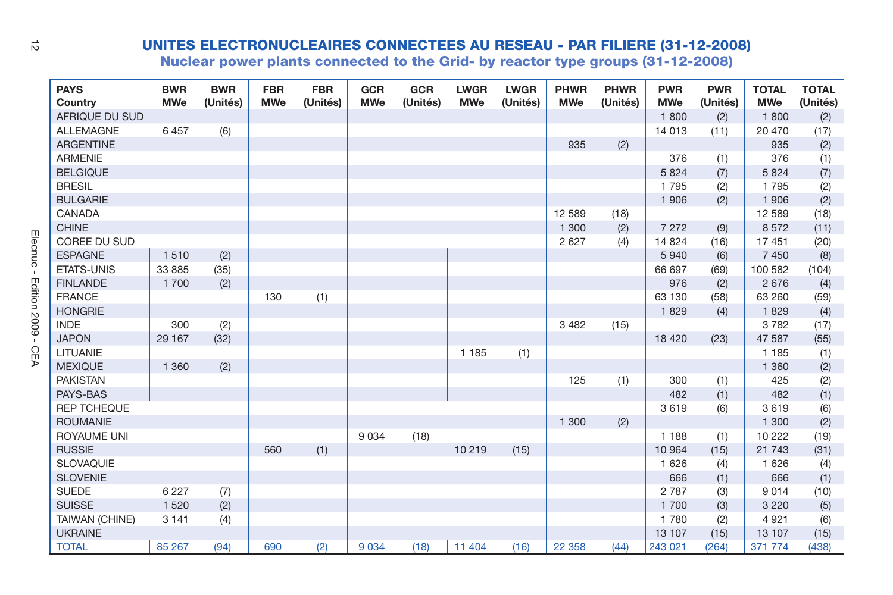# UNITES ELECTRONUCLEAIRES CONNECTEES AU RESEAU - PAR FILIERE (31-12-2008)

## Nuclear power plants connected to the Grid- by reactor type groups (31-12-2008)

| PAYS Country | BWR MWe | BWR (Unités) | FBR MWe | FBR (Unités) | GCR MWe | GCR (Unités) | LWGR MWe | LWGR (Unités) | PHWR MWe | PHWR (Unités) | PWR MWe | PWR (Unités) | TOTAL MWe | TOTAL (Unités) |
|---|---|---|---|---|---|---|---|---|---|---|---|---|---|---|
| AFRIQUE DU SUD | | | | | | | | | | | 1 800 | (2) | 1 800 | (2) |
| ALLEMAGNE | 6 457 | (6) | | | | | | | | | 14 013 | (11) | 20 470 | (17) |
| ARGENTINE | | | | | | | | | 935 | (2) | | | 935 | (2) |
| ARMENIE | | | | | | | | | | | 376 | (1) | 376 | (1) |
| BELGIQUE | | | | | | | | | | | 5 824 | (7) | 5 824 | (7) |
| BRESIL | | | | | | | | | | | 1 795 | (2) | 1 795 | (2) |
| BULGARIE | | | | | | | | | | | 1 906 | (2) | 1 906 | (2) |
| CANADA | | | | | | | | | 12 589 | (18) | | | 12 589 | (18) |
| CHINE | | | | | | | | | 1 300 | (2) | 7 272 | (9) | 8 572 | (11) |
| COREE DU SUD | | | | | | | | | 2 627 | (4) | 14 824 | (16) | 17 451 | (20) |
| ESPAGNE | 1 510 | (2) | | | | | | | | | 5 940 | (6) | 7 450 | (8) |
| ETATS-UNIS | 33 885 | (35) | | | | | | | | | 66 697 | (69) | 100 582 | (104) |
| FINLANDE | 1 700 | (2) | | | | | | | | | 976 | (2) | 2 676 | (4) |
| FRANCE | | | 130 | (1) | | | | | | | 63 130 | (58) | 63 260 | (59) |
| HONGRIE | | | | | | | | | | | 1 829 | (4) | 1 829 | (4) |
| INDE | 300 | (2) | | | | | | | 3 482 | (15) | | | 3 782 | (17) |
| JAPON | 29 167 | (32) | | | | | | | | | 18 420 | (23) | 47 587 | (55) |
| LITUANIE | | | | | | | 1 185 | (1) | | | | | 1 185 | (1) |
| MEXIQUE | 1 360 | (2) | | | | | | | | | | | 1 360 | (2) |
| PAKISTAN | | | | | | | | | 125 | (1) | 300 | (1) | 425 | (2) |
| PAYS-BAS | | | | | | | | | | | 482 | (1) | 482 | (1) |
| REP TCHEQUE | | | | | | | | | | | 3 619 | (6) | 3 619 | (6) |
| ROUMANIE | | | | | | | | | 1 300 | (2) | | | 1 300 | (2) |
| ROYAUME UNI | | | | | 9 034 | (18) | | | | | 1 188 | (1) | 10 222 | (19) |
| RUSSIE | | | 560 | (1) | | | 10 219 | (15) | | | 10 964 | (15) | 21 743 | (31) |
| SLOVAQUIE | | | | | | | | | | | 1 626 | (4) | 1 626 | (4) |
| SLOVENIE | | | | | | | | | | | 666 | (1) | 666 | (1) |
| SUEDE | 6 227 | (7) | | | | | | | | | 2 787 | (3) | 9 014 | (10) |
| SUISSE | 1 520 | (2) | | | | | | | | | 1 700 | (3) | 3 220 | (5) |
| TAIWAN (CHINE) | 3 141 | (4) | | | | | | | | | 1 780 | (2) | 4 921 | (6) |
| UKRAINE | | | | | | | | | | | 13 107 | (15) | 13 107 | (15) |
| TOTAL | 85 267 | (94) | 690 | (2) | 9 034 | (18) | 11 404 | (16) | 22 358 | (44) | 243 021 | (264) | 371 774 | (438) |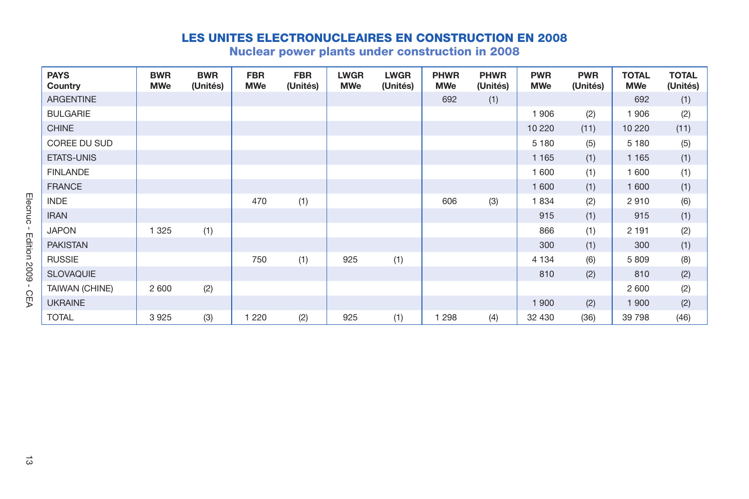# LES UNITES ELECTRONUCLEAIRES EN CONSTRUCTION EN 2008

## Nuclear power plants under construction in 2008

| PAYS Country | BWR MWe | BWR (Unités) | FBR MWe | FBR (Unités) | LWGR MWe | LWGR (Unités) | PHWR MWe | PHWR (Unités) | PWR MWe | PWR (Unités) | TOTAL MWe | TOTAL (Unités) |
|---|---|---|---|---|---|---|---|---|---|---|---|---|
| ARGENTINE | | | | | | | 692 | (1) | | | 692 | (1) |
| BULGARIE | | | | | | | | | 1 906 | (2) | 1 906 | (2) |
| CHINE | | | | | | | | | 10 220 | (11) | 10 220 | (11) |
| COREE DU SUD | | | | | | | | | 5 180 | (5) | 5 180 | (5) |
| ETATS-UNIS | | | | | | | | | 1 165 | (1) | 1 165 | (1) |
| FINLANDE | | | | | | | | | 1 600 | (1) | 1 600 | (1) |
| FRANCE | | | | | | | | | 1 600 | (1) | 1 600 | (1) |
| INDE | | | 470 | (1) | | | 606 | (3) | 1 834 | (2) | 2 910 | (6) |
| IRAN | | | | | | | | | 915 | (1) | 915 | (1) |
| JAPON | 1 325 | (1) | | | | | | | 866 | (1) | 2 191 | (2) |
| PAKISTAN | | | | | | | | | 300 | (1) | 300 | (1) |
| RUSSIE | | | 750 | (1) | 925 | (1) | | | 4 134 | (6) | 5 809 | (8) |
| SLOVAQUIE | | | | | | | | | 810 | (2) | 810 | (2) |
| TAIWAN (CHINE) | 2 600 | (2) | | | | | | | | | 2 600 | (2) |
| UKRAINE | | | | | | | | | 1 900 | (2) | 1 900 | (2) |
| TOTAL | 3 925 | (3) | 1 220 | (2) | 925 | (1) | 1 298 | (4) | 32 430 | (36) | 39 798 | (46) |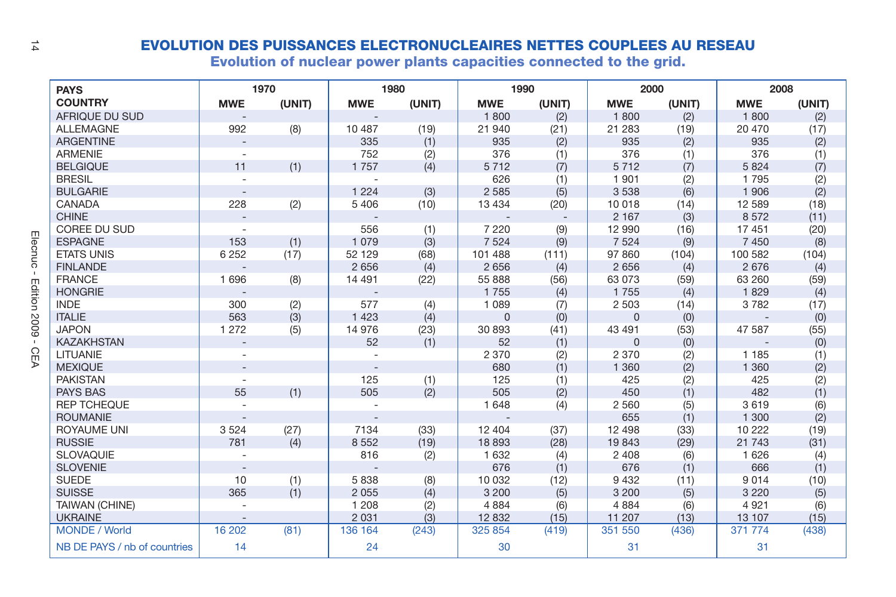# EVOLUTION DES PUISSANCES ELECTRONUCLEAIRES NETTES COUPLEES AU RESEAU

## Evolution of nuclear power plants capacities connected to the grid.

| PAYS<br>COUNTRY | 1970<br>MWE | <br>(UNIT) | 1980<br>MWE | <br>(UNIT) | 1990<br>MWE | <br>(UNIT) | 2000<br>MWE | <br>(UNIT) | 2008<br>MWE | <br>(UNIT) |
|---|---|---|---|---|---|---|---|---|---|---|
| AFRIQUE DU SUD | - | | - | | 1 800 | (2) | 1 800 | (2) | 1 800 | (2) |
| ALLEMAGNE | 992 | (8) | 10 487 | (19) | 21 940 | (21) | 21 283 | (19) | 20 470 | (17) |
| ARGENTINE | - | | 335 | (1) | 935 | (2) | 935 | (2) | 935 | (2) |
| ARMENIE | - | | 752 | (2) | 376 | (1) | 376 | (1) | 376 | (1) |
| BELGIQUE | 11 | (1) | 1 757 | (4) | 5 712 | (7) | 5 712 | (7) | 5 824 | (7) |
| BRESIL | - | | - | | 626 | (1) | 1 901 | (2) | 1 795 | (2) |
| BULGARIE | - | | 1 224 | (3) | 2 585 | (5) | 3 538 | (6) | 1 906 | (2) |
| CANADA | 228 | (2) | 5 406 | (10) | 13 434 | (20) | 10 018 | (14) | 12 589 | (18) |
| CHINE | - | | - | | - | - | 2 167 | (3) | 8 572 | (11) |
| COREE DU SUD | - | | 556 | (1) | 7 220 | (9) | 12 990 | (16) | 17 451 | (20) |
| ESPAGNE | 153 | (1) | 1 079 | (3) | 7 524 | (9) | 7 524 | (9) | 7 450 | (8) |
| ETATS UNIS | 6 252 | (17) | 52 129 | (68) | 101 488 | (111) | 97 860 | (104) | 100 582 | (104) |
| FINLANDE | - | | 2 656 | (4) | 2 656 | (4) | 2 656 | (4) | 2 676 | (4) |
| FRANCE | 1 696 | (8) | 14 491 | (22) | 55 888 | (56) | 63 073 | (59) | 63 260 | (59) |
| HONGRIE | - | | - | | 1 755 | (4) | 1 755 | (4) | 1 829 | (4) |
| INDE | 300 | (2) | 577 | (4) | 1 089 | (7) | 2 503 | (14) | 3 782 | (17) |
| ITALIE | 563 | (3) | 1 423 | (4) | 0 | (0) | 0 | (0) | - | (0) |
| JAPON | 1 272 | (5) | 14 976 | (23) | 30 893 | (41) | 43 491 | (53) | 47 587 | (55) |
| KAZAKHSTAN | - | | 52 | (1) | 52 | (1) | 0 | (0) | - | (0) |
| LITUANIE | - | | - | | 2 370 | (2) | 2 370 | (2) | 1 185 | (1) |
| MEXIQUE | - | | - | | 680 | (1) | 1 360 | (2) | 1 360 | (2) |
| PAKISTAN | - | | 125 | (1) | 125 | (1) | 425 | (2) | 425 | (2) |
| PAYS BAS | 55 | (1) | 505 | (2) | 505 | (2) | 450 | (1) | 482 | (1) |
| REP TCHEQUE | - | | - | | 1 648 | (4) | 2 560 | (5) | 3 619 | (6) |
| ROUMANIE | - | | - | | - | | 655 | (1) | 1 300 | (2) |
| ROYAUME UNI | 3 524 | (27) | 7134 | (33) | 12 404 | (37) | 12 498 | (33) | 10 222 | (19) |
| RUSSIE | 781 | (4) | 8 552 | (19) | 18 893 | (28) | 19 843 | (29) | 21 743 | (31) |
| SLOVAQUIE | - | | 816 | (2) | 1 632 | (4) | 2 408 | (6) | 1 626 | (4) |
| SLOVENIE | - | | - | | 676 | (1) | 676 | (1) | 666 | (1) |
| SUEDE | 10 | (1) | 5 838 | (8) | 10 032 | (12) | 9 432 | (11) | 9 014 | (10) |
| SUISSE | 365 | (1) | 2 055 | (4) | 3 200 | (5) | 3 200 | (5) | 3 220 | (5) |
| TAIWAN (CHINE) | - | | 1 208 | (2) | 4 884 | (6) | 4 884 | (6) | 4 921 | (6) |
| UKRAINE | - | | 2 031 | (3) | 12 832 | (15) | 11 207 | (13) | 13 107 | (15) |
| MONDE / World | 16 202 | (81) | 136 164 | (243) | 325 854 | (419) | 351 550 | (436) | 371 774 | (438) |
| NB DE PAYS / nb of countries | 14 | | 24 | | 30 | | 31 | | 31 | |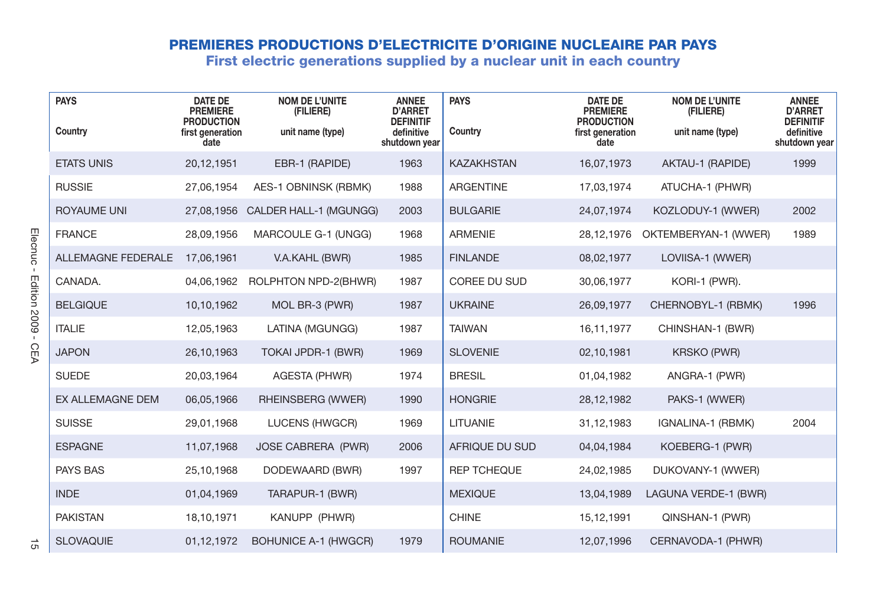## PREMIERES PRODUCTIONS D'ELECTRICITE D'ORIGINE NUCLEAIRE PAR PAYS

### First electric generations supplied by a nuclear unit in each country

| PAYS<br>Country | DATE DE PREMIERE PRODUCTION<br>first generation date | NOM DE L'UNITE (FILIERE)<br>unit name (type) | ANNEE D'ARRET DEFINITIF<br>definitive shutdown year |
|---|---|---|---|
| ETATS UNIS | 20,12,1951 | EBR-1 (RAPIDE) | 1963 |
| RUSSIE | 27,06,1954 | AES-1 OBNINSK (RBMK) | 1988 |
| ROYAUME UNI | 27,08,1956 | CALDER HALL-1 (MGUNGG) | 2003 |
| FRANCE | 28,09,1956 | MARCOULE G-1 (UNGG) | 1968 |
| ALLEMAGNE FEDERALE | 17,06,1961 | V.A.KAHL (BWR) | 1985 |
| CANADA. | 04,06,1962 | ROLPHTON NPD-2(BHWR) | 1987 |
| BELGIQUE | 10,10,1962 | MOL BR-3 (PWR) | 1987 |
| ITALIE | 12,05,1963 | LATINA (MGUNGG) | 1987 |
| JAPON | 26,10,1963 | TOKAI JPDR-1 (BWR) | 1969 |
| SUEDE | 20,03,1964 | AGESTA (PHWR) | 1974 |
| EX ALLEMAGNE DEM | 06,05,1966 | RHEINSBERG (WWER) | 1990 |
| SUISSE | 29,01,1968 | LUCENS (HWGCR) | 1969 |
| ESPAGNE | 11,07,1968 | JOSE CABRERA (PWR) | 2006 |
| PAYS BAS | 25,10,1968 | DODEWAARD (BWR) | 1997 |
| INDE | 01,04,1969 | TARAPUR-1 (BWR) | |
| PAKISTAN | 18,10,1971 | KANUPP (PHWR) | |
| SLOVAQUIE | 01,12,1972 | BOHUNICE A-1 (HWGCR) | 1979 |
| KAZAKHSTAN | 16,07,1973 | AKTAU-1 (RAPIDE) | 1999 |
| ARGENTINE | 17,03,1974 | ATUCHA-1 (PHWR) | |
| BULGARIE | 24,07,1974 | KOZLODUY-1 (WWER) | 2002 |
| ARMENIE | 28,12,1976 | OKTEMBERYAN-1 (WWER) | 1989 |
| FINLANDE | 08,02,1977 | LOVIISA-1 (WWER) | |
| COREE DU SUD | 30,06,1977 | KORI-1 (PWR). | |
| UKRAINE | 26,09,1977 | CHERNOBYL-1 (RBMK) | 1996 |
| TAIWAN | 16,11,1977 | CHINSHAN-1 (BWR) | |
| SLOVENIE | 02,10,1981 | KRSKO (PWR) | |
| BRESIL | 01,04,1982 | ANGRA-1 (PWR) | |
| HONGRIE | 28,12,1982 | PAKS-1 (WWER) | |
| LITUANIE | 31,12,1983 | IGNALINA-1 (RBMK) | 2004 |
| AFRIQUE DU SUD | 04,04,1984 | KOEBERG-1 (PWR) | |
| REP TCHEQUE | 24,02,1985 | DUKOVANY-1 (WWER) | |
| MEXIQUE | 13,04,1989 | LAGUNA VERDE-1 (BWR) | |
| CHINE | 15,12,1991 | QINSHAN-1 (PWR) | |
| ROUMANIE | 12,07,1996 | CERNAVODA-1 (PHWR) | |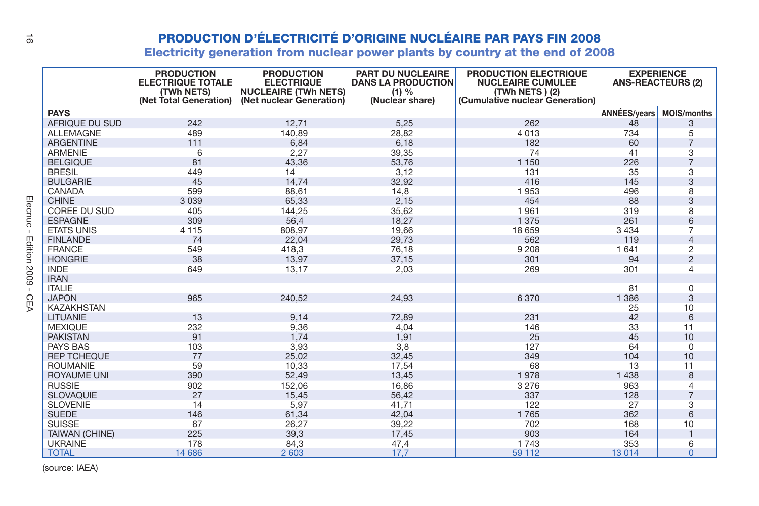# PRODUCTION D'ÉLECTRICITÉ D'ORIGINE NUCLÉAIRE PAR PAYS FIN 2008

## Electricity generation from nuclear power plants by country at the end of 2008

| PAYS | PRODUCTION ELECTRIQUE TOTALE (TWh NETS) (Net Total Generation) | PRODUCTION ELECTRIQUE NUCLEAIRE (TWh NETS) (Net nuclear Generation) | PART DU NUCLEAIRE DANS LA PRODUCTION (1) % (Nuclear share) | PRODUCTION ELECTRIQUE NUCLEAIRE CUMULEE (TWh NETS ) (2) (Cumulative nuclear Generation) | EXPERIENCE ANS-REACTEURS (2) | |
|---|---|---|---|---|---|---|
| | | | | | ANNÉES/years | MOIS/months |
| AFRIQUE DU SUD | 242 | 12,71 | 5,25 | 262 | 48 | 3 |
| ALLEMAGNE | 489 | 140,89 | 28,82 | 4 013 | 734 | 5 |
| ARGENTINE | 111 | 6,84 | 6,18 | 182 | 60 | 7 |
| ARMENIE | 6 | 2,27 | 39,35 | 74 | 41 | 3 |
| BELGIQUE | 81 | 43,36 | 53,76 | 1 150 | 226 | 7 |
| BRESIL | 449 | 14 | 3,12 | 131 | 35 | 3 |
| BULGARIE | 45 | 14,74 | 32,92 | 416 | 145 | 3 |
| CANADA | 599 | 88,61 | 14,8 | 1 953 | 496 | 8 |
| CHINE | 3 039 | 65,33 | 2,15 | 454 | 88 | 3 |
| COREE DU SUD | 405 | 144,25 | 35,62 | 1 961 | 319 | 8 |
| ESPAGNE | 309 | 56,4 | 18,27 | 1 375 | 261 | 6 |
| ETATS UNIS | 4 115 | 808,97 | 19,66 | 18 659 | 3 434 | 7 |
| FINLANDE | 74 | 22,04 | 29,73 | 562 | 119 | 4 |
| FRANCE | 549 | 418,3 | 76,18 | 9 208 | 1 641 | 2 |
| HONGRIE | 38 | 13,97 | 37,15 | 301 | 94 | 2 |
| INDE | 649 | 13,17 | 2,03 | 269 | 301 | 4 |
| IRAN | | | | | | |
| ITALIE | | | | | 81 | 0 |
| JAPON | 965 | 240,52 | 24,93 | 6 370 | 1 386 | 3 |
| KAZAKHSTAN | | | | | 25 | 10 |
| LITUANIE | 13 | 9,14 | 72,89 | 231 | 42 | 6 |
| MEXIQUE | 232 | 9,36 | 4,04 | 146 | 33 | 11 |
| PAKISTAN | 91 | 1,74 | 1,91 | 25 | 45 | 10 |
| PAYS BAS | 103 | 3,93 | 3,8 | 127 | 64 | 0 |
| REP TCHEQUE | 77 | 25,02 | 32,45 | 349 | 104 | 10 |
| ROUMANIE | 59 | 10,33 | 17,54 | 68 | 13 | 11 |
| ROYAUME UNI | 390 | 52,49 | 13,45 | 1 978 | 1 438 | 8 |
| RUSSIE | 902 | 152,06 | 16,86 | 3 276 | 963 | 4 |
| SLOVAQUIE | 27 | 15,45 | 56,42 | 337 | 128 | 7 |
| SLOVENIE | 14 | 5,97 | 41,71 | 122 | 27 | 3 |
| SUEDE | 146 | 61,34 | 42,04 | 1 765 | 362 | 6 |
| SUISSE | 67 | 26,27 | 39,22 | 702 | 168 | 10 |
| TAIWAN (CHINE) | 225 | 39,3 | 17,45 | 903 | 164 | 1 |
| UKRAINE | 178 | 84,3 | 47,4 | 1 743 | 353 | 6 |
| TOTAL | 14 686 | 2 603 | 17,7 | 59 112 | 13 014 | 0 |

(source: IAEA)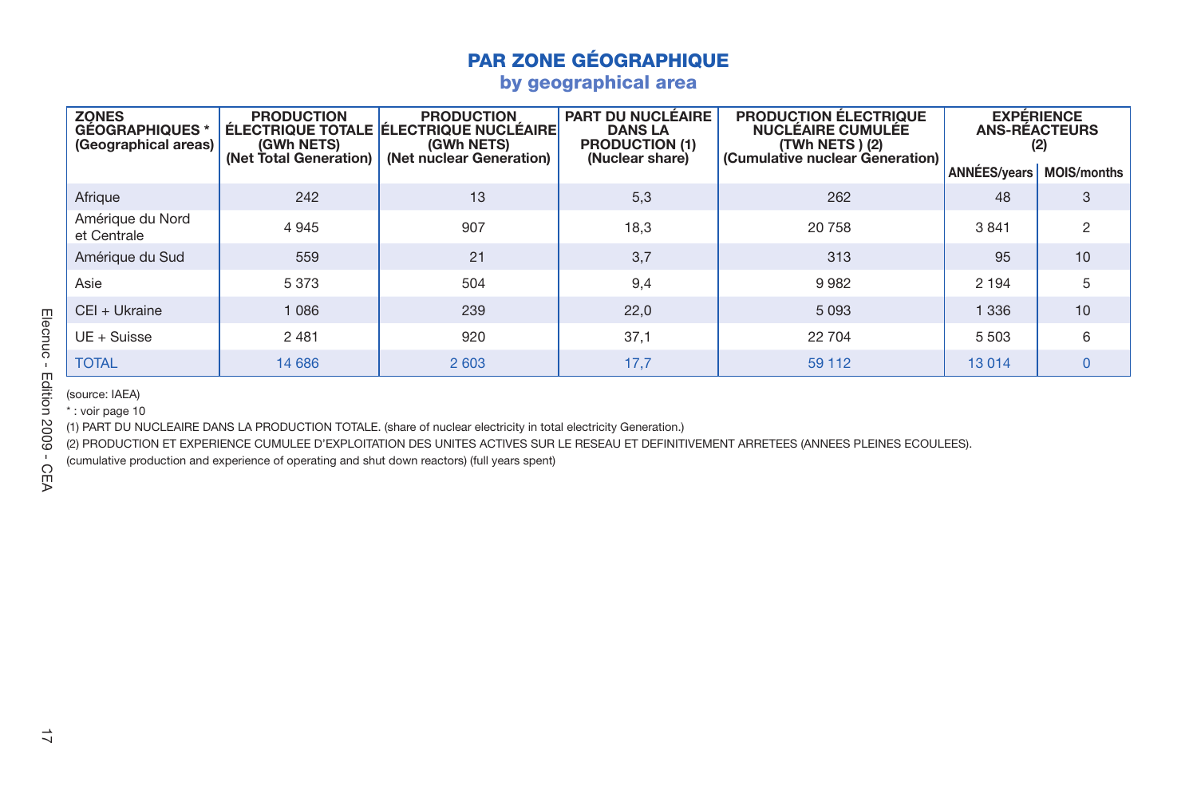## PAR ZONE GÉOGRAPHIQUE

### by geographical area

| ZONES GÉOGRAPHIQUES * (Geographical areas) | PRODUCTION ÉLECTRIQUE TOTALE (GWh NETS) (Net Total Generation) | PRODUCTION ÉLECTRIQUE NUCLÉAIRE (GWh NETS) (Net nuclear Generation) | PART DU NUCLÉAIRE DANS LA PRODUCTION (1) (Nuclear share) | PRODUCTION ÉLECTRIQUE NUCLÉAIRE CUMULÉE (TWh NETS ) (2) (Cumulative nuclear Generation) | EXPÉRIENCE ANS-RÉACTEURS (2) | |
|---|---|---|---|---|---|---|
| | | | | | ANNÉES/years | MOIS/months |
| Afrique | 242 | 13 | 5,3 | 262 | 48 | 3 |
| Amérique du Nord et Centrale | 4 945 | 907 | 18,3 | 20 758 | 3 841 | 2 |
| Amérique du Sud | 559 | 21 | 3,7 | 313 | 95 | 10 |
| Asie | 5 373 | 504 | 9,4 | 9 982 | 2 194 | 5 |
| CEI + Ukraine | 1 086 | 239 | 22,0 | 5 093 | 1 336 | 10 |
| UE + Suisse | 2 481 | 920 | 37,1 | 22 704 | 5 503 | 6 |
| TOTAL | 14 686 | 2 603 | 17,7 | 59 112 | 13 014 | 0 |

(source: IAEA)

* : voir page 10

(1) PART DU NUCLEAIRE DANS LA PRODUCTION TOTALE. (share of nuclear electricity in total electricity Generation.)

(2) PRODUCTION ET EXPERIENCE CUMULEE D'EXPLOITATION DES UNITES ACTIVES SUR LE RESEAU ET DEFINITIVEMENT ARRETEES (ANNEES PLEINES ECOULEES).

(cumulative production and experience of operating and shut down reactors) (full years spent)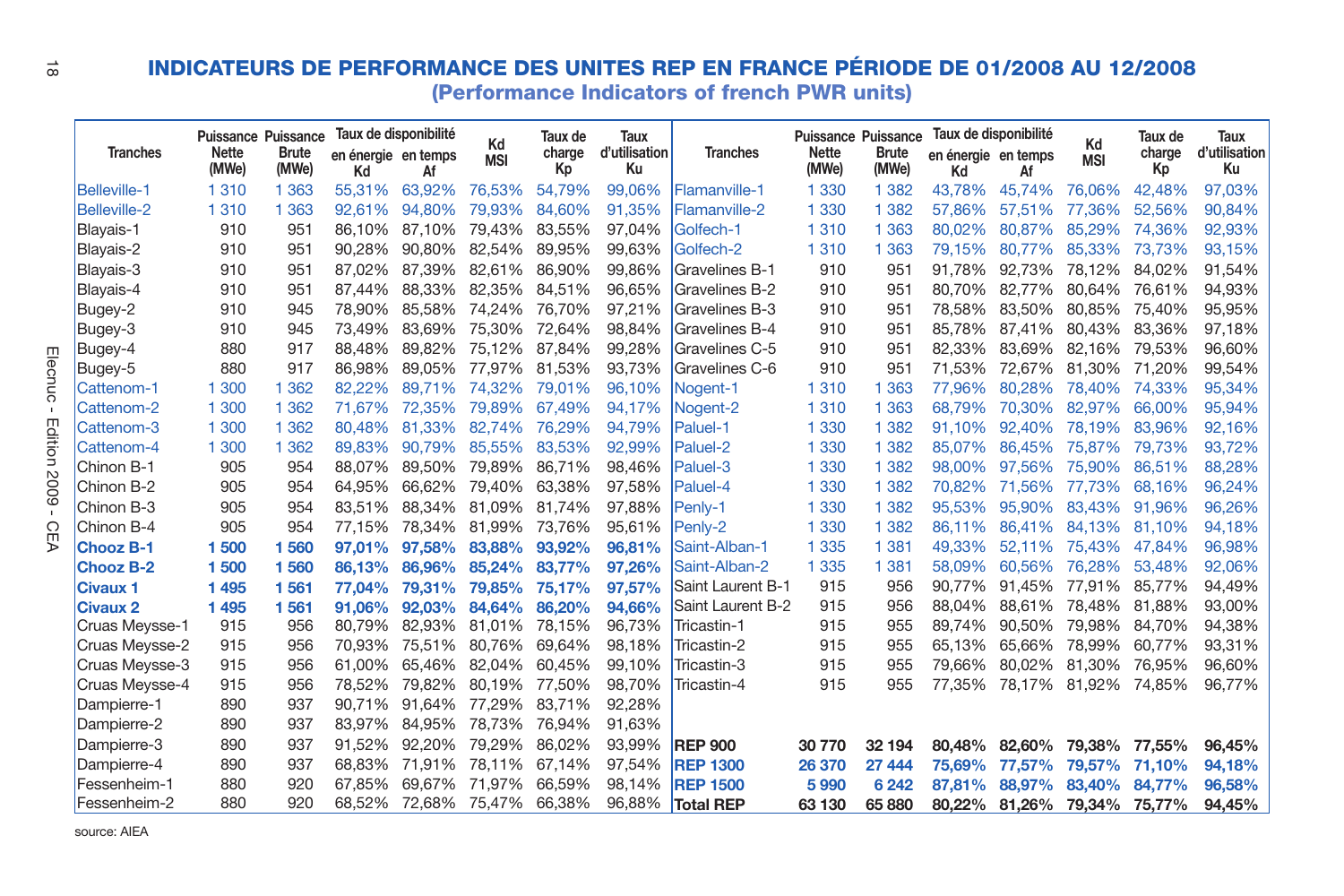# INDICATEURS DE PERFORMANCE DES UNITES REP EN FRANCE PÉRIODE DE 01/2008 AU 12/2008

## (Performance Indicators of french PWR units)

| Tranches | Puissance Nette (MWe) | Puissance Brute (MWe) | Taux de disponibilité en énergie Kd | Taux de disponibilité en temps Af | Kd MSI | Taux de charge Kp | Taux d'utilisation Ku |
|---|---|---|---|---|---|---|---|
| Belleville-1 | 1 310 | 1 363 | 55,31% | 63,92% | 76,53% | 54,79% | 99,06% |
| Belleville-2 | 1 310 | 1 363 | 92,61% | 94,80% | 79,93% | 84,60% | 91,35% |
| Blayais-1 | 910 | 951 | 86,10% | 87,10% | 79,43% | 83,55% | 97,04% |
| Blayais-2 | 910 | 951 | 90,28% | 90,80% | 82,54% | 89,95% | 99,63% |
| Blayais-3 | 910 | 951 | 87,02% | 87,39% | 82,61% | 86,90% | 99,86% |
| Blayais-4 | 910 | 951 | 87,44% | 88,33% | 82,35% | 84,51% | 96,65% |
| Bugey-2 | 910 | 945 | 78,90% | 85,58% | 74,24% | 76,70% | 97,21% |
| Bugey-3 | 910 | 945 | 73,49% | 83,69% | 75,30% | 72,64% | 98,84% |
| Bugey-4 | 880 | 917 | 88,48% | 89,82% | 75,12% | 87,84% | 99,28% |
| Bugey-5 | 880 | 917 | 86,98% | 89,05% | 77,97% | 81,53% | 93,73% |
| Cattenom-1 | 1 300 | 1 362 | 82,22% | 89,71% | 74,32% | 79,01% | 96,10% |
| Cattenom-2 | 1 300 | 1 362 | 71,67% | 72,35% | 79,89% | 67,49% | 94,17% |
| Cattenom-3 | 1 300 | 1 362 | 80,48% | 81,33% | 82,74% | 76,29% | 94,79% |
| Cattenom-4 | 1 300 | 1 362 | 89,83% | 90,79% | 85,55% | 83,53% | 92,99% |
| Chinon B-1 | 905 | 954 | 88,07% | 89,50% | 79,89% | 86,71% | 98,46% |
| Chinon B-2 | 905 | 954 | 64,95% | 66,62% | 79,40% | 63,38% | 97,58% |
| Chinon B-3 | 905 | 954 | 83,51% | 88,34% | 81,09% | 81,74% | 97,88% |
| Chinon B-4 | 905 | 954 | 77,15% | 78,34% | 81,99% | 73,76% | 95,61% |
| **Chooz B-1** | **1 500** | **1 560** | **97,01%** | **97,58%** | **83,88%** | **93,92%** | **96,81%** |
| **Chooz B-2** | **1 500** | **1 560** | **86,13%** | **86,96%** | **85,24%** | **83,77%** | **97,26%** |
| **Civaux 1** | **1 495** | **1 561** | **77,04%** | **79,31%** | **79,85%** | **75,17%** | **97,57%** |
| **Civaux 2** | **1 495** | **1 561** | **91,06%** | **92,03%** | **84,64%** | **86,20%** | **94,66%** |
| Cruas Meysse-1 | 915 | 956 | 80,79% | 82,93% | 81,01% | 78,15% | 96,73% |
| Cruas Meysse-2 | 915 | 956 | 70,93% | 75,51% | 80,76% | 69,64% | 98,18% |
| Cruas Meysse-3 | 915 | 956 | 61,00% | 65,46% | 82,04% | 60,45% | 99,10% |
| Cruas Meysse-4 | 915 | 956 | 78,52% | 79,82% | 80,19% | 77,50% | 98,70% |
| Dampierre-1 | 890 | 937 | 90,71% | 91,64% | 77,29% | 83,71% | 92,28% |
| Dampierre-2 | 890 | 937 | 83,97% | 84,95% | 78,73% | 76,94% | 91,63% |
| Dampierre-3 | 890 | 937 | 91,52% | 92,20% | 79,29% | 86,02% | 93,99% |
| Dampierre-4 | 890 | 937 | 68,83% | 71,91% | 78,11% | 67,14% | 97,54% |
| Fessenheim-1 | 880 | 920 | 67,85% | 69,67% | 71,97% | 66,59% | 98,14% |
| Fessenheim-2 | 880 | 920 | 68,52% | 72,68% | 75,47% | 66,38% | 96,88% |
| Flamanville-1 | 1 330 | 1 382 | 43,78% | 45,74% | 76,06% | 42,48% | 97,03% |
| Flamanville-2 | 1 330 | 1 382 | 57,86% | 57,51% | 77,36% | 52,56% | 90,84% |
| Golfech-1 | 1 310 | 1 363 | 80,02% | 80,87% | 85,29% | 74,36% | 92,93% |
| Golfech-2 | 1 310 | 1 363 | 79,15% | 80,77% | 85,33% | 73,73% | 93,15% |
| Gravelines B-1 | 910 | 951 | 91,78% | 92,73% | 78,12% | 84,02% | 91,54% |
| Gravelines B-2 | 910 | 951 | 80,70% | 82,77% | 80,64% | 76,61% | 94,93% |
| Gravelines B-3 | 910 | 951 | 78,58% | 83,50% | 80,85% | 75,40% | 95,95% |
| Gravelines B-4 | 910 | 951 | 85,78% | 87,41% | 80,43% | 83,36% | 97,18% |
| Gravelines C-5 | 910 | 951 | 82,33% | 83,69% | 82,16% | 79,53% | 96,60% |
| Gravelines C-6 | 910 | 951 | 71,53% | 72,67% | 81,30% | 71,20% | 99,54% |
| Nogent-1 | 1 310 | 1 363 | 77,96% | 80,28% | 78,40% | 74,33% | 95,34% |
| Nogent-2 | 1 310 | 1 363 | 68,79% | 70,30% | 82,97% | 66,00% | 95,94% |
| Paluel-1 | 1 330 | 1 382 | 91,10% | 92,40% | 78,19% | 83,96% | 92,16% |
| Paluel-2 | 1 330 | 1 382 | 85,07% | 86,45% | 75,87% | 79,73% | 93,72% |
| Paluel-3 | 1 330 | 1 382 | 98,00% | 97,56% | 75,90% | 86,51% | 88,28% |
| Paluel-4 | 1 330 | 1 382 | 70,82% | 71,56% | 77,73% | 68,16% | 96,24% |
| Penly-1 | 1 330 | 1 382 | 95,53% | 95,90% | 83,43% | 91,96% | 96,26% |
| Penly-2 | 1 330 | 1 382 | 86,11% | 86,41% | 84,13% | 81,10% | 94,18% |
| Saint-Alban-1 | 1 335 | 1 381 | 49,33% | 52,11% | 75,43% | 47,84% | 96,98% |
| Saint-Alban-2 | 1 335 | 1 381 | 58,09% | 60,56% | 76,28% | 53,48% | 92,06% |
| Saint Laurent B-1 | 915 | 956 | 90,77% | 91,45% | 77,91% | 85,77% | 94,49% |
| Saint Laurent B-2 | 915 | 956 | 88,04% | 88,61% | 78,48% | 81,88% | 93,00% |
| Tricastin-1 | 915 | 955 | 89,74% | 90,50% | 79,98% | 84,70% | 94,38% |
| Tricastin-2 | 915 | 955 | 65,13% | 65,66% | 78,99% | 60,77% | 93,31% |
| Tricastin-3 | 915 | 955 | 79,66% | 80,02% | 81,30% | 76,95% | 96,60% |
| Tricastin-4 | 915 | 955 | 77,35% | 78,17% | 81,92% | 74,85% | 96,77% |
| **REP 900** | **30 770** | **32 194** | **80,48%** | **82,60%** | **79,38%** | **77,55%** | **96,45%** |
| **REP 1300** | **26 370** | **27 444** | **75,69%** | **77,57%** | **79,57%** | **71,10%** | **94,18%** |
| **REP 1500** | **5 990** | **6 242** | **87,81%** | **88,97%** | **83,40%** | **84,77%** | **96,58%** |
| **Total REP** | **63 130** | **65 880** | **80,22%** | **81,26%** | **79,34%** | **75,77%** | **94,45%** |

source: AIEA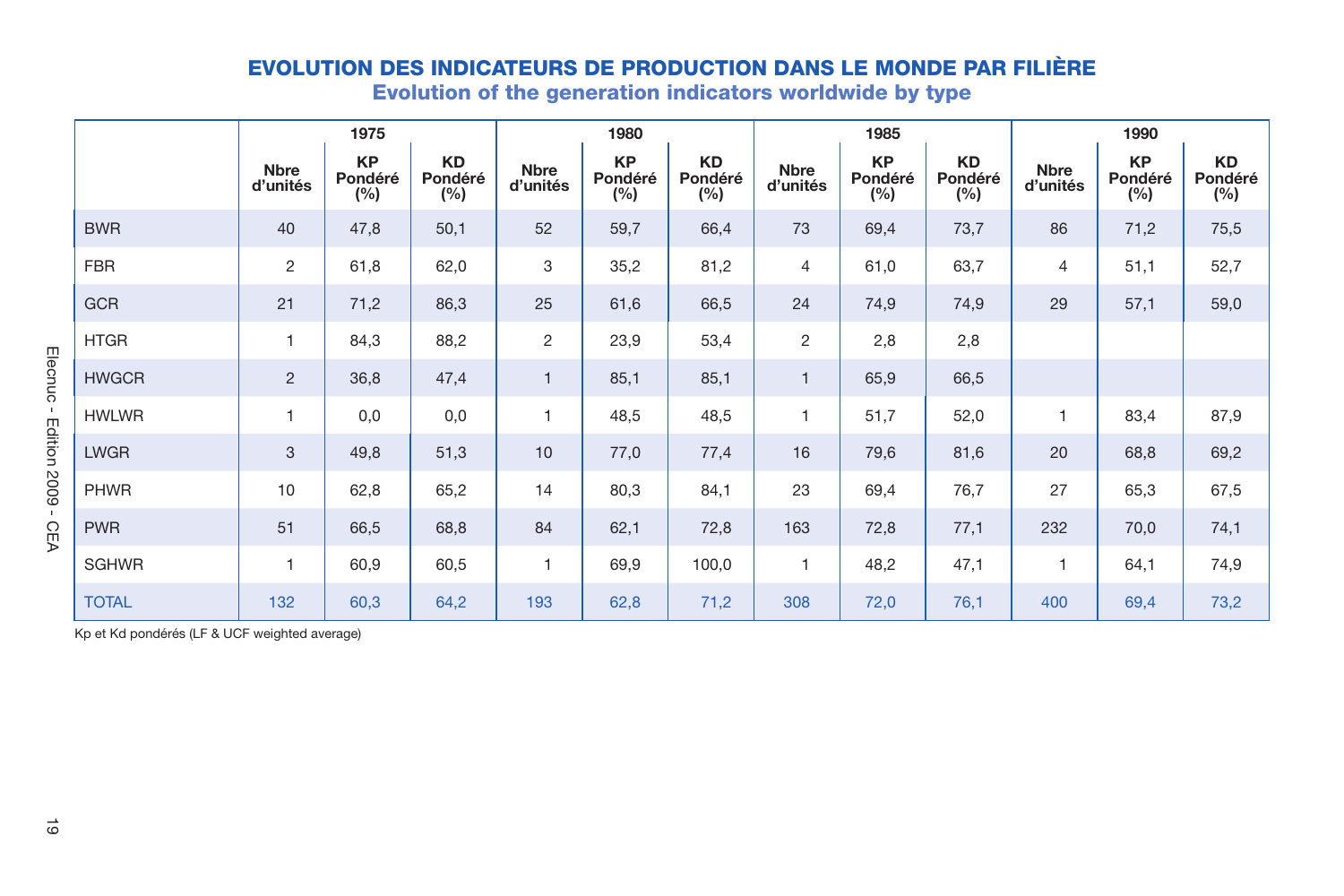## EVOLUTION DES INDICATEURS DE PRODUCTION DANS LE MONDE PAR FILIÈRE

### Evolution of the generation indicators worldwide by type

| | 1975 | | | 1980 | | | 1985 | | | 1990 | | |
|---|---|---|---|---|---|---|---|---|---|---|---|---|
| | Nbre d'unités | KP Pondéré (%) | KD Pondéré (%) | Nbre d'unités | KP Pondéré (%) | KD Pondéré (%) | Nbre d'unités | KP Pondéré (%) | KD Pondéré (%) | Nbre d'unités | KP Pondéré (%) | KD Pondéré (%) |
| BWR | 40 | 47,8 | 50,1 | 52 | 59,7 | 66,4 | 73 | 69,4 | 73,7 | 86 | 71,2 | 75,5 |
| FBR | 2 | 61,8 | 62,0 | 3 | 35,2 | 81,2 | 4 | 61,0 | 63,7 | 4 | 51,1 | 52,7 |
| GCR | 21 | 71,2 | 86,3 | 25 | 61,6 | 66,5 | 24 | 74,9 | 74,9 | 29 | 57,1 | 59,0 |
| HTGR | 1 | 84,3 | 88,2 | 2 | 23,9 | 53,4 | 2 | 2,8 | 2,8 | | | |
| HWGCR | 2 | 36,8 | 47,4 | 1 | 85,1 | 85,1 | 1 | 65,9 | 66,5 | | | |
| HWLWR | 1 | 0,0 | 0,0 | 1 | 48,5 | 48,5 | 1 | 51,7 | 52,0 | 1 | 83,4 | 87,9 |
| LWGR | 3 | 49,8 | 51,3 | 10 | 77,0 | 77,4 | 16 | 79,6 | 81,6 | 20 | 68,8 | 69,2 |
| PHWR | 10 | 62,8 | 65,2 | 14 | 80,3 | 84,1 | 23 | 69,4 | 76,7 | 27 | 65,3 | 67,5 |
| PWR | 51 | 66,5 | 68,8 | 84 | 62,1 | 72,8 | 163 | 72,8 | 77,1 | 232 | 70,0 | 74,1 |
| SGHWR | 1 | 60,9 | 60,5 | 1 | 69,9 | 100,0 | 1 | 48,2 | 47,1 | 1 | 64,1 | 74,9 |
| TOTAL | 132 | 60,3 | 64,2 | 193 | 62,8 | 71,2 | 308 | 72,0 | 76,1 | 400 | 69,4 | 73,2 |

Kp et Kd pondérés (LF & UCF weighted average)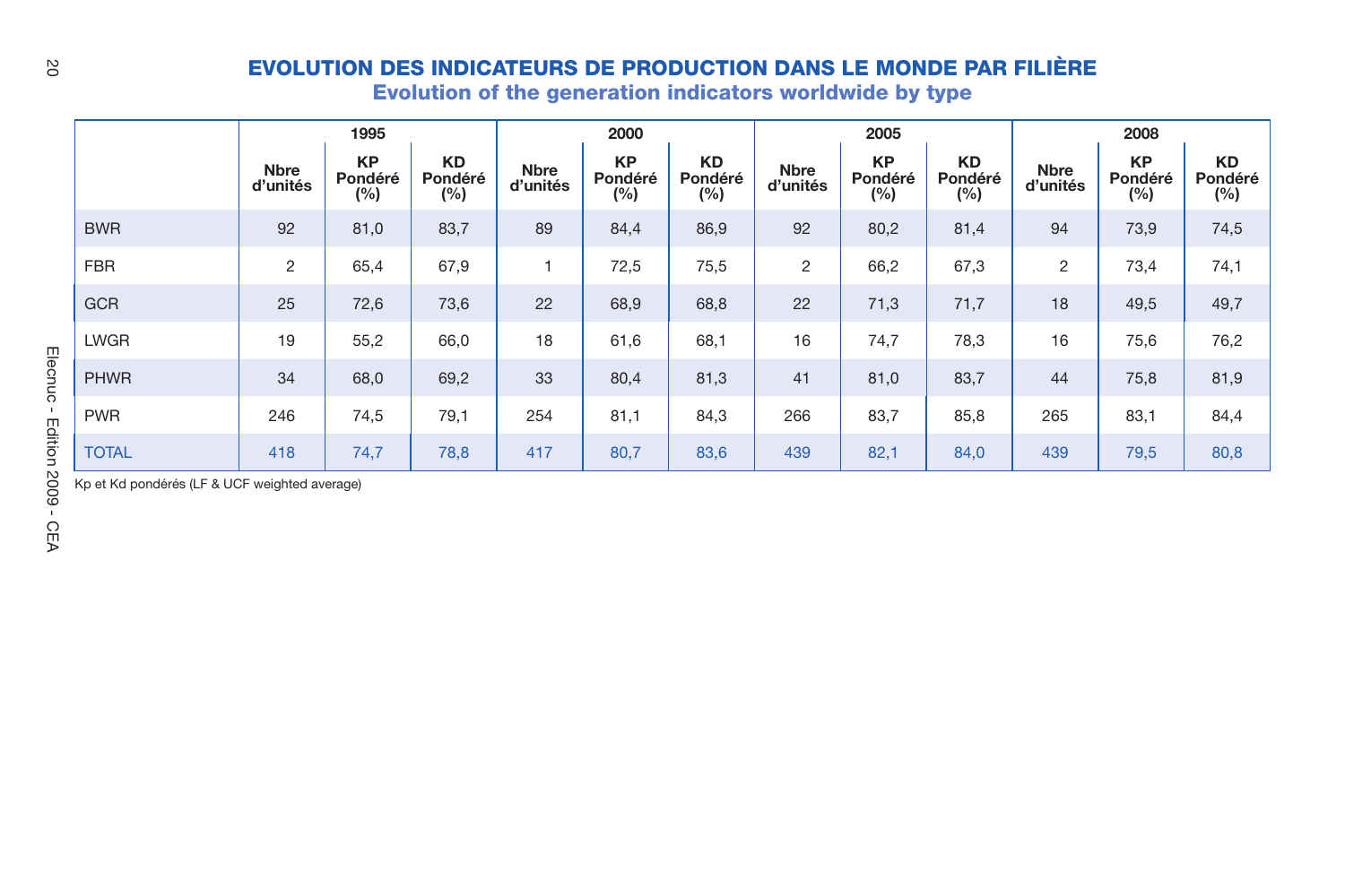# EVOLUTION DES INDICATEURS DE PRODUCTION DANS LE MONDE PAR FILIÈRE

## Evolution of the generation indicators worldwide by type

| | 1995 | | | 2000 | | | 2005 | | | 2008 | | |
|---|---|---|---|---|---|---|---|---|---|---|---|---|
| | Nbre d'unités | KP Pondéré (%) | KD Pondéré (%) | Nbre d'unités | KP Pondéré (%) | KD Pondéré (%) | Nbre d'unités | KP Pondéré (%) | KD Pondéré (%) | Nbre d'unités | KP Pondéré (%) | KD Pondéré (%) |
| BWR | 92 | 81,0 | 83,7 | 89 | 84,4 | 86,9 | 92 | 80,2 | 81,4 | 94 | 73,9 | 74,5 |
| FBR | 2 | 65,4 | 67,9 | 1 | 72,5 | 75,5 | 2 | 66,2 | 67,3 | 2 | 73,4 | 74,1 |
| GCR | 25 | 72,6 | 73,6 | 22 | 68,9 | 68,8 | 22 | 71,3 | 71,7 | 18 | 49,5 | 49,7 |
| LWGR | 19 | 55,2 | 66,0 | 18 | 61,6 | 68,1 | 16 | 74,7 | 78,3 | 16 | 75,6 | 76,2 |
| PHWR | 34 | 68,0 | 69,2 | 33 | 80,4 | 81,3 | 41 | 81,0 | 83,7 | 44 | 75,8 | 81,9 |
| PWR | 246 | 74,5 | 79,1 | 254 | 81,1 | 84,3 | 266 | 83,7 | 85,8 | 265 | 83,1 | 84,4 |
| TOTAL | 418 | 74,7 | 78,8 | 417 | 80,7 | 83,6 | 439 | 82,1 | 84,0 | 439 | 79,5 | 80,8 |

Kp et Kd pondérés (LF & UCF weighted average)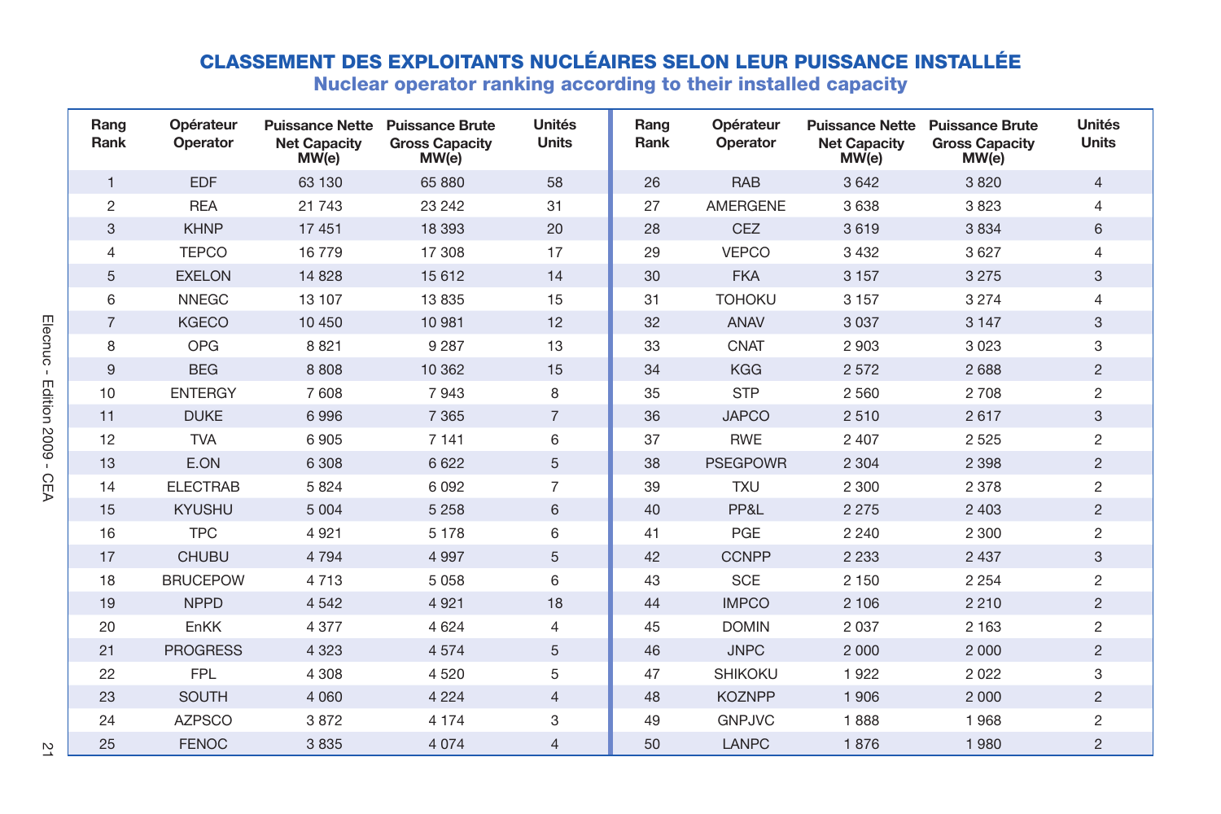# CLASSEMENT DES EXPLOITANTS NUCLÉAIRES SELON LEUR PUISSANCE INSTALLÉE

## Nuclear operator ranking according to their installed capacity

| Rang Rank | Opérateur Operator | Puissance Nette Net Capacity MW(e) | Puissance Brute Gross Capacity MW(e) | Unités Units |
|---|---|---|---|---|
| 1 | EDF | 63 130 | 65 880 | 58 |
| 2 | REA | 21 743 | 23 242 | 31 |
| 3 | KHNP | 17 451 | 18 393 | 20 |
| 4 | TEPCO | 16 779 | 17 308 | 17 |
| 5 | EXELON | 14 828 | 15 612 | 14 |
| 6 | NNEGC | 13 107 | 13 835 | 15 |
| 7 | KGECO | 10 450 | 10 981 | 12 |
| 8 | OPG | 8 821 | 9 287 | 13 |
| 9 | BEG | 8 808 | 10 362 | 15 |
| 10 | ENTERGY | 7 608 | 7 943 | 8 |
| 11 | DUKE | 6 996 | 7 365 | 7 |
| 12 | TVA | 6 905 | 7 141 | 6 |
| 13 | E.ON | 6 308 | 6 622 | 5 |
| 14 | ELECTRAB | 5 824 | 6 092 | 7 |
| 15 | KYUSHU | 5 004 | 5 258 | 6 |
| 16 | TPC | 4 921 | 5 178 | 6 |
| 17 | CHUBU | 4 794 | 4 997 | 5 |
| 18 | BRUCEPOW | 4 713 | 5 058 | 6 |
| 19 | NPPD | 4 542 | 4 921 | 18 |
| 20 | EnKK | 4 377 | 4 624 | 4 |
| 21 | PROGRESS | 4 323 | 4 574 | 5 |
| 22 | FPL | 4 308 | 4 520 | 5 |
| 23 | SOUTH | 4 060 | 4 224 | 4 |
| 24 | AZPSCO | 3 872 | 4 174 | 3 |
| 25 | FENOC | 3 835 | 4 074 | 4 |
| 26 | RAB | 3 642 | 3 820 | 4 |
| 27 | AMERGENE | 3 638 | 3 823 | 4 |
| 28 | CEZ | 3 619 | 3 834 | 6 |
| 29 | VEPCO | 3 432 | 3 627 | 4 |
| 30 | FKA | 3 157 | 3 275 | 3 |
| 31 | TOHOKU | 3 157 | 3 274 | 4 |
| 32 | ANAV | 3 037 | 3 147 | 3 |
| 33 | CNAT | 2 903 | 3 023 | 3 |
| 34 | KGG | 2 572 | 2 688 | 2 |
| 35 | STP | 2 560 | 2 708 | 2 |
| 36 | JAPCO | 2 510 | 2 617 | 3 |
| 37 | RWE | 2 407 | 2 525 | 2 |
| 38 | PSEGPOWR | 2 304 | 2 398 | 2 |
| 39 | TXU | 2 300 | 2 378 | 2 |
| 40 | PP&L | 2 275 | 2 403 | 2 |
| 41 | PGE | 2 240 | 2 300 | 2 |
| 42 | CCNPP | 2 233 | 2 437 | 3 |
| 43 | SCE | 2 150 | 2 254 | 2 |
| 44 | IMPCO | 2 106 | 2 210 | 2 |
| 45 | DOMIN | 2 037 | 2 163 | 2 |
| 46 | JNPC | 2 000 | 2 000 | 2 |
| 47 | SHIKOKU | 1 922 | 2 022 | 3 |
| 48 | KOZNPP | 1 906 | 2 000 | 2 |
| 49 | GNPJVC | 1 888 | 1 968 | 2 |
| 50 | LANPC | 1 876 | 1 980 | 2 |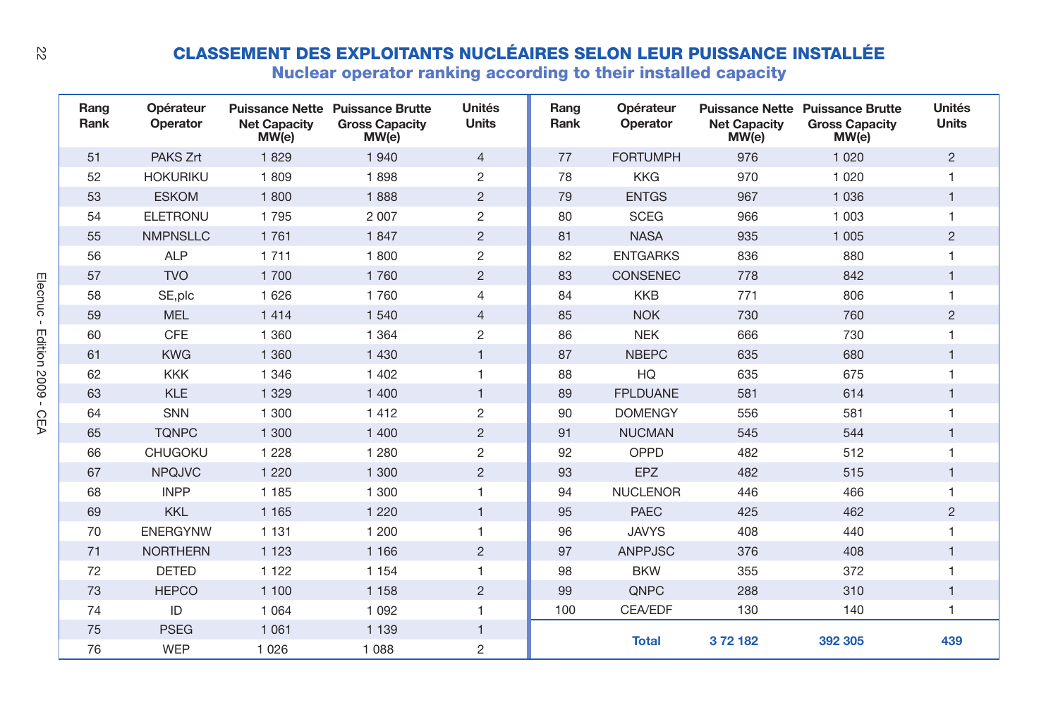# CLASSEMENT DES EXPLOITANTS NUCLÉAIRES SELON LEUR PUISSANCE INSTALLÉE

## Nuclear operator ranking according to their installed capacity

| Rang Rank | Opérateur Operator | Puissance Nette Net Capacity MW(e) | Puissance Brutte Gross Capacity MW(e) | Unités Units |
|---|---|---|---|---|
| 51 | PAKS Zrt | 1 829 | 1 940 | 4 |
| 52 | HOKURIKU | 1 809 | 1 898 | 2 |
| 53 | ESKOM | 1 800 | 1 888 | 2 |
| 54 | ELETRONU | 1 795 | 2 007 | 2 |
| 55 | NMPNSLLC | 1 761 | 1 847 | 2 |
| 56 | ALP | 1 711 | 1 800 | 2 |
| 57 | TVO | 1 700 | 1 760 | 2 |
| 58 | SE,plc | 1 626 | 1 760 | 4 |
| 59 | MEL | 1 414 | 1 540 | 4 |
| 60 | CFE | 1 360 | 1 364 | 2 |
| 61 | KWG | 1 360 | 1 430 | 1 |
| 62 | KKK | 1 346 | 1 402 | 1 |
| 63 | KLE | 1 329 | 1 400 | 1 |
| 64 | SNN | 1 300 | 1 412 | 2 |
| 65 | TQNPC | 1 300 | 1 400 | 2 |
| 66 | CHUGOKU | 1 228 | 1 280 | 2 |
| 67 | NPQJVC | 1 220 | 1 300 | 2 |
| 68 | INPP | 1 185 | 1 300 | 1 |
| 69 | KKL | 1 165 | 1 220 | 1 |
| 70 | ENERGYNW | 1 131 | 1 200 | 1 |
| 71 | NORTHERN | 1 123 | 1 166 | 2 |
| 72 | DETED | 1 122 | 1 154 | 1 |
| 73 | HEPCO | 1 100 | 1 158 | 2 |
| 74 | ID | 1 064 | 1 092 | 1 |
| 75 | PSEG | 1 061 | 1 139 | 1 |
| 76 | WEP | 1 026 | 1 088 | 2 |
| 77 | FORTUMPH | 976 | 1 020 | 2 |
| 78 | KKG | 970 | 1 020 | 1 |
| 79 | ENTGS | 967 | 1 036 | 1 |
| 80 | SCEG | 966 | 1 003 | 1 |
| 81 | NASA | 935 | 1 005 | 2 |
| 82 | ENTGARKS | 836 | 880 | 1 |
| 83 | CONSENEC | 778 | 842 | 1 |
| 84 | KKB | 771 | 806 | 1 |
| 85 | NOK | 730 | 760 | 2 |
| 86 | NEK | 666 | 730 | 1 |
| 87 | NBEPC | 635 | 680 | 1 |
| 88 | HQ | 635 | 675 | 1 |
| 89 | FPLDUANE | 581 | 614 | 1 |
| 90 | DOMENGY | 556 | 581 | 1 |
| 91 | NUCMAN | 545 | 544 | 1 |
| 92 | OPPD | 482 | 512 | 1 |
| 93 | EPZ | 482 | 515 | 1 |
| 94 | NUCLENOR | 446 | 466 | 1 |
| 95 | PAEC | 425 | 462 | 2 |
| 96 | JAVYS | 408 | 440 | 1 |
| 97 | ANPPJSC | 376 | 408 | 1 |
| 98 | BKW | 355 | 372 | 1 |
| 99 | QNPC | 288 | 310 | 1 |
| 100 | CEA/EDF | 130 | 140 | 1 |
| | **Total** | **3 72 182** | **392 305** | **439** |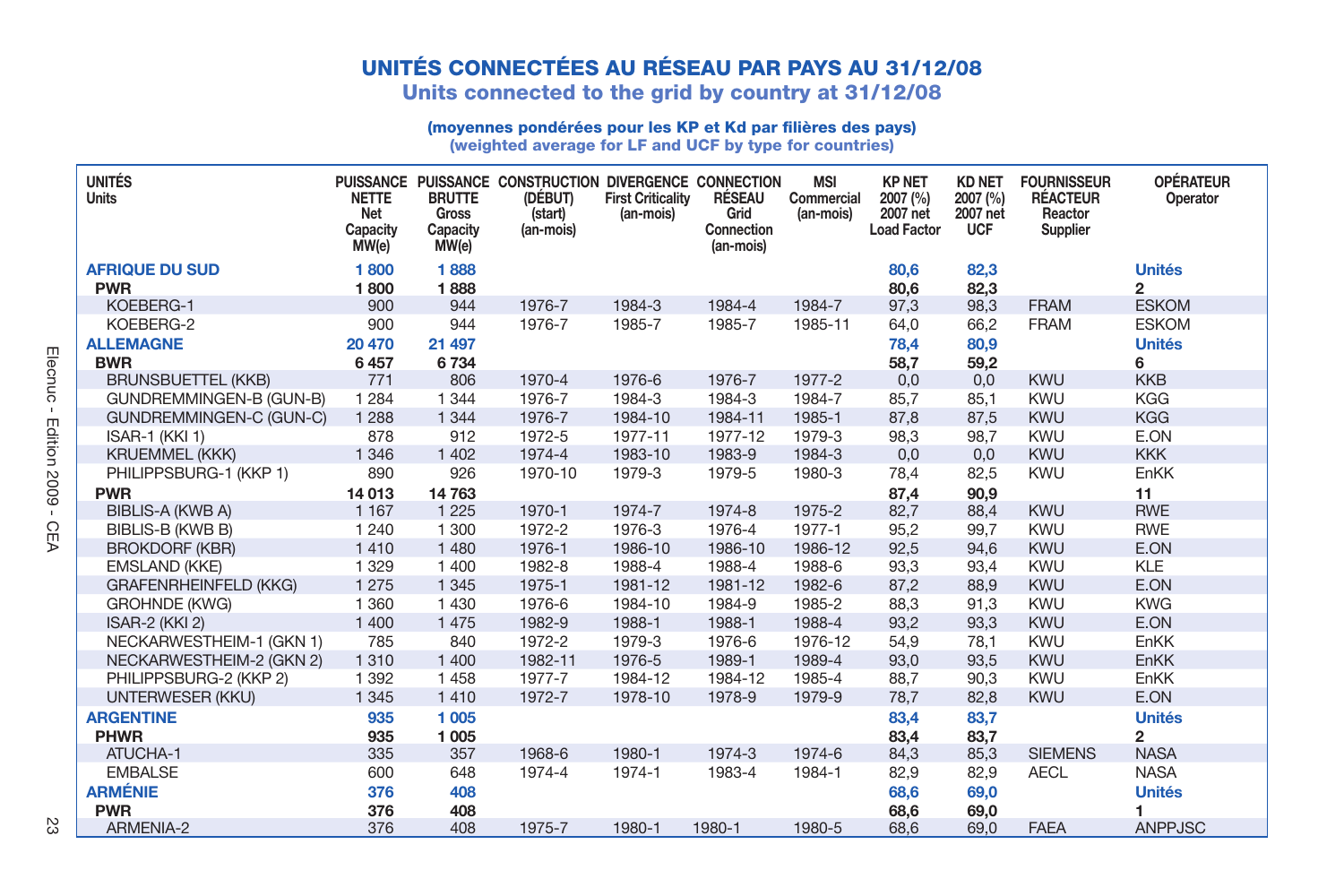# UNITÉS CONNECTÉES AU RÉSEAU PAR PAYS AU 31/12/08
## Units connected to the grid by country at 31/12/08

**(moyennes pondérées pour les KP et Kd par filières des pays)**
**(weighted average for LF and UCF by type for countries)**

| UNITÉS Units | PUISSANCE NETTE Net Capacity MW(e) | PUISSANCE BRUTTE Gross Capacity MW(e) | CONSTRUCTION (DÉBUT) (start) (an-mois) | DIVERGENCE First Criticality (an-mois) | CONNECTION RÉSEAU Grid Connection (an-mois) | MSI Commercial (an-mois) | KP NET 2007 (%) 2007 net Load Factor | KD NET 2007 (%) 2007 net UCF | FOURNISSEUR RÉACTEUR Reactor Supplier | OPÉRATEUR Operator |
|---|---|---|---|---|---|---|---|---|---|---|
| **AFRIQUE DU SUD** | **1 800** | **1 888** | | | | | **80,6** | **82,3** | | **Unités** |
| **PWR** | **1 800** | **1 888** | | | | | **80,6** | **82,3** | | **2** |
| KOEBERG-1 | 900 | 944 | 1976-7 | 1984-3 | 1984-4 | 1984-7 | 97,3 | 98,3 | FRAM | ESKOM |
| KOEBERG-2 | 900 | 944 | 1976-7 | 1985-7 | 1985-7 | 1985-11 | 64,0 | 66,2 | FRAM | ESKOM |
| **ALLEMAGNE** | **20 470** | **21 497** | | | | | **78,4** | **80,9** | | **Unités** |
| **BWR** | **6 457** | **6 734** | | | | | **58,7** | **59,2** | | **6** |
| BRUNSBUETTEL (KKB) | 771 | 806 | 1970-4 | 1976-6 | 1976-7 | 1977-2 | 0,0 | 0,0 | KWU | KKB |
| GUNDREMMINGEN-B (GUN-B) | 1 284 | 1 344 | 1976-7 | 1984-3 | 1984-3 | 1984-7 | 85,7 | 85,1 | KWU | KGG |
| GUNDREMMINGEN-C (GUN-C) | 1 288 | 1 344 | 1976-7 | 1984-10 | 1984-11 | 1985-1 | 87,8 | 87,5 | KWU | KGG |
| ISAR-1 (KKI 1) | 878 | 912 | 1972-5 | 1977-11 | 1977-12 | 1979-3 | 98,3 | 98,7 | KWU | E.ON |
| KRUEMMEL (KKK) | 1 346 | 1 402 | 1974-4 | 1983-10 | 1983-9 | 1984-3 | 0,0 | 0,0 | KWU | KKK |
| PHILIPPSBURG-1 (KKP 1) | 890 | 926 | 1970-10 | 1979-3 | 1979-5 | 1980-3 | 78,4 | 82,5 | KWU | EnKK |
| **PWR** | **14 013** | **14 763** | | | | | **87,4** | **90,9** | | **11** |
| BIBLIS-A (KWB A) | 1 167 | 1 225 | 1970-1 | 1974-7 | 1974-8 | 1975-2 | 82,7 | 88,4 | KWU | RWE |
| BIBLIS-B (KWB B) | 1 240 | 1 300 | 1972-2 | 1976-3 | 1976-4 | 1977-1 | 95,2 | 99,7 | KWU | RWE |
| BROKDORF (KBR) | 1 410 | 1 480 | 1976-1 | 1986-10 | 1986-10 | 1986-12 | 92,5 | 94,6 | KWU | E.ON |
| EMSLAND (KKE) | 1 329 | 1 400 | 1982-8 | 1988-4 | 1988-4 | 1988-6 | 93,3 | 93,4 | KWU | KLE |
| GRAFENRHEINFELD (KKG) | 1 275 | 1 345 | 1975-1 | 1981-12 | 1981-12 | 1982-6 | 87,2 | 88,9 | KWU | E.ON |
| GROHNDE (KWG) | 1 360 | 1 430 | 1976-6 | 1984-10 | 1984-9 | 1985-2 | 88,3 | 91,3 | KWU | KWG |
| ISAR-2 (KKI 2) | 1 400 | 1 475 | 1982-9 | 1988-1 | 1988-1 | 1988-4 | 93,2 | 93,3 | KWU | E.ON |
| NECKARWESTHEIM-1 (GKN 1) | 785 | 840 | 1972-2 | 1979-3 | 1976-6 | 1976-12 | 54,9 | 78,1 | KWU | EnKK |
| NECKARWESTHEIM-2 (GKN 2) | 1 310 | 1 400 | 1982-11 | 1976-5 | 1989-1 | 1989-4 | 93,0 | 93,5 | KWU | EnKK |
| PHILIPPSBURG-2 (KKP 2) | 1 392 | 1 458 | 1977-7 | 1984-12 | 1984-12 | 1985-4 | 88,7 | 90,3 | KWU | EnKK |
| UNTERWESER (KKU) | 1 345 | 1 410 | 1972-7 | 1978-10 | 1978-9 | 1979-9 | 78,7 | 82,8 | KWU | E.ON |
| **ARGENTINE** | **935** | **1 005** | | | | | **83,4** | **83,7** | | **Unités** |
| **PHWR** | **935** | **1 005** | | | | | **83,4** | **83,7** | | **2** |
| ATUCHA-1 | 335 | 357 | 1968-6 | 1980-1 | 1974-3 | 1974-6 | 84,3 | 85,3 | SIEMENS | NASA |
| EMBALSE | 600 | 648 | 1974-4 | 1974-1 | 1983-4 | 1984-1 | 82,9 | 82,9 | AECL | NASA |
| **ARMÉNIE** | **376** | **408** | | | | | **68,6** | **69,0** | | **Unités** |
| **PWR** | **376** | **408** | | | | | **68,6** | **69,0** | | **1** |
| ARMENIA-2 | 376 | 408 | 1975-7 | 1980-1 | 1980-1 | 1980-5 | 68,6 | 69,0 | FAEA | ANPPJSC |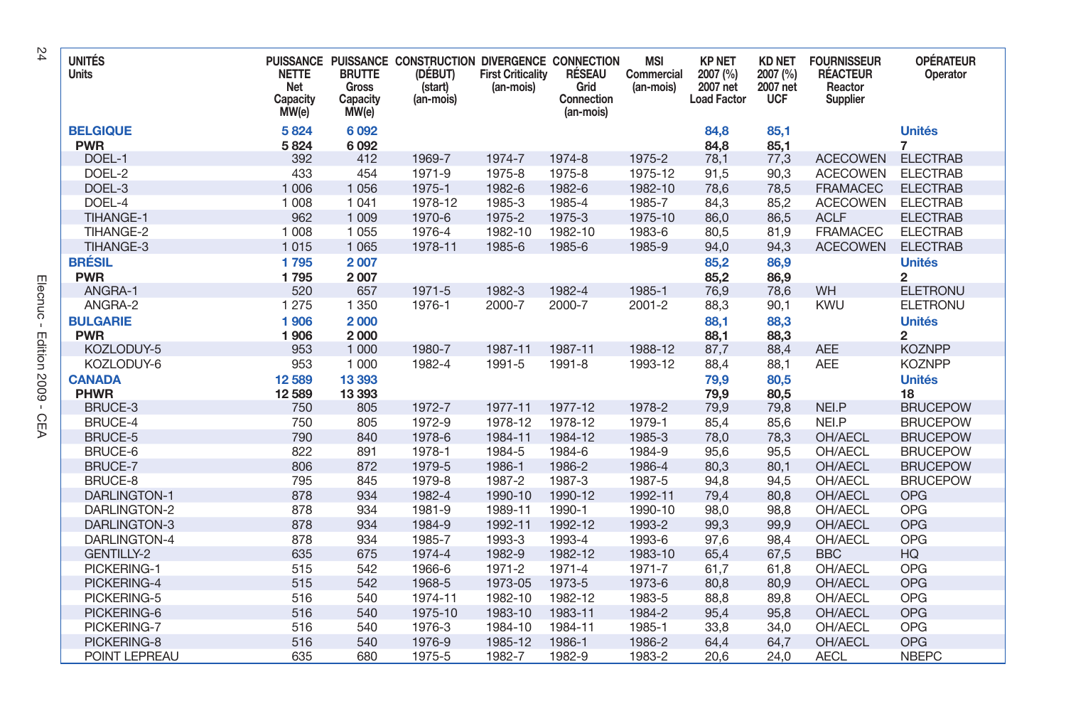| UNITÉS Units | PUISSANCE NETTE Net Capacity MW(e) | PUISSANCE BRUTTE Gross Capacity MW(e) | CONSTRUCTION (DÉBUT) (start) (an-mois) | DIVERGENCE First Criticality (an-mois) | CONNECTION RÉSEAU Grid Connection (an-mois) | MSI Commercial (an-mois) | KP NET 2007 (%) 2007 net Load Factor | KD NET 2007 (%) 2007 net UCF | FOURNISSEUR RÉACTEUR Reactor Supplier | OPÉRATEUR Operator |
|---|---|---|---|---|---|---|---|---|---|---|
| **BELGIQUE** | **5 824** | **6 092** | | | | | **84,8** | **85,1** | | **Unités** |
| **PWR** | **5 824** | **6 092** | | | | | **84,8** | **85,1** | | **7** |
| DOEL-1 | 392 | 412 | 1969-7 | 1974-7 | 1974-8 | 1975-2 | 78,1 | 77,3 | ACECOWEN | ELECTRAB |
| DOEL-2 | 433 | 454 | 1971-9 | 1975-8 | 1975-8 | 1975-12 | 91,5 | 90,3 | ACECOWEN | ELECTRAB |
| DOEL-3 | 1 006 | 1 056 | 1975-1 | 1982-6 | 1982-6 | 1982-10 | 78,6 | 78,5 | FRAMACEC | ELECTRAB |
| DOEL-4 | 1 008 | 1 041 | 1978-12 | 1985-3 | 1985-4 | 1985-7 | 84,3 | 85,2 | ACECOWEN | ELECTRAB |
| TIHANGE-1 | 962 | 1 009 | 1970-6 | 1975-2 | 1975-3 | 1975-10 | 86,0 | 86,5 | ACLF | ELECTRAB |
| TIHANGE-2 | 1 008 | 1 055 | 1976-4 | 1982-10 | 1982-10 | 1983-6 | 80,5 | 81,9 | FRAMACEC | ELECTRAB |
| TIHANGE-3 | 1 015 | 1 065 | 1978-11 | 1985-6 | 1985-6 | 1985-9 | 94,0 | 94,3 | ACECOWEN | ELECTRAB |
| **BRÉSIL** | **1 795** | **2 007** | | | | | **85,2** | **86,9** | | **Unités** |
| **PWR** | **1 795** | **2 007** | | | | | **85,2** | **86,9** | | **2** |
| ANGRA-1 | 520 | 657 | 1971-5 | 1982-3 | 1982-4 | 1985-1 | 76,9 | 78,6 | WH | ELETRONU |
| ANGRA-2 | 1 275 | 1 350 | 1976-1 | 2000-7 | 2000-7 | 2001-2 | 88,3 | 90,1 | KWU | ELETRONU |
| **BULGARIE** | **1 906** | **2 000** | | | | | **88,1** | **88,3** | | **Unités** |
| **PWR** | **1 906** | **2 000** | | | | | **88,1** | **88,3** | | **2** |
| KOZLODUY-5 | 953 | 1 000 | 1980-7 | 1987-11 | 1987-11 | 1988-12 | 87,7 | 88,4 | AEE | KOZNPP |
| KOZLODUY-6 | 953 | 1 000 | 1982-4 | 1991-5 | 1991-8 | 1993-12 | 88,4 | 88,1 | AEE | KOZNPP |
| **CANADA** | **12 589** | **13 393** | | | | | **79,9** | **80,5** | | **Unités** |
| **PHWR** | **12 589** | **13 393** | | | | | **79,9** | **80,5** | | **18** |
| BRUCE-3 | 750 | 805 | 1972-7 | 1977-11 | 1977-12 | 1978-2 | 79,9 | 79,8 | NEI.P | BRUCEPOW |
| BRUCE-4 | 750 | 805 | 1972-9 | 1978-12 | 1978-12 | 1979-1 | 85,4 | 85,6 | NEI.P | BRUCEPOW |
| BRUCE-5 | 790 | 840 | 1978-6 | 1984-11 | 1984-12 | 1985-3 | 78,0 | 78,3 | OH/AECL | BRUCEPOW |
| BRUCE-6 | 822 | 891 | 1978-1 | 1984-5 | 1984-6 | 1984-9 | 95,6 | 95,5 | OH/AECL | BRUCEPOW |
| BRUCE-7 | 806 | 872 | 1979-5 | 1986-1 | 1986-2 | 1986-4 | 80,3 | 80,1 | OH/AECL | BRUCEPOW |
| BRUCE-8 | 795 | 845 | 1979-8 | 1987-2 | 1987-3 | 1987-5 | 94,8 | 94,5 | OH/AECL | BRUCEPOW |
| DARLINGTON-1 | 878 | 934 | 1982-4 | 1990-10 | 1990-12 | 1992-11 | 79,4 | 80,8 | OH/AECL | OPG |
| DARLINGTON-2 | 878 | 934 | 1981-9 | 1989-11 | 1990-1 | 1990-10 | 98,0 | 98,8 | OH/AECL | OPG |
| DARLINGTON-3 | 878 | 934 | 1984-9 | 1992-11 | 1992-12 | 1993-2 | 99,3 | 99,9 | OH/AECL | OPG |
| DARLINGTON-4 | 878 | 934 | 1985-7 | 1993-3 | 1993-4 | 1993-6 | 97,6 | 98,4 | OH/AECL | OPG |
| GENTILLY-2 | 635 | 675 | 1974-4 | 1982-9 | 1982-12 | 1983-10 | 65,4 | 67,5 | BBC | HQ |
| PICKERING-1 | 515 | 542 | 1966-6 | 1971-2 | 1971-4 | 1971-7 | 61,7 | 61,8 | OH/AECL | OPG |
| PICKERING-4 | 515 | 542 | 1968-5 | 1973-05 | 1973-5 | 1973-6 | 80,8 | 80,9 | OH/AECL | OPG |
| PICKERING-5 | 516 | 540 | 1974-11 | 1982-10 | 1982-12 | 1983-5 | 88,8 | 89,8 | OH/AECL | OPG |
| PICKERING-6 | 516 | 540 | 1975-10 | 1983-10 | 1983-11 | 1984-2 | 95,4 | 95,8 | OH/AECL | OPG |
| PICKERING-7 | 516 | 540 | 1976-3 | 1984-10 | 1984-11 | 1985-1 | 33,8 | 34,0 | OH/AECL | OPG |
| PICKERING-8 | 516 | 540 | 1976-9 | 1985-12 | 1986-1 | 1986-2 | 64,4 | 64,7 | OH/AECL | OPG |
| POINT LEPREAU | 635 | 680 | 1975-5 | 1982-7 | 1982-9 | 1983-2 | 20,6 | 24,0 | AECL | NBEPC |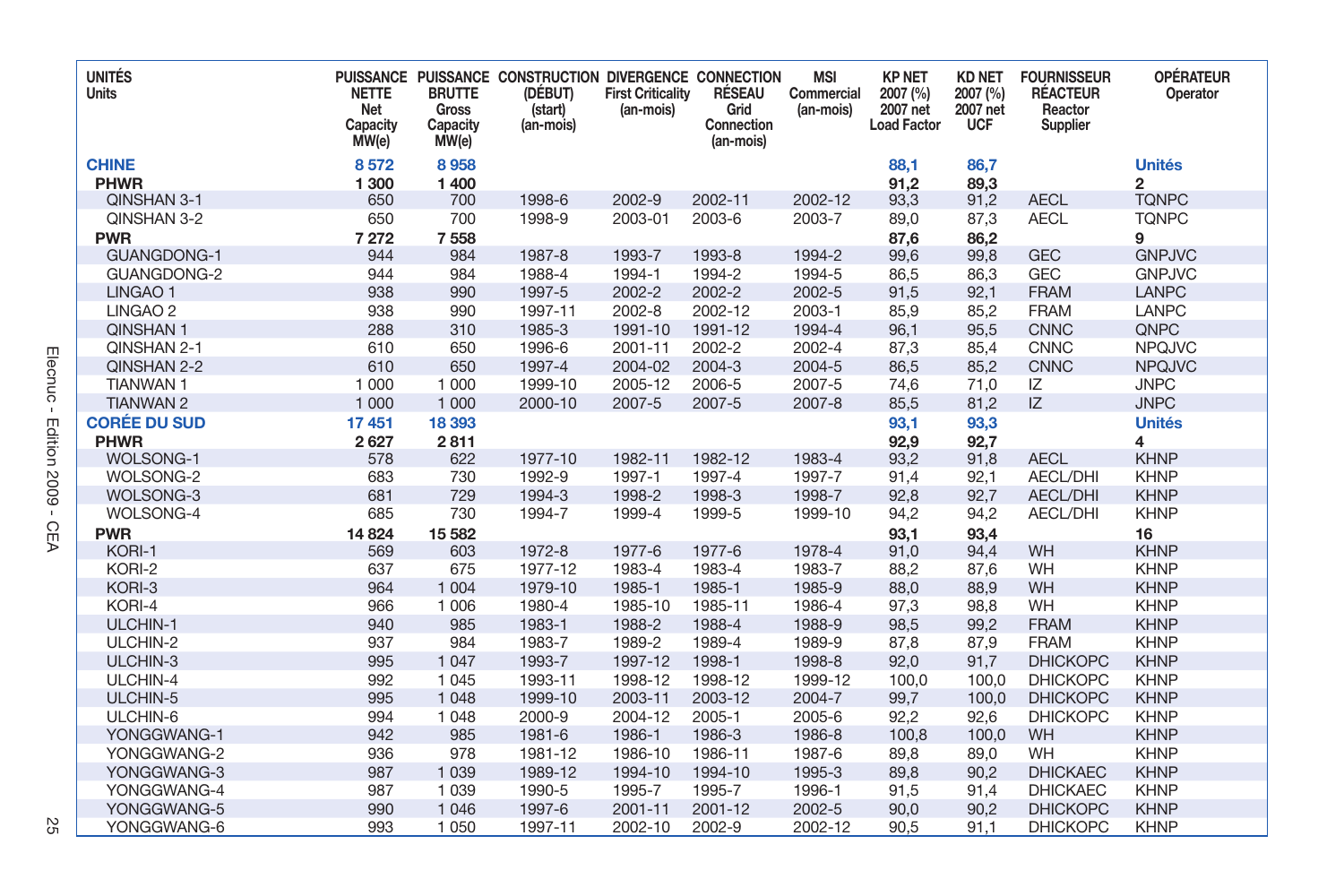| UNITÉS Units | PUISSANCE NETTE Net Capacity MW(e) | PUISSANCE BRUTTE Gross Capacity MW(e) | CONSTRUCTION (DÉBUT) (start) (an-mois) | DIVERGENCE First Criticality (an-mois) | CONNECTION RÉSEAU Grid Connection (an-mois) | MSI Commercial (an-mois) | KP NET 2007 (%) 2007 net Load Factor | KD NET 2007 (%) 2007 net UCF | FOURNISSEUR RÉACTEUR Reactor Supplier | OPÉRATEUR Operator |
|---|---|---|---|---|---|---|---|---|---|---|
| **CHINE** | **8 572** | **8 958** | | | | | **88,1** | **86,7** | | **Unités** |
| **PHWR** | **1 300** | **1 400** | | | | | **91,2** | **89,3** | | **2** |
| QINSHAN 3-1 | 650 | 700 | 1998-6 | 2002-9 | 2002-11 | 2002-12 | 93,3 | 91,2 | AECL | TQNPC |
| QINSHAN 3-2 | 650 | 700 | 1998-9 | 2003-01 | 2003-6 | 2003-7 | 89,0 | 87,3 | AECL | TQNPC |
| **PWR** | **7 272** | **7 558** | | | | | **87,6** | **86,2** | | **9** |
| GUANGDONG-1 | 944 | 984 | 1987-8 | 1993-7 | 1993-8 | 1994-2 | 99,6 | 99,8 | GEC | GNPJVC |
| GUANGDONG-2 | 944 | 984 | 1988-4 | 1994-1 | 1994-2 | 1994-5 | 86,5 | 86,3 | GEC | GNPJVC |
| LINGAO 1 | 938 | 990 | 1997-5 | 2002-2 | 2002-2 | 2002-5 | 91,5 | 92,1 | FRAM | LANPC |
| LINGAO 2 | 938 | 990 | 1997-11 | 2002-8 | 2002-12 | 2003-1 | 85,9 | 85,2 | FRAM | LANPC |
| QINSHAN 1 | 288 | 310 | 1985-3 | 1991-10 | 1991-12 | 1994-4 | 96,1 | 95,5 | CNNC | QNPC |
| QINSHAN 2-1 | 610 | 650 | 1996-6 | 2001-11 | 2002-2 | 2002-4 | 87,3 | 85,4 | CNNC | NPQJVC |
| QINSHAN 2-2 | 610 | 650 | 1997-4 | 2004-02 | 2004-3 | 2004-5 | 86,5 | 85,2 | CNNC | NPQJVC |
| TIANWAN 1 | 1 000 | 1 000 | 1999-10 | 2005-12 | 2006-5 | 2007-5 | 74,6 | 71,0 | IZ | JNPC |
| TIANWAN 2 | 1 000 | 1 000 | 2000-10 | 2007-5 | 2007-5 | 2007-8 | 85,5 | 81,2 | IZ | JNPC |
| **CORÉE DU SUD** | **17 451** | **18 393** | | | | | **93,1** | **93,3** | | **Unités** |
| **PHWR** | **2 627** | **2 811** | | | | | **92,9** | **92,7** | | **4** |
| WOLSONG-1 | 578 | 622 | 1977-10 | 1982-11 | 1982-12 | 1983-4 | 93,2 | 91,8 | AECL | KHNP |
| WOLSONG-2 | 683 | 730 | 1992-9 | 1997-1 | 1997-4 | 1997-7 | 91,4 | 92,1 | AECL/DHI | KHNP |
| WOLSONG-3 | 681 | 729 | 1994-3 | 1998-2 | 1998-3 | 1998-7 | 92,8 | 92,7 | AECL/DHI | KHNP |
| WOLSONG-4 | 685 | 730 | 1994-7 | 1999-4 | 1999-5 | 1999-10 | 94,2 | 94,2 | AECL/DHI | KHNP |
| **PWR** | **14 824** | **15 582** | | | | | **93,1** | **93,4** | | **16** |
| KORI-1 | 569 | 603 | 1972-8 | 1977-6 | 1977-6 | 1978-4 | 91,0 | 94,4 | WH | KHNP |
| KORI-2 | 637 | 675 | 1977-12 | 1983-4 | 1983-4 | 1983-7 | 88,2 | 87,6 | WH | KHNP |
| KORI-3 | 964 | 1 004 | 1979-10 | 1985-1 | 1985-1 | 1985-9 | 88,0 | 88,9 | WH | KHNP |
| KORI-4 | 966 | 1 006 | 1980-4 | 1985-10 | 1985-11 | 1986-4 | 97,3 | 98,8 | WH | KHNP |
| ULCHIN-1 | 940 | 985 | 1983-1 | 1988-2 | 1988-4 | 1988-9 | 98,5 | 99,2 | FRAM | KHNP |
| ULCHIN-2 | 937 | 984 | 1983-7 | 1989-2 | 1989-4 | 1989-9 | 87,8 | 87,9 | FRAM | KHNP |
| ULCHIN-3 | 995 | 1 047 | 1993-7 | 1997-12 | 1998-1 | 1998-8 | 92,0 | 91,7 | DHICKOPC | KHNP |
| ULCHIN-4 | 992 | 1 045 | 1993-11 | 1998-12 | 1998-12 | 1999-12 | 100,0 | 100,0 | DHICKOPC | KHNP |
| ULCHIN-5 | 995 | 1 048 | 1999-10 | 2003-11 | 2003-12 | 2004-7 | 99,7 | 100,0 | DHICKOPC | KHNP |
| ULCHIN-6 | 994 | 1 048 | 2000-9 | 2004-12 | 2005-1 | 2005-6 | 92,2 | 92,6 | DHICKOPC | KHNP |
| YONGGWANG-1 | 942 | 985 | 1981-6 | 1986-1 | 1986-3 | 1986-8 | 100,8 | 100,0 | WH | KHNP |
| YONGGWANG-2 | 936 | 978 | 1981-12 | 1986-10 | 1986-11 | 1987-6 | 89,8 | 89,0 | WH | KHNP |
| YONGGWANG-3 | 987 | 1 039 | 1989-12 | 1994-10 | 1994-10 | 1995-3 | 89,8 | 90,2 | DHICKAEC | KHNP |
| YONGGWANG-4 | 987 | 1 039 | 1990-5 | 1995-7 | 1995-7 | 1996-1 | 91,5 | 91,4 | DHICKAEC | KHNP |
| YONGGWANG-5 | 990 | 1 046 | 1997-6 | 2001-11 | 2001-12 | 2002-5 | 90,0 | 90,2 | DHICKOPC | KHNP |
| YONGGWANG-6 | 993 | 1 050 | 1997-11 | 2002-10 | 2002-9 | 2002-12 | 90,5 | 91,1 | DHICKOPC | KHNP |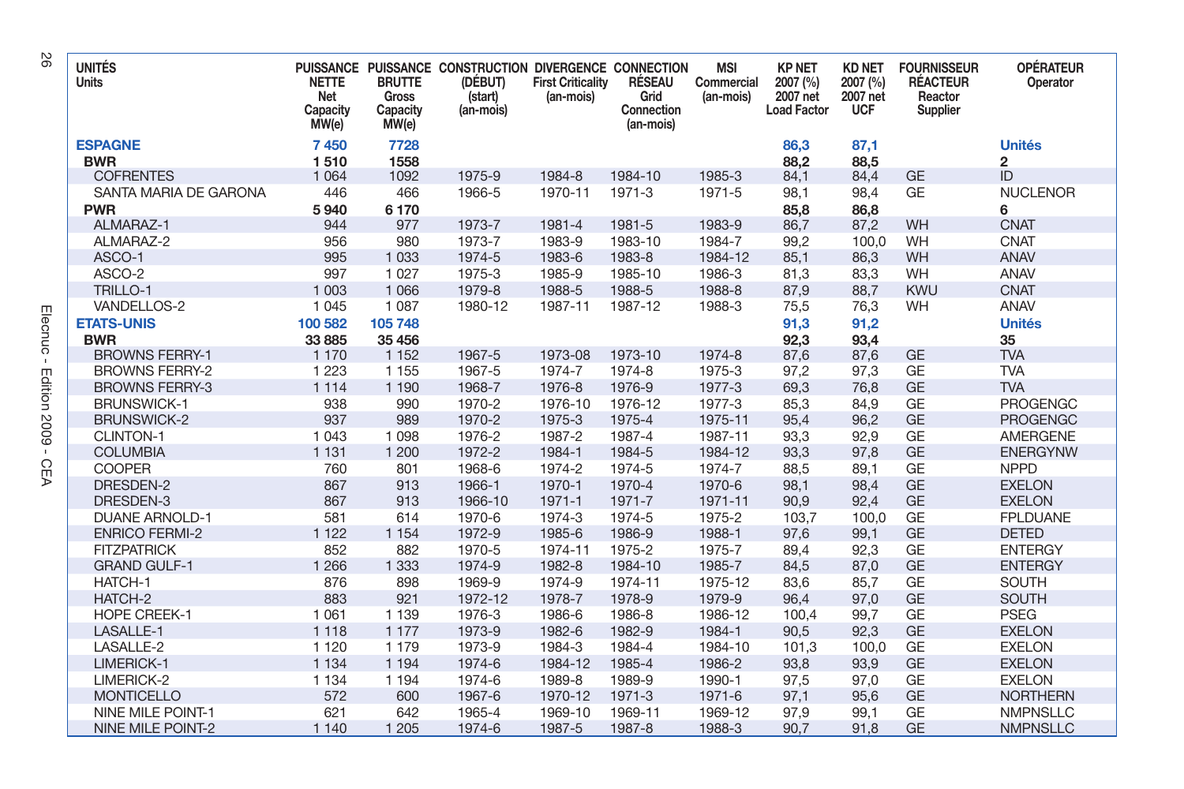| UNITÉS Units | PUISSANCE NETTE Net Capacity MW(e) | PUISSANCE BRUTTE Gross Capacity MW(e) | CONSTRUCTION (DÉBUT) (start) (an-mois) | DIVERGENCE First Criticality (an-mois) | CONNECTION RÉSEAU Grid Connection (an-mois) | MSI Commercial (an-mois) | KP NET 2007 (%) 2007 net Load Factor | KD NET 2007 (%) 2007 net UCF | FOURNISSEUR RÉACTEUR Reactor Supplier | OPÉRATEUR Operator |
|---|---|---|---|---|---|---|---|---|---|---|
| **ESPAGNE** | **7 450** | **7728** | | | | | **86,3** | **87,1** | | **Unités** |
| **BWR** | **1 510** | **1558** | | | | | **88,2** | **88,5** | | **2** |
| COFRENTES | 1 064 | 1092 | 1975-9 | 1984-8 | 1984-10 | 1985-3 | 84,1 | 84,4 | GE | ID |
| SANTA MARIA DE GARONA | 446 | 466 | 1966-5 | 1970-11 | 1971-3 | 1971-5 | 98,1 | 98,4 | GE | NUCLENOR |
| **PWR** | **5 940** | **6 170** | | | | | **85,8** | **86,8** | | **6** |
| ALMARAZ-1 | 944 | 977 | 1973-7 | 1981-4 | 1981-5 | 1983-9 | 86,7 | 87,2 | WH | CNAT |
| ALMARAZ-2 | 956 | 980 | 1973-7 | 1983-9 | 1983-10 | 1984-7 | 99,2 | 100,0 | WH | CNAT |
| ASCO-1 | 995 | 1 033 | 1974-5 | 1983-6 | 1983-8 | 1984-12 | 85,1 | 86,3 | WH | ANAV |
| ASCO-2 | 997 | 1 027 | 1975-3 | 1985-9 | 1985-10 | 1986-3 | 81,3 | 83,3 | WH | ANAV |
| TRILLO-1 | 1 003 | 1 066 | 1979-8 | 1988-5 | 1988-5 | 1988-8 | 87,9 | 88,7 | KWU | CNAT |
| VANDELLOS-2 | 1 045 | 1 087 | 1980-12 | 1987-11 | 1987-12 | 1988-3 | 75,5 | 76,3 | WH | ANAV |
| **ETATS-UNIS** | **100 582** | **105 748** | | | | | **91,3** | **91,2** | | **Unités** |
| **BWR** | **33 885** | **35 456** | | | | | **92,3** | **93,4** | | **35** |
| BROWNS FERRY-1 | 1 170 | 1 152 | 1967-5 | 1973-08 | 1973-10 | 1974-8 | 87,6 | 87,6 | GE | TVA |
| BROWNS FERRY-2 | 1 223 | 1 155 | 1967-5 | 1974-7 | 1974-8 | 1975-3 | 97,2 | 97,3 | GE | TVA |
| BROWNS FERRY-3 | 1 114 | 1 190 | 1968-7 | 1976-8 | 1976-9 | 1977-3 | 69,3 | 76,8 | GE | TVA |
| BRUNSWICK-1 | 938 | 990 | 1970-2 | 1976-10 | 1976-12 | 1977-3 | 85,3 | 84,9 | GE | PROGENGC |
| BRUNSWICK-2 | 937 | 989 | 1970-2 | 1975-3 | 1975-4 | 1975-11 | 95,4 | 96,2 | GE | PROGENGC |
| CLINTON-1 | 1 043 | 1 098 | 1976-2 | 1987-2 | 1987-4 | 1987-11 | 93,3 | 92,9 | GE | AMERGENE |
| COLUMBIA | 1 131 | 1 200 | 1972-2 | 1984-1 | 1984-5 | 1984-12 | 93,3 | 97,8 | GE | ENERGYNW |
| COOPER | 760 | 801 | 1968-6 | 1974-2 | 1974-5 | 1974-7 | 88,5 | 89,1 | GE | NPPD |
| DRESDEN-2 | 867 | 913 | 1966-1 | 1970-1 | 1970-4 | 1970-6 | 98,1 | 98,4 | GE | EXELON |
| DRESDEN-3 | 867 | 913 | 1966-10 | 1971-1 | 1971-7 | 1971-11 | 90,9 | 92,4 | GE | EXELON |
| DUANE ARNOLD-1 | 581 | 614 | 1970-6 | 1974-3 | 1974-5 | 1975-2 | 103,7 | 100,0 | GE | FPLDUANE |
| ENRICO FERMI-2 | 1 122 | 1 154 | 1972-9 | 1985-6 | 1986-9 | 1988-1 | 97,6 | 99,1 | GE | DETED |
| FITZPATRICK | 852 | 882 | 1970-5 | 1974-11 | 1975-2 | 1975-7 | 89,4 | 92,3 | GE | ENTERGY |
| GRAND GULF-1 | 1 266 | 1 333 | 1974-9 | 1982-8 | 1984-10 | 1985-7 | 84,5 | 87,0 | GE | ENTERGY |
| HATCH-1 | 876 | 898 | 1969-9 | 1974-9 | 1974-11 | 1975-12 | 83,6 | 85,7 | GE | SOUTH |
| HATCH-2 | 883 | 921 | 1972-12 | 1978-7 | 1978-9 | 1979-9 | 96,4 | 97,0 | GE | SOUTH |
| HOPE CREEK-1 | 1 061 | 1 139 | 1976-3 | 1986-6 | 1986-8 | 1986-12 | 100,4 | 99,7 | GE | PSEG |
| LASALLE-1 | 1 118 | 1 177 | 1973-9 | 1982-6 | 1982-9 | 1984-1 | 90,5 | 92,3 | GE | EXELON |
| LASALLE-2 | 1 120 | 1 179 | 1973-9 | 1984-3 | 1984-4 | 1984-10 | 101,3 | 100,0 | GE | EXELON |
| LIMERICK-1 | 1 134 | 1 194 | 1974-6 | 1984-12 | 1985-4 | 1986-2 | 93,8 | 93,9 | GE | EXELON |
| LIMERICK-2 | 1 134 | 1 194 | 1974-6 | 1989-8 | 1989-9 | 1990-1 | 97,5 | 97,0 | GE | EXELON |
| MONTICELLO | 572 | 600 | 1967-6 | 1970-12 | 1971-3 | 1971-6 | 97,1 | 95,6 | GE | NORTHERN |
| NINE MILE POINT-1 | 621 | 642 | 1965-4 | 1969-10 | 1969-11 | 1969-12 | 97,9 | 99,1 | GE | NMPNSLLC |
| NINE MILE POINT-2 | 1 140 | 1 205 | 1974-6 | 1987-5 | 1987-8 | 1988-3 | 90,7 | 91,8 | GE | NMPNSLLC |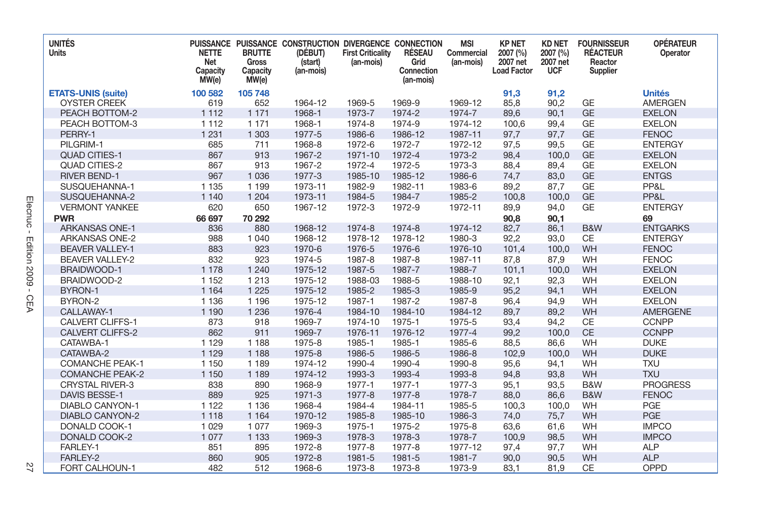| UNITÉS Units | PUISSANCE NETTE Net Capacity MW(e) | PUISSANCE BRUTTE Gross Capacity MW(e) | CONSTRUCTION (DÉBUT) (start) (an-mois) | DIVERGENCE First Criticality (an-mois) | CONNECTION RÉSEAU Grid Connection (an-mois) | MSI Commercial (an-mois) | KP NET 2007 (%) 2007 net Load Factor | KD NET 2007 (%) 2007 net UCF | FOURNISSEUR RÉACTEUR Reactor Supplier | OPÉRATEUR Operator |
|---|---|---|---|---|---|---|---|---|---|---|
| **ETATS-UNIS (suite)** | **100 582** | **105 748** | | | | | **91,3** | **91,2** | | **Unités** |
| OYSTER CREEK | 619 | 652 | 1964-12 | 1969-5 | 1969-9 | 1969-12 | 85,8 | 90,2 | GE | AMERGEN |
| PEACH BOTTOM-2 | 1 112 | 1 171 | 1968-1 | 1973-7 | 1974-2 | 1974-7 | 89,6 | 90,1 | GE | EXELON |
| PEACH BOTTOM-3 | 1 112 | 1 171 | 1968-1 | 1974-8 | 1974-9 | 1974-12 | 100,6 | 99,4 | GE | EXELON |
| PERRY-1 | 1 231 | 1 303 | 1977-5 | 1986-6 | 1986-12 | 1987-11 | 97,7 | 97,7 | GE | FENOC |
| PILGRIM-1 | 685 | 711 | 1968-8 | 1972-6 | 1972-7 | 1972-12 | 97,5 | 99,5 | GE | ENTERGY |
| QUAD CITIES-1 | 867 | 913 | 1967-2 | 1971-10 | 1972-4 | 1973-2 | 98,4 | 100,0 | GE | EXELON |
| QUAD CITIES-2 | 867 | 913 | 1967-2 | 1972-4 | 1972-5 | 1973-3 | 88,4 | 89,4 | GE | EXELON |
| RIVER BEND-1 | 967 | 1 036 | 1977-3 | 1985-10 | 1985-12 | 1986-6 | 74,7 | 83,0 | GE | ENTGS |
| SUSQUEHANNA-1 | 1 135 | 1 199 | 1973-11 | 1982-9 | 1982-11 | 1983-6 | 89,2 | 87,7 | GE | PP&L |
| SUSQUEHANNA-2 | 1 140 | 1 204 | 1973-11 | 1984-5 | 1984-7 | 1985-2 | 100,8 | 100,0 | GE | PP&L |
| VERMONT YANKEE | 620 | 650 | 1967-12 | 1972-3 | 1972-9 | 1972-11 | 89,9 | 94,0 | GE | ENTERGY |
| **PWR** | **66 697** | **70 292** | | | | | **90,8** | **90,1** | | **69** |
| ARKANSAS ONE-1 | 836 | 880 | 1968-12 | 1974-8 | 1974-8 | 1974-12 | 82,7 | 86,1 | B&W | ENTGARKS |
| ARKANSAS ONE-2 | 988 | 1 040 | 1968-12 | 1978-12 | 1978-12 | 1980-3 | 92,2 | 93,0 | CE | ENTERGY |
| BEAVER VALLEY-1 | 883 | 923 | 1970-6 | 1976-5 | 1976-6 | 1976-10 | 101,4 | 100,0 | WH | FENOC |
| BEAVER VALLEY-2 | 832 | 923 | 1974-5 | 1987-8 | 1987-8 | 1987-11 | 87,8 | 87,9 | WH | FENOC |
| BRAIDWOOD-1 | 1 178 | 1 240 | 1975-12 | 1987-5 | 1987-7 | 1988-7 | 101,1 | 100,0 | WH | EXELON |
| BRAIDWOOD-2 | 1 152 | 1 213 | 1975-12 | 1988-03 | 1988-5 | 1988-10 | 92,1 | 92,3 | WH | EXELON |
| BYRON-1 | 1 164 | 1 225 | 1975-12 | 1985-2 | 1985-3 | 1985-9 | 95,2 | 94,1 | WH | EXELON |
| BYRON-2 | 1 136 | 1 196 | 1975-12 | 1987-1 | 1987-2 | 1987-8 | 96,4 | 94,9 | WH | EXELON |
| CALLAWAY-1 | 1 190 | 1 236 | 1976-4 | 1984-10 | 1984-10 | 1984-12 | 89,7 | 89,2 | WH | AMERGENE |
| CALVERT CLIFFS-1 | 873 | 918 | 1969-7 | 1974-10 | 1975-1 | 1975-5 | 93,4 | 94,2 | CE | CCNPP |
| CALVERT CLIFFS-2 | 862 | 911 | 1969-7 | 1976-11 | 1976-12 | 1977-4 | 99,2 | 100,0 | CE | CCNPP |
| CATAWBA-1 | 1 129 | 1 188 | 1975-8 | 1985-1 | 1985-1 | 1985-6 | 88,5 | 86,6 | WH | DUKE |
| CATAWBA-2 | 1 129 | 1 188 | 1975-8 | 1986-5 | 1986-5 | 1986-8 | 102,9 | 100,0 | WH | DUKE |
| COMANCHE PEAK-1 | 1 150 | 1 189 | 1974-12 | 1990-4 | 1990-4 | 1990-8 | 95,6 | 94,1 | WH | TXU |
| COMANCHE PEAK-2 | 1 150 | 1 189 | 1974-12 | 1993-3 | 1993-4 | 1993-8 | 94,8 | 93,8 | WH | TXU |
| CRYSTAL RIVER-3 | 838 | 890 | 1968-9 | 1977-1 | 1977-1 | 1977-3 | 95,1 | 93,5 | B&W | PROGRESS |
| DAVIS BESSE-1 | 889 | 925 | 1971-3 | 1977-8 | 1977-8 | 1978-7 | 88,0 | 86,6 | B&W | FENOC |
| DIABLO CANYON-1 | 1 122 | 1 136 | 1968-4 | 1984-4 | 1984-11 | 1985-5 | 100,3 | 100,0 | WH | PGE |
| DIABLO CANYON-2 | 1 118 | 1 164 | 1970-12 | 1985-8 | 1985-10 | 1986-3 | 74,0 | 75,7 | WH | PGE |
| DONALD COOK-1 | 1 029 | 1 077 | 1969-3 | 1975-1 | 1975-2 | 1975-8 | 63,6 | 61,6 | WH | IMPCO |
| DONALD COOK-2 | 1 077 | 1 133 | 1969-3 | 1978-3 | 1978-3 | 1978-7 | 100,9 | 98,5 | WH | IMPCO |
| FARLEY-1 | 851 | 895 | 1972-8 | 1977-8 | 1977-8 | 1977-12 | 97,4 | 97,7 | WH | ALP |
| FARLEY-2 | 860 | 905 | 1972-8 | 1981-5 | 1981-5 | 1981-7 | 90,0 | 90,5 | WH | ALP |
| FORT CALHOUN-1 | 482 | 512 | 1968-6 | 1973-8 | 1973-8 | 1973-9 | 83,1 | 81,9 | CE | OPPD |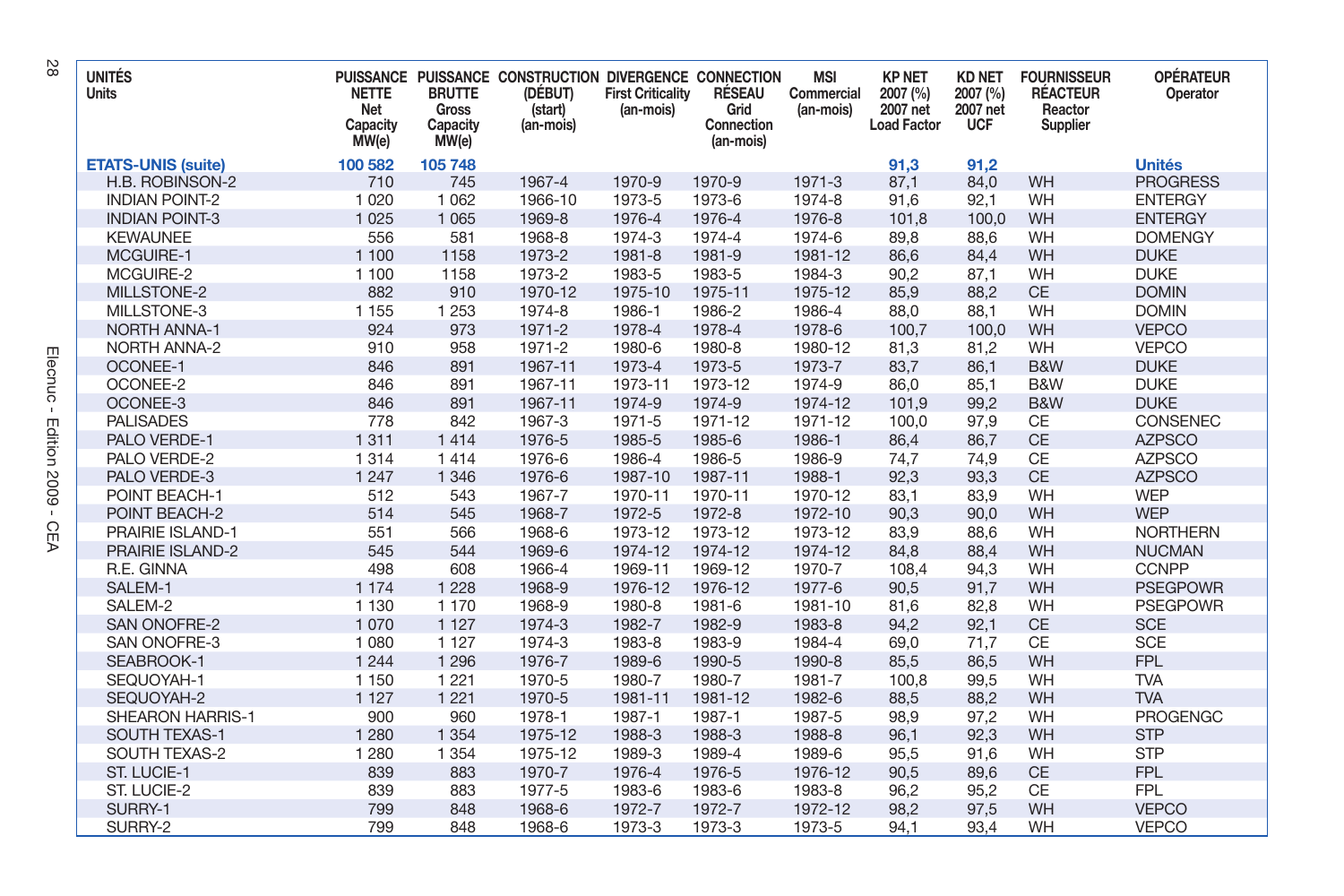| UNITÉS Units | PUISSANCE NETTE Net Capacity MW(e) | PUISSANCE BRUTTE Gross Capacity MW(e) | CONSTRUCTION (DÉBUT) (start) (an-mois) | DIVERGENCE First Criticality (an-mois) | CONNECTION RÉSEAU Grid Connection (an-mois) | MSI Commercial (an-mois) | KP NET 2007 (%) 2007 net Load Factor | KD NET 2007 (%) 2007 net UCF | FOURNISSEUR RÉACTEUR Reactor Supplier | OPÉRATEUR Operator |
|---|---|---|---|---|---|---|---|---|---|---|
| **ETATS-UNIS (suite)** | **100 582** | **105 748** | | | | | **91,3** | **91,2** | | **Unités** |
| H.B. ROBINSON-2 | 710 | 745 | 1967-4 | 1970-9 | 1970-9 | 1971-3 | 87,1 | 84,0 | WH | PROGRESS |
| INDIAN POINT-2 | 1 020 | 1 062 | 1966-10 | 1973-5 | 1973-6 | 1974-8 | 91,6 | 92,1 | WH | ENTERGY |
| INDIAN POINT-3 | 1 025 | 1 065 | 1969-8 | 1976-4 | 1976-4 | 1976-8 | 101,8 | 100,0 | WH | ENTERGY |
| KEWAUNEE | 556 | 581 | 1968-8 | 1974-3 | 1974-4 | 1974-6 | 89,8 | 88,6 | WH | DOMENGY |
| MCGUIRE-1 | 1 100 | 1158 | 1973-2 | 1981-8 | 1981-9 | 1981-12 | 86,6 | 84,4 | WH | DUKE |
| MCGUIRE-2 | 1 100 | 1158 | 1973-2 | 1983-5 | 1983-5 | 1984-3 | 90,2 | 87,1 | WH | DUKE |
| MILLSTONE-2 | 882 | 910 | 1970-12 | 1975-10 | 1975-11 | 1975-12 | 85,9 | 88,2 | CE | DOMIN |
| MILLSTONE-3 | 1 155 | 1 253 | 1974-8 | 1986-1 | 1986-2 | 1986-4 | 88,0 | 88,1 | WH | DOMIN |
| NORTH ANNA-1 | 924 | 973 | 1971-2 | 1978-4 | 1978-4 | 1978-6 | 100,7 | 100,0 | WH | VEPCO |
| NORTH ANNA-2 | 910 | 958 | 1971-2 | 1980-6 | 1980-8 | 1980-12 | 81,3 | 81,2 | WH | VEPCO |
| OCONEE-1 | 846 | 891 | 1967-11 | 1973-4 | 1973-5 | 1973-7 | 83,7 | 86,1 | B&W | DUKE |
| OCONEE-2 | 846 | 891 | 1967-11 | 1973-11 | 1973-12 | 1974-9 | 86,0 | 85,1 | B&W | DUKE |
| OCONEE-3 | 846 | 891 | 1967-11 | 1974-9 | 1974-9 | 1974-12 | 101,9 | 99,2 | B&W | DUKE |
| PALISADES | 778 | 842 | 1967-3 | 1971-5 | 1971-12 | 1971-12 | 100,0 | 97,9 | CE | CONSENEC |
| PALO VERDE-1 | 1 311 | 1 414 | 1976-5 | 1985-5 | 1985-6 | 1986-1 | 86,4 | 86,7 | CE | AZPSCO |
| PALO VERDE-2 | 1 314 | 1 414 | 1976-6 | 1986-4 | 1986-5 | 1986-9 | 74,7 | 74,9 | CE | AZPSCO |
| PALO VERDE-3 | 1 247 | 1 346 | 1976-6 | 1987-10 | 1987-11 | 1988-1 | 92,3 | 93,3 | CE | AZPSCO |
| POINT BEACH-1 | 512 | 543 | 1967-7 | 1970-11 | 1970-11 | 1970-12 | 83,1 | 83,9 | WH | WEP |
| POINT BEACH-2 | 514 | 545 | 1968-7 | 1972-5 | 1972-8 | 1972-10 | 90,3 | 90,0 | WH | WEP |
| PRAIRIE ISLAND-1 | 551 | 566 | 1968-6 | 1973-12 | 1973-12 | 1973-12 | 83,9 | 88,6 | WH | NORTHERN |
| PRAIRIE ISLAND-2 | 545 | 544 | 1969-6 | 1974-12 | 1974-12 | 1974-12 | 84,8 | 88,4 | WH | NUCMAN |
| R.E. GINNA | 498 | 608 | 1966-4 | 1969-11 | 1969-12 | 1970-7 | 108,4 | 94,3 | WH | CCNPP |
| SALEM-1 | 1 174 | 1 228 | 1968-9 | 1976-12 | 1976-12 | 1977-6 | 90,5 | 91,7 | WH | PSEGPOWR |
| SALEM-2 | 1 130 | 1 170 | 1968-9 | 1980-8 | 1981-6 | 1981-10 | 81,6 | 82,8 | WH | PSEGPOWR |
| SAN ONOFRE-2 | 1 070 | 1 127 | 1974-3 | 1982-7 | 1982-9 | 1983-8 | 94,2 | 92,1 | CE | SCE |
| SAN ONOFRE-3 | 1 080 | 1 127 | 1974-3 | 1983-8 | 1983-9 | 1984-4 | 69,0 | 71,7 | CE | SCE |
| SEABROOK-1 | 1 244 | 1 296 | 1976-7 | 1989-6 | 1990-5 | 1990-8 | 85,5 | 86,5 | WH | FPL |
| SEQUOYAH-1 | 1 150 | 1 221 | 1970-5 | 1980-7 | 1980-7 | 1981-7 | 100,8 | 99,5 | WH | TVA |
| SEQUOYAH-2 | 1 127 | 1 221 | 1970-5 | 1981-11 | 1981-12 | 1982-6 | 88,5 | 88,2 | WH | TVA |
| SHEARON HARRIS-1 | 900 | 960 | 1978-1 | 1987-1 | 1987-1 | 1987-5 | 98,9 | 97,2 | WH | PROGENGC |
| SOUTH TEXAS-1 | 1 280 | 1 354 | 1975-12 | 1988-3 | 1988-3 | 1988-8 | 96,1 | 92,3 | WH | STP |
| SOUTH TEXAS-2 | 1 280 | 1 354 | 1975-12 | 1989-3 | 1989-4 | 1989-6 | 95,5 | 91,6 | WH | STP |
| ST. LUCIE-1 | 839 | 883 | 1970-7 | 1976-4 | 1976-5 | 1976-12 | 90,5 | 89,6 | CE | FPL |
| ST. LUCIE-2 | 839 | 883 | 1977-5 | 1983-6 | 1983-6 | 1983-8 | 96,2 | 95,2 | CE | FPL |
| SURRY-1 | 799 | 848 | 1968-6 | 1972-7 | 1972-7 | 1972-12 | 98,2 | 97,5 | WH | VEPCO |
| SURRY-2 | 799 | 848 | 1968-6 | 1973-3 | 1973-3 | 1973-5 | 94,1 | 93,4 | WH | VEPCO |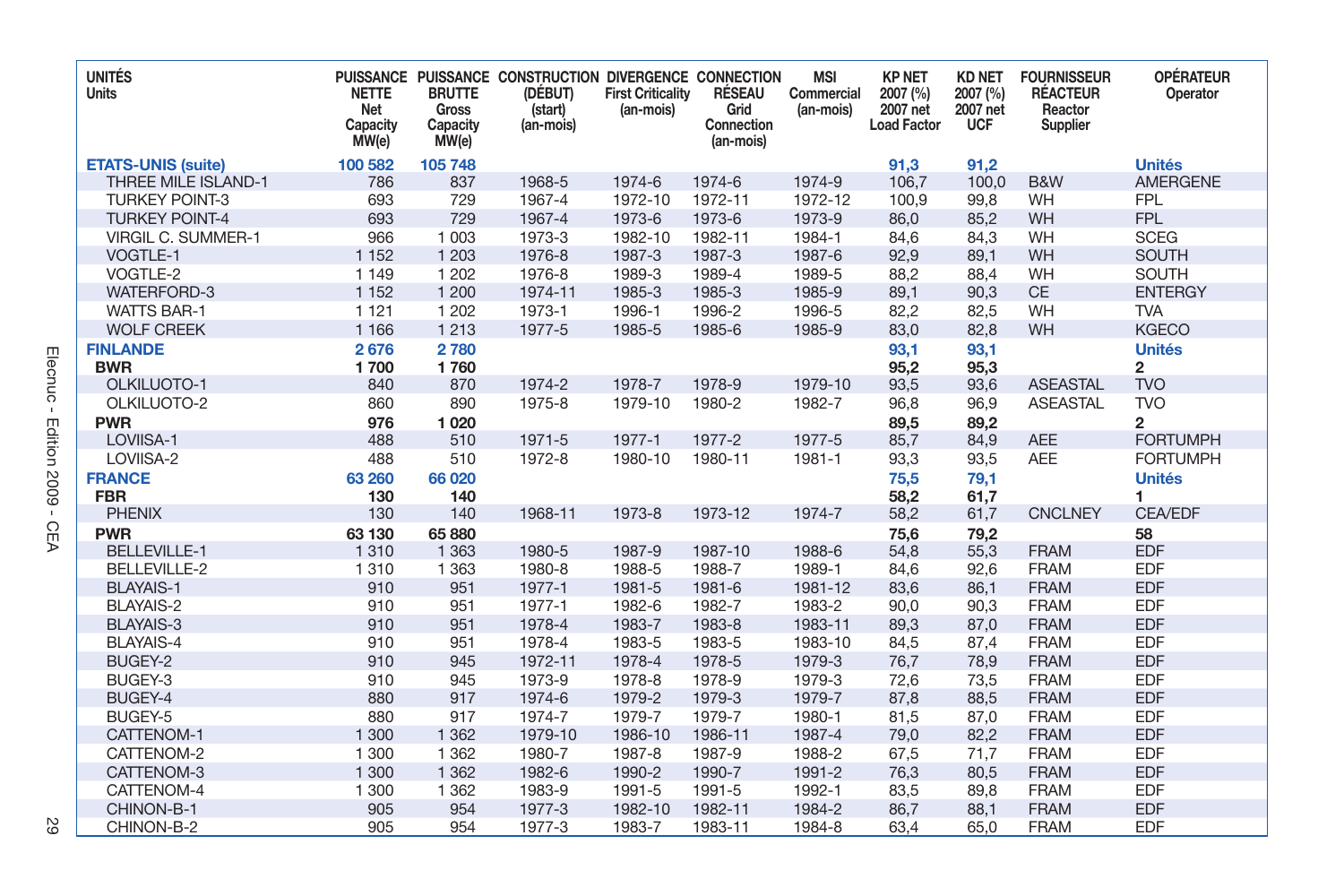| UNITÉS<br>Units | PUISSANCE NETTE<br>Net Capacity MW(e) | PUISSANCE BRUTTE<br>Gross Capacity MW(e) | CONSTRUCTION (DÉBUT)<br>(start) (an-mois) | DIVERGENCE<br>First Criticality (an-mois) | CONNECTION RÉSEAU<br>Grid Connection (an-mois) | MSI<br>Commercial (an-mois) | KP NET 2007 (%)<br>2007 net Load Factor | KD NET 2007 (%)<br>2007 net UCF | FOURNISSEUR RÉACTEUR<br>Reactor Supplier | OPÉRATEUR<br>Operator |
|---|---|---|---|---|---|---|---|---|---|---|
| **ETATS-UNIS (suite)** | **100 582** | **105 748** | | | | | **91,3** | **91,2** | | **Unités** |
| THREE MILE ISLAND-1 | 786 | 837 | 1968-5 | 1974-6 | 1974-6 | 1974-9 | 106,7 | 100,0 | B&W | AMERGENE |
| TURKEY POINT-3 | 693 | 729 | 1967-4 | 1972-10 | 1972-11 | 1972-12 | 100,9 | 99,8 | WH | FPL |
| TURKEY POINT-4 | 693 | 729 | 1967-4 | 1973-6 | 1973-6 | 1973-9 | 86,0 | 85,2 | WH | FPL |
| VIRGIL C. SUMMER-1 | 966 | 1 003 | 1973-3 | 1982-10 | 1982-11 | 1984-1 | 84,6 | 84,3 | WH | SCEG |
| VOGTLE-1 | 1 152 | 1 203 | 1976-8 | 1987-3 | 1987-3 | 1987-6 | 92,9 | 89,1 | WH | SOUTH |
| VOGTLE-2 | 1 149 | 1 202 | 1976-8 | 1989-3 | 1989-4 | 1989-5 | 88,2 | 88,4 | WH | SOUTH |
| WATERFORD-3 | 1 152 | 1 200 | 1974-11 | 1985-3 | 1985-3 | 1985-9 | 89,1 | 90,3 | CE | ENTERGY |
| WATTS BAR-1 | 1 121 | 1 202 | 1973-1 | 1996-1 | 1996-2 | 1996-5 | 82,2 | 82,5 | WH | TVA |
| WOLF CREEK | 1 166 | 1 213 | 1977-5 | 1985-5 | 1985-6 | 1985-9 | 83,0 | 82,8 | WH | KGECO |
| **FINLANDE** | **2 676** | **2 780** | | | | | **93,1** | **93,1** | | **Unités** |
| **BWR** | **1 700** | **1 760** | | | | | **95,2** | **95,3** | | **2** |
| OLKILUOTO-1 | 840 | 870 | 1974-2 | 1978-7 | 1978-9 | 1979-10 | 93,5 | 93,6 | ASEASTAL | TVO |
| OLKILUOTO-2 | 860 | 890 | 1975-8 | 1979-10 | 1980-2 | 1982-7 | 96,8 | 96,9 | ASEASTAL | TVO |
| **PWR** | **976** | **1 020** | | | | | **89,5** | **89,2** | | **2** |
| LOVIISA-1 | 488 | 510 | 1971-5 | 1977-1 | 1977-2 | 1977-5 | 85,7 | 84,9 | AEE | FORTUMPH |
| LOVIISA-2 | 488 | 510 | 1972-8 | 1980-10 | 1980-11 | 1981-1 | 93,3 | 93,5 | AEE | FORTUMPH |
| **FRANCE** | **63 260** | **66 020** | | | | | **75,5** | **79,1** | | **Unités** |
| **FBR** | **130** | **140** | | | | | **58,2** | **61,7** | | **1** |
| PHENIX | 130 | 140 | 1968-11 | 1973-8 | 1973-12 | 1974-7 | 58,2 | 61,7 | CNCLNEY | CEA/EDF |
| **PWR** | **63 130** | **65 880** | | | | | **75,6** | **79,2** | | **58** |
| BELLEVILLE-1 | 1 310 | 1 363 | 1980-5 | 1987-9 | 1987-10 | 1988-6 | 54,8 | 55,3 | FRAM | EDF |
| BELLEVILLE-2 | 1 310 | 1 363 | 1980-8 | 1988-5 | 1988-7 | 1989-1 | 84,6 | 92,6 | FRAM | EDF |
| BLAYAIS-1 | 910 | 951 | 1977-1 | 1981-5 | 1981-6 | 1981-12 | 83,6 | 86,1 | FRAM | EDF |
| BLAYAIS-2 | 910 | 951 | 1977-1 | 1982-6 | 1982-7 | 1983-2 | 90,0 | 90,3 | FRAM | EDF |
| BLAYAIS-3 | 910 | 951 | 1978-4 | 1983-7 | 1983-8 | 1983-11 | 89,3 | 87,0 | FRAM | EDF |
| BLAYAIS-4 | 910 | 951 | 1978-4 | 1983-5 | 1983-5 | 1983-10 | 84,5 | 87,4 | FRAM | EDF |
| BUGEY-2 | 910 | 945 | 1972-11 | 1978-4 | 1978-5 | 1979-3 | 76,7 | 78,9 | FRAM | EDF |
| BUGEY-3 | 910 | 945 | 1973-9 | 1978-8 | 1978-9 | 1979-3 | 72,6 | 73,5 | FRAM | EDF |
| BUGEY-4 | 880 | 917 | 1974-6 | 1979-2 | 1979-3 | 1979-7 | 87,8 | 88,5 | FRAM | EDF |
| BUGEY-5 | 880 | 917 | 1974-7 | 1979-7 | 1979-7 | 1980-1 | 81,5 | 87,0 | FRAM | EDF |
| CATTENOM-1 | 1 300 | 1 362 | 1979-10 | 1986-10 | 1986-11 | 1987-4 | 79,0 | 82,2 | FRAM | EDF |
| CATTENOM-2 | 1 300 | 1 362 | 1980-7 | 1987-8 | 1987-9 | 1988-2 | 67,5 | 71,7 | FRAM | EDF |
| CATTENOM-3 | 1 300 | 1 362 | 1982-6 | 1990-2 | 1990-7 | 1991-2 | 76,3 | 80,5 | FRAM | EDF |
| CATTENOM-4 | 1 300 | 1 362 | 1983-9 | 1991-5 | 1991-5 | 1992-1 | 83,5 | 89,8 | FRAM | EDF |
| CHINON-B-1 | 905 | 954 | 1977-3 | 1982-10 | 1982-11 | 1984-2 | 86,7 | 88,1 | FRAM | EDF |
| CHINON-B-2 | 905 | 954 | 1977-3 | 1983-7 | 1983-11 | 1984-8 | 63,4 | 65,0 | FRAM | EDF |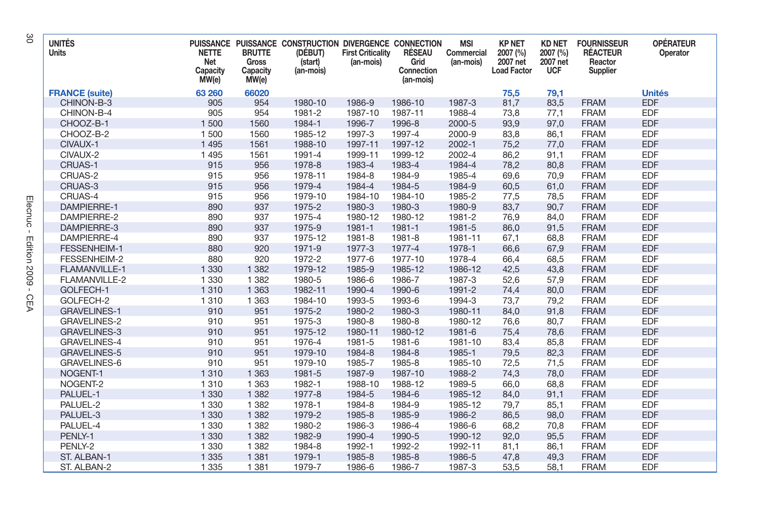| UNITÉS<br>Units | PUISSANCE NETTE<br>Net Capacity MW(e) | PUISSANCE BRUTTE<br>Gross Capacity MW(e) | CONSTRUCTION (DÉBUT)<br>(start) (an-mois) | DIVERGENCE<br>First Criticality (an-mois) | CONNECTION RÉSEAU<br>Grid Connection (an-mois) | MSI<br>Commercial (an-mois) | KP NET 2007 (%)<br>2007 net Load Factor | KD NET 2007 (%)<br>2007 net UCF | FOURNISSEUR RÉACTEUR<br>Reactor Supplier | OPÉRATEUR<br>Operator |
|---|---|---|---|---|---|---|---|---|---|---|
| **FRANCE (suite)** | **63 260** | **66020** | | | | | **75,5** | **79,1** | | **Unités** |
| CHINON-B-3 | 905 | 954 | 1980-10 | 1986-9 | 1986-10 | 1987-3 | 81,7 | 83,5 | FRAM | EDF |
| CHINON-B-4 | 905 | 954 | 1981-2 | 1987-10 | 1987-11 | 1988-4 | 73,8 | 77,1 | FRAM | EDF |
| CHOOZ-B-1 | 1 500 | 1560 | 1984-1 | 1996-7 | 1996-8 | 2000-5 | 93,9 | 97,0 | FRAM | EDF |
| CHOOZ-B-2 | 1 500 | 1560 | 1985-12 | 1997-3 | 1997-4 | 2000-9 | 83,8 | 86,1 | FRAM | EDF |
| CIVAUX-1 | 1 495 | 1561 | 1988-10 | 1997-11 | 1997-12 | 2002-1 | 75,2 | 77,0 | FRAM | EDF |
| CIVAUX-2 | 1 495 | 1561 | 1991-4 | 1999-11 | 1999-12 | 2002-4 | 86,2 | 91,1 | FRAM | EDF |
| CRUAS-1 | 915 | 956 | 1978-8 | 1983-4 | 1983-4 | 1984-4 | 78,2 | 80,8 | FRAM | EDF |
| CRUAS-2 | 915 | 956 | 1978-11 | 1984-8 | 1984-9 | 1985-4 | 69,6 | 70,9 | FRAM | EDF |
| CRUAS-3 | 915 | 956 | 1979-4 | 1984-4 | 1984-5 | 1984-9 | 60,5 | 61,0 | FRAM | EDF |
| CRUAS-4 | 915 | 956 | 1979-10 | 1984-10 | 1984-10 | 1985-2 | 77,5 | 78,5 | FRAM | EDF |
| DAMPIERRE-1 | 890 | 937 | 1975-2 | 1980-3 | 1980-3 | 1980-9 | 83,7 | 90,7 | FRAM | EDF |
| DAMPIERRE-2 | 890 | 937 | 1975-4 | 1980-12 | 1980-12 | 1981-2 | 76,9 | 84,0 | FRAM | EDF |
| DAMPIERRE-3 | 890 | 937 | 1975-9 | 1981-1 | 1981-1 | 1981-5 | 86,0 | 91,5 | FRAM | EDF |
| DAMPIERRE-4 | 890 | 937 | 1975-12 | 1981-8 | 1981-8 | 1981-11 | 67,1 | 68,8 | FRAM | EDF |
| FESSENHEIM-1 | 880 | 920 | 1971-9 | 1977-3 | 1977-4 | 1978-1 | 66,6 | 67,9 | FRAM | EDF |
| FESSENHEIM-2 | 880 | 920 | 1972-2 | 1977-6 | 1977-10 | 1978-4 | 66,4 | 68,5 | FRAM | EDF |
| FLAMANVILLE-1 | 1 330 | 1 382 | 1979-12 | 1985-9 | 1985-12 | 1986-12 | 42,5 | 43,8 | FRAM | EDF |
| FLAMANVILLE-2 | 1 330 | 1 382 | 1980-5 | 1986-6 | 1986-7 | 1987-3 | 52,6 | 57,9 | FRAM | EDF |
| GOLFECH-1 | 1 310 | 1 363 | 1982-11 | 1990-4 | 1990-6 | 1991-2 | 74,4 | 80,0 | FRAM | EDF |
| GOLFECH-2 | 1 310 | 1 363 | 1984-10 | 1993-5 | 1993-6 | 1994-3 | 73,7 | 79,2 | FRAM | EDF |
| GRAVELINES-1 | 910 | 951 | 1975-2 | 1980-2 | 1980-3 | 1980-11 | 84,0 | 91,8 | FRAM | EDF |
| GRAVELINES-2 | 910 | 951 | 1975-3 | 1980-8 | 1980-8 | 1980-12 | 76,6 | 80,7 | FRAM | EDF |
| GRAVELINES-3 | 910 | 951 | 1975-12 | 1980-11 | 1980-12 | 1981-6 | 75,4 | 78,6 | FRAM | EDF |
| GRAVELINES-4 | 910 | 951 | 1976-4 | 1981-5 | 1981-6 | 1981-10 | 83,4 | 85,8 | FRAM | EDF |
| GRAVELINES-5 | 910 | 951 | 1979-10 | 1984-8 | 1984-8 | 1985-1 | 79,5 | 82,3 | FRAM | EDF |
| GRAVELINES-6 | 910 | 951 | 1979-10 | 1985-7 | 1985-8 | 1985-10 | 72,5 | 71,5 | FRAM | EDF |
| NOGENT-1 | 1 310 | 1 363 | 1981-5 | 1987-9 | 1987-10 | 1988-2 | 74,3 | 78,0 | FRAM | EDF |
| NOGENT-2 | 1 310 | 1 363 | 1982-1 | 1988-10 | 1988-12 | 1989-5 | 66,0 | 68,8 | FRAM | EDF |
| PALUEL-1 | 1 330 | 1 382 | 1977-8 | 1984-5 | 1984-6 | 1985-12 | 84,0 | 91,1 | FRAM | EDF |
| PALUEL-2 | 1 330 | 1 382 | 1978-1 | 1984-8 | 1984-9 | 1985-12 | 79,7 | 85,1 | FRAM | EDF |
| PALUEL-3 | 1 330 | 1 382 | 1979-2 | 1985-8 | 1985-9 | 1986-2 | 86,5 | 98,0 | FRAM | EDF |
| PALUEL-4 | 1 330 | 1 382 | 1980-2 | 1986-3 | 1986-4 | 1986-6 | 68,2 | 70,8 | FRAM | EDF |
| PENLY-1 | 1 330 | 1 382 | 1982-9 | 1990-4 | 1990-5 | 1990-12 | 92,0 | 95,5 | FRAM | EDF |
| PENLY-2 | 1 330 | 1 382 | 1984-8 | 1992-1 | 1992-2 | 1992-11 | 81,1 | 86,1 | FRAM | EDF |
| ST. ALBAN-1 | 1 335 | 1 381 | 1979-1 | 1985-8 | 1985-8 | 1986-5 | 47,8 | 49,3 | FRAM | EDF |
| ST. ALBAN-2 | 1 335 | 1 381 | 1979-7 | 1986-6 | 1986-7 | 1987-3 | 53,5 | 58,1 | FRAM | EDF |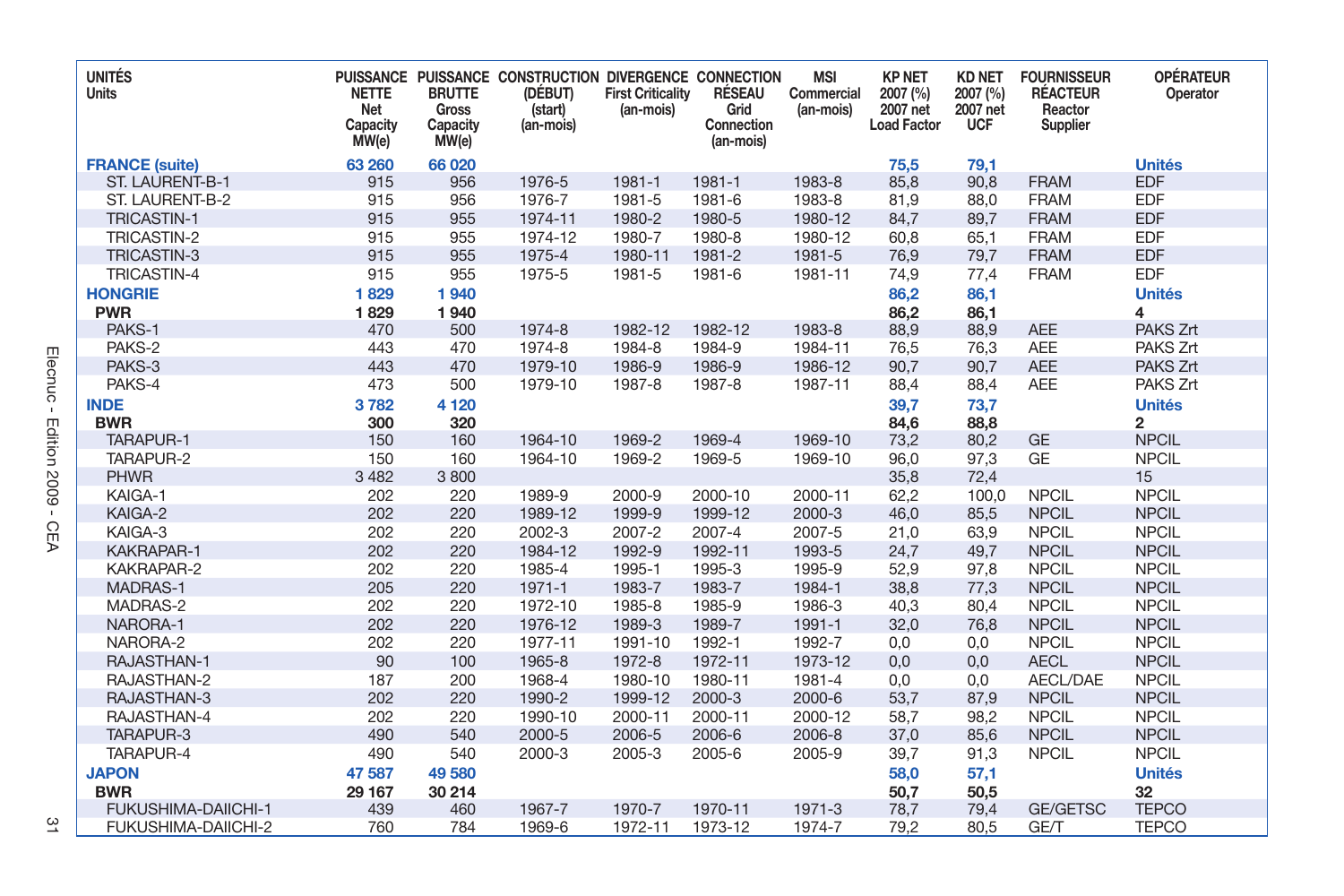| UNITÉS Units | PUISSANCE NETTE Net Capacity MW(e) | PUISSANCE BRUTTE Gross Capacity MW(e) | CONSTRUCTION (DÉBUT) (start) (an-mois) | DIVERGENCE First Criticality (an-mois) | CONNECTION RÉSEAU Grid Connection (an-mois) | MSI Commercial (an-mois) | KP NET 2007 (%) 2007 net Load Factor | KD NET 2007 (%) 2007 net UCF | FOURNISSEUR RÉACTEUR Reactor Supplier | OPÉRATEUR Operator |
|---|---|---|---|---|---|---|---|---|---|---|
| **FRANCE (suite)** | **63 260** | **66 020** | | | | | **75,5** | **79,1** | | **Unités** |
| ST. LAURENT-B-1 | 915 | 956 | 1976-5 | 1981-1 | 1981-1 | 1983-8 | 85,8 | 90,8 | FRAM | EDF |
| ST. LAURENT-B-2 | 915 | 956 | 1976-7 | 1981-5 | 1981-6 | 1983-8 | 81,9 | 88,0 | FRAM | EDF |
| TRICASTIN-1 | 915 | 955 | 1974-11 | 1980-2 | 1980-5 | 1980-12 | 84,7 | 89,7 | FRAM | EDF |
| TRICASTIN-2 | 915 | 955 | 1974-12 | 1980-7 | 1980-8 | 1980-12 | 60,8 | 65,1 | FRAM | EDF |
| TRICASTIN-3 | 915 | 955 | 1975-4 | 1980-11 | 1981-2 | 1981-5 | 76,9 | 79,7 | FRAM | EDF |
| TRICASTIN-4 | 915 | 955 | 1975-5 | 1981-5 | 1981-6 | 1981-11 | 74,9 | 77,4 | FRAM | EDF |
| **HONGRIE** | **1 829** | **1 940** | | | | | **86,2** | **86,1** | | **Unités** |
| **PWR** | **1 829** | **1 940** | | | | | **86,2** | **86,1** | | **4** |
| PAKS-1 | 470 | 500 | 1974-8 | 1982-12 | 1982-12 | 1983-8 | 88,9 | 88,9 | AEE | PAKS Zrt |
| PAKS-2 | 443 | 470 | 1974-8 | 1984-8 | 1984-9 | 1984-11 | 76,5 | 76,3 | AEE | PAKS Zrt |
| PAKS-3 | 443 | 470 | 1979-10 | 1986-9 | 1986-9 | 1986-12 | 90,7 | 90,7 | AEE | PAKS Zrt |
| PAKS-4 | 473 | 500 | 1979-10 | 1987-8 | 1987-8 | 1987-11 | 88,4 | 88,4 | AEE | PAKS Zrt |
| **INDE** | **3 782** | **4 120** | | | | | **39,7** | **73,7** | | **Unités** |
| **BWR** | **300** | **320** | | | | | **84,6** | **88,8** | | **2** |
| TARAPUR-1 | 150 | 160 | 1964-10 | 1969-2 | 1969-4 | 1969-10 | 73,2 | 80,2 | GE | NPCIL |
| TARAPUR-2 | 150 | 160 | 1964-10 | 1969-2 | 1969-5 | 1969-10 | 96,0 | 97,3 | GE | NPCIL |
| PHWR | 3 482 | 3 800 | | | | | 35,8 | 72,4 | | 15 |
| KAIGA-1 | 202 | 220 | 1989-9 | 2000-9 | 2000-10 | 2000-11 | 62,2 | 100,0 | NPCIL | NPCIL |
| KAIGA-2 | 202 | 220 | 1989-12 | 1999-9 | 1999-12 | 2000-3 | 46,0 | 85,5 | NPCIL | NPCIL |
| KAIGA-3 | 202 | 220 | 2002-3 | 2007-2 | 2007-4 | 2007-5 | 21,0 | 63,9 | NPCIL | NPCIL |
| KAKRAPAR-1 | 202 | 220 | 1984-12 | 1992-9 | 1992-11 | 1993-5 | 24,7 | 49,7 | NPCIL | NPCIL |
| KAKRAPAR-2 | 202 | 220 | 1985-4 | 1995-1 | 1995-3 | 1995-9 | 52,9 | 97,8 | NPCIL | NPCIL |
| MADRAS-1 | 205 | 220 | 1971-1 | 1983-7 | 1983-7 | 1984-1 | 38,8 | 77,3 | NPCIL | NPCIL |
| MADRAS-2 | 202 | 220 | 1972-10 | 1985-8 | 1985-9 | 1986-3 | 40,3 | 80,4 | NPCIL | NPCIL |
| NARORA-1 | 202 | 220 | 1976-12 | 1989-3 | 1989-7 | 1991-1 | 32,0 | 76,8 | NPCIL | NPCIL |
| NARORA-2 | 202 | 220 | 1977-11 | 1991-10 | 1992-1 | 1992-7 | 0,0 | 0,0 | NPCIL | NPCIL |
| RAJASTHAN-1 | 90 | 100 | 1965-8 | 1972-8 | 1972-11 | 1973-12 | 0,0 | 0,0 | AECL | NPCIL |
| RAJASTHAN-2 | 187 | 200 | 1968-4 | 1980-10 | 1980-11 | 1981-4 | 0,0 | 0,0 | AECL/DAE | NPCIL |
| RAJASTHAN-3 | 202 | 220 | 1990-2 | 1999-12 | 2000-3 | 2000-6 | 53,7 | 87,9 | NPCIL | NPCIL |
| RAJASTHAN-4 | 202 | 220 | 1990-10 | 2000-11 | 2000-11 | 2000-12 | 58,7 | 98,2 | NPCIL | NPCIL |
| TARAPUR-3 | 490 | 540 | 2000-5 | 2006-5 | 2006-6 | 2006-8 | 37,0 | 85,6 | NPCIL | NPCIL |
| TARAPUR-4 | 490 | 540 | 2000-3 | 2005-3 | 2005-6 | 2005-9 | 39,7 | 91,3 | NPCIL | NPCIL |
| **JAPON** | **47 587** | **49 580** | | | | | **58,0** | **57,1** | | **Unités** |
| **BWR** | **29 167** | **30 214** | | | | | **50,7** | **50,5** | | **32** |
| FUKUSHIMA-DAIICHI-1 | 439 | 460 | 1967-7 | 1970-7 | 1970-11 | 1971-3 | 78,7 | 79,4 | GE/GETSC | TEPCO |
| FUKUSHIMA-DAIICHI-2 | 760 | 784 | 1969-6 | 1972-11 | 1973-12 | 1974-7 | 79,2 | 80,5 | GE/T | TEPCO |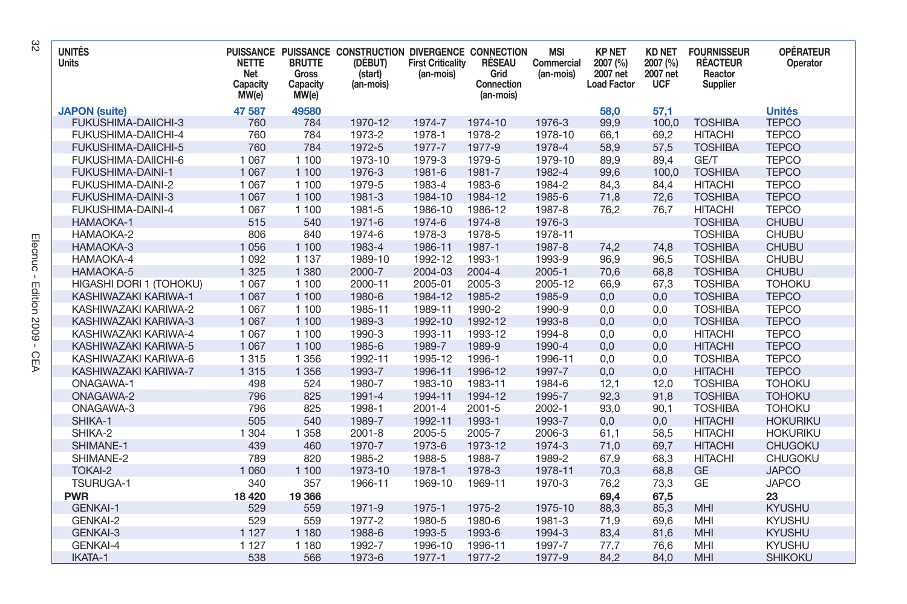| UNITÉS Units | PUISSANCE NETTE Net Capacity MW(e) | PUISSANCE BRUTTE Gross Capacity MW(e) | CONSTRUCTION (DÉBUT) (start) (an-mois) | DIVERGENCE First Criticality (an-mois) | CONNECTION RÉSEAU Grid Connection (an-mois) | MSI Commercial (an-mois) | KP NET 2007 (%) 2007 net Load Factor | KD NET 2007 (%) 2007 net UCF | FOURNISSEUR RÉACTEUR Reactor Supplier | OPÉRATEUR Operator |
|---|---|---|---|---|---|---|---|---|---|---|
| **JAPON (suite)** | **47 587** | **49580** | | | | | **58,0** | **57,1** | | **Unités** |
| FUKUSHIMA-DAIICHI-3 | 760 | 784 | 1970-12 | 1974-7 | 1974-10 | 1976-3 | 99,9 | 100,0 | TOSHIBA | TEPCO |
| FUKUSHIMA-DAIICHI-4 | 760 | 784 | 1973-2 | 1978-1 | 1978-2 | 1978-10 | 66,1 | 69,2 | HITACHI | TEPCO |
| FUKUSHIMA-DAIICHI-5 | 760 | 784 | 1972-5 | 1977-7 | 1977-9 | 1978-4 | 58,9 | 57,5 | TOSHIBA | TEPCO |
| FUKUSHIMA-DAIICHI-6 | 1 067 | 1 100 | 1973-10 | 1979-3 | 1979-5 | 1979-10 | 89,9 | 89,4 | GE/T | TEPCO |
| FUKUSHIMA-DAINI-1 | 1 067 | 1 100 | 1976-3 | 1981-6 | 1981-7 | 1982-4 | 99,6 | 100,0 | TOSHIBA | TEPCO |
| FUKUSHIMA-DAINI-2 | 1 067 | 1 100 | 1979-5 | 1983-4 | 1983-6 | 1984-2 | 84,3 | 84,4 | HITACHI | TEPCO |
| FUKUSHIMA-DAINI-3 | 1 067 | 1 100 | 1981-3 | 1984-10 | 1984-12 | 1985-6 | 71,8 | 72,6 | TOSHIBA | TEPCO |
| FUKUSHIMA-DAINI-4 | 1 067 | 1 100 | 1981-5 | 1986-10 | 1986-12 | 1987-8 | 76,2 | 76,7 | HITACHI | TEPCO |
| HAMAOKA-1 | 515 | 540 | 1971-6 | 1974-6 | 1974-8 | 1976-3 | | | TOSHIBA | CHUBU |
| HAMAOKA-2 | 806 | 840 | 1974-6 | 1978-3 | 1978-5 | 1978-11 | | | TOSHIBA | CHUBU |
| HAMAOKA-3 | 1 056 | 1 100 | 1983-4 | 1986-11 | 1987-1 | 1987-8 | 74,2 | 74,8 | TOSHIBA | CHUBU |
| HAMAOKA-4 | 1 092 | 1 137 | 1989-10 | 1992-12 | 1993-1 | 1993-9 | 96,9 | 96,5 | TOSHIBA | CHUBU |
| HAMAOKA-5 | 1 325 | 1 380 | 2000-7 | 2004-03 | 2004-4 | 2005-1 | 70,6 | 68,8 | TOSHIBA | CHUBU |
| HIGASHI DORI 1 (TOHOKU) | 1 067 | 1 100 | 2000-11 | 2005-01 | 2005-3 | 2005-12 | 66,9 | 67,3 | TOSHIBA | TOHOKU |
| KASHIWAZAKI KARIWA-1 | 1 067 | 1 100 | 1980-6 | 1984-12 | 1985-2 | 1985-9 | 0,0 | 0,0 | TOSHIBA | TEPCO |
| KASHIWAZAKI KARIWA-2 | 1 067 | 1 100 | 1985-11 | 1989-11 | 1990-2 | 1990-9 | 0,0 | 0,0 | TOSHIBA | TEPCO |
| KASHIWAZAKI KARIWA-3 | 1 067 | 1 100 | 1989-3 | 1992-10 | 1992-12 | 1993-8 | 0,0 | 0,0 | TOSHIBA | TEPCO |
| KASHIWAZAKI KARIWA-4 | 1 067 | 1 100 | 1990-3 | 1993-11 | 1993-12 | 1994-8 | 0,0 | 0,0 | HITACHI | TEPCO |
| KASHIWAZAKI KARIWA-5 | 1 067 | 1 100 | 1985-6 | 1989-7 | 1989-9 | 1990-4 | 0,0 | 0,0 | HITACHI | TEPCO |
| KASHIWAZAKI KARIWA-6 | 1 315 | 1 356 | 1992-11 | 1995-12 | 1996-1 | 1996-11 | 0,0 | 0,0 | TOSHIBA | TEPCO |
| KASHIWAZAKI KARIWA-7 | 1 315 | 1 356 | 1993-7 | 1996-11 | 1996-12 | 1997-7 | 0,0 | 0,0 | HITACHI | TEPCO |
| ONAGAWA-1 | 498 | 524 | 1980-7 | 1983-10 | 1983-11 | 1984-6 | 12,1 | 12,0 | TOSHIBA | TOHOKU |
| ONAGAWA-2 | 796 | 825 | 1991-4 | 1994-11 | 1994-12 | 1995-7 | 92,3 | 91,8 | TOSHIBA | TOHOKU |
| ONAGAWA-3 | 796 | 825 | 1998-1 | 2001-4 | 2001-5 | 2002-1 | 93,0 | 90,1 | TOSHIBA | TOHOKU |
| SHIKA-1 | 505 | 540 | 1989-7 | 1992-11 | 1993-1 | 1993-7 | 0,0 | 0,0 | HITACHI | HOKURIKU |
| SHIKA-2 | 1 304 | 1 358 | 2001-8 | 2005-5 | 2005-7 | 2006-3 | 61,1 | 58,5 | HITACHI | HOKURIKU |
| SHIMANE-1 | 439 | 460 | 1970-7 | 1973-6 | 1973-12 | 1974-3 | 71,0 | 69,7 | HITACHI | CHUGOKU |
| SHIMANE-2 | 789 | 820 | 1985-2 | 1988-5 | 1988-7 | 1989-2 | 67,9 | 68,3 | HITACHI | CHUGOKU |
| TOKAI-2 | 1 060 | 1 100 | 1973-10 | 1978-1 | 1978-3 | 1978-11 | 70,3 | 68,8 | GE | JAPCO |
| TSURUGA-1 | 340 | 357 | 1966-11 | 1969-10 | 1969-11 | 1970-3 | 76,2 | 73,3 | GE | JAPCO |
| **PWR** | **18 420** | **19 366** | | | | | **69,4** | **67,5** | | **23** |
| GENKAI-1 | 529 | 559 | 1971-9 | 1975-1 | 1975-2 | 1975-10 | 88,3 | 85,3 | MHI | KYUSHU |
| GENKAI-2 | 529 | 559 | 1977-2 | 1980-5 | 1980-6 | 1981-3 | 71,9 | 69,6 | MHI | KYUSHU |
| GENKAI-3 | 1 127 | 1 180 | 1988-6 | 1993-5 | 1993-6 | 1994-3 | 83,4 | 81,6 | MHI | KYUSHU |
| GENKAI-4 | 1 127 | 1 180 | 1992-7 | 1996-10 | 1996-11 | 1997-7 | 77,7 | 76,6 | MHI | KYUSHU |
| IKATA-1 | 538 | 566 | 1973-6 | 1977-1 | 1977-2 | 1977-9 | 84,2 | 84,0 | MHI | SHIKOKU |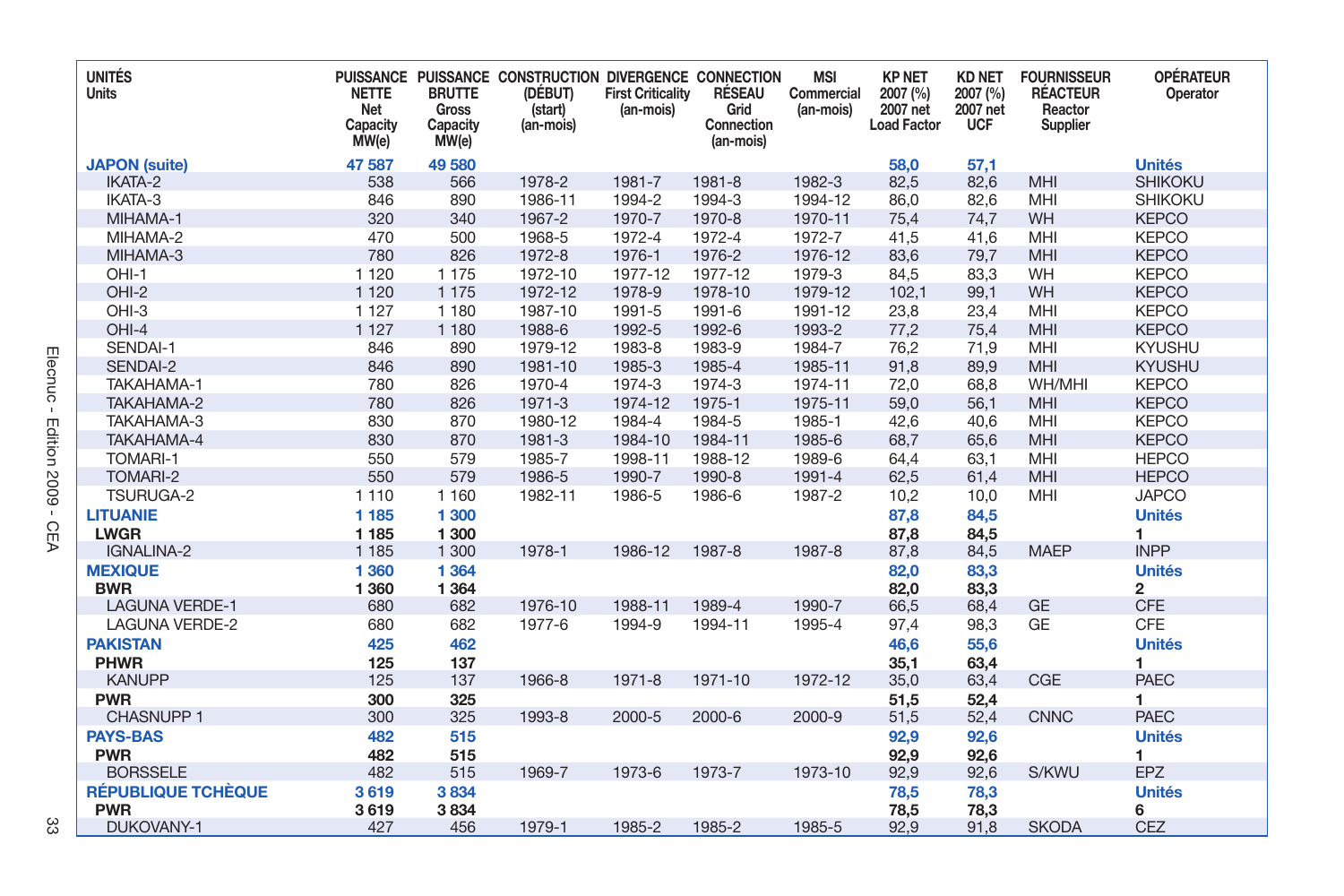| UNITÉS<br>Units | PUISSANCE NETTE<br>Net Capacity MW(e) | PUISSANCE BRUTTE<br>Gross Capacity MW(e) | CONSTRUCTION (DÉBUT)<br>(start)<br>(an-mois) | DIVERGENCE<br>First Criticality<br>(an-mois) | CONNECTION RÉSEAU<br>Grid Connection<br>(an-mois) | MSI<br>Commercial<br>(an-mois) | KP NET 2007 (%)<br>2007 net Load Factor | KD NET 2007 (%)<br>2007 net UCF | FOURNISSEUR RÉACTEUR<br>Reactor Supplier | OPÉRATEUR<br>Operator |
|---|---|---|---|---|---|---|---|---|---|---|
| **JAPON (suite)** | **47 587** | **49 580** | | | | | **58,0** | **57,1** | | **Unités** |
| IKATA-2 | 538 | 566 | 1978-2 | 1981-7 | 1981-8 | 1982-3 | 82,5 | 82,6 | MHI | SHIKOKU |
| IKATA-3 | 846 | 890 | 1986-11 | 1994-2 | 1994-3 | 1994-12 | 86,0 | 82,6 | MHI | SHIKOKU |
| MIHAMA-1 | 320 | 340 | 1967-2 | 1970-7 | 1970-8 | 1970-11 | 75,4 | 74,7 | WH | KEPCO |
| MIHAMA-2 | 470 | 500 | 1968-5 | 1972-4 | 1972-4 | 1972-7 | 41,5 | 41,6 | MHI | KEPCO |
| MIHAMA-3 | 780 | 826 | 1972-8 | 1976-1 | 1976-2 | 1976-12 | 83,6 | 79,7 | MHI | KEPCO |
| OHI-1 | 1 120 | 1 175 | 1972-10 | 1977-12 | 1977-12 | 1979-3 | 84,5 | 83,3 | WH | KEPCO |
| OHI-2 | 1 120 | 1 175 | 1972-12 | 1978-9 | 1978-10 | 1979-12 | 102,1 | 99,1 | WH | KEPCO |
| OHI-3 | 1 127 | 1 180 | 1987-10 | 1991-5 | 1991-6 | 1991-12 | 23,8 | 23,4 | MHI | KEPCO |
| OHI-4 | 1 127 | 1 180 | 1988-6 | 1992-5 | 1992-6 | 1993-2 | 77,2 | 75,4 | MHI | KEPCO |
| SENDAI-1 | 846 | 890 | 1979-12 | 1983-8 | 1983-9 | 1984-7 | 76,2 | 71,9 | MHI | KYUSHU |
| SENDAI-2 | 846 | 890 | 1981-10 | 1985-3 | 1985-4 | 1985-11 | 91,8 | 89,9 | MHI | KYUSHU |
| TAKAHAMA-1 | 780 | 826 | 1970-4 | 1974-3 | 1974-3 | 1974-11 | 72,0 | 68,8 | WH/MHI | KEPCO |
| TAKAHAMA-2 | 780 | 826 | 1971-3 | 1974-12 | 1975-1 | 1975-11 | 59,0 | 56,1 | MHI | KEPCO |
| TAKAHAMA-3 | 830 | 870 | 1980-12 | 1984-4 | 1984-5 | 1985-1 | 42,6 | 40,6 | MHI | KEPCO |
| TAKAHAMA-4 | 830 | 870 | 1981-3 | 1984-10 | 1984-11 | 1985-6 | 68,7 | 65,6 | MHI | KEPCO |
| TOMARI-1 | 550 | 579 | 1985-7 | 1998-11 | 1988-12 | 1989-6 | 64,4 | 63,1 | MHI | HEPCO |
| TOMARI-2 | 550 | 579 | 1986-5 | 1990-7 | 1990-8 | 1991-4 | 62,5 | 61,4 | MHI | HEPCO |
| TSURUGA-2 | 1 110 | 1 160 | 1982-11 | 1986-5 | 1986-6 | 1987-2 | 10,2 | 10,0 | MHI | JAPCO |
| **LITUANIE** | **1 185** | **1 300** | | | | | **87,8** | **84,5** | | **Unités** |
| **LWGR** | **1 185** | **1 300** | | | | | **87,8** | **84,5** | | **1** |
| IGNALINA-2 | 1 185 | 1 300 | 1978-1 | 1986-12 | 1987-8 | 1987-8 | 87,8 | 84,5 | MAEP | INPP |
| **MEXIQUE** | **1 360** | **1 364** | | | | | **82,0** | **83,3** | | **Unités** |
| **BWR** | **1 360** | **1 364** | | | | | **82,0** | **83,3** | | **2** |
| LAGUNA VERDE-1 | 680 | 682 | 1976-10 | 1988-11 | 1989-4 | 1990-7 | 66,5 | 68,4 | GE | CFE |
| LAGUNA VERDE-2 | 680 | 682 | 1977-6 | 1994-9 | 1994-11 | 1995-4 | 97,4 | 98,3 | GE | CFE |
| **PAKISTAN** | **425** | **462** | | | | | **46,6** | **55,6** | | **Unités** |
| **PHWR** | **125** | **137** | | | | | **35,1** | **63,4** | | **1** |
| KANUPP | 125 | 137 | 1966-8 | 1971-8 | 1971-10 | 1972-12 | 35,0 | 63,4 | CGE | PAEC |
| **PWR** | **300** | **325** | | | | | **51,5** | **52,4** | | **1** |
| CHASNUPP 1 | 300 | 325 | 1993-8 | 2000-5 | 2000-6 | 2000-9 | 51,5 | 52,4 | CNNC | PAEC |
| **PAYS-BAS** | **482** | **515** | | | | | **92,9** | **92,6** | | **Unités** |
| **PWR** | **482** | **515** | | | | | **92,9** | **92,6** | | **1** |
| BORSSELE | 482 | 515 | 1969-7 | 1973-6 | 1973-7 | 1973-10 | 92,9 | 92,6 | S/KWU | EPZ |
| **RÉPUBLIQUE TCHÈQUE** | **3 619** | **3 834** | | | | | **78,5** | **78,3** | | **Unités** |
| **PWR** | **3 619** | **3 834** | | | | | **78,5** | **78,3** | | **6** |
| DUKOVANY-1 | 427 | 456 | 1979-1 | 1985-2 | 1985-2 | 1985-5 | 92,9 | 91,8 | SKODA | CEZ |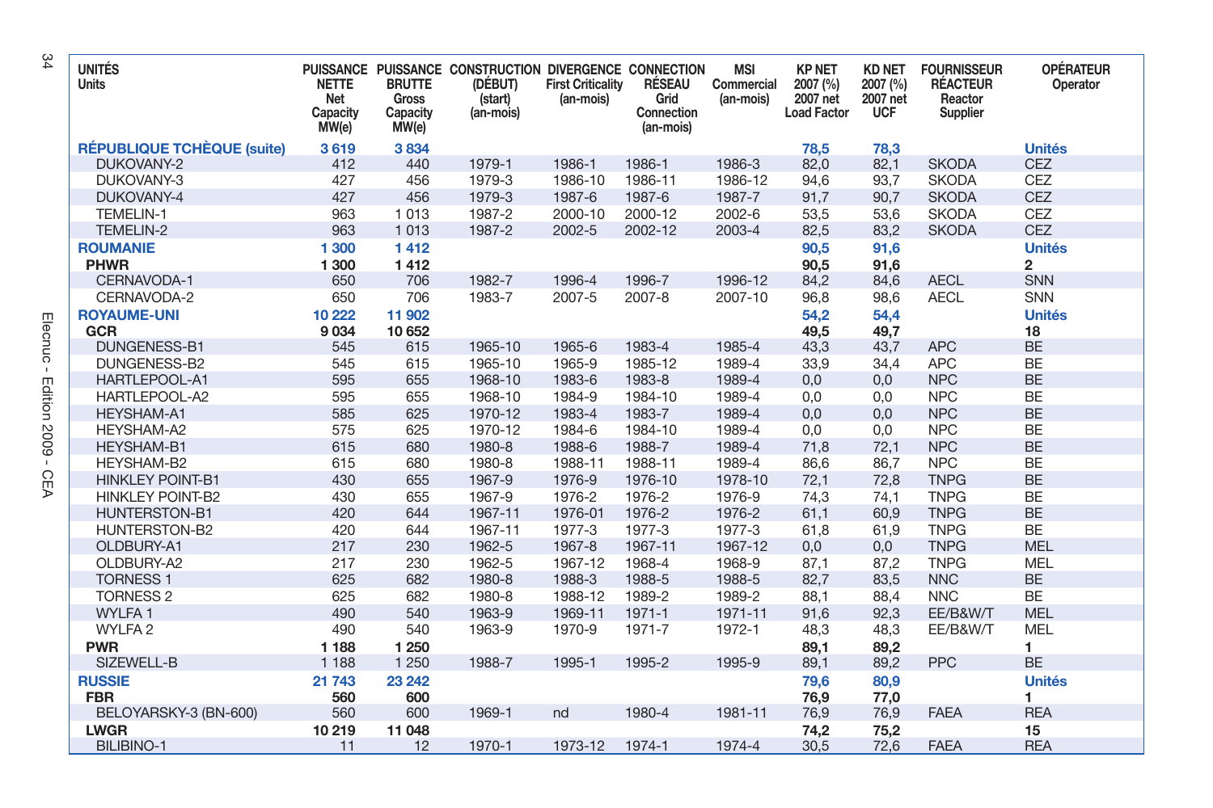| UNITÉS<br>Units | PUISSANCE NETTE<br>Net Capacity MW(e) | PUISSANCE BRUTTE<br>Gross Capacity MW(e) | CONSTRUCTION (DÉBUT)<br>(start) (an-mois) | DIVERGENCE<br>First Criticality (an-mois) | CONNECTION RÉSEAU<br>Grid Connection (an-mois) | MSI<br>Commercial (an-mois) | KP NET 2007 (%)<br>2007 net Load Factor | KD NET 2007 (%)<br>2007 net UCF | FOURNISSEUR RÉACTEUR<br>Reactor Supplier | OPÉRATEUR<br>Operator |
|---|---|---|---|---|---|---|---|---|---|---|
| **RÉPUBLIQUE TCHÈQUE (suite)** | **3 619** | **3 834** | | | | | **78,5** | **78,3** | | **Unités** |
| DUKOVANY-2 | 412 | 440 | 1979-1 | 1986-1 | 1986-1 | 1986-3 | 82,0 | 82,1 | SKODA | CEZ |
| DUKOVANY-3 | 427 | 456 | 1979-3 | 1986-10 | 1986-11 | 1986-12 | 94,6 | 93,7 | SKODA | CEZ |
| DUKOVANY-4 | 427 | 456 | 1979-3 | 1987-6 | 1987-6 | 1987-7 | 91,7 | 90,7 | SKODA | CEZ |
| TEMELIN-1 | 963 | 1 013 | 1987-2 | 2000-10 | 2000-12 | 2002-6 | 53,5 | 53,6 | SKODA | CEZ |
| TEMELIN-2 | 963 | 1 013 | 1987-2 | 2002-5 | 2002-12 | 2003-4 | 82,5 | 83,2 | SKODA | CEZ |
| **ROUMANIE** | **1 300** | **1 412** | | | | | **90,5** | **91,6** | | **Unités** |
| **PHWR** | **1 300** | **1 412** | | | | | **90,5** | **91,6** | | **2** |
| CERNAVODA-1 | 650 | 706 | 1982-7 | 1996-4 | 1996-7 | 1996-12 | 84,2 | 84,6 | AECL | SNN |
| CERNAVODA-2 | 650 | 706 | 1983-7 | 2007-5 | 2007-8 | 2007-10 | 96,8 | 98,6 | AECL | SNN |
| **ROYAUME-UNI** | **10 222** | **11 902** | | | | | **54,2** | **54,4** | | **Unités** |
| **GCR** | **9 034** | **10 652** | | | | | **49,5** | **49,7** | | **18** |
| DUNGENESS-B1 | 545 | 615 | 1965-10 | 1965-6 | 1983-4 | 1985-4 | 43,3 | 43,7 | APC | BE |
| DUNGENESS-B2 | 545 | 615 | 1965-10 | 1965-9 | 1985-12 | 1989-4 | 33,9 | 34,4 | APC | BE |
| HARTLEPOOL-A1 | 595 | 655 | 1968-10 | 1983-6 | 1983-8 | 1989-4 | 0,0 | 0,0 | NPC | BE |
| HARTLEPOOL-A2 | 595 | 655 | 1968-10 | 1984-9 | 1984-10 | 1989-4 | 0,0 | 0,0 | NPC | BE |
| HEYSHAM-A1 | 585 | 625 | 1970-12 | 1983-4 | 1983-7 | 1989-4 | 0,0 | 0,0 | NPC | BE |
| HEYSHAM-A2 | 575 | 625 | 1970-12 | 1984-6 | 1984-10 | 1989-4 | 0,0 | 0,0 | NPC | BE |
| HEYSHAM-B1 | 615 | 680 | 1980-8 | 1988-6 | 1988-7 | 1989-4 | 71,8 | 72,1 | NPC | BE |
| HEYSHAM-B2 | 615 | 680 | 1980-8 | 1988-11 | 1988-11 | 1989-4 | 86,6 | 86,7 | NPC | BE |
| HINKLEY POINT-B1 | 430 | 655 | 1967-9 | 1976-9 | 1976-10 | 1978-10 | 72,1 | 72,8 | TNPG | BE |
| HINKLEY POINT-B2 | 430 | 655 | 1967-9 | 1976-2 | 1976-2 | 1976-9 | 74,3 | 74,1 | TNPG | BE |
| HUNTERSTON-B1 | 420 | 644 | 1967-11 | 1976-01 | 1976-2 | 1976-2 | 61,1 | 60,9 | TNPG | BE |
| HUNTERSTON-B2 | 420 | 644 | 1967-11 | 1977-3 | 1977-3 | 1977-3 | 61,8 | 61,9 | TNPG | BE |
| OLDBURY-A1 | 217 | 230 | 1962-5 | 1967-8 | 1967-11 | 1967-12 | 0,0 | 0,0 | TNPG | MEL |
| OLDBURY-A2 | 217 | 230 | 1962-5 | 1967-12 | 1968-4 | 1968-9 | 87,1 | 87,2 | TNPG | MEL |
| TORNESS 1 | 625 | 682 | 1980-8 | 1988-3 | 1988-5 | 1988-5 | 82,7 | 83,5 | NNC | BE |
| TORNESS 2 | 625 | 682 | 1980-8 | 1988-12 | 1989-2 | 1989-2 | 88,1 | 88,4 | NNC | BE |
| WYLFA 1 | 490 | 540 | 1963-9 | 1969-11 | 1971-1 | 1971-11 | 91,6 | 92,3 | EE/B&W/T | MEL |
| WYLFA 2 | 490 | 540 | 1963-9 | 1970-9 | 1971-7 | 1972-1 | 48,3 | 48,3 | EE/B&W/T | MEL |
| **PWR** | **1 188** | **1 250** | | | | | **89,1** | **89,2** | | **1** |
| SIZEWELL-B | 1 188 | 1 250 | 1988-7 | 1995-1 | 1995-2 | 1995-9 | 89,1 | 89,2 | PPC | BE |
| **RUSSIE** | **21 743** | **23 242** | | | | | **79,6** | **80,9** | | **Unités** |
| **FBR** | **560** | **600** | | | | | **76,9** | **77,0** | | **1** |
| BELOYARSKY-3 (BN-600) | 560 | 600 | 1969-1 | nd | 1980-4 | 1981-11 | 76,9 | 76,9 | FAEA | REA |
| **LWGR** | **10 219** | **11 048** | | | | | **74,2** | **75,2** | | **15** |
| BILIBINO-1 | 11 | 12 | 1970-1 | 1973-12 | 1974-1 | 1974-4 | 30,5 | 72,6 | FAEA | REA |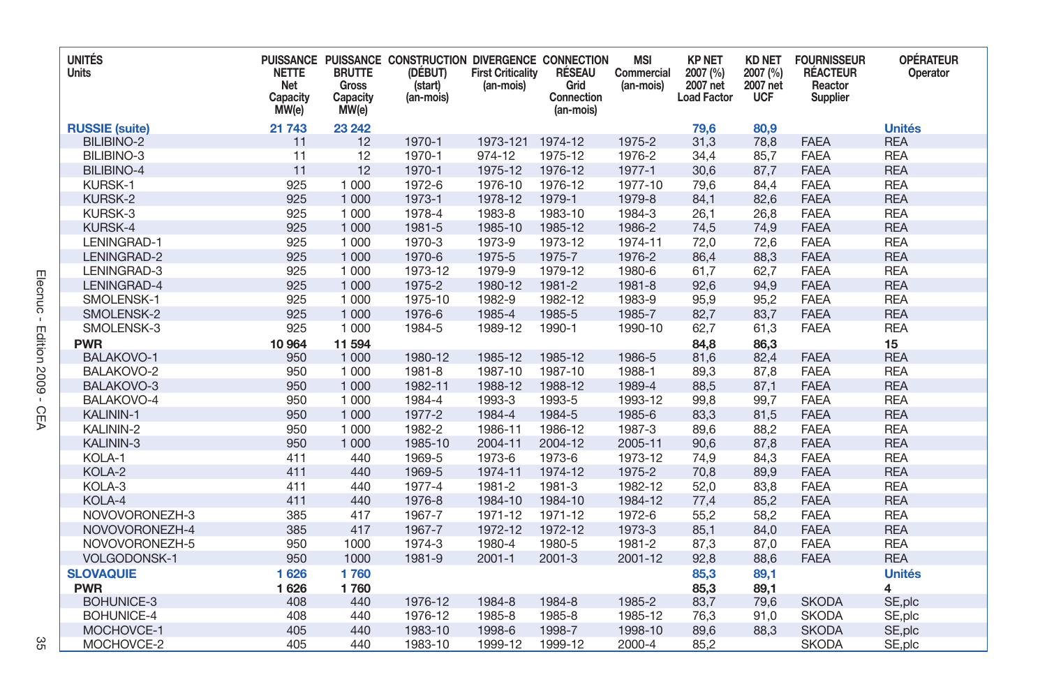| UNITÉS Units | PUISSANCE NETTE Net Capacity MW(e) | PUISSANCE BRUTTE Gross Capacity MW(e) | CONSTRUCTION (DÉBUT) (start) (an-mois) | DIVERGENCE First Criticality (an-mois) | CONNECTION RÉSEAU Grid Connection (an-mois) | MSI Commercial (an-mois) | KP NET 2007 (%) 2007 net Load Factor | KD NET 2007 (%) 2007 net UCF | FOURNISSEUR RÉACTEUR Reactor Supplier | OPÉRATEUR Operator |
|---|---|---|---|---|---|---|---|---|---|---|
| **RUSSIE (suite)** | **21 743** | **23 242** | | | | | **79,6** | **80,9** | | **Unités** |
| BILIBINO-2 | 11 | 12 | 1970-1 | 1973-121 | 1974-12 | 1975-2 | 31,3 | 78,8 | FAEA | REA |
| BILIBINO-3 | 11 | 12 | 1970-1 | 974-12 | 1975-12 | 1976-2 | 34,4 | 85,7 | FAEA | REA |
| BILIBINO-4 | 11 | 12 | 1970-1 | 1975-12 | 1976-12 | 1977-1 | 30,6 | 87,7 | FAEA | REA |
| KURSK-1 | 925 | 1 000 | 1972-6 | 1976-10 | 1976-12 | 1977-10 | 79,6 | 84,4 | FAEA | REA |
| KURSK-2 | 925 | 1 000 | 1973-1 | 1978-12 | 1979-1 | 1979-8 | 84,1 | 82,6 | FAEA | REA |
| KURSK-3 | 925 | 1 000 | 1978-4 | 1983-8 | 1983-10 | 1984-3 | 26,1 | 26,8 | FAEA | REA |
| KURSK-4 | 925 | 1 000 | 1981-5 | 1985-10 | 1985-12 | 1986-2 | 74,5 | 74,9 | FAEA | REA |
| LENINGRAD-1 | 925 | 1 000 | 1970-3 | 1973-9 | 1973-12 | 1974-11 | 72,0 | 72,6 | FAEA | REA |
| LENINGRAD-2 | 925 | 1 000 | 1970-6 | 1975-5 | 1975-7 | 1976-2 | 86,4 | 88,3 | FAEA | REA |
| LENINGRAD-3 | 925 | 1 000 | 1973-12 | 1979-9 | 1979-12 | 1980-6 | 61,7 | 62,7 | FAEA | REA |
| LENINGRAD-4 | 925 | 1 000 | 1975-2 | 1980-12 | 1981-2 | 1981-8 | 92,6 | 94,9 | FAEA | REA |
| SMOLENSK-1 | 925 | 1 000 | 1975-10 | 1982-9 | 1982-12 | 1983-9 | 95,9 | 95,2 | FAEA | REA |
| SMOLENSK-2 | 925 | 1 000 | 1976-6 | 1985-4 | 1985-5 | 1985-7 | 82,7 | 83,7 | FAEA | REA |
| SMOLENSK-3 | 925 | 1 000 | 1984-5 | 1989-12 | 1990-1 | 1990-10 | 62,7 | 61,3 | FAEA | REA |
| **PWR** | **10 964** | **11 594** | | | | | **84,8** | **86,3** | | **15** |
| BALAKOVO-1 | 950 | 1 000 | 1980-12 | 1985-12 | 1985-12 | 1986-5 | 81,6 | 82,4 | FAEA | REA |
| BALAKOVO-2 | 950 | 1 000 | 1981-8 | 1987-10 | 1987-10 | 1988-1 | 89,3 | 87,8 | FAEA | REA |
| BALAKOVO-3 | 950 | 1 000 | 1982-11 | 1988-12 | 1988-12 | 1989-4 | 88,5 | 87,1 | FAEA | REA |
| BALAKOVO-4 | 950 | 1 000 | 1984-4 | 1993-3 | 1993-5 | 1993-12 | 99,8 | 99,7 | FAEA | REA |
| KALININ-1 | 950 | 1 000 | 1977-2 | 1984-4 | 1984-5 | 1985-6 | 83,3 | 81,5 | FAEA | REA |
| KALININ-2 | 950 | 1 000 | 1982-2 | 1986-11 | 1986-12 | 1987-3 | 89,6 | 88,2 | FAEA | REA |
| KALININ-3 | 950 | 1 000 | 1985-10 | 2004-11 | 2004-12 | 2005-11 | 90,6 | 87,8 | FAEA | REA |
| KOLA-1 | 411 | 440 | 1969-5 | 1973-6 | 1973-6 | 1973-12 | 74,9 | 84,3 | FAEA | REA |
| KOLA-2 | 411 | 440 | 1969-5 | 1974-11 | 1974-12 | 1975-2 | 70,8 | 89,9 | FAEA | REA |
| KOLA-3 | 411 | 440 | 1977-4 | 1981-2 | 1981-3 | 1982-12 | 52,0 | 83,8 | FAEA | REA |
| KOLA-4 | 411 | 440 | 1976-8 | 1984-10 | 1984-10 | 1984-12 | 77,4 | 85,2 | FAEA | REA |
| NOVOVORONEZH-3 | 385 | 417 | 1967-7 | 1971-12 | 1971-12 | 1972-6 | 55,2 | 58,2 | FAEA | REA |
| NOVOVORONEZH-4 | 385 | 417 | 1967-7 | 1972-12 | 1972-12 | 1973-3 | 85,1 | 84,0 | FAEA | REA |
| NOVOVORONEZH-5 | 950 | 1000 | 1974-3 | 1980-4 | 1980-5 | 1981-2 | 87,3 | 87,0 | FAEA | REA |
| VOLGODONSK-1 | 950 | 1000 | 1981-9 | 2001-1 | 2001-3 | 2001-12 | 92,8 | 88,6 | FAEA | REA |
| **SLOVAQUIE** | **1 626** | **1 760** | | | | | **85,3** | **89,1** | | **Unités** |
| **PWR** | **1 626** | **1 760** | | | | | **85,3** | **89,1** | | **4** |
| BOHUNICE-3 | 408 | 440 | 1976-12 | 1984-8 | 1984-8 | 1985-2 | 83,7 | 79,6 | SKODA | SE,plc |
| BOHUNICE-4 | 408 | 440 | 1976-12 | 1985-8 | 1985-8 | 1985-12 | 76,3 | 91,0 | SKODA | SE,plc |
| MOCHOVCE-1 | 405 | 440 | 1983-10 | 1998-6 | 1998-7 | 1998-10 | 89,6 | 88,3 | SKODA | SE,plc |
| MOCHOVCE-2 | 405 | 440 | 1983-10 | 1999-12 | 1999-12 | 2000-4 | 85,2 | | SKODA | SE,plc |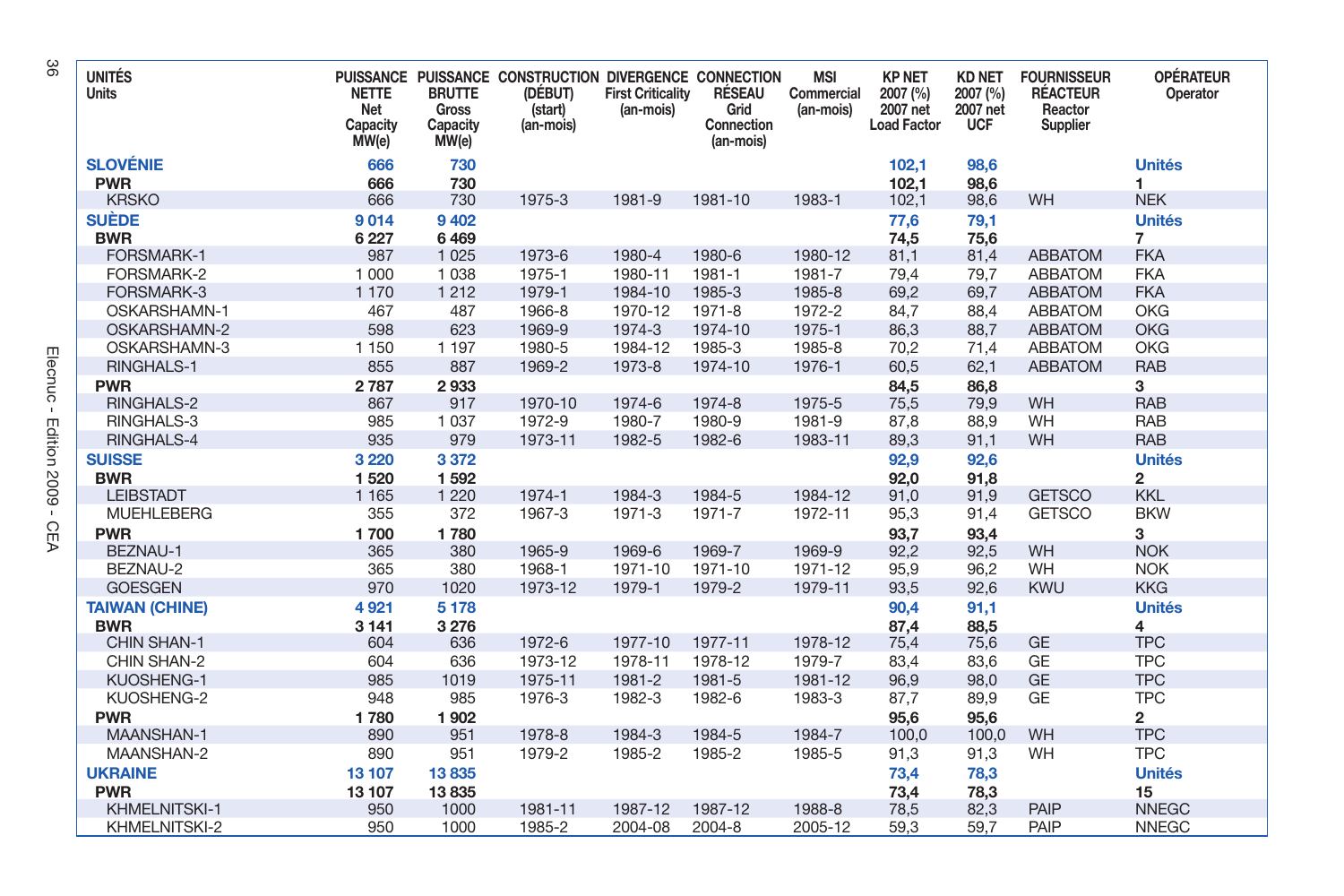| UNITÉS Units | PUISSANCE NETTE Net Capacity MW(e) | PUISSANCE BRUTTE Gross Capacity MW(e) | CONSTRUCTION (DÉBUT) (start) (an-mois) | DIVERGENCE First Criticality (an-mois) | CONNECTION RÉSEAU Grid Connection (an-mois) | MSI Commercial (an-mois) | KP NET 2007 (%) 2007 net Load Factor | KD NET 2007 (%) 2007 net UCF | FOURNISSEUR RÉACTEUR Reactor Supplier | OPÉRATEUR Operator |
|---|---|---|---|---|---|---|---|---|---|---|
| **SLOVÉNIE** | **666** | **730** | | | | | **102,1** | **98,6** | | **Unités** |
| **PWR** | **666** | **730** | | | | | **102,1** | **98,6** | | **1** |
| KRSKO | 666 | 730 | 1975-3 | 1981-9 | 1981-10 | 1983-1 | 102,1 | 98,6 | WH | NEK |
| **SUÈDE** | **9 014** | **9 402** | | | | | **77,6** | **79,1** | | **Unités** |
| **BWR** | **6 227** | **6 469** | | | | | **74,5** | **75,6** | | **7** |
| FORSMARK-1 | 987 | 1 025 | 1973-6 | 1980-4 | 1980-6 | 1980-12 | 81,1 | 81,4 | ABBATOM | FKA |
| FORSMARK-2 | 1 000 | 1 038 | 1975-1 | 1980-11 | 1981-1 | 1981-7 | 79,4 | 79,7 | ABBATOM | FKA |
| FORSMARK-3 | 1 170 | 1 212 | 1979-1 | 1984-10 | 1985-3 | 1985-8 | 69,2 | 69,7 | ABBATOM | FKA |
| OSKARSHAMN-1 | 467 | 487 | 1966-8 | 1970-12 | 1971-8 | 1972-2 | 84,7 | 88,4 | ABBATOM | OKG |
| OSKARSHAMN-2 | 598 | 623 | 1969-9 | 1974-3 | 1974-10 | 1975-1 | 86,3 | 88,7 | ABBATOM | OKG |
| OSKARSHAMN-3 | 1 150 | 1 197 | 1980-5 | 1984-12 | 1985-3 | 1985-8 | 70,2 | 71,4 | ABBATOM | OKG |
| RINGHALS-1 | 855 | 887 | 1969-2 | 1973-8 | 1974-10 | 1976-1 | 60,5 | 62,1 | ABBATOM | RAB |
| **PWR** | **2 787** | **2 933** | | | | | **84,5** | **86,8** | | **3** |
| RINGHALS-2 | 867 | 917 | 1970-10 | 1974-6 | 1974-8 | 1975-5 | 75,5 | 79,9 | WH | RAB |
| RINGHALS-3 | 985 | 1 037 | 1972-9 | 1980-7 | 1980-9 | 1981-9 | 87,8 | 88,9 | WH | RAB |
| RINGHALS-4 | 935 | 979 | 1973-11 | 1982-5 | 1982-6 | 1983-11 | 89,3 | 91,1 | WH | RAB |
| **SUISSE** | **3 220** | **3 372** | | | | | **92,9** | **92,6** | | **Unités** |
| **BWR** | **1 520** | **1 592** | | | | | **92,0** | **91,8** | | **2** |
| LEIBSTADT | 1 165 | 1 220 | 1974-1 | 1984-3 | 1984-5 | 1984-12 | 91,0 | 91,9 | GETSCO | KKL |
| MUEHLEBERG | 355 | 372 | 1967-3 | 1971-3 | 1971-7 | 1972-11 | 95,3 | 91,4 | GETSCO | BKW |
| **PWR** | **1 700** | **1 780** | | | | | **93,7** | **93,4** | | **3** |
| BEZNAU-1 | 365 | 380 | 1965-9 | 1969-6 | 1969-7 | 1969-9 | 92,2 | 92,5 | WH | NOK |
| BEZNAU-2 | 365 | 380 | 1968-1 | 1971-10 | 1971-10 | 1971-12 | 95,9 | 96,2 | WH | NOK |
| GOESGEN | 970 | 1020 | 1973-12 | 1979-1 | 1979-2 | 1979-11 | 93,5 | 92,6 | KWU | KKG |
| **TAIWAN (CHINE)** | **4 921** | **5 178** | | | | | **90,4** | **91,1** | | **Unités** |
| **BWR** | **3 141** | **3 276** | | | | | **87,4** | **88,5** | | **4** |
| CHIN SHAN-1 | 604 | 636 | 1972-6 | 1977-10 | 1977-11 | 1978-12 | 75,4 | 75,6 | GE | TPC |
| CHIN SHAN-2 | 604 | 636 | 1973-12 | 1978-11 | 1978-12 | 1979-7 | 83,4 | 83,6 | GE | TPC |
| KUOSHENG-1 | 985 | 1019 | 1975-11 | 1981-2 | 1981-5 | 1981-12 | 96,9 | 98,0 | GE | TPC |
| KUOSHENG-2 | 948 | 985 | 1976-3 | 1982-3 | 1982-6 | 1983-3 | 87,7 | 89,9 | GE | TPC |
| **PWR** | **1 780** | **1 902** | | | | | **95,6** | **95,6** | | **2** |
| MAANSHAN-1 | 890 | 951 | 1978-8 | 1984-3 | 1984-5 | 1984-7 | 100,0 | 100,0 | WH | TPC |
| MAANSHAN-2 | 890 | 951 | 1979-2 | 1985-2 | 1985-2 | 1985-5 | 91,3 | 91,3 | WH | TPC |
| **UKRAINE** | **13 107** | **13 835** | | | | | **73,4** | **78,3** | | **Unités** |
| **PWR** | **13 107** | **13 835** | | | | | **73,4** | **78,3** | | **15** |
| KHMELNITSKI-1 | 950 | 1000 | 1981-11 | 1987-12 | 1987-12 | 1988-8 | 78,5 | 82,3 | PAIP | NNEGC |
| KHMELNITSKI-2 | 950 | 1000 | 1985-2 | 2004-08 | 2004-8 | 2005-12 | 59,3 | 59,7 | PAIP | NNEGC |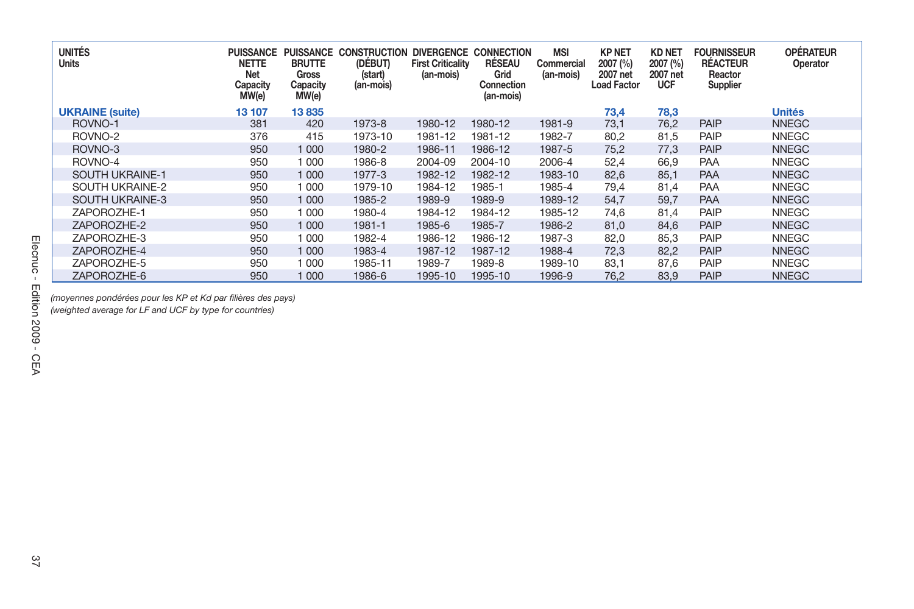| UNITÉS Units | PUISSANCE NETTE Net Capacity MW(e) | PUISSANCE BRUTTE Gross Capacity MW(e) | CONSTRUCTION (DÉBUT) (start) (an-mois) | DIVERGENCE First Criticality (an-mois) | CONNECTION RÉSEAU Grid Connection (an-mois) | MSI Commercial (an-mois) | KP NET 2007 (%) 2007 net Load Factor | KD NET 2007 (%) 2007 net UCF | FOURNISSEUR RÉACTEUR Reactor Supplier | OPÉRATEUR Operator |
|---|---|---|---|---|---|---|---|---|---|---|
| **UKRAINE (suite)** | **13 107** | **13 835** | | | | | **73,4** | **78,3** | | **Unités** |
| ROVNO-1 | 381 | 420 | 1973-8 | 1980-12 | 1980-12 | 1981-9 | 73,1 | 76,2 | PAIP | NNEGC |
| ROVNO-2 | 376 | 415 | 1973-10 | 1981-12 | 1981-12 | 1982-7 | 80,2 | 81,5 | PAIP | NNEGC |
| ROVNO-3 | 950 | 1 000 | 1980-2 | 1986-11 | 1986-12 | 1987-5 | 75,2 | 77,3 | PAIP | NNEGC |
| ROVNO-4 | 950 | 1 000 | 1986-8 | 2004-09 | 2004-10 | 2006-4 | 52,4 | 66,9 | PAA | NNEGC |
| SOUTH UKRAINE-1 | 950 | 1 000 | 1977-3 | 1982-12 | 1982-12 | 1983-10 | 82,6 | 85,1 | PAA | NNEGC |
| SOUTH UKRAINE-2 | 950 | 1 000 | 1979-10 | 1984-12 | 1985-1 | 1985-4 | 79,4 | 81,4 | PAA | NNEGC |
| SOUTH UKRAINE-3 | 950 | 1 000 | 1985-2 | 1989-9 | 1989-9 | 1989-12 | 54,7 | 59,7 | PAA | NNEGC |
| ZAPOROZHE-1 | 950 | 1 000 | 1980-4 | 1984-12 | 1984-12 | 1985-12 | 74,6 | 81,4 | PAIP | NNEGC |
| ZAPOROZHE-2 | 950 | 1 000 | 1981-1 | 1985-6 | 1985-7 | 1986-2 | 81,0 | 84,6 | PAIP | NNEGC |
| ZAPOROZHE-3 | 950 | 1 000 | 1982-4 | 1986-12 | 1986-12 | 1987-3 | 82,0 | 85,3 | PAIP | NNEGC |
| ZAPOROZHE-4 | 950 | 1 000 | 1983-4 | 1987-12 | 1987-12 | 1988-4 | 72,3 | 82,2 | PAIP | NNEGC |
| ZAPOROZHE-5 | 950 | 1 000 | 1985-11 | 1989-7 | 1989-8 | 1989-10 | 83,1 | 87,6 | PAIP | NNEGC |
| ZAPOROZHE-6 | 950 | 1 000 | 1986-6 | 1995-10 | 1995-10 | 1996-9 | 76,2 | 83,9 | PAIP | NNEGC |

*(moyennes pondérées pour les KP et Kd par filières des pays)*
*(weighted average for LF and UCF by type for countries)*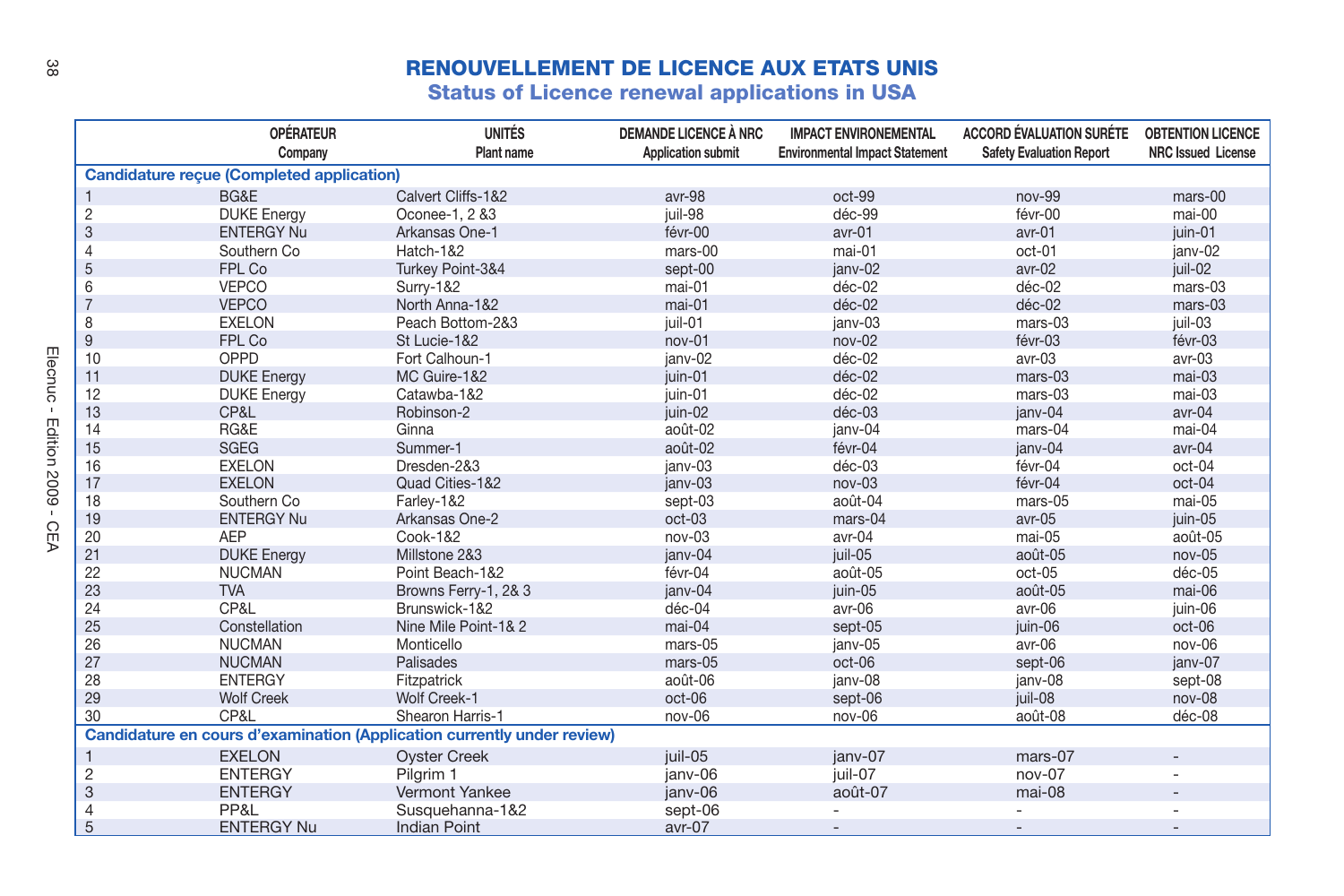# RENOUVELLEMENT DE LICENCE AUX ETATS UNIS

## Status of Licence renewal applications in USA

| | OPÉRATEUR Company | UNITÉS Plant name | DEMANDE LICENCE À NRC Application submit | IMPACT ENVIRONEMENTAL Environmental Impact Statement | ACCORD ÉVALUATION SURÉTE Safety Evaluation Report | OBTENTION LICENCE NRC Issued License |
|---|---|---|---|---|---|---|
| **Candidature reçue (Completed application)** | | | | | | |
| 1 | BG&E | Calvert Cliffs-1&2 | avr-98 | oct-99 | nov-99 | mars-00 |
| 2 | DUKE Energy | Oconee-1, 2 &3 | juil-98 | déc-99 | févr-00 | mai-00 |
| 3 | ENTERGY Nu | Arkansas One-1 | févr-00 | avr-01 | avr-01 | juin-01 |
| 4 | Southern Co | Hatch-1&2 | mars-00 | mai-01 | oct-01 | janv-02 |
| 5 | FPL Co | Turkey Point-3&4 | sept-00 | janv-02 | avr-02 | juil-02 |
| 6 | VEPCO | Surry-1&2 | mai-01 | déc-02 | déc-02 | mars-03 |
| 7 | VEPCO | North Anna-1&2 | mai-01 | déc-02 | déc-02 | mars-03 |
| 8 | EXELON | Peach Bottom-2&3 | juil-01 | janv-03 | mars-03 | juil-03 |
| 9 | FPL Co | St Lucie-1&2 | nov-01 | nov-02 | févr-03 | févr-03 |
| 10 | OPPD | Fort Calhoun-1 | janv-02 | déc-02 | avr-03 | avr-03 |
| 11 | DUKE Energy | MC Guire-1&2 | juin-01 | déc-02 | mars-03 | mai-03 |
| 12 | DUKE Energy | Catawba-1&2 | juin-01 | déc-02 | mars-03 | mai-03 |
| 13 | CP&L | Robinson-2 | juin-02 | déc-03 | janv-04 | avr-04 |
| 14 | RG&E | Ginna | août-02 | janv-04 | mars-04 | mai-04 |
| 15 | SGEG | Summer-1 | août-02 | févr-04 | janv-04 | avr-04 |
| 16 | EXELON | Dresden-2&3 | janv-03 | déc-03 | févr-04 | oct-04 |
| 17 | EXELON | Quad Cities-1&2 | janv-03 | nov-03 | févr-04 | oct-04 |
| 18 | Southern Co | Farley-1&2 | sept-03 | août-04 | mars-05 | mai-05 |
| 19 | ENTERGY Nu | Arkansas One-2 | oct-03 | mars-04 | avr-05 | juin-05 |
| 20 | AEP | Cook-1&2 | nov-03 | avr-04 | mai-05 | août-05 |
| 21 | DUKE Energy | Millstone 2&3 | janv-04 | juil-05 | août-05 | nov-05 |
| 22 | NUCMAN | Point Beach-1&2 | févr-04 | août-05 | oct-05 | déc-05 |
| 23 | TVA | Browns Ferry-1, 2& 3 | janv-04 | juin-05 | août-05 | mai-06 |
| 24 | CP&L | Brunswick-1&2 | déc-04 | avr-06 | avr-06 | juin-06 |
| 25 | Constellation | Nine Mile Point-1& 2 | mai-04 | sept-05 | juin-06 | oct-06 |
| 26 | NUCMAN | Monticello | mars-05 | janv-05 | avr-06 | nov-06 |
| 27 | NUCMAN | Palisades | mars-05 | oct-06 | sept-06 | janv-07 |
| 28 | ENTERGY | Fitzpatrick | août-06 | janv-08 | janv-08 | sept-08 |
| 29 | Wolf Creek | Wolf Creek-1 | oct-06 | sept-06 | juil-08 | nov-08 |
| 30 | CP&L | Shearon Harris-1 | nov-06 | nov-06 | août-08 | déc-08 |
| **Candidature en cours d'examination (Application currently under review)** | | | | | | |
| 1 | EXELON | Oyster Creek | juil-05 | janv-07 | mars-07 | - |
| 2 | ENTERGY | Pilgrim 1 | janv-06 | juil-07 | nov-07 | - |
| 3 | ENTERGY | Vermont Yankee | janv-06 | août-07 | mai-08 | - |
| 4 | PP&L | Susquehanna-1&2 | sept-06 | - | - | - |
| 5 | ENTERGY Nu | Indian Point | avr-07 | - | - | - |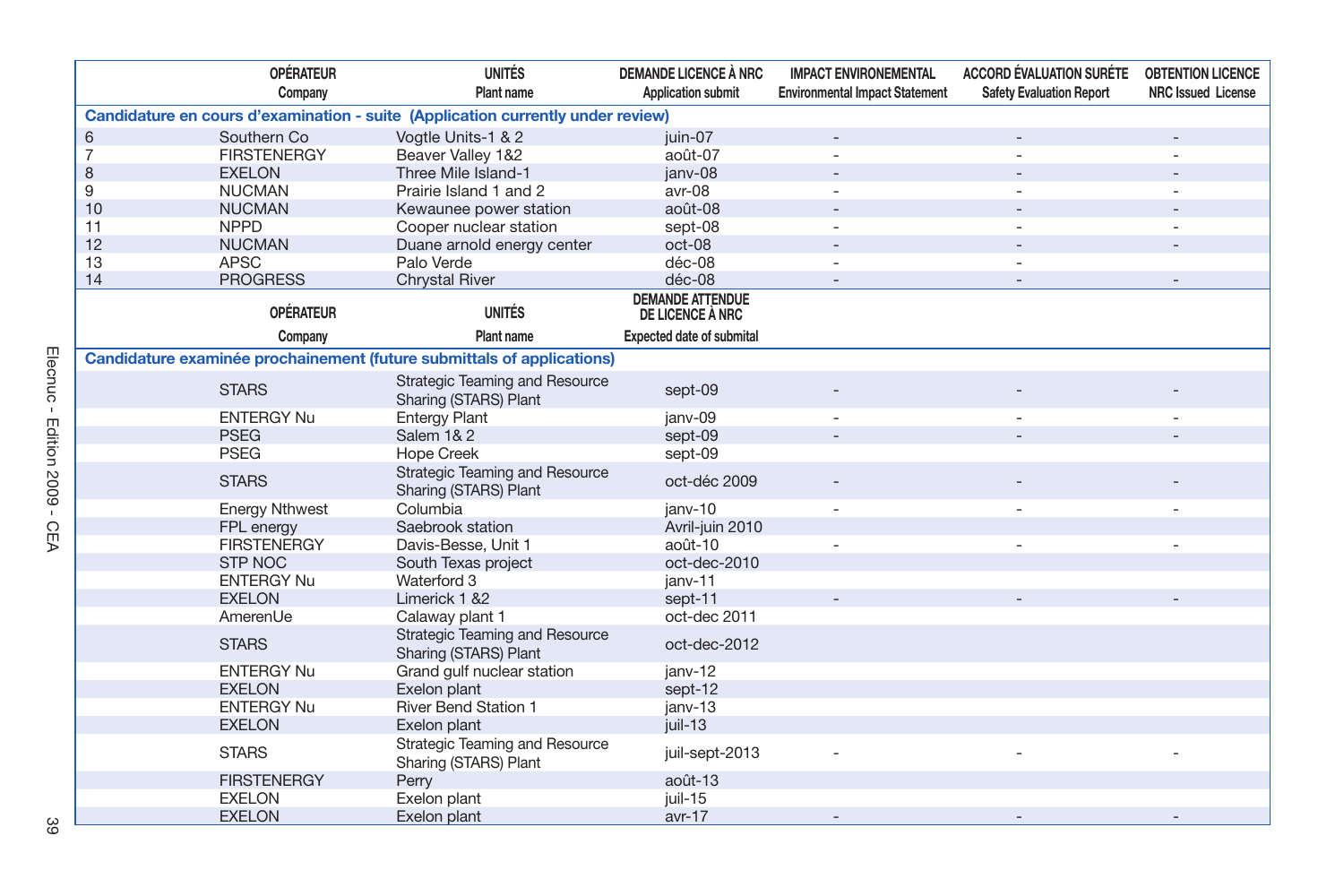| | OPÉRATEUR Company | UNITÉS Plant name | DEMANDE LICENCE À NRC Application submit | IMPACT ENVIRONEMENTAL Environmental Impact Statement | ACCORD ÉVALUATION SURÉTE Safety Evaluation Report | OBTENTION LICENCE NRC Issued License |
|---|---|---|---|---|---|---|
| **Candidature en cours d'examination - suite (Application currently under review)** | | | | | | |
| 6 | Southern Co | Vogtle Units-1 & 2 | juin-07 | - | - | - |
| 7 | FIRSTENERGY | Beaver Valley 1&2 | août-07 | - | - | - |
| 8 | EXELON | Three Mile Island-1 | janv-08 | - | - | - |
| 9 | NUCMAN | Prairie Island 1 and 2 | avr-08 | - | - | - |
| 10 | NUCMAN | Kewaunee power station | août-08 | - | - | - |
| 11 | NPPD | Cooper nuclear station | sept-08 | - | - | - |
| 12 | NUCMAN | Duane arnold energy center | oct-08 | - | - | - |
| 13 | APSC | Palo Verde | déc-08 | - | - | |
| 14 | PROGRESS | Chrystal River | déc-08 | - | - | - |
| | **OPÉRATEUR Company** | **UNITÉS Plant name** | **DEMANDE ATTENDUE DE LICENCE À NRC Expected date of submital** | | | |
| **Candidature examinée prochainement (future submittals of applications)** | | | | | | |
| | STARS | Strategic Teaming and Resource Sharing (STARS) Plant | sept-09 | - | - | - |
| | ENTERGY Nu | Entergy Plant | janv-09 | - | - | - |
| | PSEG | Salem 1& 2 | sept-09 | - | - | - |
| | PSEG | Hope Creek | sept-09 | | | |
| | STARS | Strategic Teaming and Resource Sharing (STARS) Plant | oct-déc 2009 | - | - | - |
| | Energy Nthwest | Columbia | janv-10 | - | - | - |
| | FPL energy | Saebrook station | Avril-juin 2010 | | | |
| | FIRSTENERGY | Davis-Besse, Unit 1 | août-10 | - | - | - |
| | STP NOC | South Texas project | oct-dec-2010 | | | |
| | ENTERGY Nu | Waterford 3 | janv-11 | | | |
| | EXELON | Limerick 1 &2 | sept-11 | - | - | - |
| | AmerenUe | Calaway plant 1 | oct-dec 2011 | | | |
| | STARS | Strategic Teaming and Resource Sharing (STARS) Plant | oct-dec-2012 | | | |
| | ENTERGY Nu | Grand gulf nuclear station | janv-12 | | | |
| | EXELON | Exelon plant | sept-12 | | | |
| | ENTERGY Nu | River Bend Station 1 | janv-13 | | | |
| | EXELON | Exelon plant | juil-13 | | | |
| | STARS | Strategic Teaming and Resource Sharing (STARS) Plant | juil-sept-2013 | - | - | - |
| | FIRSTENERGY | Perry | août-13 | | | |
| | EXELON | Exelon plant | juil-15 | | | |
| | EXELON | Exelon plant | avr-17 | - | - | - |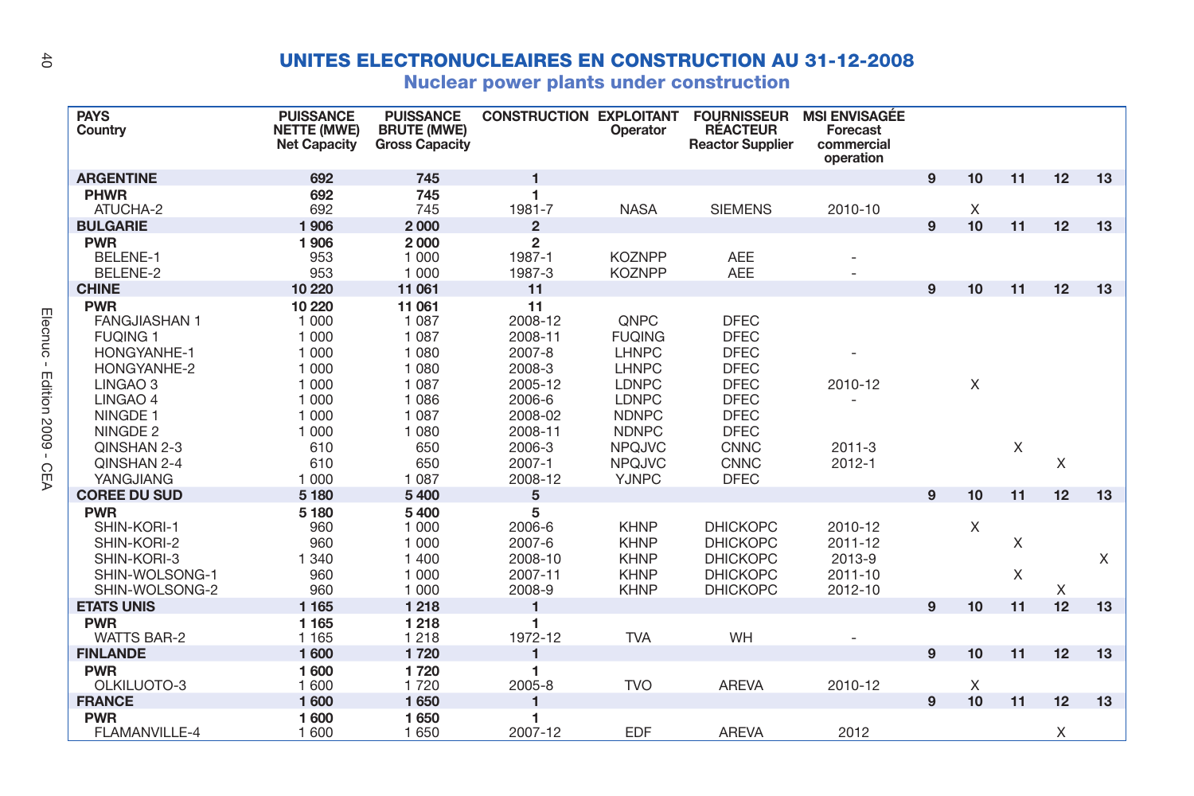# UNITES ELECTRONUCLEAIRES EN CONSTRUCTION AU 31-12-2008

## Nuclear power plants under construction

| PAYS Country | PUISSANCE NETTE (MWE) Net Capacity | PUISSANCE BRUTE (MWE) Gross Capacity | CONSTRUCTION | EXPLOITANT Operator | FOURNISSEUR RÉACTEUR Reactor Supplier | MSI ENVISAGÉE Forecast commercial operation | 9 | 10 | 11 | 12 | 13 |
|---|---|---|---|---|---|---|---|---|---|---|---|
| **ARGENTINE** | **692** | **745** | **1** | | | | **9** | **10** | **11** | **12** | **13** |
| **PHWR** | **692** | **745** | **1** | | | | | | | | |
| ATUCHA-2 | 692 | 745 | 1981-7 | NASA | SIEMENS | 2010-10 | | X | | | |
| **BULGARIE** | **1 906** | **2 000** | **2** | | | | **9** | **10** | **11** | **12** | **13** |
| **PWR** | **1 906** | **2 000** | **2** | | | | | | | | |
| BELENE-1 | 953 | 1 000 | 1987-1 | KOZNPP | AEE | - | | | | | |
| BELENE-2 | 953 | 1 000 | 1987-3 | KOZNPP | AEE | - | | | | | |
| **CHINE** | **10 220** | **11 061** | **11** | | | | **9** | **10** | **11** | **12** | **13** |
| **PWR** | **10 220** | **11 061** | **11** | | | | | | | | |
| FANGJIASHAN 1 | 1 000 | 1 087 | 2008-12 | QNPC | DFEC | | | | | | |
| FUQING 1 | 1 000 | 1 087 | 2008-11 | FUQING | DFEC | | | | | | |
| HONGYANHE-1 | 1 000 | 1 080 | 2007-8 | LHNPC | DFEC | - | | | | | |
| HONGYANHE-2 | 1 000 | 1 080 | 2008-3 | LHNPC | DFEC | | | | | | |
| LINGAO 3 | 1 000 | 1 087 | 2005-12 | LDNPC | DFEC | 2010-12 | | X | | | |
| LINGAO 4 | 1 000 | 1 086 | 2006-6 | LDNPC | DFEC | - | | | | | |
| NINGDE 1 | 1 000 | 1 087 | 2008-02 | NDNPC | DFEC | | | | | | |
| NINGDE 2 | 1 000 | 1 080 | 2008-11 | NDNPC | DFEC | | | | | | |
| QINSHAN 2-3 | 610 | 650 | 2006-3 | NPQJVC | CNNC | 2011-3 | | | X | | |
| QINSHAN 2-4 | 610 | 650 | 2007-1 | NPQJVC | CNNC | 2012-1 | | | | X | |
| YANGJIANG | 1 000 | 1 087 | 2008-12 | YJNPC | DFEC | | | | | | |
| **COREE DU SUD** | **5 180** | **5 400** | **5** | | | | **9** | **10** | **11** | **12** | **13** |
| **PWR** | **5 180** | **5 400** | **5** | | | | | | | | |
| SHIN-KORI-1 | 960 | 1 000 | 2006-6 | KHNP | DHICKOPC | 2010-12 | | X | | | |
| SHIN-KORI-2 | 960 | 1 000 | 2007-6 | KHNP | DHICKOPC | 2011-12 | | | X | | |
| SHIN-KORI-3 | 1 340 | 1 400 | 2008-10 | KHNP | DHICKOPC | 2013-9 | | | | | X |
| SHIN-WOLSONG-1 | 960 | 1 000 | 2007-11 | KHNP | DHICKOPC | 2011-10 | | | X | | |
| SHIN-WOLSONG-2 | 960 | 1 000 | 2008-9 | KHNP | DHICKOPC | 2012-10 | | | | X | |
| **ETATS UNIS** | **1 165** | **1 218** | **1** | | | | **9** | **10** | **11** | **12** | **13** |
| **PWR** | **1 165** | **1 218** | **1** | | | | | | | | |
| WATTS BAR-2 | 1 165 | 1 218 | 1972-12 | TVA | WH | - | | | | | |
| **FINLANDE** | **1 600** | **1 720** | **1** | | | | **9** | **10** | **11** | **12** | **13** |
| **PWR** | **1 600** | **1 720** | **1** | | | | | | | | |
| OLKILUOTO-3 | 1 600 | 1 720 | 2005-8 | TVO | AREVA | 2010-12 | | X | | | |
| **FRANCE** | **1 600** | **1 650** | **1** | | | | **9** | **10** | **11** | **12** | **13** |
| **PWR** | **1 600** | **1 650** | **1** | | | | | | | | |
| FLAMANVILLE-4 | 1 600 | 1 650 | 2007-12 | EDF | AREVA | 2012 | | | | X | |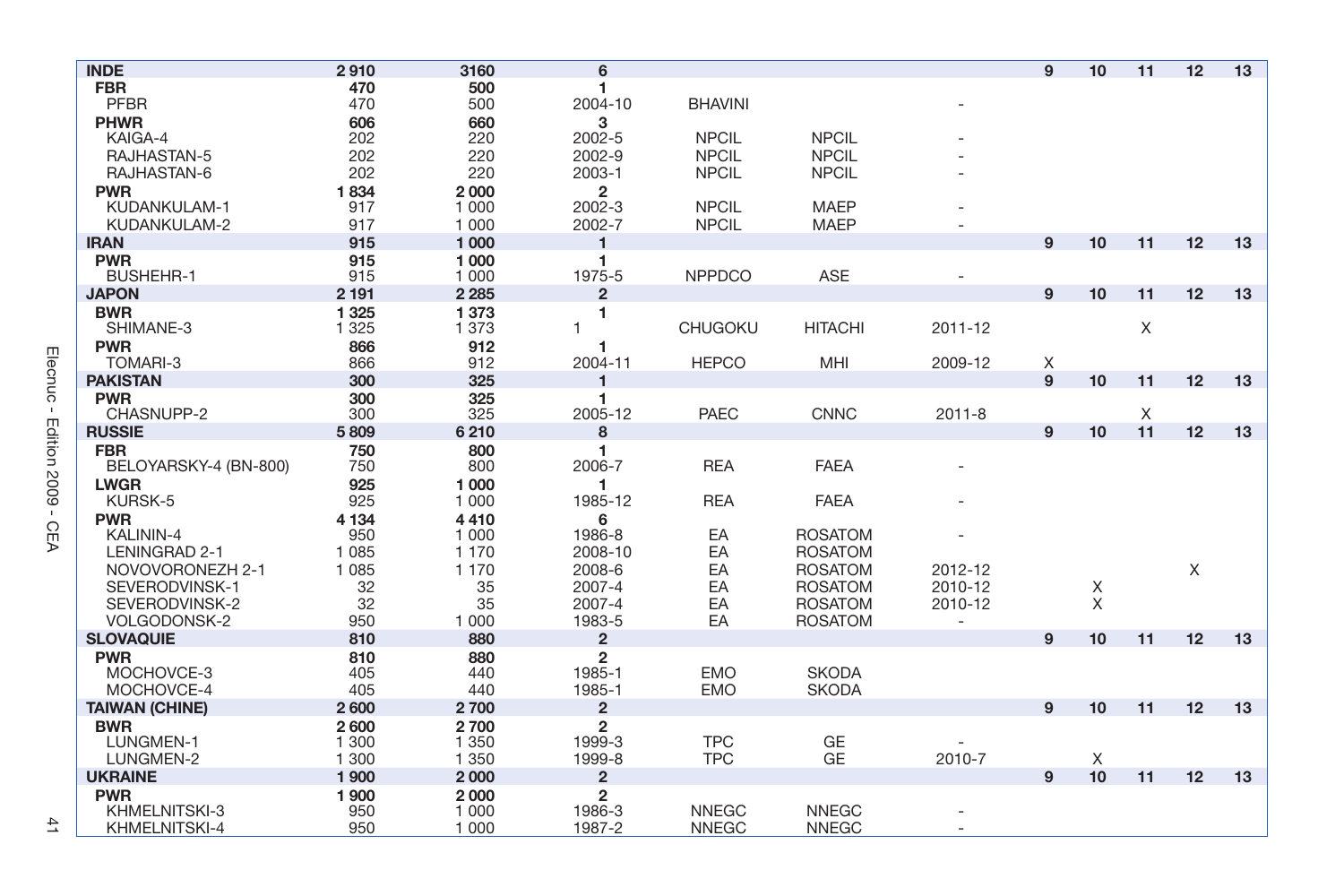| INDE | 2 910 | 3160 | 6 | | | | 9 | 10 | 11 | 12 | 13 |
|---|---|---|---|---|---|---|---|---|---|---|---|
| **FBR** | **470** | **500** | **1** | | | | | | | | |
| PFBR | 470 | 500 | 2004-10 | BHAVINI | | - | | | | | |
| **PHWR** | **606** | **660** | **3** | | | | | | | | |
| KAIGA-4 | 202 | 220 | 2002-5 | NPCIL | NPCIL | - | | | | | |
| RAJHASTAN-5 | 202 | 220 | 2002-9 | NPCIL | NPCIL | - | | | | | |
| RAJHASTAN-6 | 202 | 220 | 2003-1 | NPCIL | NPCIL | - | | | | | |
| **PWR** | **1 834** | **2 000** | **2** | | | | | | | | |
| KUDANKULAM-1 | 917 | 1 000 | 2002-3 | NPCIL | MAEP | - | | | | | |
| KUDANKULAM-2 | 917 | 1 000 | 2002-7 | NPCIL | MAEP | - | | | | | |
| **IRAN** | **915** | **1 000** | **1** | | | | **9** | **10** | **11** | **12** | **13** |
| **PWR** | **915** | **1 000** | **1** | | | | | | | | |
| BUSHEHR-1 | 915 | 1 000 | 1975-5 | NPPDCO | ASE | - | | | | | |
| **JAPON** | **2 191** | **2 285** | **2** | | | | **9** | **10** | **11** | **12** | **13** |
| **BWR** | **1 325** | **1 373** | **1** | | | | | | | | |
| SHIMANE-3 | 1 325 | 1 373 | 1 | CHUGOKU | HITACHI | 2011-12 | | | X | | |
| **PWR** | **866** | **912** | **1** | | | | | | | | |
| TOMARI-3 | 866 | 912 | 2004-11 | HEPCO | MHI | 2009-12 | X | | | | |
| **PAKISTAN** | **300** | **325** | **1** | | | | **9** | **10** | **11** | **12** | **13** |
| **PWR** | **300** | **325** | **1** | | | | | | | | |
| CHASNUPP-2 | 300 | 325 | 2005-12 | PAEC | CNNC | 2011-8 | | | X | | |
| **RUSSIE** | **5 809** | **6 210** | **8** | | | | **9** | **10** | **11** | **12** | **13** |
| **FBR** | **750** | **800** | **1** | | | | | | | | |
| BELOYARSKY-4 (BN-800) | 750 | 800 | 2006-7 | REA | FAEA | - | | | | | |
| **LWGR** | **925** | **1 000** | **1** | | | | | | | | |
| KURSK-5 | 925 | 1 000 | 1985-12 | REA | FAEA | - | | | | | |
| **PWR** | **4 134** | **4 410** | **6** | | | | | | | | |
| KALININ-4 | 950 | 1 000 | 1986-8 | EA | ROSATOM | - | | | | | |
| LENINGRAD 2-1 | 1 085 | 1 170 | 2008-10 | EA | ROSATOM | | | | | | |
| NOVOVORONEZH 2-1 | 1 085 | 1 170 | 2008-6 | EA | ROSATOM | 2012-12 | | | | X | |
| SEVERODVINSK-1 | 32 | 35 | 2007-4 | EA | ROSATOM | 2010-12 | | X | | | |
| SEVERODVINSK-2 | 32 | 35 | 2007-4 | EA | ROSATOM | 2010-12 | | X | | | |
| VOLGODONSK-2 | 950 | 1 000 | 1983-5 | EA | ROSATOM | - | | | | | |
| **SLOVAQUIE** | **810** | **880** | **2** | | | | **9** | **10** | **11** | **12** | **13** |
| **PWR** | **810** | **880** | **2** | | | | | | | | |
| MOCHOVCE-3 | 405 | 440 | 1985-1 | EMO | SKODA | | | | | | |
| MOCHOVCE-4 | 405 | 440 | 1985-1 | EMO | SKODA | | | | | | |
| **TAIWAN (CHINE)** | **2 600** | **2 700** | **2** | | | | **9** | **10** | **11** | **12** | **13** |
| **BWR** | **2 600** | **2 700** | **2** | | | | | | | | |
| LUNGMEN-1 | 1 300 | 1 350 | 1999-3 | TPC | GE | - | | | | | |
| LUNGMEN-2 | 1 300 | 1 350 | 1999-8 | TPC | GE | 2010-7 | | X | | | |
| **UKRAINE** | **1 900** | **2 000** | **2** | | | | **9** | **10** | **11** | **12** | **13** |
| **PWR** | **1 900** | **2 000** | **2** | | | | | | | | |
| KHMELNITSKI-3 | 950 | 1 000 | 1986-3 | NNEGC | NNEGC | - | | | | | |
| KHMELNITSKI-4 | 950 | 1 000 | 1987-2 | NNEGC | NNEGC | - | | | | | |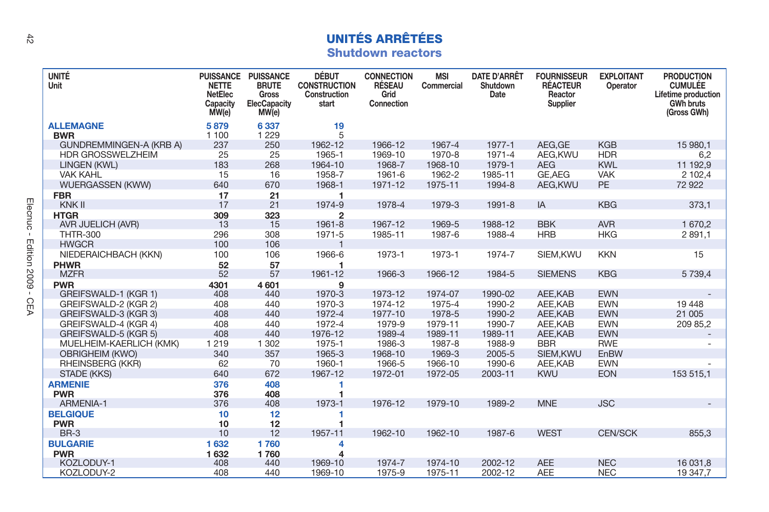# UNITÉS ARRÊTÉES
## Shutdown reactors

| UNITÉ Unit | PUISSANCE NETTE NetElec Capacity MW(e) | PUISSANCE BRUTE Gross ElecCapacity MW(e) | DÉBUT CONSTRUCTION Construction start | CONNECTION RÉSEAU Grid Connection | MSI Commercial | DATE D'ARRÊT Shutdown Date | FOURNISSEUR RÉACTEUR Reactor Supplier | EXPLOITANT Operator | PRODUCTION CUMULÉE Lifetime production GWh bruts (Gross GWh) |
|---|---|---|---|---|---|---|---|---|---|
| **ALLEMAGNE** | **5 879** | **6 337** | **19** | | | | | | |
| **BWR** | 1 100 | 1 229 | 5 | | | | | | |
| GUNDREMMINGEN-A (KRB A) | 237 | 250 | 1962-12 | 1966-12 | 1967-4 | 1977-1 | AEG,GE | KGB | 15 980,1 |
| HDR GROSSWELZHEIM | 25 | 25 | 1965-1 | 1969-10 | 1970-8 | 1971-4 | AEG,KWU | HDR | 6,2 |
| LINGEN (KWL) | 183 | 268 | 1964-10 | 1968-7 | 1968-10 | 1979-1 | AEG | KWL | 11 192,9 |
| VAK KAHL | 15 | 16 | 1958-7 | 1961-6 | 1962-2 | 1985-11 | GE,AEG | VAK | 2 102,4 |
| WUERGASSEN (KWW) | 640 | 670 | 1968-1 | 1971-12 | 1975-11 | 1994-8 | AEG,KWU | PE | 72 922 |
| **FBR** | **17** | **21** | **1** | | | | | | |
| KNK II | 17 | 21 | 1974-9 | 1978-4 | 1979-3 | 1991-8 | IA | KBG | 373,1 |
| **HTGR** | **309** | **323** | **2** | | | | | | |
| AVR JUELICH (AVR) | 13 | 15 | 1961-8 | 1967-12 | 1969-5 | 1988-12 | BBK | AVR | 1 670,2 |
| THTR-300 | 296 | 308 | 1971-5 | 1985-11 | 1987-6 | 1988-4 | HRB | HKG | 2 891,1 |
| **HWGCR** | 100 | 106 | 1 | | | | | | |
| NIEDERAICHBACH (KKN) | 100 | 106 | 1966-6 | 1973-1 | 1973-1 | 1974-7 | SIEM,KWU | KKN | 15 |
| **PHWR** | **52** | **57** | **1** | | | | | | |
| MZFR | 52 | 57 | 1961-12 | 1966-3 | 1966-12 | 1984-5 | SIEMENS | KBG | 5 739,4 |
| **PWR** | **4301** | **4 601** | **9** | | | | | | |
| GREIFSWALD-1 (KGR 1) | 408 | 440 | 1970-3 | 1973-12 | 1974-07 | 1990-02 | AEE,KAB | EWN | - |
| GREIFSWALD-2 (KGR 2) | 408 | 440 | 1970-3 | 1974-12 | 1975-4 | 1990-2 | AEE,KAB | EWN | 19 448 |
| GREIFSWALD-3 (KGR 3) | 408 | 440 | 1972-4 | 1977-10 | 1978-5 | 1990-2 | AEE,KAB | EWN | 21 005 |
| GREIFSWALD-4 (KGR 4) | 408 | 440 | 1972-4 | 1979-9 | 1979-11 | 1990-7 | AEE,KAB | EWN | 209 85,2 |
| GREIFSWALD-5 (KGR 5) | 408 | 440 | 1976-12 | 1989-4 | 1989-11 | 1989-11 | AEE,KAB | EWN | - |
| MUELHEIM-KAERLICH (KMK) | 1 219 | 1 302 | 1975-1 | 1986-3 | 1987-8 | 1988-9 | BBR | RWE | - |
| OBRIGHEIM (KWO) | 340 | 357 | 1965-3 | 1968-10 | 1969-3 | 2005-5 | SIEM,KWU | EnBW | |
| RHEINSBERG (KKR) | 62 | 70 | 1960-1 | 1966-5 | 1966-10 | 1990-6 | AEE,KAB | EWN | - |
| STADE (KKS) | 640 | 672 | 1967-12 | 1972-01 | 1972-05 | 2003-11 | KWU | EON | 153 515,1 |
| **ARMENIE** | **376** | **408** | **1** | | | | | | |
| **PWR** | **376** | **408** | **1** | | | | | | |
| ARMENIA-1 | 376 | 408 | 1973-1 | 1976-12 | 1979-10 | 1989-2 | MNE | JSC | - |
| **BELGIQUE** | **10** | **12** | **1** | | | | | | |
| **PWR** | **10** | **12** | **1** | | | | | | |
| BR-3 | 10 | 12 | 1957-11 | 1962-10 | 1962-10 | 1987-6 | WEST | CEN/SCK | 855,3 |
| **BULGARIE** | **1 632** | **1 760** | **4** | | | | | | |
| **PWR** | **1 632** | **1 760** | **4** | | | | | | |
| KOZLODUY-1 | 408 | 440 | 1969-10 | 1974-7 | 1974-10 | 2002-12 | AEE | NEC | 16 031,8 |
| KOZLODUY-2 | 408 | 440 | 1969-10 | 1975-9 | 1975-11 | 2002-12 | AEE | NEC | 19 347,7 |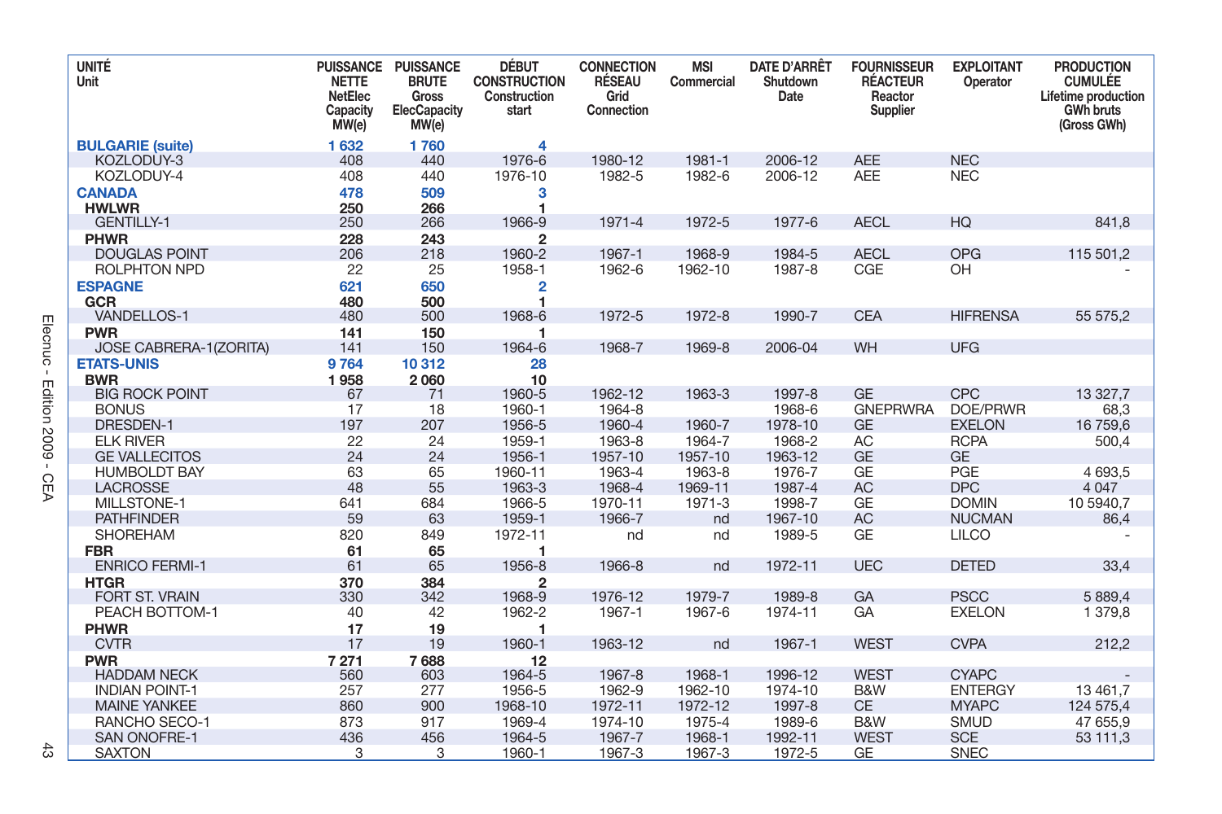| UNITÉ<br>Unit | PUISSANCE NETTE<br>NetElec Capacity MW(e) | PUISSANCE BRUTE<br>Gross ElecCapacity MW(e) | DÉBUT CONSTRUCTION<br>Construction start | CONNECTION RÉSEAU<br>Grid Connection | MSI<br>Commercial | DATE D'ARRÊT<br>Shutdown Date | FOURNISSEUR RÉACTEUR<br>Reactor Supplier | EXPLOITANT<br>Operator | PRODUCTION CUMULÉE<br>Lifetime production GWh bruts (Gross GWh) |
|---|---|---|---|---|---|---|---|---|---|
| **BULGARIE (suite)** | **1 632** | **1 760** | **4** | | | | | | |
| KOZLODUY-3 | 408 | 440 | 1976-6 | 1980-12 | 1981-1 | 2006-12 | AEE | NEC | |
| KOZLODUY-4 | 408 | 440 | 1976-10 | 1982-5 | 1982-6 | 2006-12 | AEE | NEC | |
| **CANADA** | **478** | **509** | **3** | | | | | | |
| **HWLWR** | **250** | **266** | **1** | | | | | | |
| GENTILLY-1 | 250 | 266 | 1966-9 | 1971-4 | 1972-5 | 1977-6 | AECL | HQ | 841,8 |
| **PHWR** | **228** | **243** | **2** | | | | | | |
| DOUGLAS POINT | 206 | 218 | 1960-2 | 1967-1 | 1968-9 | 1984-5 | AECL | OPG | 115 501,2 |
| ROLPHTON NPD | 22 | 25 | 1958-1 | 1962-6 | 1962-10 | 1987-8 | CGE | OH | - |
| **ESPAGNE** | **621** | **650** | **2** | | | | | | |
| **GCR** | **480** | **500** | **1** | | | | | | |
| VANDELLOS-1 | 480 | 500 | 1968-6 | 1972-5 | 1972-8 | 1990-7 | CEA | HIFRENSA | 55 575,2 |
| **PWR** | **141** | **150** | **1** | | | | | | |
| JOSE CABRERA-1(ZORITA) | 141 | 150 | 1964-6 | 1968-7 | 1969-8 | 2006-04 | WH | UFG | |
| **ETATS-UNIS** | **9 764** | **10 312** | **28** | | | | | | |
| **BWR** | **1 958** | **2 060** | **10** | | | | | | |
| BIG ROCK POINT | 67 | 71 | 1960-5 | 1962-12 | 1963-3 | 1997-8 | GE | CPC | 13 327,7 |
| BONUS | 17 | 18 | 1960-1 | 1964-8 | | 1968-6 | GNEPRWRA | DOE/PRWR | 68,3 |
| DRESDEN-1 | 197 | 207 | 1956-5 | 1960-4 | 1960-7 | 1978-10 | GE | EXELON | 16 759,6 |
| ELK RIVER | 22 | 24 | 1959-1 | 1963-8 | 1964-7 | 1968-2 | AC | RCPA | 500,4 |
| GE VALLECITOS | 24 | 24 | 1956-1 | 1957-10 | 1957-10 | 1963-12 | GE | GE | |
| HUMBOLDT BAY | 63 | 65 | 1960-11 | 1963-4 | 1963-8 | 1976-7 | GE | PGE | 4 693,5 |
| LACROSSE | 48 | 55 | 1963-3 | 1968-4 | 1969-11 | 1987-4 | AC | DPC | 4 047 |
| MILLSTONE-1 | 641 | 684 | 1966-5 | 1970-11 | 1971-3 | 1998-7 | GE | DOMIN | 10 5940,7 |
| PATHFINDER | 59 | 63 | 1959-1 | 1966-7 | nd | 1967-10 | AC | NUCMAN | 86,4 |
| SHOREHAM | 820 | 849 | 1972-11 | nd | nd | 1989-5 | GE | LILCO | - |
| **FBR** | **61** | **65** | **1** | | | | | | |
| ENRICO FERMI-1 | 61 | 65 | 1956-8 | 1966-8 | nd | 1972-11 | UEC | DETED | 33,4 |
| **HTGR** | **370** | **384** | **2** | | | | | | |
| FORT ST. VRAIN | 330 | 342 | 1968-9 | 1976-12 | 1979-7 | 1989-8 | GA | PSCC | 5 889,4 |
| PEACH BOTTOM-1 | 40 | 42 | 1962-2 | 1967-1 | 1967-6 | 1974-11 | GA | EXELON | 1 379,8 |
| **PHWR** | **17** | **19** | **1** | | | | | | |
| CVTR | 17 | 19 | 1960-1 | 1963-12 | nd | 1967-1 | WEST | CVPA | 212,2 |
| **PWR** | **7 271** | **7 688** | **12** | | | | | | |
| HADDAM NECK | 560 | 603 | 1964-5 | 1967-8 | 1968-1 | 1996-12 | WEST | CYAPC | - |
| INDIAN POINT-1 | 257 | 277 | 1956-5 | 1962-9 | 1962-10 | 1974-10 | B&W | ENTERGY | 13 461,7 |
| MAINE YANKEE | 860 | 900 | 1968-10 | 1972-11 | 1972-12 | 1997-8 | CE | MYAPC | 124 575,4 |
| RANCHO SECO-1 | 873 | 917 | 1969-4 | 1974-10 | 1975-4 | 1989-6 | B&W | SMUD | 47 655,9 |
| SAN ONOFRE-1 | 436 | 456 | 1964-5 | 1967-7 | 1968-1 | 1992-11 | WEST | SCE | 53 111,3 |
| SAXTON | 3 | 3 | 1960-1 | 1967-3 | 1967-3 | 1972-5 | GE | SNEC | |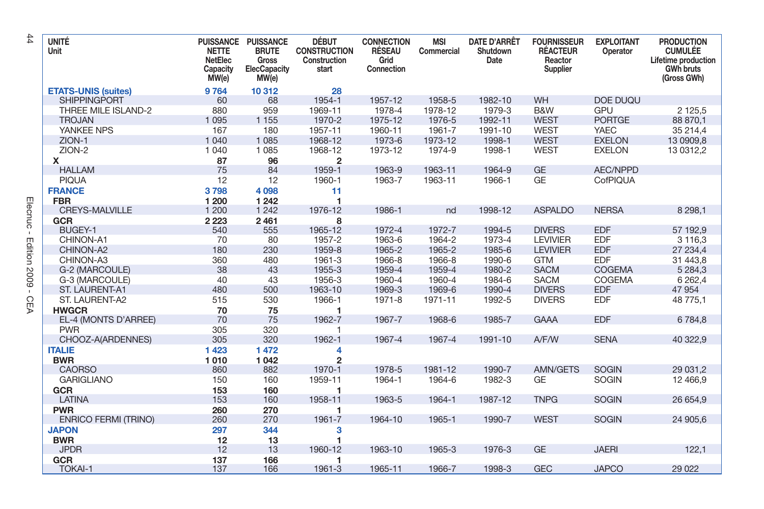| UNITÉ<br>Unit | PUISSANCE NETTE<br>NetElec Capacity MW(e) | PUISSANCE BRUTE<br>Gross ElecCapacity MW(e) | DÉBUT CONSTRUCTION<br>Construction start | CONNECTION RÉSEAU<br>Grid Connection | MSI<br>Commercial | DATE D'ARRÊT<br>Shutdown Date | FOURNISSEUR RÉACTEUR<br>Reactor Supplier | EXPLOITANT<br>Operator | PRODUCTION CUMULÉE<br>Lifetime production GWh bruts (Gross GWh) |
|---|---|---|---|---|---|---|---|---|---|
| **ETATS-UNIS (suites)** | **9 764** | **10 312** | **28** | | | | | | |
| SHIPPINGPORT | 60 | 68 | 1954-1 | 1957-12 | 1958-5 | 1982-10 | WH | DOE DUQU | |
| THREE MILE ISLAND-2 | 880 | 959 | 1969-11 | 1978-4 | 1978-12 | 1979-3 | B&W | GPU | 2 125,5 |
| TROJAN | 1 095 | 1 155 | 1970-2 | 1975-12 | 1976-5 | 1992-11 | WEST | PORTGE | 88 870,1 |
| YANKEE NPS | 167 | 180 | 1957-11 | 1960-11 | 1961-7 | 1991-10 | WEST | YAEC | 35 214,4 |
| ZION-1 | 1 040 | 1 085 | 1968-12 | 1973-6 | 1973-12 | 1998-1 | WEST | EXELON | 13 0909,8 |
| ZION-2 | 1 040 | 1 085 | 1968-12 | 1973-12 | 1974-9 | 1998-1 | WEST | EXELON | 13 0312,2 |
| **X** | **87** | **96** | **2** | | | | | | |
| HALLAM | 75 | 84 | 1959-1 | 1963-9 | 1963-11 | 1964-9 | GE | AEC/NPPD | |
| PIQUA | 12 | 12 | 1960-1 | 1963-7 | 1963-11 | 1966-1 | GE | CofPIQUA | |
| **FRANCE** | **3 798** | **4 098** | **11** | | | | | | |
| **FBR** | **1 200** | **1 242** | **1** | | | | | | |
| CREYS-MALVILLE | 1 200 | 1 242 | 1976-12 | 1986-1 | nd | 1998-12 | ASPALDO | NERSA | 8 298,1 |
| **GCR** | **2 223** | **2 461** | **8** | | | | | | |
| BUGEY-1 | 540 | 555 | 1965-12 | 1972-4 | 1972-7 | 1994-5 | DIVERS | EDF | 57 192,9 |
| CHINON-A1 | 70 | 80 | 1957-2 | 1963-6 | 1964-2 | 1973-4 | LEVIVIER | EDF | 3 116,3 |
| CHINON-A2 | 180 | 230 | 1959-8 | 1965-2 | 1965-2 | 1985-6 | LEVIVIER | EDF | 27 234,4 |
| CHINON-A3 | 360 | 480 | 1961-3 | 1966-8 | 1966-8 | 1990-6 | GTM | EDF | 31 443,8 |
| G-2 (MARCOULE) | 38 | 43 | 1955-3 | 1959-4 | 1959-4 | 1980-2 | SACM | COGEMA | 5 284,3 |
| G-3 (MARCOULE) | 40 | 43 | 1956-3 | 1960-4 | 1960-4 | 1984-6 | SACM | COGEMA | 6 262,4 |
| ST. LAURENT-A1 | 480 | 500 | 1963-10 | 1969-3 | 1969-6 | 1990-4 | DIVERS | EDF | 47 954 |
| ST. LAURENT-A2 | 515 | 530 | 1966-1 | 1971-8 | 1971-11 | 1992-5 | DIVERS | EDF | 48 775,1 |
| **HWGCR** | **70** | **75** | **1** | | | | | | |
| EL-4 (MONTS D'ARREE) | 70 | 75 | 1962-7 | 1967-7 | 1968-6 | 1985-7 | GAAA | EDF | 6 784,8 |
| PWR | 305 | 320 | 1 | | | | | | |
| CHOOZ-A(ARDENNES) | 305 | 320 | 1962-1 | 1967-4 | 1967-4 | 1991-10 | A/F/W | SENA | 40 322,9 |
| **ITALIE** | **1 423** | **1 472** | **4** | | | | | | |
| **BWR** | **1 010** | **1 042** | **2** | | | | | | |
| CAORSO | 860 | 882 | 1970-1 | 1978-5 | 1981-12 | 1990-7 | AMN/GETS | SOGIN | 29 031,2 |
| GARIGLIANO | 150 | 160 | 1959-11 | 1964-1 | 1964-6 | 1982-3 | GE | SOGIN | 12 466,9 |
| **GCR** | **153** | **160** | **1** | | | | | | |
| LATINA | 153 | 160 | 1958-11 | 1963-5 | 1964-1 | 1987-12 | TNPG | SOGIN | 26 654,9 |
| **PWR** | **260** | **270** | **1** | | | | | | |
| ENRICO FERMI (TRINO) | 260 | 270 | 1961-7 | 1964-10 | 1965-1 | 1990-7 | WEST | SOGIN | 24 905,6 |
| **JAPON** | **297** | **344** | **3** | | | | | | |
| **BWR** | **12** | **13** | **1** | | | | | | |
| JPDR | 12 | 13 | 1960-12 | 1963-10 | 1965-3 | 1976-3 | GE | JAERI | 122,1 |
| **GCR** | **137** | **166** | **1** | | | | | | |
| TOKAI-1 | 137 | 166 | 1961-3 | 1965-11 | 1966-7 | 1998-3 | GEC | JAPCO | 29 022 |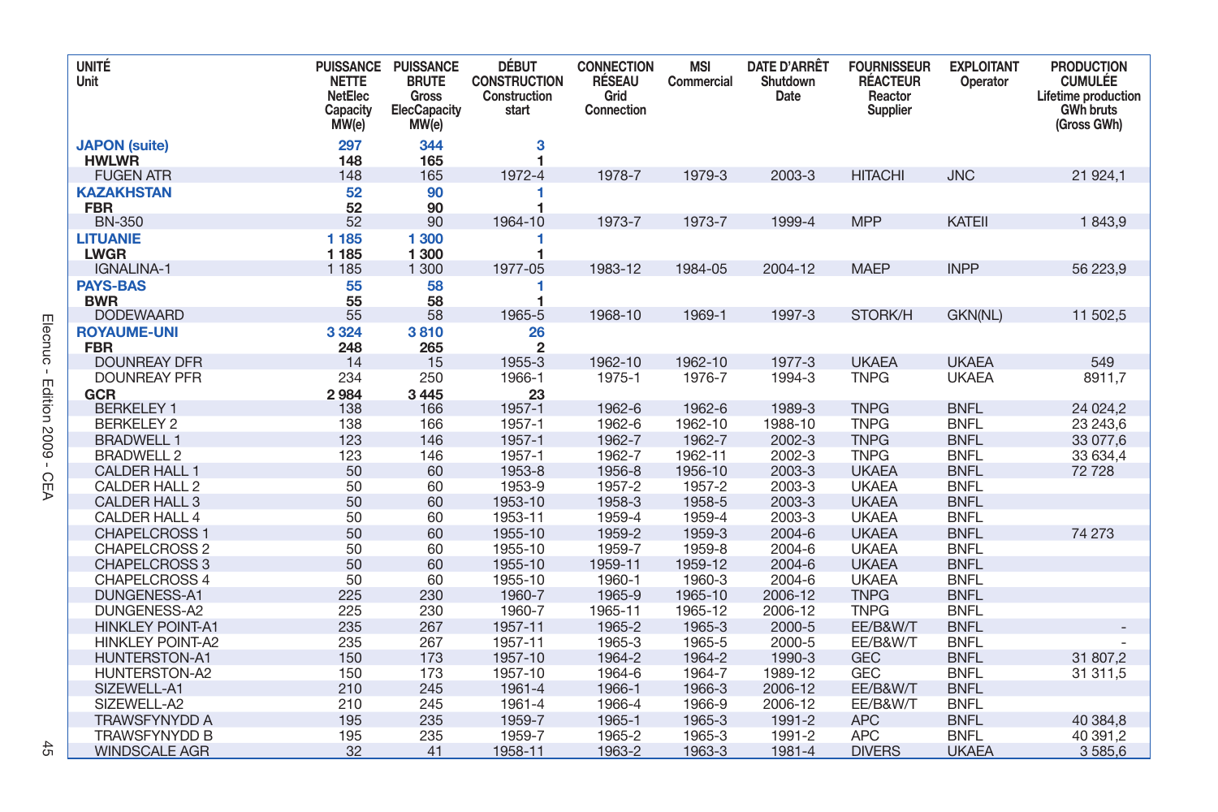| UNITÉ<br>Unit | PUISSANCE NETTE<br>NetElec Capacity MW(e) | PUISSANCE BRUTE<br>Gross ElecCapacity MW(e) | DÉBUT CONSTRUCTION<br>Construction start | CONNECTION RÉSEAU<br>Grid Connection | MSI<br>Commercial | DATE D'ARRÊT<br>Shutdown Date | FOURNISSEUR RÉACTEUR<br>Reactor Supplier | EXPLOITANT<br>Operator | PRODUCTION CUMULÉE<br>Lifetime production GWh bruts (Gross GWh) |
|---|---|---|---|---|---|---|---|---|---|
| **JAPON (suite)** | **297** | **344** | **3** | | | | | | |
| **HWLWR** | **148** | **165** | **1** | | | | | | |
| FUGEN ATR | 148 | 165 | 1972-4 | 1978-7 | 1979-3 | 2003-3 | HITACHI | JNC | 21 924,1 |
| **KAZAKHSTAN** | **52** | **90** | **1** | | | | | | |
| **FBR** | **52** | **90** | **1** | | | | | | |
| BN-350 | 52 | 90 | 1964-10 | 1973-7 | 1973-7 | 1999-4 | MPP | KATEII | 1 843,9 |
| **LITUANIE** | **1 185** | **1 300** | **1** | | | | | | |
| **LWGR** | **1 185** | **1 300** | **1** | | | | | | |
| IGNALINA-1 | 1 185 | 1 300 | 1977-05 | 1983-12 | 1984-05 | 2004-12 | MAEP | INPP | 56 223,9 |
| **PAYS-BAS** | **55** | **58** | **1** | | | | | | |
| **BWR** | **55** | **58** | **1** | | | | | | |
| DODEWAARD | 55 | 58 | 1965-5 | 1968-10 | 1969-1 | 1997-3 | STORK/H | GKN(NL) | 11 502,5 |
| **ROYAUME-UNI** | **3 324** | **3 810** | **26** | | | | | | |
| **FBR** | **248** | **265** | **2** | | | | | | |
| DOUNREAY DFR | 14 | 15 | 1955-3 | 1962-10 | 1962-10 | 1977-3 | UKAEA | UKAEA | 549 |
| DOUNREAY PFR | 234 | 250 | 1966-1 | 1975-1 | 1976-7 | 1994-3 | TNPG | UKAEA | 8911,7 |
| **GCR** | **2 984** | **3 445** | **23** | | | | | | |
| BERKELEY 1 | 138 | 166 | 1957-1 | 1962-6 | 1962-6 | 1989-3 | TNPG | BNFL | 24 024,2 |
| BERKELEY 2 | 138 | 166 | 1957-1 | 1962-6 | 1962-10 | 1988-10 | TNPG | BNFL | 23 243,6 |
| BRADWELL 1 | 123 | 146 | 1957-1 | 1962-7 | 1962-7 | 2002-3 | TNPG | BNFL | 33 077,6 |
| BRADWELL 2 | 123 | 146 | 1957-1 | 1962-7 | 1962-11 | 2002-3 | TNPG | BNFL | 33 634,4 |
| CALDER HALL 1 | 50 | 60 | 1953-8 | 1956-8 | 1956-10 | 2003-3 | UKAEA | BNFL | 72 728 |
| CALDER HALL 2 | 50 | 60 | 1953-9 | 1957-2 | 1957-2 | 2003-3 | UKAEA | BNFL | |
| CALDER HALL 3 | 50 | 60 | 1953-10 | 1958-3 | 1958-5 | 2003-3 | UKAEA | BNFL | |
| CALDER HALL 4 | 50 | 60 | 1953-11 | 1959-4 | 1959-4 | 2003-3 | UKAEA | BNFL | |
| CHAPELCROSS 1 | 50 | 60 | 1955-10 | 1959-2 | 1959-3 | 2004-6 | UKAEA | BNFL | 74 273 |
| CHAPELCROSS 2 | 50 | 60 | 1955-10 | 1959-7 | 1959-8 | 2004-6 | UKAEA | BNFL | |
| CHAPELCROSS 3 | 50 | 60 | 1955-10 | 1959-11 | 1959-12 | 2004-6 | UKAEA | BNFL | |
| CHAPELCROSS 4 | 50 | 60 | 1955-10 | 1960-1 | 1960-3 | 2004-6 | UKAEA | BNFL | |
| DUNGENESS-A1 | 225 | 230 | 1960-7 | 1965-9 | 1965-10 | 2006-12 | TNPG | BNFL | |
| DUNGENESS-A2 | 225 | 230 | 1960-7 | 1965-11 | 1965-12 | 2006-12 | TNPG | BNFL | |
| HINKLEY POINT-A1 | 235 | 267 | 1957-11 | 1965-2 | 1965-3 | 2000-5 | EE/B&W/T | BNFL | - |
| HINKLEY POINT-A2 | 235 | 267 | 1957-11 | 1965-3 | 1965-5 | 2000-5 | EE/B&W/T | BNFL | - |
| HUNTERSTON-A1 | 150 | 173 | 1957-10 | 1964-2 | 1964-2 | 1990-3 | GEC | BNFL | 31 807,2 |
| HUNTERSTON-A2 | 150 | 173 | 1957-10 | 1964-6 | 1964-7 | 1989-12 | GEC | BNFL | 31 311,5 |
| SIZEWELL-A1 | 210 | 245 | 1961-4 | 1966-1 | 1966-3 | 2006-12 | EE/B&W/T | BNFL | |
| SIZEWELL-A2 | 210 | 245 | 1961-4 | 1966-4 | 1966-9 | 2006-12 | EE/B&W/T | BNFL | |
| TRAWSFYNYDD A | 195 | 235 | 1959-7 | 1965-1 | 1965-3 | 1991-2 | APC | BNFL | 40 384,8 |
| TRAWSFYNYDD B | 195 | 235 | 1959-7 | 1965-2 | 1965-3 | 1991-2 | APC | BNFL | 40 391,2 |
| WINDSCALE AGR | 32 | 41 | 1958-11 | 1963-2 | 1963-3 | 1981-4 | DIVERS | UKAEA | 3 585,6 |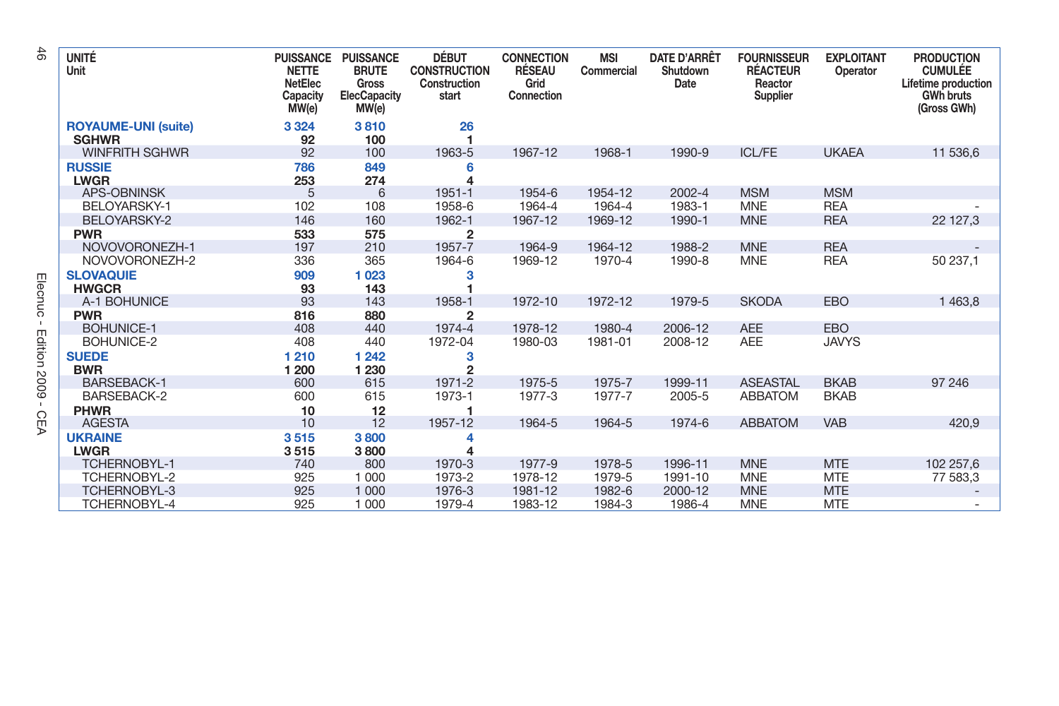| UNITÉ<br>Unit | PUISSANCE NETTE<br>NetElec Capacity MW(e) | PUISSANCE BRUTE<br>Gross ElecCapacity MW(e) | DÉBUT CONSTRUCTION<br>Construction start | CONNECTION RÉSEAU<br>Grid Connection | MSI<br>Commercial | DATE D'ARRÊT<br>Shutdown Date | FOURNISSEUR RÉACTEUR<br>Reactor Supplier | EXPLOITANT<br>Operator | PRODUCTION CUMULÉE<br>Lifetime production GWh bruts (Gross GWh) |
|---|---|---|---|---|---|---|---|---|---|
| **ROYAUME-UNI (suite)** | **3 324** | **3 810** | **26** | | | | | | |
| **SGHWR** | **92** | **100** | **1** | | | | | | |
| WINFRITH SGHWR | 92 | 100 | 1963-5 | 1967-12 | 1968-1 | 1990-9 | ICL/FE | UKAEA | 11 536,6 |
| **RUSSIE** | **786** | **849** | **6** | | | | | | |
| **LWGR** | **253** | **274** | **4** | | | | | | |
| APS-OBNINSK | 5 | 6 | 1951-1 | 1954-6 | 1954-12 | 2002-4 | MSM | MSM | |
| BELOYARSKY-1 | 102 | 108 | 1958-6 | 1964-4 | 1964-4 | 1983-1 | MNE | REA | - |
| BELOYARSKY-2 | 146 | 160 | 1962-1 | 1967-12 | 1969-12 | 1990-1 | MNE | REA | 22 127,3 |
| **PWR** | **533** | **575** | **2** | | | | | | |
| NOVOVORONEZH-1 | 197 | 210 | 1957-7 | 1964-9 | 1964-12 | 1988-2 | MNE | REA | - |
| NOVOVORONEZH-2 | 336 | 365 | 1964-6 | 1969-12 | 1970-4 | 1990-8 | MNE | REA | 50 237,1 |
| **SLOVAQUIE** | **909** | **1 023** | **3** | | | | | | |
| **HWGCR** | **93** | **143** | **1** | | | | | | |
| A-1 BOHUNICE | 93 | 143 | 1958-1 | 1972-10 | 1972-12 | 1979-5 | SKODA | EBO | 1 463,8 |
| **PWR** | **816** | **880** | **2** | | | | | | |
| BOHUNICE-1 | 408 | 440 | 1974-4 | 1978-12 | 1980-4 | 2006-12 | AEE | EBO | |
| BOHUNICE-2 | 408 | 440 | 1972-04 | 1980-03 | 1981-01 | 2008-12 | AEE | JAVYS | |
| **SUEDE** | **1 210** | **1 242** | **3** | | | | | | |
| **BWR** | **1 200** | **1 230** | **2** | | | | | | |
| BARSEBACK-1 | 600 | 615 | 1971-2 | 1975-5 | 1975-7 | 1999-11 | ASEASTAL | BKAB | 97 246 |
| BARSEBACK-2 | 600 | 615 | 1973-1 | 1977-3 | 1977-7 | 2005-5 | ABBATOM | BKAB | |
| **PHWR** | **10** | **12** | **1** | | | | | | |
| AGESTA | 10 | 12 | 1957-12 | 1964-5 | 1964-5 | 1974-6 | ABBATOM | VAB | 420,9 |
| **UKRAINE** | **3 515** | **3 800** | **4** | | | | | | |
| **LWGR** | **3 515** | **3 800** | **4** | | | | | | |
| TCHERNOBYL-1 | 740 | 800 | 1970-3 | 1977-9 | 1978-5 | 1996-11 | MNE | MTE | 102 257,6 |
| TCHERNOBYL-2 | 925 | 1 000 | 1973-2 | 1978-12 | 1979-5 | 1991-10 | MNE | MTE | 77 583,3 |
| TCHERNOBYL-3 | 925 | 1 000 | 1976-3 | 1981-12 | 1982-6 | 2000-12 | MNE | MTE | - |
| TCHERNOBYL-4 | 925 | 1 000 | 1979-4 | 1983-12 | 1984-3 | 1986-4 | MNE | MTE | - |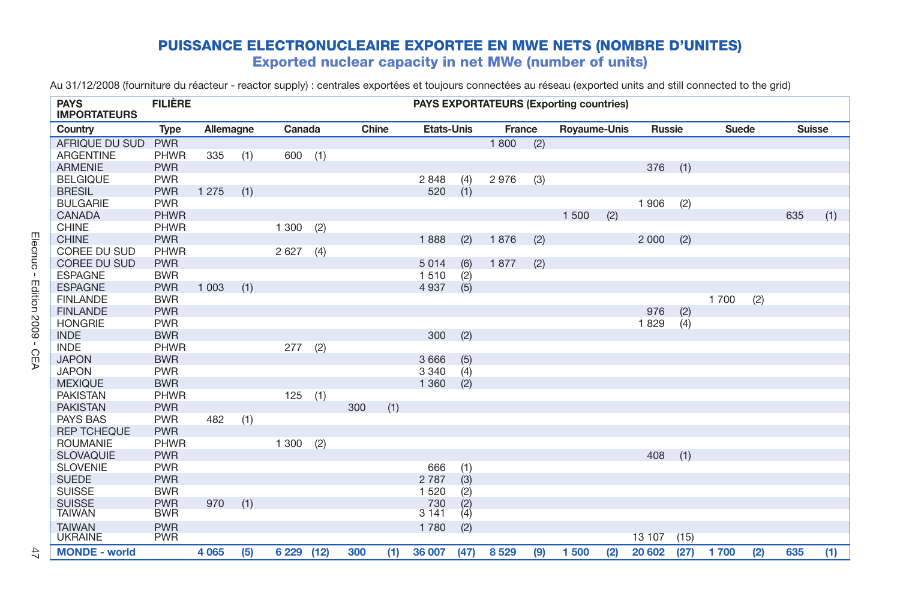# PUISSANCE ELECTRONUCLEAIRE EXPORTEE EN MWE NETS (NOMBRE D'UNITES)

## Exported nuclear capacity in net MWe (number of units)

Au 31/12/2008 (fourniture du réacteur - reactor supply) : centrales exportées et toujours connectées au réseau (exported units and still connected to the grid)

| PAYS IMPORTATEURS | FILIÈRE | PAYS EXPORTATEURS (Exporting countries) | | | | | | | | | | | | | | | | | |
|---|---|---|---|---|---|---|---|---|---|---|---|---|---|---|---|---|---|---|---|
| Country | Type | Allemagne | | Canada | | Chine | | Etats-Unis | | France | | Royaume-Unis | | Russie | | Suede | | Suisse | |
| AFRIQUE DU SUD | PWR | | | | | | | | | 1 800 | (2) | | | | | | | | |
| ARGENTINE | PHWR | 335 | (1) | 600 | (1) | | | | | | | | | | | | | | |
| ARMENIE | PWR | | | | | | | | | | | | | 376 | (1) | | | | |
| BELGIQUE | PWR | | | | | | | 2 848 | (4) | 2 976 | (3) | | | | | | | | |
| BRESIL | PWR | 1 275 | (1) | | | | | 520 | (1) | | | | | | | | | | |
| BULGARIE | PWR | | | | | | | | | | | | | 1 906 | (2) | | | | |
| CANADA | PHWR | | | | | | | | | | | 1 500 | (2) | | | | | 635 | (1) |
| CHINE | PHWR | | | 1 300 | (2) | | | | | | | | | | | | | | |
| CHINE | PWR | | | | | | | 1 888 | (2) | 1 876 | (2) | | | 2 000 | (2) | | | | |
| COREE DU SUD | PHWR | | | 2 627 | (4) | | | | | | | | | | | | | | |
| COREE DU SUD | PWR | | | | | | | 5 014 | (6) | 1 877 | (2) | | | | | | | | |
| ESPAGNE | BWR | | | | | | | 1 510 | (2) | | | | | | | | | | |
| ESPAGNE | PWR | 1 003 | (1) | | | | | 4 937 | (5) | | | | | | | | | | |
| FINLANDE | BWR | | | | | | | | | | | | | | | 1 700 | (2) | | |
| FINLANDE | PWR | | | | | | | | | | | | | 976 | (2) | | | | |
| HONGRIE | PWR | | | | | | | | | | | | | 1 829 | (4) | | | | |
| INDE | BWR | | | | | | | 300 | (2) | | | | | | | | | | |
| INDE | PHWR | | | 277 | (2) | | | | | | | | | | | | | | |
| JAPON | BWR | | | | | | | 3 666 | (5) | | | | | | | | | | |
| JAPON | PWR | | | | | | | 3 340 | (4) | | | | | | | | | | |
| MEXIQUE | BWR | | | | | | | 1 360 | (2) | | | | | | | | | | |
| PAKISTAN | PHWR | | | 125 | (1) | | | | | | | | | | | | | | |
| PAKISTAN | PWR | | | | | 300 | (1) | | | | | | | | | | | | |
| PAYS BAS | PWR | 482 | (1) | | | | | | | | | | | | | | | | |
| REP TCHEQUE | PWR | | | | | | | | | | | | | | | | | | |
| ROUMANIE | PHWR | | | 1 300 | (2) | | | | | | | | | | | | | | |
| SLOVAQUIE | PWR | | | | | | | | | | | | | 408 | (1) | | | | |
| SLOVENIE | PWR | | | | | | | 666 | (1) | | | | | | | | | | |
| SUEDE | PWR | | | | | | | 2 787 | (3) | | | | | | | | | | |
| SUISSE | BWR | | | | | | | 1 520 | (2) | | | | | | | | | | |
| SUISSE | PWR | 970 | (1) | | | | | 730 | (2) | | | | | | | | | | |
| TAIWAN | BWR | | | | | | | 3 141 | (4) | | | | | | | | | | |
| TAIWAN | PWR | | | | | | | 1 780 | (2) | | | | | | | | | | |
| UKRAINE | PWR | | | | | | | | | | | | | 13 107 | (15) | | | | |
| **MONDE - world** | | **4 065** | **(5)** | **6 229** | **(12)** | **300** | **(1)** | **36 007** | **(47)** | **8 529** | **(9)** | **1 500** | **(2)** | **20 602** | **(27)** | **1 700** | **(2)** | **635** | **(1)** |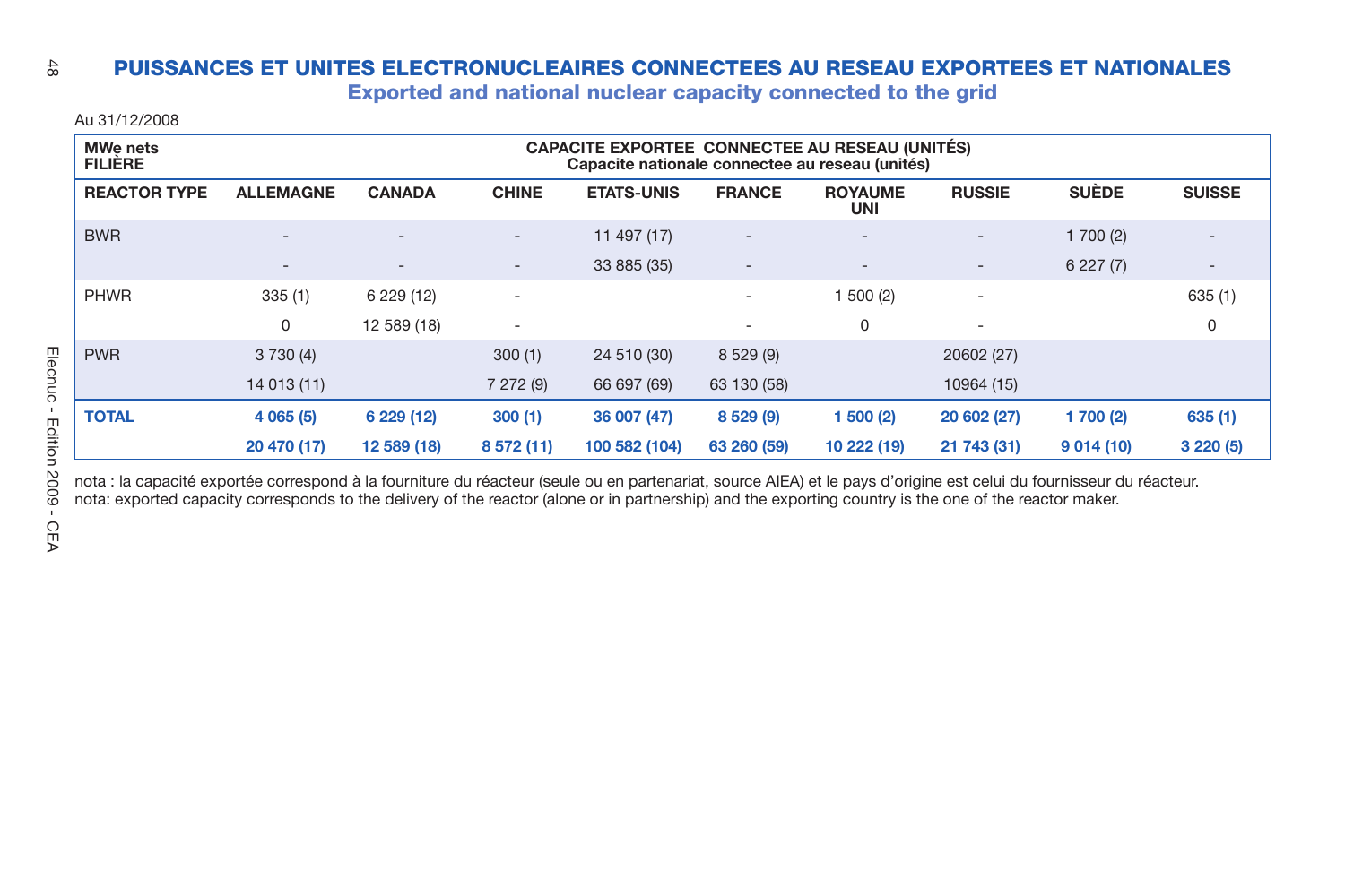# PUISSANCES ET UNITES ELECTRONUCLEAIRES CONNECTEES AU RESEAU EXPORTEES ET NATIONALES

## Exported and national nuclear capacity connected to the grid

Au 31/12/2008

| MWe nets FILIÈRE | CAPACITE EXPORTEE CONNECTEE AU RESEAU (UNITÉS) Capacite nationale connectee au reseau (unités) | | | | | | | | |
|---|---|---|---|---|---|---|---|---|---|
| **REACTOR TYPE** | **ALLEMAGNE** | **CANADA** | **CHINE** | **ETATS-UNIS** | **FRANCE** | **ROYAUME UNI** | **RUSSIE** | **SUÈDE** | **SUISSE** |
| BWR | - | - | - | 11 497 (17) | - | - | - | 1 700 (2) | - |
| | - | - | - | 33 885 (35) | - | - | - | 6 227 (7) | - |
| PHWR | 335 (1) | 6 229 (12) | - | | - | 1 500 (2) | - | | 635 (1) |
| | 0 | 12 589 (18) | - | | - | 0 | - | | 0 |
| PWR | 3 730 (4) | | 300 (1) | 24 510 (30) | 8 529 (9) | | 20602 (27) | | |
| | 14 013 (11) | | 7 272 (9) | 66 697 (69) | 63 130 (58) | | 10964 (15) | | |
| **TOTAL** | **4 065 (5)** | **6 229 (12)** | **300 (1)** | **36 007 (47)** | **8 529 (9)** | **1 500 (2)** | **20 602 (27)** | **1 700 (2)** | **635 (1)** |
| | **20 470 (17)** | **12 589 (18)** | **8 572 (11)** | **100 582 (104)** | **63 260 (59)** | **10 222 (19)** | **21 743 (31)** | **9 014 (10)** | **3 220 (5)** |

nota : la capacité exportée correspond à la fourniture du réacteur (seule ou en partenariat, source AIEA) et le pays d'origine est celui du fournisseur du réacteur.
nota: exported capacity corresponds to the delivery of the reactor (alone or in partnership) and the exporting country is the one of the reactor maker.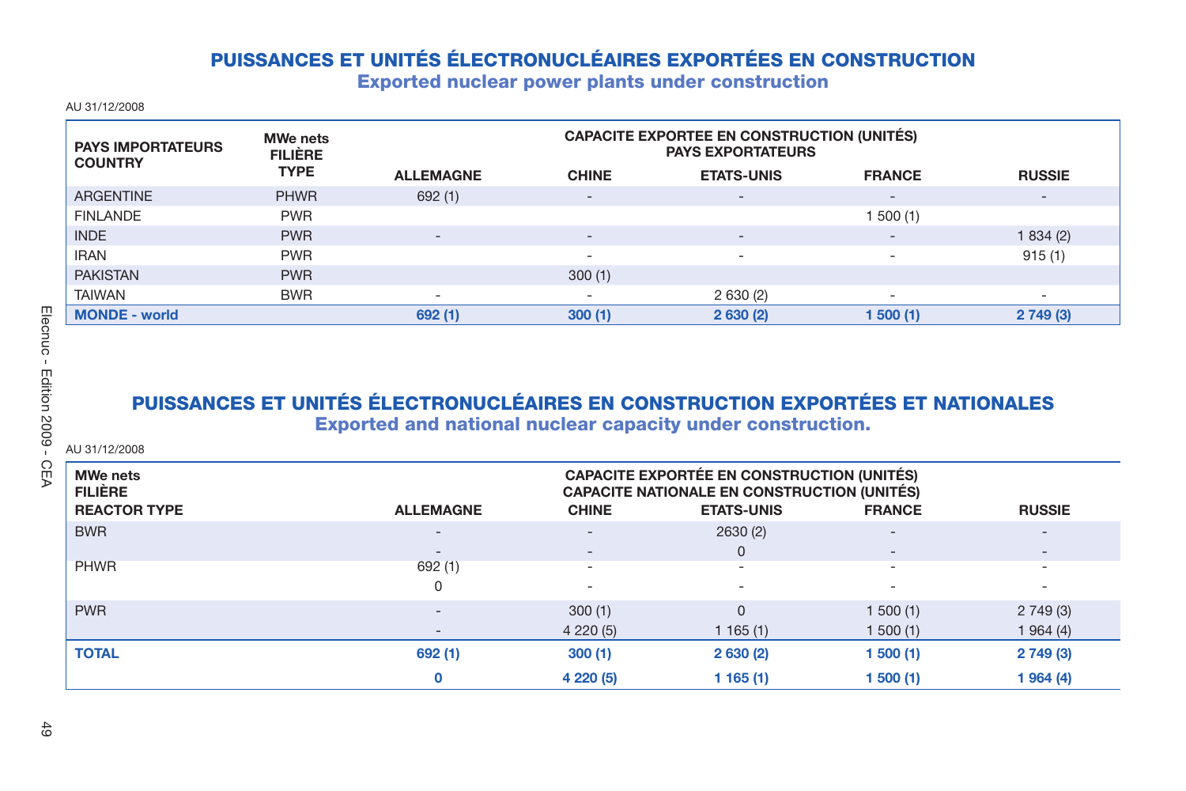# PUISSANCES ET UNITÉS ÉLECTRONUCLÉAIRES EXPORTÉES EN CONSTRUCTION

## Exported nuclear power plants under construction

AU 31/12/2008

| PAYS IMPORTATEURS COUNTRY | MWe nets FILIÈRE TYPE | CAPACITE EXPORTEE EN CONSTRUCTION (UNITÉS) PAYS EXPORTATEURS | | | | |
|---|---|---|---|---|---|---|
| | | ALLEMAGNE | CHINE | ETATS-UNIS | FRANCE | RUSSIE |
| ARGENTINE | PHWR | 692 (1) | - | - | - | - |
| FINLANDE | PWR | | | | 1 500 (1) | |
| INDE | PWR | - | - | - | - | 1 834 (2) |
| IRAN | PWR | | - | - | - | 915 (1) |
| PAKISTAN | PWR | | 300 (1) | | | |
| TAIWAN | BWR | - | - | 2 630 (2) | - | - |
| **MONDE - world** | | **692 (1)** | **300 (1)** | **2 630 (2)** | **1 500 (1)** | **2 749 (3)** |

# PUISSANCES ET UNITÉS ÉLECTRONUCLÉAIRES EN CONSTRUCTION EXPORTÉES ET NATIONALES

## Exported and national nuclear capacity under construction.

AU 31/12/2008

| MWe nets FILIÈRE REACTOR TYPE | CAPACITE EXPORTÉE EN CONSTRUCTION (UNITÉS) CAPACITE NATIONALE EN CONSTRUCTION (UNITÉS) | | | | |
|---|---|---|---|---|---|
| | ALLEMAGNE | CHINE | ETATS-UNIS | FRANCE | RUSSIE |
| BWR | - | - | 2630 (2) | - | - |
| | - | - | 0 | - | - |
| PHWR | 692 (1) | - | - | - | - |
| | 0 | - | - | - | - |
| PWR | - | 300 (1) | 0 | 1 500 (1) | 2 749 (3) |
| | - | 4 220 (5) | 1 165 (1) | 1 500 (1) | 1 964 (4) |
| **TOTAL** | **692 (1)** | **300 (1)** | **2 630 (2)** | **1 500 (1)** | **2 749 (3)** |
| | **0** | **4 220 (5)** | **1 165 (1)** | **1 500 (1)** | **1 964 (4)** |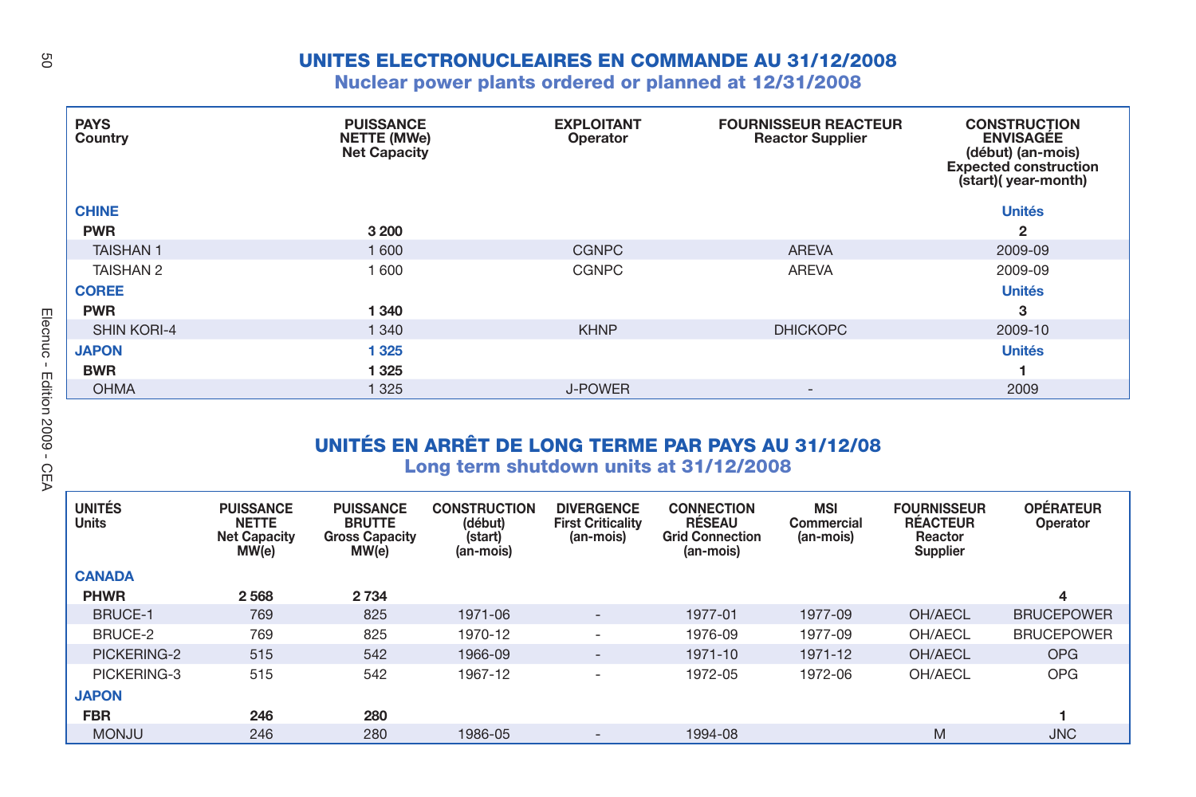## UNITES ELECTRONUCLEAIRES EN COMMANDE AU 31/12/2008
### Nuclear power plants ordered or planned at 12/31/2008

| PAYS Country | PUISSANCE NETTE (MWe) Net Capacity | EXPLOITANT Operator | FOURNISSEUR REACTEUR Reactor Supplier | CONSTRUCTION ENVISAGEE (début) (an-mois) Expected construction (start)( year-month) |
|---|---|---|---|---|
| **CHINE** | | | | **Unités** |
| **PWR** | **3 200** | | | **2** |
| TAISHAN 1 | 1 600 | CGNPC | AREVA | 2009-09 |
| TAISHAN 2 | 1 600 | CGNPC | AREVA | 2009-09 |
| **COREE** | | | | **Unités** |
| **PWR** | **1 340** | | | **3** |
| SHIN KORI-4 | 1 340 | KHNP | DHICKOPC | 2009-10 |
| **JAPON** | **1 325** | | | **Unités** |
| **BWR** | **1 325** | | | **1** |
| OHMA | 1 325 | J-POWER | - | 2009 |

## UNITÉS EN ARRÊT DE LONG TERME PAR PAYS AU 31/12/08
### Long term shutdown units at 31/12/2008

| UNITÉS Units | PUISSANCE NETTE Net Capacity MW(e) | PUISSANCE BRUTTE Gross Capacity MW(e) | CONSTRUCTION (début) (start) (an-mois) | DIVERGENCE First Criticality (an-mois) | CONNECTION RÉSEAU Grid Connection (an-mois) | MSI Commercial (an-mois) | FOURNISSEUR RÉACTEUR Reactor Supplier | OPÉRATEUR Operator |
|---|---|---|---|---|---|---|---|---|
| **CANADA** | | | | | | | | |
| **PHWR** | **2 568** | **2 734** | | | | | | **4** |
| BRUCE-1 | 769 | 825 | 1971-06 | - | 1977-01 | 1977-09 | OH/AECL | BRUCEPOWER |
| BRUCE-2 | 769 | 825 | 1970-12 | - | 1976-09 | 1977-09 | OH/AECL | BRUCEPOWER |
| PICKERING-2 | 515 | 542 | 1966-09 | - | 1971-10 | 1971-12 | OH/AECL | OPG |
| PICKERING-3 | 515 | 542 | 1967-12 | - | 1972-05 | 1972-06 | OH/AECL | OPG |
| **JAPON** | | | | | | | | |
| **FBR** | **246** | **280** | | | | | | **1** |
| MONJU | 246 | 280 | 1986-05 | - | 1994-08 | | M | JNC |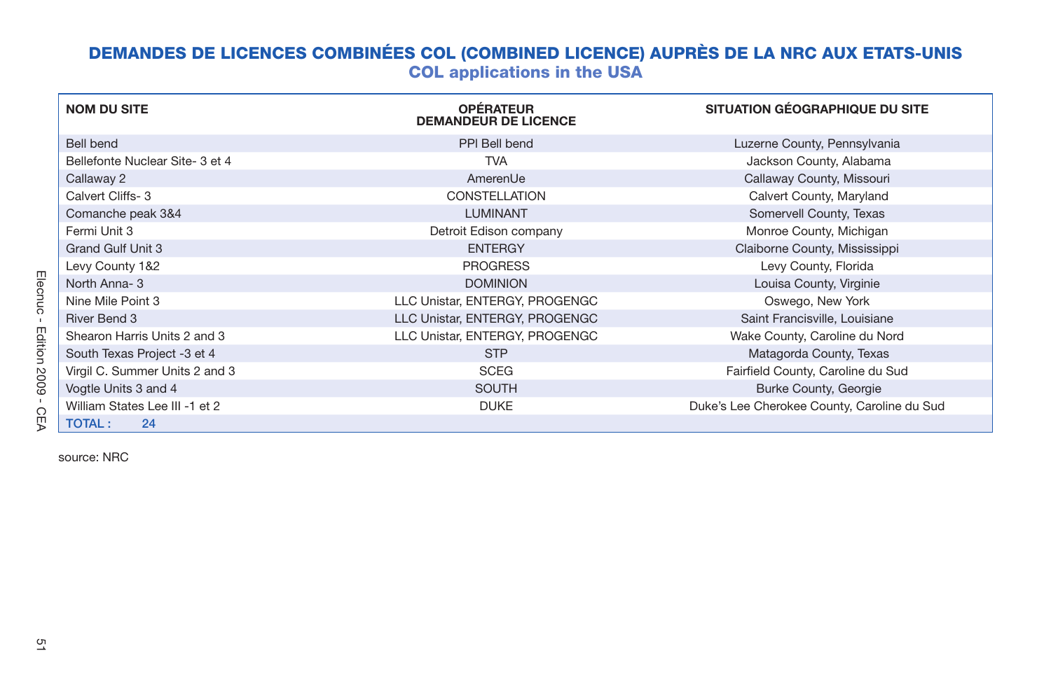## DEMANDES DE LICENCES COMBINÉES COL (COMBINED LICENCE) AUPRÈS DE LA NRC AUX ETATS-UNIS

### COL applications in the USA

| NOM DU SITE | OPÉRATEUR DEMANDEUR DE LICENCE | SITUATION GÉOGRAPHIQUE DU SITE |
|---|---|---|
| Bell bend | PPI Bell bend | Luzerne County, Pennsylvania |
| Bellefonte Nuclear Site- 3 et 4 | TVA | Jackson County, Alabama |
| Callaway 2 | AmerenUe | Callaway County, Missouri |
| Calvert Cliffs- 3 | CONSTELLATION | Calvert County, Maryland |
| Comanche peak 3&4 | LUMINANT | Somervell County, Texas |
| Fermi Unit 3 | Detroit Edison company | Monroe County, Michigan |
| Grand Gulf Unit 3 | ENTERGY | Claiborne County, Mississippi |
| Levy County 1&2 | PROGRESS | Levy County, Florida |
| North Anna- 3 | DOMINION | Louisa County, Virginie |
| Nine Mile Point 3 | LLC Unistar, ENTERGY, PROGENGC | Oswego, New York |
| River Bend 3 | LLC Unistar, ENTERGY, PROGENGC | Saint Francisville, Louisiane |
| Shearon Harris Units 2 and 3 | LLC Unistar, ENTERGY, PROGENGC | Wake County, Caroline du Nord |
| South Texas Project -3 et 4 | STP | Matagorda County, Texas |
| Virgil C. Summer Units 2 and 3 | SCEG | Fairfield County, Caroline du Sud |
| Vogtle Units 3 and 4 | SOUTH | Burke County, Georgie |
| William States Lee III -1 et 2 | DUKE | Duke's Lee Cherokee County, Caroline du Sud |
| TOTAL : 24 | | |

source: NRC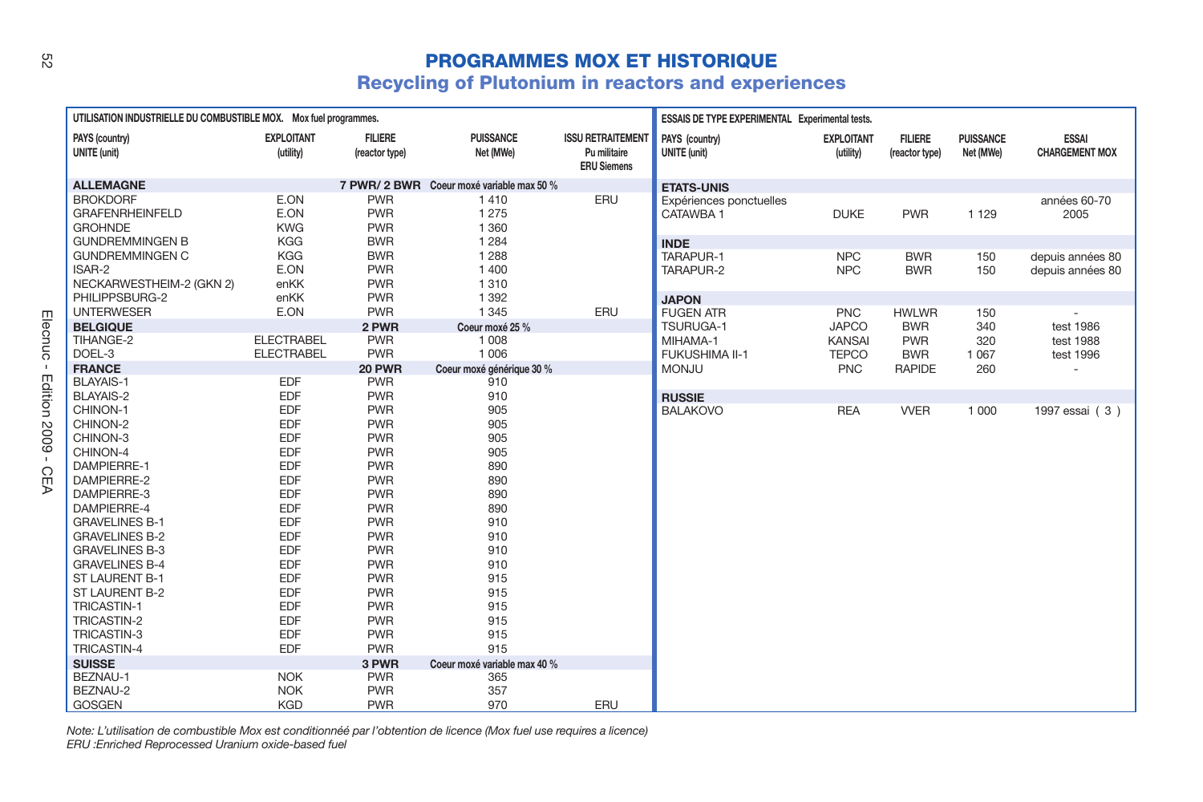# PROGRAMMES MOX ET HISTORIQUE

## Recycling of Plutonium in reactors and experiences

**UTILISATION INDUSTRIELLE DU COMBUSTIBLE MOX.** Mox fuel programmes.

| PAYS (country) UNITE (unit) | EXPLOITANT (utility) | FILIERE (reactor type) | PUISSANCE Net (MWe) | ISSU RETRAITEMENT Pu militaire ERU Siemens |
|---|---|---|---|---|
| **ALLEMAGNE** | | **7 PWR/ 2 BWR** | **Coeur moxé variable max 50 %** | |
| BROKDORF | E.ON | PWR | 1 410 | ERU |
| GRAFENRHEINFELD | E.ON | PWR | 1 275 | |
| GROHNDE | KWG | PWR | 1 360 | |
| GUNDREMMINGEN B | KGG | BWR | 1 284 | |
| GUNDREMMINGEN C | KGG | BWR | 1 288 | |
| ISAR-2 | E.ON | PWR | 1 400 | |
| NECKARWESTHEIM-2 (GKN 2) | enKK | PWR | 1 310 | |
| PHILIPPSBURG-2 | enKK | PWR | 1 392 | |
| UNTERWESER | E.ON | PWR | 1 345 | ERU |
| **BELGIQUE** | | **2 PWR** | **Coeur moxé 25 %** | |
| TIHANGE-2 | ELECTRABEL | PWR | 1 008 | |
| DOEL-3 | ELECTRABEL | PWR | 1 006 | |
| **FRANCE** | | **20 PWR** | **Coeur moxé générique 30 %** | |
| BLAYAIS-1 | EDF | PWR | 910 | |
| BLAYAIS-2 | EDF | PWR | 910 | |
| CHINON-1 | EDF | PWR | 905 | |
| CHINON-2 | EDF | PWR | 905 | |
| CHINON-3 | EDF | PWR | 905 | |
| CHINON-4 | EDF | PWR | 905 | |
| DAMPIERRE-1 | EDF | PWR | 890 | |
| DAMPIERRE-2 | EDF | PWR | 890 | |
| DAMPIERRE-3 | EDF | PWR | 890 | |
| DAMPIERRE-4 | EDF | PWR | 890 | |
| GRAVELINES B-1 | EDF | PWR | 910 | |
| GRAVELINES B-2 | EDF | PWR | 910 | |
| GRAVELINES B-3 | EDF | PWR | 910 | |
| GRAVELINES B-4 | EDF | PWR | 910 | |
| ST LAURENT B-1 | EDF | PWR | 915 | |
| ST LAURENT B-2 | EDF | PWR | 915 | |
| TRICASTIN-1 | EDF | PWR | 915 | |
| TRICASTIN-2 | EDF | PWR | 915 | |
| TRICASTIN-3 | EDF | PWR | 915 | |
| TRICASTIN-4 | EDF | PWR | 915 | |
| **SUISSE** | | **3 PWR** | **Coeur moxé variable max 40 %** | |
| BEZNAU-1 | NOK | PWR | 365 | |
| BEZNAU-2 | NOK | PWR | 357 | |
| GOSGEN | KGD | PWR | 970 | ERU |

**ESSAIS DE TYPE EXPERIMENTAL** Experimental tests.

| PAYS (country) UNITE (unit) | EXPLOITANT (utility) | FILIERE (reactor type) | PUISSANCE Net (MWe) | ESSAI CHARGEMENT MOX |
|---|---|---|---|---|
| **ETATS-UNIS** | | | | |
| Expériences ponctuelles | | | | années 60-70 |
| CATAWBA 1 | DUKE | PWR | 1 129 | 2005 |
| **INDE** | | | | |
| TARAPUR-1 | NPC | BWR | 150 | depuis années 80 |
| TARAPUR-2 | NPC | BWR | 150 | depuis années 80 |
| **JAPON** | | | | |
| FUGEN ATR | PNC | HWLWR | 150 | - |
| TSURUGA-1 | JAPCO | BWR | 340 | test 1986 |
| MIHAMA-1 | KANSAI | PWR | 320 | test 1988 |
| FUKUSHIMA II-1 | TEPCO | BWR | 1 067 | test 1996 |
| MONJU | PNC | RAPIDE | 260 | - |
| **RUSSIE** | | | | |
| BALAKOVO | REA | VVER | 1 000 | 1997 essai ( 3 ) |

*Note: L'utilisation de combustible Mox est conditionnéé par l'obtention de licence (Mox fuel use requires a licence)*
*ERU :Enriched Reprocessed Uranium oxide-based fuel*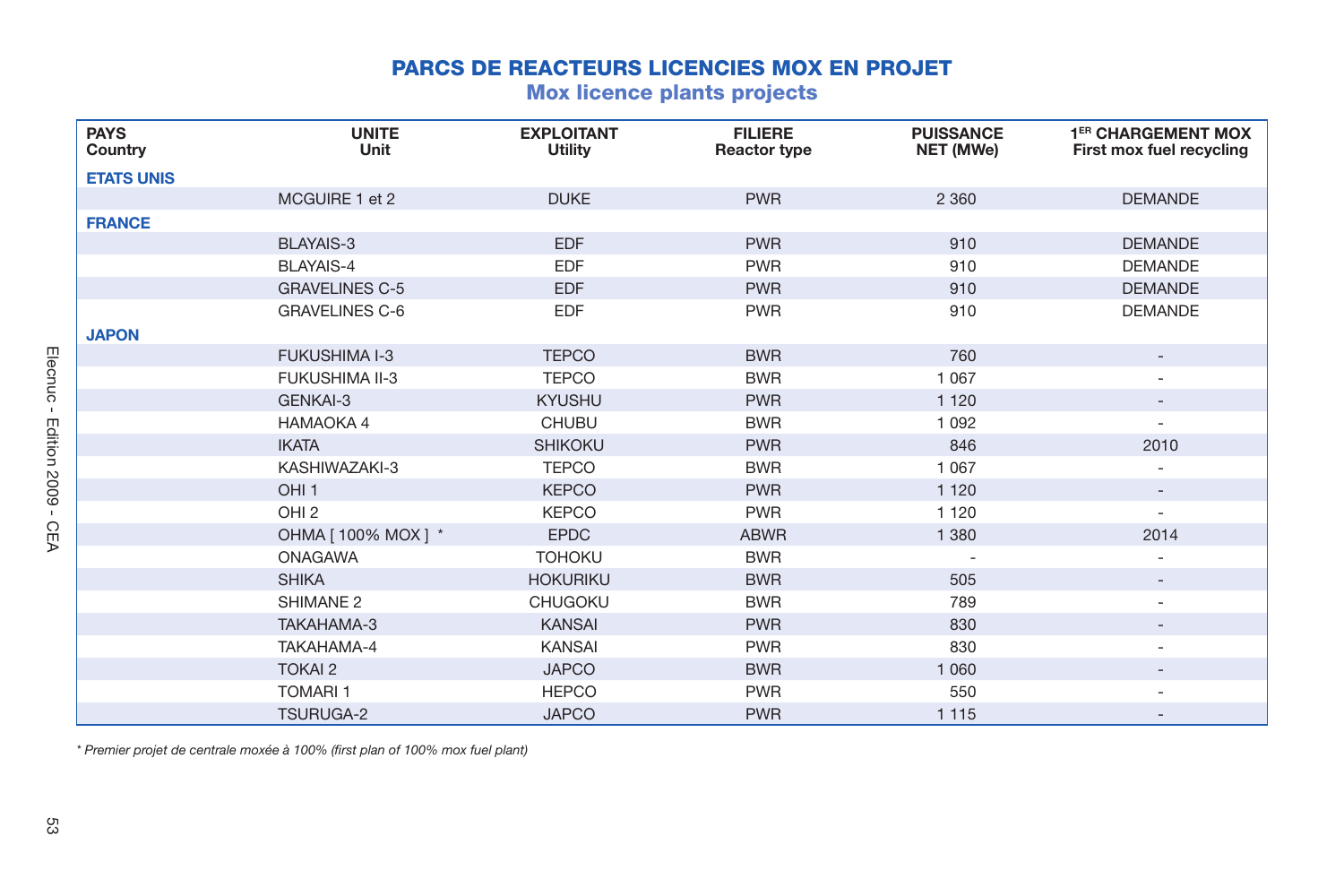## PARCS DE REACTEURS LICENCIES MOX EN PROJET
### Mox licence plants projects

| PAYS Country | UNITE Unit | EXPLOITANT Utility | FILIERE Reactor type | PUISSANCE NET (MWe) | 1ER CHARGEMENT MOX First mox fuel recycling |
|---|---|---|---|---|---|
| **ETATS UNIS** | | | | | |
| | MCGUIRE 1 et 2 | DUKE | PWR | 2 360 | DEMANDE |
| **FRANCE** | | | | | |
| | BLAYAIS-3 | EDF | PWR | 910 | DEMANDE |
| | BLAYAIS-4 | EDF | PWR | 910 | DEMANDE |
| | GRAVELINES C-5 | EDF | PWR | 910 | DEMANDE |
| | GRAVELINES C-6 | EDF | PWR | 910 | DEMANDE |
| **JAPON** | | | | | |
| | FUKUSHIMA I-3 | TEPCO | BWR | 760 | - |
| | FUKUSHIMA II-3 | TEPCO | BWR | 1 067 | - |
| | GENKAI-3 | KYUSHU | PWR | 1 120 | - |
| | HAMAOKA 4 | CHUBU | BWR | 1 092 | - |
| | IKATA | SHIKOKU | PWR | 846 | 2010 |
| | KASHIWAZAKI-3 | TEPCO | BWR | 1 067 | - |
| | OHI 1 | KEPCO | PWR | 1 120 | - |
| | OHI 2 | KEPCO | PWR | 1 120 | - |
| | OHMA [ 100% MOX ] * | EPDC | ABWR | 1 380 | 2014 |
| | ONAGAWA | TOHOKU | BWR | - | - |
| | SHIKA | HOKURIKU | BWR | 505 | - |
| | SHIMANE 2 | CHUGOKU | BWR | 789 | - |
| | TAKAHAMA-3 | KANSAI | PWR | 830 | - |
| | TAKAHAMA-4 | KANSAI | PWR | 830 | - |
| | TOKAI 2 | JAPCO | BWR | 1 060 | - |
| | TOMARI 1 | HEPCO | PWR | 550 | - |
| | TSURUGA-2 | JAPCO | PWR | 1 115 | - |

*\* Premier projet de centrale moxée à 100% (first plan of 100% mox fuel plant)*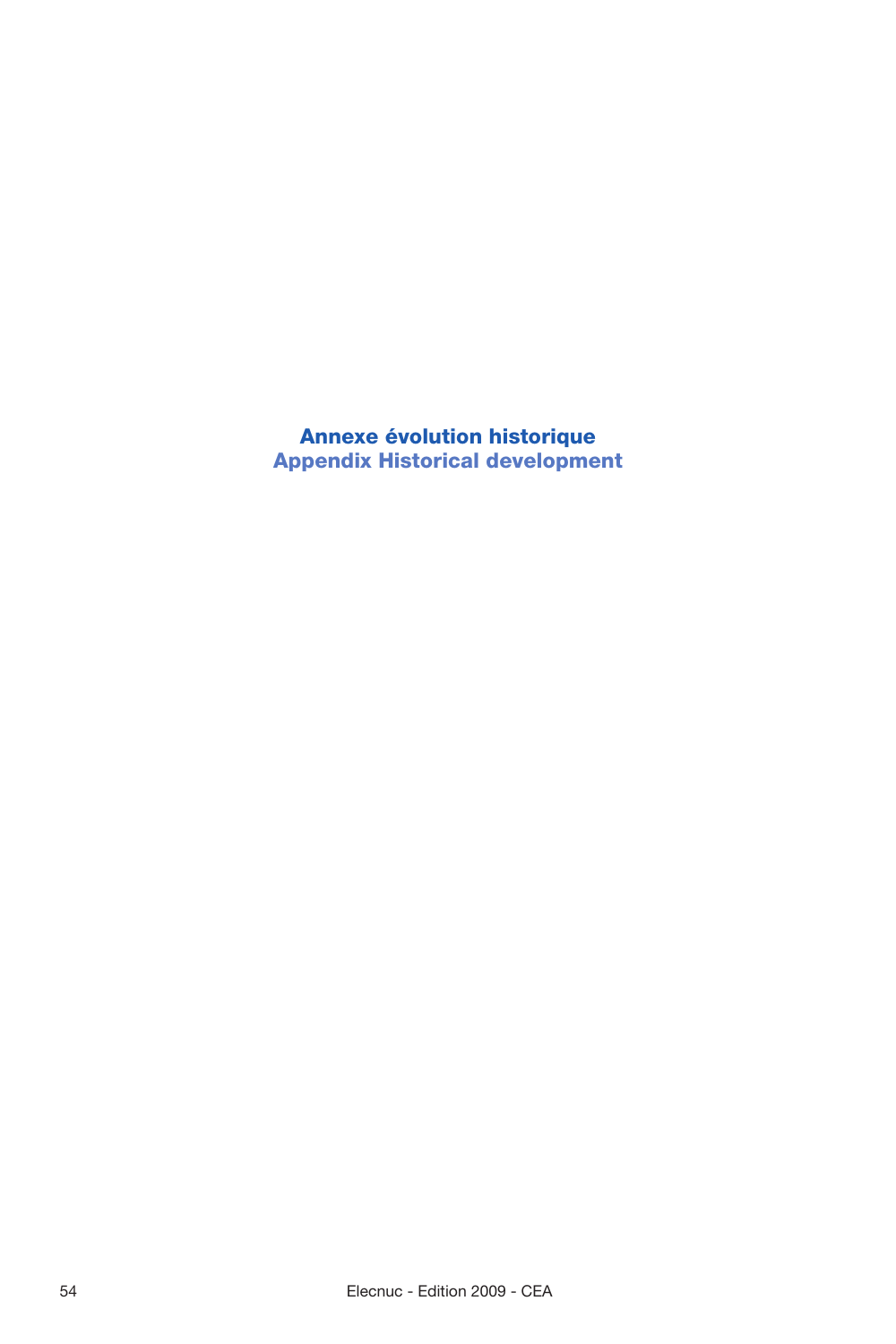# Annexe évolution historique
# Appendix Historical development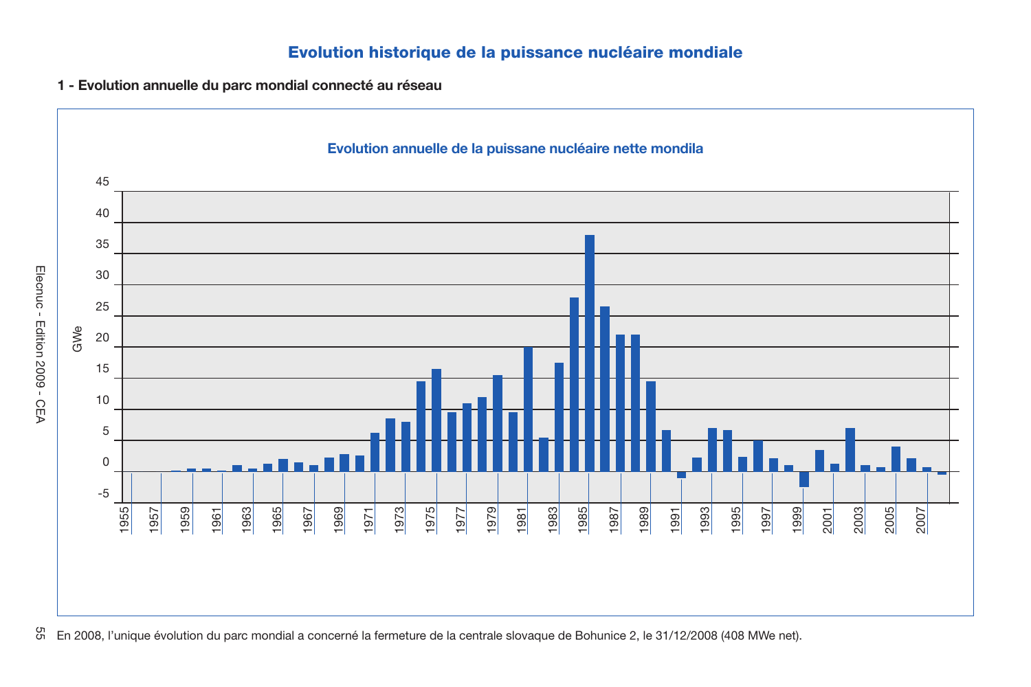# Evolution historique de la puissance nucléaire mondiale

## 1 - Evolution annuelle du parc mondial connecté au réseau

Evolution annuelle de la puissane nucléaire nette mondila

En 2008, l'unique évolution du parc mondial a concerné la fermeture de la centrale slovaque de Bohunice 2, le 31/12/2008 (408 MWe net).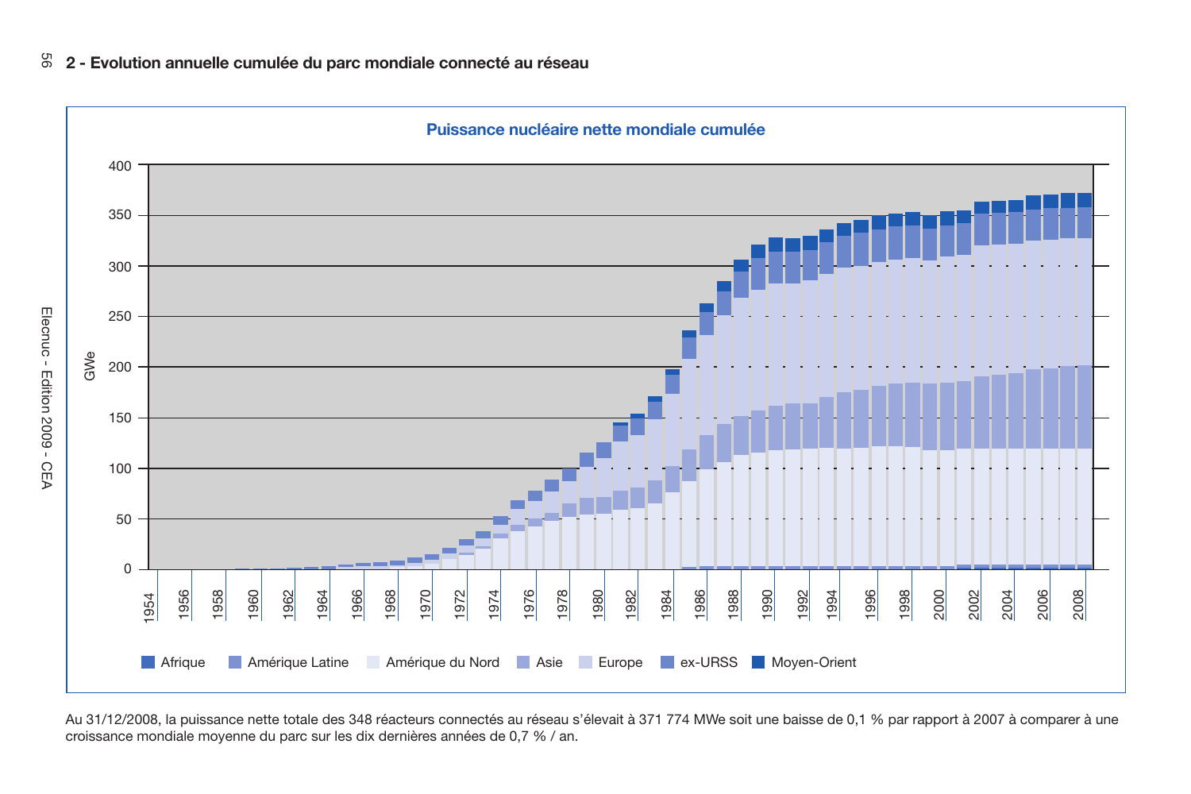## 2 - Evolution annuelle cumulée du parc mondiale connecté au réseau

**Puissance nucléaire nette mondiale cumulée**

GWe

Afrique | Amérique Latine | Amérique du Nord | Asie | Europe | ex-URSS | Moyen-Orient

Au 31/12/2008, la puissance nette totale des 348 réacteurs connectés au réseau s'élevait à 371 774 MWe soit une baisse de 0,1 % par rapport à 2007 à comparer à une croissance mondiale moyenne du parc sur les dix dernières années de 0,7 % / an.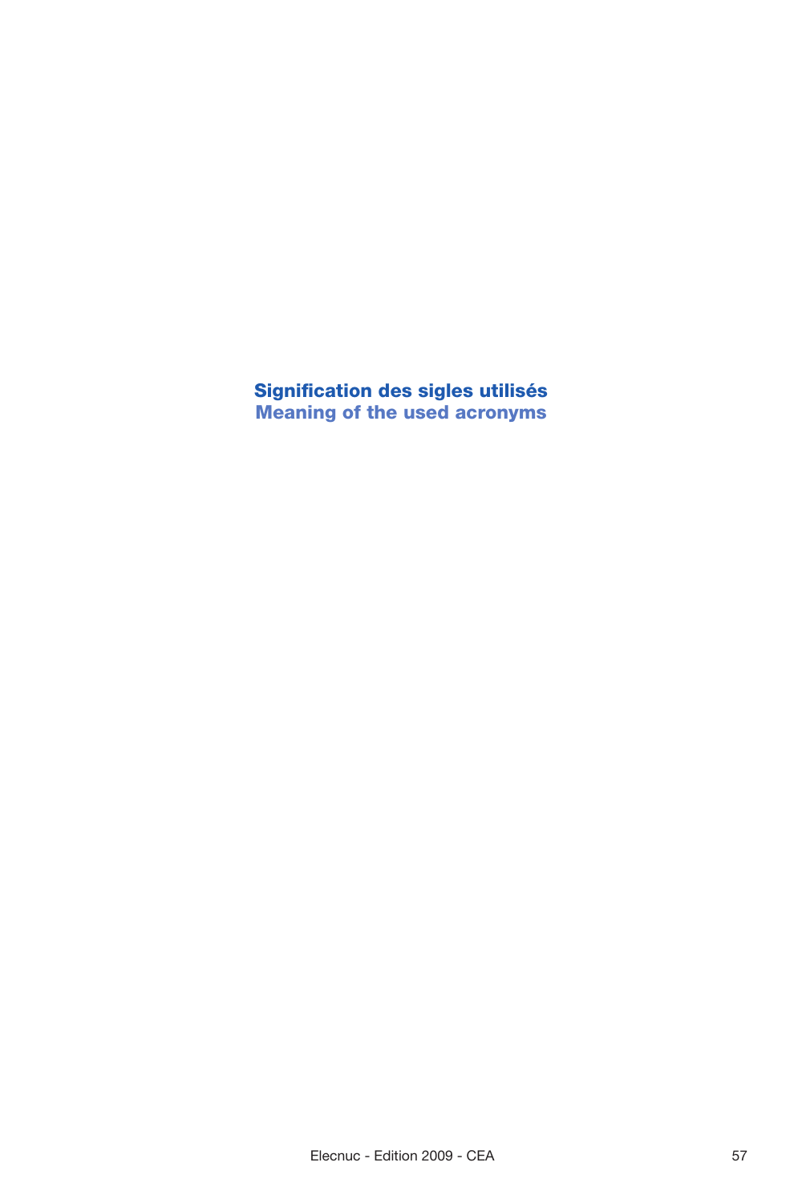# Signification des sigles utilisés
## Meaning of the used acronyms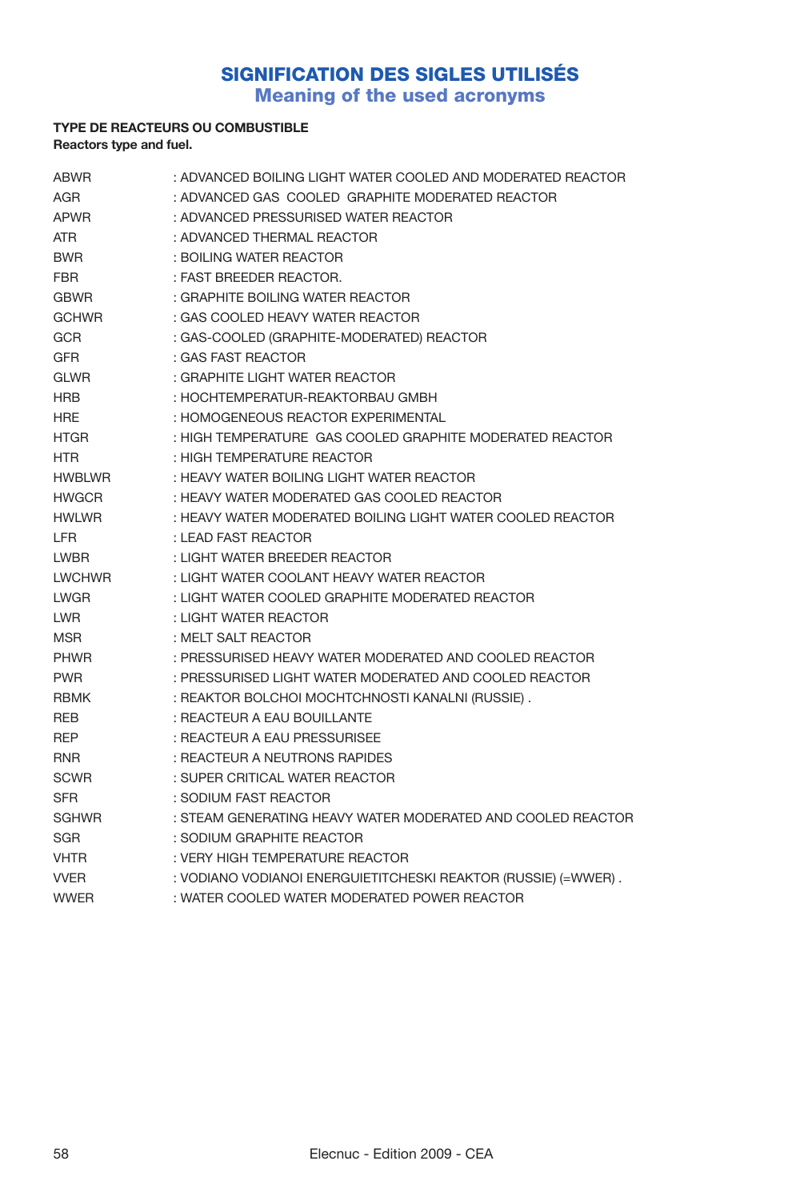# SIGNIFICATION DES SIGLES UTILISÉS
## Meaning of the used acronyms

**TYPE DE REACTEURS OU COMBUSTIBLE**
**Reactors type and fuel.**

| | |
|---|---|
| ABWR | : ADVANCED BOILING LIGHT WATER COOLED AND MODERATED REACTOR |
| AGR | : ADVANCED GAS COOLED GRAPHITE MODERATED REACTOR |
| APWR | : ADVANCED PRESSURISED WATER REACTOR |
| ATR | : ADVANCED THERMAL REACTOR |
| BWR | : BOILING WATER REACTOR |
| FBR | : FAST BREEDER REACTOR. |
| GBWR | : GRAPHITE BOILING WATER REACTOR |
| GCHWR | : GAS COOLED HEAVY WATER REACTOR |
| GCR | : GAS-COOLED (GRAPHITE-MODERATED) REACTOR |
| GFR | : GAS FAST REACTOR |
| GLWR | : GRAPHITE LIGHT WATER REACTOR |
| HRB | : HOCHTEMPERATUR-REAKTORBAU GMBH |
| HRE | : HOMOGENEOUS REACTOR EXPERIMENTAL |
| HTGR | : HIGH TEMPERATURE GAS COOLED GRAPHITE MODERATED REACTOR |
| HTR | : HIGH TEMPERATURE REACTOR |
| HWBLWR | : HEAVY WATER BOILING LIGHT WATER REACTOR |
| HWGCR | : HEAVY WATER MODERATED GAS COOLED REACTOR |
| HWLWR | : HEAVY WATER MODERATED BOILING LIGHT WATER COOLED REACTOR |
| LFR | : LEAD FAST REACTOR |
| LWBR | : LIGHT WATER BREEDER REACTOR |
| LWCHWR | : LIGHT WATER COOLANT HEAVY WATER REACTOR |
| LWGR | : LIGHT WATER COOLED GRAPHITE MODERATED REACTOR |
| LWR | : LIGHT WATER REACTOR |
| MSR | : MELT SALT REACTOR |
| PHWR | : PRESSURISED HEAVY WATER MODERATED AND COOLED REACTOR |
| PWR | : PRESSURISED LIGHT WATER MODERATED AND COOLED REACTOR |
| RBMK | : REAKTOR BOLCHOI MOCHTCHNOSTI KANALNI (RUSSIE) . |
| REB | : REACTEUR A EAU BOUILLANTE |
| REP | : REACTEUR A EAU PRESSURISEE |
| RNR | : REACTEUR A NEUTRONS RAPIDES |
| SCWR | : SUPER CRITICAL WATER REACTOR |
| SFR | : SODIUM FAST REACTOR |
| SGHWR | : STEAM GENERATING HEAVY WATER MODERATED AND COOLED REACTOR |
| SGR | : SODIUM GRAPHITE REACTOR |
| VHTR | : VERY HIGH TEMPERATURE REACTOR |
| VVER | : VODIANO VODIANOI ENERGUIETITCHESKI REAKTOR (RUSSIE) (=WWER) . |
| WWER | : WATER COOLED WATER MODERATED POWER REACTOR |

Elecnuc - Edition 2009 - CEA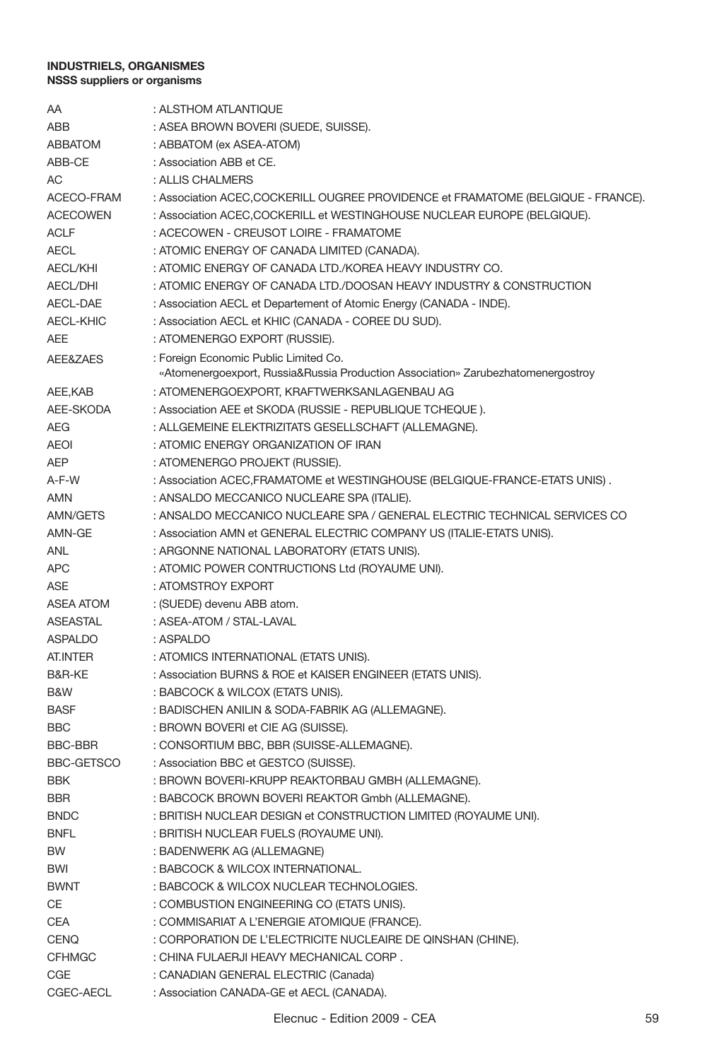**INDUSTRIELS, ORGANISMES**
**NSSS suppliers or organisms**

| | |
|---|---|
| AA | : ALSTHOM ATLANTIQUE |
| ABB | : ASEA BROWN BOVERI (SUEDE, SUISSE). |
| ABBATOM | : ABBATOM (ex ASEA-ATOM) |
| ABB-CE | : Association ABB et CE. |
| AC | : ALLIS CHALMERS |
| ACECO-FRAM | : Association ACEC,COCKERILL OUGREE PROVIDENCE et FRAMATOME (BELGIQUE - FRANCE). |
| ACECOWEN | : Association ACEC,COCKERILL et WESTINGHOUSE NUCLEAR EUROPE (BELGIQUE). |
| ACLF | : ACECOWEN - CREUSOT LOIRE - FRAMATOME |
| AECL | : ATOMIC ENERGY OF CANADA LIMITED (CANADA). |
| AECL/KHI | : ATOMIC ENERGY OF CANADA LTD./KOREA HEAVY INDUSTRY CO. |
| AECL/DHI | : ATOMIC ENERGY OF CANADA LTD./DOOSAN HEAVY INDUSTRY & CONSTRUCTION |
| AECL-DAE | : Association AECL et Departement of Atomic Energy (CANADA - INDE). |
| AECL-KHIC | : Association AECL et KHIC (CANADA - COREE DU SUD). |
| AEE | : ATOMENERGO EXPORT (RUSSIE). |
| AEE&ZAES | : Foreign Economic Public Limited Co. «Atomenergoexport, Russia&Russia Production Association» Zarubezhatomenergostroy |
| AEE,KAB | : ATOMENERGOEXPORT, KRAFTWERKSANLAGENBAU AG |
| AEE-SKODA | : Association AEE et SKODA (RUSSIE - REPUBLIQUE TCHEQUE ). |
| AEG | : ALLGEMEINE ELEKTRIZITATS GESELLSCHAFT (ALLEMAGNE). |
| AEOI | : ATOMIC ENERGY ORGANIZATION OF IRAN |
| AEP | : ATOMENERGO PROJEKT (RUSSIE). |
| A-F-W | : Association ACEC,FRAMATOME et WESTINGHOUSE (BELGIQUE-FRANCE-ETATS UNIS) . |
| AMN | : ANSALDO MECCANICO NUCLEARE SPA (ITALIE). |
| AMN/GETS | : ANSALDO MECCANICO NUCLEARE SPA / GENERAL ELECTRIC TECHNICAL SERVICES CO |
| AMN-GE | : Association AMN et GENERAL ELECTRIC COMPANY US (ITALIE-ETATS UNIS). |
| ANL | : ARGONNE NATIONAL LABORATORY (ETATS UNIS). |
| APC | : ATOMIC POWER CONTRUCTIONS Ltd (ROYAUME UNI). |
| ASE | : ATOMSTROY EXPORT |
| ASEA ATOM | : (SUEDE) devenu ABB atom. |
| ASEASTAL | : ASEA-ATOM / STAL-LAVAL |
| ASPALDO | : ASPALDO |
| AT.INTER | : ATOMICS INTERNATIONAL (ETATS UNIS). |
| B&R-KE | : Association BURNS & ROE et KAISER ENGINEER (ETATS UNIS). |
| B&W | : BABCOCK & WILCOX (ETATS UNIS). |
| BASF | : BADISCHEN ANILIN & SODA-FABRIK AG (ALLEMAGNE). |
| BBC | : BROWN BOVERI et CIE AG (SUISSE). |
| BBC-BBR | : CONSORTIUM BBC, BBR (SUISSE-ALLEMAGNE). |
| BBC-GETSCO | : Association BBC et GESTCO (SUISSE). |
| BBK | : BROWN BOVERI-KRUPP REAKTORBAU GMBH (ALLEMAGNE). |
| BBR | : BABCOCK BROWN BOVERI REAKTOR Gmbh (ALLEMAGNE). |
| BNDC | : BRITISH NUCLEAR DESIGN et CONSTRUCTION LIMITED (ROYAUME UNI). |
| BNFL | : BRITISH NUCLEAR FUELS (ROYAUME UNI). |
| BW | : BADENWERK AG (ALLEMAGNE) |
| BWI | : BABCOCK & WILCOX INTERNATIONAL. |
| BWNT | : BABCOCK & WILCOX NUCLEAR TECHNOLOGIES. |
| CE | : COMBUSTION ENGINEERING CO (ETATS UNIS). |
| CEA | : COMMISARIAT A L'ENERGIE ATOMIQUE (FRANCE). |
| CENQ | : CORPORATION DE L'ELECTRICITE NUCLEAIRE DE QINSHAN (CHINE). |
| CFHMGC | : CHINA FULAERJI HEAVY MECHANICAL CORP . |
| CGE | : CANADIAN GENERAL ELECTRIC (Canada) |
| CGEC-AECL | : Association CANADA-GE et AECL (CANADA). |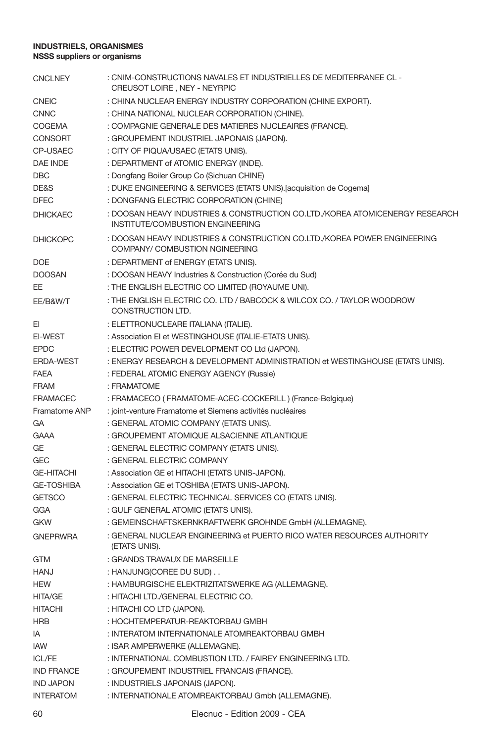**INDUSTRIELS, ORGANISMES**
**NSSS suppliers or organisms**

| | |
|---|---|
| CNCLNEY | : CNIM-CONSTRUCTIONS NAVALES ET INDUSTRIELLES DE MEDITERRANEE CL - CREUSOT LOIRE , NEY - NEYRPIC |
| CNEIC | : CHINA NUCLEAR ENERGY INDUSTRY CORPORATION (CHINE EXPORT). |
| CNNC | : CHINA NATIONAL NUCLEAR CORPORATION (CHINE). |
| COGEMA | : COMPAGNIE GENERALE DES MATIERES NUCLEAIRES (FRANCE). |
| CONSORT | : GROUPEMENT INDUSTRIEL JAPONAIS (JAPON). |
| CP-USAEC | : CITY OF PIQUA/USAEC (ETATS UNIS). |
| DAE INDE | : DEPARTMENT of ATOMIC ENERGY (INDE). |
| DBC | : Dongfang Boiler Group Co (Sichuan CHINE) |
| DE&S | : DUKE ENGINEERING & SERVICES (ETATS UNIS).[acquisition de Cogema] |
| DFEC | : DONGFANG ELECTRIC CORPORATION (CHINE) |
| DHICKAEC | : DOOSAN HEAVY INDUSTRIES & CONSTRUCTION CO.LTD./KOREA ATOMICENERGY RESEARCH INSTITUTE/COMBUSTION ENGINEERING |
| DHICKOPC | : DOOSAN HEAVY INDUSTRIES & CONSTRUCTION CO.LTD./KOREA POWER ENGINEERING COMPANY/ COMBUSTION NGINEERING |
| DOE | : DEPARTMENT of ENERGY (ETATS UNIS). |
| DOOSAN | : DOOSAN HEAVY Industries & Construction (Corée du Sud) |
| EE | : THE ENGLISH ELECTRIC CO LIMITED (ROYAUME UNI). |
| EE/B&W/T | : THE ENGLISH ELECTRIC CO. LTD / BABCOCK & WILCOX CO. / TAYLOR WOODROW CONSTRUCTION LTD. |
| EI | : ELETTRONUCLEARE ITALIANA (ITALIE). |
| EI-WEST | : Association EI et WESTINGHOUSE (ITALIE-ETATS UNIS). |
| EPDC | : ELECTRIC POWER DEVELOPMENT CO Ltd (JAPON). |
| ERDA-WEST | : ENERGY RESEARCH & DEVELOPMENT ADMINISTRATION et WESTINGHOUSE (ETATS UNIS). |
| FAEA | : FEDERAL ATOMIC ENERGY AGENCY (Russie) |
| FRAM | : FRAMATOME |
| FRAMACEC | : FRAMACECO ( FRAMATOME-ACEC-COCKERILL ) (France-Belgique) |
| Framatome ANP | : joint-venture Framatome et Siemens activités nucléaires |
| GA | : GENERAL ATOMIC COMPANY (ETATS UNIS). |
| GAAA | : GROUPEMENT ATOMIQUE ALSACIENNE ATLANTIQUE |
| GE | : GENERAL ELECTRIC COMPANY (ETATS UNIS). |
| GEC | : GENERAL ELECTRIC COMPANY |
| GE-HITACHI | : Association GE et HITACHI (ETATS UNIS-JAPON). |
| GE-TOSHIBA | : Association GE et TOSHIBA (ETATS UNIS-JAPON). |
| GETSCO | : GENERAL ELECTRIC TECHNICAL SERVICES CO (ETATS UNIS). |
| GGA | : GULF GENERAL ATOMIC (ETATS UNIS). |
| GKW | : GEMEINSCHAFTSKERNKRAFTWERK GROHNDE GmbH (ALLEMAGNE). |
| GNEPRWRA | : GENERAL NUCLEAR ENGINEERING et PUERTO RICO WATER RESOURCES AUTHORITY (ETATS UNIS). |
| GTM | : GRANDS TRAVAUX DE MARSEILLE |
| HANJ | : HANJUNG(COREE DU SUD) . . |
| HEW | : HAMBURGISCHE ELEKTRIZITATSWERKE AG (ALLEMAGNE). |
| HITA/GE | : HITACHI LTD./GENERAL ELECTRIC CO. |
| HITACHI | : HITACHI CO LTD (JAPON). |
| HRB | : HOCHTEMPERATUR-REAKTORBAU GMBH |
| IA | : INTERATOM INTERNATIONALE ATOMREAKTORBAU GMBH |
| IAW | : ISAR AMPERWERKE (ALLEMAGNE). |
| ICL/FE | : INTERNATIONAL COMBUSTION LTD. / FAIREY ENGINEERING LTD. |
| IND FRANCE | : GROUPEMENT INDUSTRIEL FRANCAIS (FRANCE). |
| IND JAPON | : INDUSTRIELS JAPONAIS (JAPON). |
| INTERATOM | : INTERNATIONALE ATOMREAKTORBAU Gmbh (ALLEMAGNE). |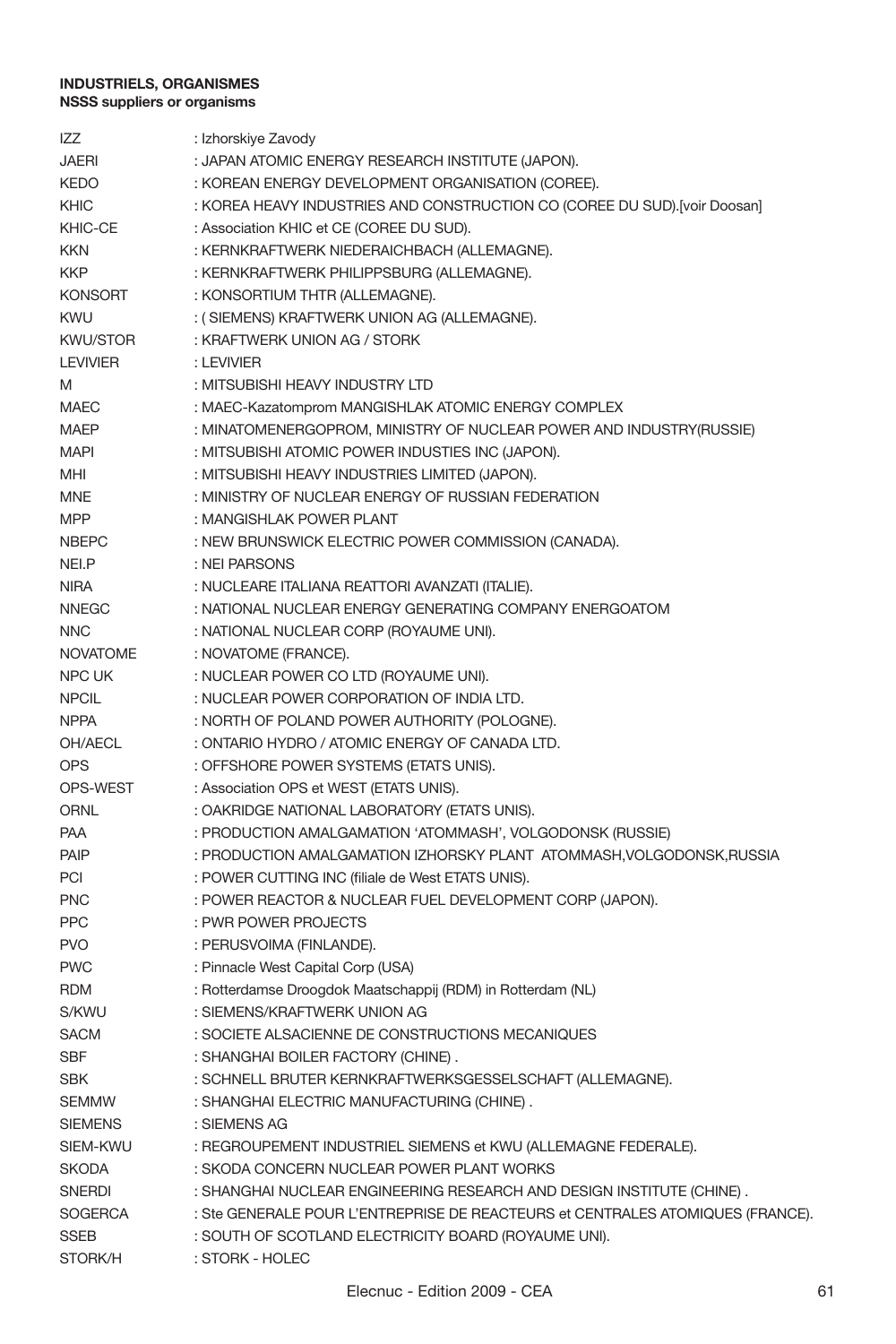**INDUSTRIELS, ORGANISMES**
**NSSS suppliers or organisms**

| | |
|---|---|
| IZZ | : Izhorskiye Zavody |
| JAERI | : JAPAN ATOMIC ENERGY RESEARCH INSTITUTE (JAPON). |
| KEDO | : KOREAN ENERGY DEVELOPMENT ORGANISATION (COREE). |
| KHIC | : KOREA HEAVY INDUSTRIES AND CONSTRUCTION CO (COREE DU SUD).[voir Doosan] |
| KHIC-CE | : Association KHIC et CE (COREE DU SUD). |
| KKN | : KERNKRAFTWERK NIEDERAICHBACH (ALLEMAGNE). |
| KKP | : KERNKRAFTWERK PHILIPPSBURG (ALLEMAGNE). |
| KONSORT | : KONSORTIUM THTR (ALLEMAGNE). |
| KWU | : ( SIEMENS) KRAFTWERK UNION AG (ALLEMAGNE). |
| KWU/STOR | : KRAFTWERK UNION AG / STORK |
| LEVIVIER | : LEVIVIER |
| M | : MITSUBISHI HEAVY INDUSTRY LTD |
| MAEC | : MAEC-Kazatomprom MANGISHLAK ATOMIC ENERGY COMPLEX |
| MAEP | : MINATOMENERGOPROM, MINISTRY OF NUCLEAR POWER AND INDUSTRY(RUSSIE) |
| MAPI | : MITSUBISHI ATOMIC POWER INDUSTIES INC (JAPON). |
| MHI | : MITSUBISHI HEAVY INDUSTRIES LIMITED (JAPON). |
| MNE | : MINISTRY OF NUCLEAR ENERGY OF RUSSIAN FEDERATION |
| MPP | : MANGISHLAK POWER PLANT |
| NBEPC | : NEW BRUNSWICK ELECTRIC POWER COMMISSION (CANADA). |
| NEI.P | : NEI PARSONS |
| NIRA | : NUCLEARE ITALIANA REATTORI AVANZATI (ITALIE). |
| NNEGC | : NATIONAL NUCLEAR ENERGY GENERATING COMPANY ENERGOATOM |
| NNC | : NATIONAL NUCLEAR CORP (ROYAUME UNI). |
| NOVATOME | : NOVATOME (FRANCE). |
| NPC UK | : NUCLEAR POWER CO LTD (ROYAUME UNI). |
| NPCIL | : NUCLEAR POWER CORPORATION OF INDIA LTD. |
| NPPA | : NORTH OF POLAND POWER AUTHORITY (POLOGNE). |
| OH/AECL | : ONTARIO HYDRO / ATOMIC ENERGY OF CANADA LTD. |
| OPS | : OFFSHORE POWER SYSTEMS (ETATS UNIS). |
| OPS-WEST | : Association OPS et WEST (ETATS UNIS). |
| ORNL | : OAKRIDGE NATIONAL LABORATORY (ETATS UNIS). |
| PAA | : PRODUCTION AMALGAMATION 'ATOMMASH', VOLGODONSK (RUSSIE) |
| PAIP | : PRODUCTION AMALGAMATION IZHORSKY PLANT ATOMMASH,VOLGODONSK,RUSSIA |
| PCI | : POWER CUTTING INC (filiale de West ETATS UNIS). |
| PNC | : POWER REACTOR & NUCLEAR FUEL DEVELOPMENT CORP (JAPON). |
| PPC | : PWR POWER PROJECTS |
| PVO | : PERUSVOIMA (FINLANDE). |
| PWC | : Pinnacle West Capital Corp (USA) |
| RDM | : Rotterdamse Droogdok Maatschappij (RDM) in Rotterdam (NL) |
| S/KWU | : SIEMENS/KRAFTWERK UNION AG |
| SACM | : SOCIETE ALSACIENNE DE CONSTRUCTIONS MECANIQUES |
| SBF | : SHANGHAI BOILER FACTORY (CHINE) . |
| SBK | : SCHNELL BRUTER KERNKRAFTWERKSGESSELSCHAFT (ALLEMAGNE). |
| SEMMW | : SHANGHAI ELECTRIC MANUFACTURING (CHINE) . |
| SIEMENS | : SIEMENS AG |
| SIEM-KWU | : REGROUPEMENT INDUSTRIEL SIEMENS et KWU (ALLEMAGNE FEDERALE). |
| SKODA | : SKODA CONCERN NUCLEAR POWER PLANT WORKS |
| SNERDI | : SHANGHAI NUCLEAR ENGINEERING RESEARCH AND DESIGN INSTITUTE (CHINE) . |
| SOGERCA | : Ste GENERALE POUR L'ENTREPRISE DE REACTEURS et CENTRALES ATOMIQUES (FRANCE). |
| SSEB | : SOUTH OF SCOTLAND ELECTRICITY BOARD (ROYAUME UNI). |
| STORK/H | : STORK - HOLEC |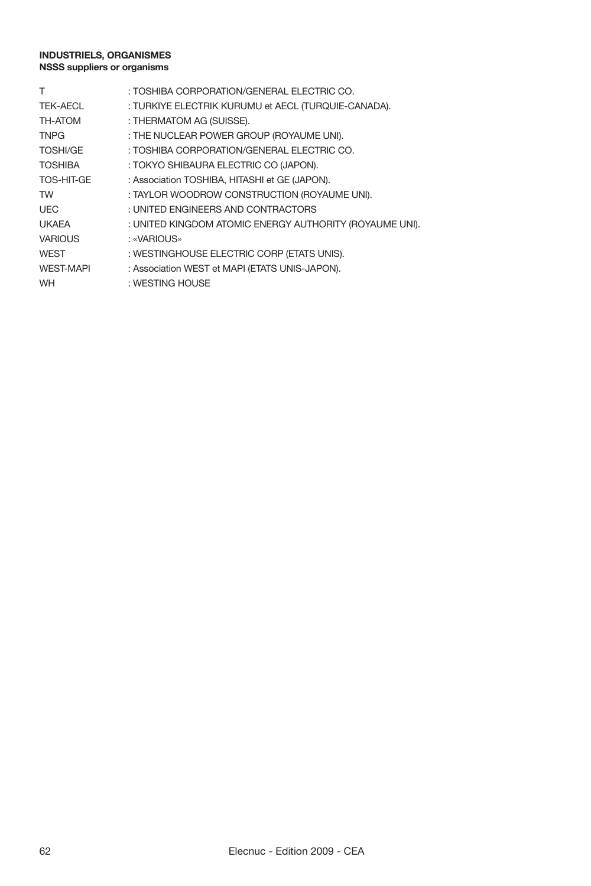**INDUSTRIELS, ORGANISMES**
**NSSS suppliers or organisms**

| | |
|---|---|
| T | : TOSHIBA CORPORATION/GENERAL ELECTRIC CO. |
| TEK-AECL | : TURKIYE ELECTRIK KURUMU et AECL (TURQUIE-CANADA). |
| TH-ATOM | : THERMATOM AG (SUISSE). |
| TNPG | : THE NUCLEAR POWER GROUP (ROYAUME UNI). |
| TOSHI/GE | : TOSHIBA CORPORATION/GENERAL ELECTRIC CO. |
| TOSHIBA | : TOKYO SHIBAURA ELECTRIC CO (JAPON). |
| TOS-HIT-GE | : Association TOSHIBA, HITASHI et GE (JAPON). |
| TW | : TAYLOR WOODROW CONSTRUCTION (ROYAUME UNI). |
| UEC | : UNITED ENGINEERS AND CONTRACTORS |
| UKAEA | : UNITED KINGDOM ATOMIC ENERGY AUTHORITY (ROYAUME UNI). |
| VARIOUS | : «VARIOUS» |
| WEST | : WESTINGHOUSE ELECTRIC CORP (ETATS UNIS). |
| WEST-MAPI | : Association WEST et MAPI (ETATS UNIS-JAPON). |
| WH | : WESTING HOUSE |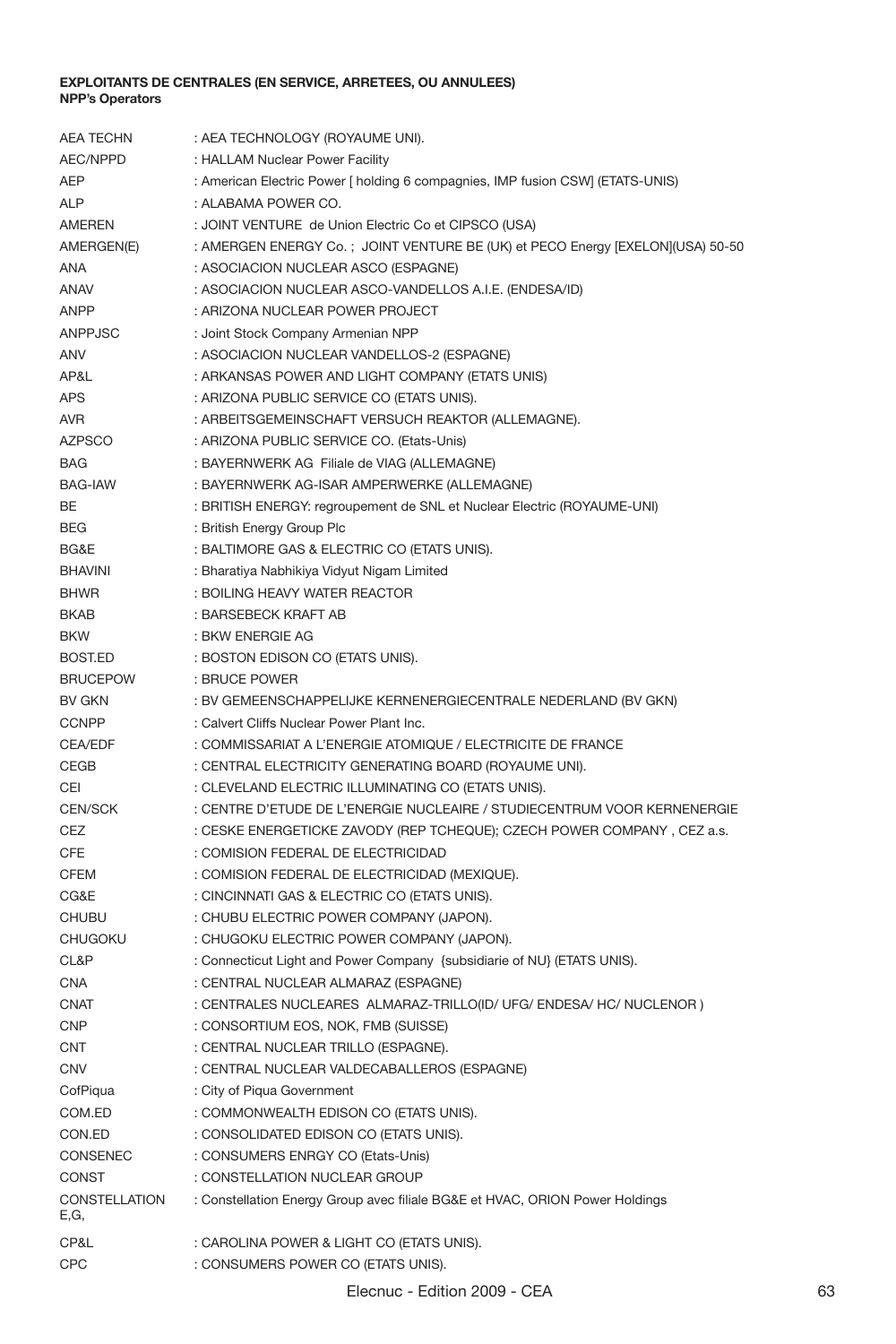**EXPLOITANTS DE CENTRALES (EN SERVICE, ARRETEES, OU ANNULEES)**
**NPP's Operators**

| | |
|---|---|
| AEA TECHN | : AEA TECHNOLOGY (ROYAUME UNI). |
| AEC/NPPD | : HALLAM Nuclear Power Facility |
| AEP | : American Electric Power [ holding 6 compagnies, IMP fusion CSW] (ETATS-UNIS) |
| ALP | : ALABAMA POWER CO. |
| AMEREN | : JOINT VENTURE de Union Electric Co et CIPSCO (USA) |
| AMERGEN(E) | : AMERGEN ENERGY Co. ; JOINT VENTURE BE (UK) et PECO Energy [EXELON](USA) 50-50 |
| ANA | : ASOCIACION NUCLEAR ASCO (ESPAGNE) |
| ANAV | : ASOCIACION NUCLEAR ASCO-VANDELLOS A.I.E. (ENDESA/ID) |
| ANPP | : ARIZONA NUCLEAR POWER PROJECT |
| ANPPJSC | : Joint Stock Company Armenian NPP |
| ANV | : ASOCIACION NUCLEAR VANDELLOS-2 (ESPAGNE) |
| AP&L | : ARKANSAS POWER AND LIGHT COMPANY (ETATS UNIS) |
| APS | : ARIZONA PUBLIC SERVICE CO (ETATS UNIS). |
| AVR | : ARBEITSGEMEINSCHAFT VERSUCH REAKTOR (ALLEMAGNE). |
| AZPSCO | : ARIZONA PUBLIC SERVICE CO. (Etats-Unis) |
| BAG | : BAYERNWERK AG Filiale de VIAG (ALLEMAGNE) |
| BAG-IAW | : BAYERNWERK AG-ISAR AMPERWERKE (ALLEMAGNE) |
| BE | : BRITISH ENERGY: regroupement de SNL et Nuclear Electric (ROYAUME-UNI) |
| BEG | : British Energy Group Plc |
| BG&E | : BALTIMORE GAS & ELECTRIC CO (ETATS UNIS). |
| BHAVINI | : Bharatiya Nabhikiya Vidyut Nigam Limited |
| BHWR | : BOILING HEAVY WATER REACTOR |
| BKAB | : BARSEBECK KRAFT AB |
| BKW | : BKW ENERGIE AG |
| BOST.ED | : BOSTON EDISON CO (ETATS UNIS). |
| BRUCEPOW | : BRUCE POWER |
| BV GKN | : BV GEMEENSCHAPPELIJKE KERNENERGIECENTRALE NEDERLAND (BV GKN) |
| CCNPP | : Calvert Cliffs Nuclear Power Plant Inc. |
| CEA/EDF | : COMMISSARIAT A L'ENERGIE ATOMIQUE / ELECTRICITE DE FRANCE |
| CEGB | : CENTRAL ELECTRICITY GENERATING BOARD (ROYAUME UNI). |
| CEI | : CLEVELAND ELECTRIC ILLUMINATING CO (ETATS UNIS). |
| CEN/SCK | : CENTRE D'ETUDE DE L'ENERGIE NUCLEAIRE / STUDIECENTRUM VOOR KERNENERGIE |
| CEZ | : CESKE ENERGETICKE ZAVODY (REP TCHEQUE); CZECH POWER COMPANY , CEZ a.s. |
| CFE | : COMISION FEDERAL DE ELECTRICIDAD |
| CFEM | : COMISION FEDERAL DE ELECTRICIDAD (MEXIQUE). |
| CG&E | : CINCINNATI GAS & ELECTRIC CO (ETATS UNIS). |
| CHUBU | : CHUBU ELECTRIC POWER COMPANY (JAPON). |
| CHUGOKU | : CHUGOKU ELECTRIC POWER COMPANY (JAPON). |
| CL&P | : Connecticut Light and Power Company {subsidiarie of NU} (ETATS UNIS). |
| CNA | : CENTRAL NUCLEAR ALMARAZ (ESPAGNE) |
| CNAT | : CENTRALES NUCLEARES ALMARAZ-TRILLO(ID/ UFG/ ENDESA/ HC/ NUCLENOR ) |
| CNP | : CONSORTIUM EOS, NOK, FMB (SUISSE) |
| CNT | : CENTRAL NUCLEAR TRILLO (ESPAGNE). |
| CNV | : CENTRAL NUCLEAR VALDECABALLEROS (ESPAGNE) |
| CofPiqua | : City of Piqua Government |
| COM.ED | : COMMONWEALTH EDISON CO (ETATS UNIS). |
| CON.ED | : CONSOLIDATED EDISON CO (ETATS UNIS). |
| CONSENEC | : CONSUMERS ENRGY CO (Etats-Unis) |
| CONST | : CONSTELLATION NUCLEAR GROUP |
| CONSTELLATION E,G, | : Constellation Energy Group avec filiale BG&E et HVAC, ORION Power Holdings |
| CP&L | : CAROLINA POWER & LIGHT CO (ETATS UNIS). |
| CPC | : CONSUMERS POWER CO (ETATS UNIS). |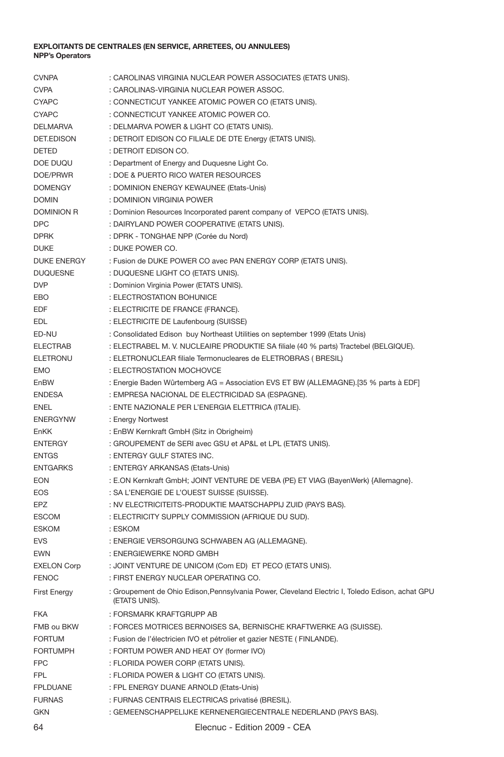**EXPLOITANTS DE CENTRALES (EN SERVICE, ARRETEES, OU ANNULEES)**
**NPP's Operators**

| | |
|---|---|
| CVNPA | : CAROLINAS VIRGINIA NUCLEAR POWER ASSOCIATES (ETATS UNIS). |
| CVPA | : CAROLINAS-VIRGINIA NUCLEAR POWER ASSOC. |
| CYAPC | : CONNECTICUT YANKEE ATOMIC POWER CO (ETATS UNIS). |
| CYAPC | : CONNECTICUT YANKEE ATOMIC POWER CO. |
| DELMARVA | : DELMARVA POWER & LIGHT CO (ETATS UNIS). |
| DET.EDISON | : DETROIT EDISON CO FILIALE DE DTE Energy (ETATS UNIS). |
| DETED | : DETROIT EDISON CO. |
| DOE DUQU | : Department of Energy and Duquesne Light Co. |
| DOE/PRWR | : DOE & PUERTO RICO WATER RESOURCES |
| DOMENGY | : DOMINION ENERGY KEWAUNEE (Etats-Unis) |
| DOMIN | : DOMINION VIRGINIA POWER |
| DOMINION R | : Dominion Resources Incorporated parent company of VEPCO (ETATS UNIS). |
| DPC | : DAIRYLAND POWER COOPERATIVE (ETATS UNIS). |
| DPRK | : DPRK - TONGHAE NPP (Corée du Nord) |
| DUKE | : DUKE POWER CO. |
| DUKE ENERGY | : Fusion de DUKE POWER CO avec PAN ENERGY CORP (ETATS UNIS). |
| DUQUESNE | : DUQUESNE LIGHT CO (ETATS UNIS). |
| DVP | : Dominion Virginia Power (ETATS UNIS). |
| EBO | : ELECTROSTATION BOHUNICE |
| EDF | : ELECTRICITE DE FRANCE (FRANCE). |
| EDL | : ELECTRICITE DE Laufenbourg (SUISSE) |
| ED-NU | : Consolidated Edison buy Northeast Utilities on september 1999 (Etats Unis) |
| ELECTRAB | : ELECTRABEL M. V. NUCLEAIRE PRODUKTIE SA filiale (40 % parts) Tractebel (BELGIQUE). |
| ELETRONU | : ELETRONUCLEAR filiale Termonucleares de ELETROBRAS ( BRESIL) |
| EMO | : ELECTROSTATION MOCHOVCE |
| EnBW | : Energie Baden Wûrtemberg AG = Association EVS ET BW (ALLEMAGNE).[35 % parts à EDF] |
| ENDESA | : EMPRESA NACIONAL DE ELECTRICIDAD SA (ESPAGNE). |
| ENEL | : ENTE NAZIONALE PER L'ENERGIA ELETTRICA (ITALIE). |
| ENERGYNW | : Energy Nortwest |
| EnKK | : EnBW Kernkraft GmbH (Sitz in Obrigheim) |
| ENTERGY | : GROUPEMENT de SERI avec GSU et AP&L et LPL (ETATS UNIS). |
| ENTGS | : ENTERGY GULF STATES INC. |
| ENTGARKS | : ENTERGY ARKANSAS (Etats-Unis) |
| EON | : E.ON Kernkraft GmbH; JOINT VENTURE DE VEBA (PE) ET VIAG (BayenWerk) {Allemagne}. |
| EOS | : SA L'ENERGIE DE L'OUEST SUISSE (SUISSE). |
| EPZ | : NV ELECTRICITEITS-PRODUKTIE MAATSCHAPPIJ ZUID (PAYS BAS). |
| ESCOM | : ELECTRICITY SUPPLY COMMISSION (AFRIQUE DU SUD). |
| ESKOM | : ESKOM |
| EVS | : ENERGIE VERSORGUNG SCHWABEN AG (ALLEMAGNE). |
| EWN | : ENERGIEWERKE NORD GMBH |
| EXELON Corp | : JOINT VENTURE DE UNICOM (Com ED) ET PECO (ETATS UNIS). |
| FENOC | : FIRST ENERGY NUCLEAR OPERATING CO. |
| First Energy | : Groupement de Ohio Edison,Pennsylvania Power, Cleveland Electric I, Toledo Edison, achat GPU (ETATS UNIS). |
| FKA | : FORSMARK KRAFTGRUPP AB |
| FMB ou BKW | : FORCES MOTRICES BERNOISES SA, BERNISCHE KRAFTWERKE AG (SUISSE). |
| FORTUM | : Fusion de l'électricien IVO et pétrolier et gazier NESTE ( FINLANDE). |
| FORTUMPH | : FORTUM POWER AND HEAT OY (former IVO) |
| FPC | : FLORIDA POWER CORP (ETATS UNIS). |
| FPL | : FLORIDA POWER & LIGHT CO (ETATS UNIS). |
| FPLDUANE | : FPL ENERGY DUANE ARNOLD (Etats-Unis) |
| FURNAS | : FURNAS CENTRAIS ELECTRICAS privatisé (BRESIL). |
| GKN | : GEMEENSCHAPPELIJKE KERNENERGIECENTRALE NEDERLAND (PAYS BAS). |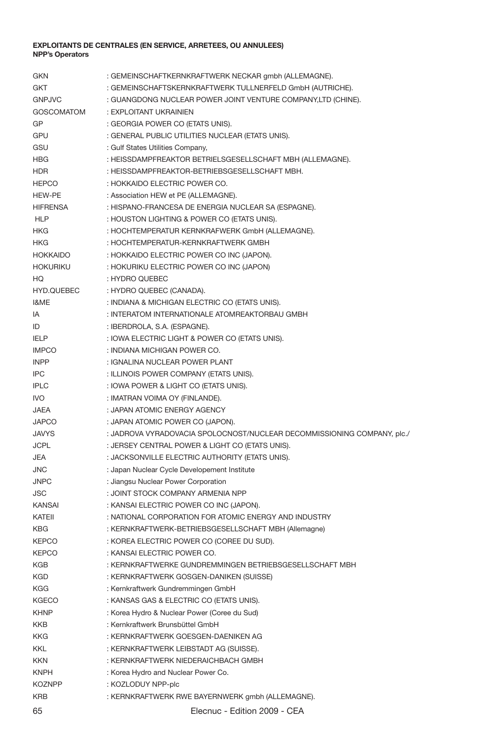**EXPLOITANTS DE CENTRALES (EN SERVICE, ARRETEES, OU ANNULEES)**
**NPP's Operators**

| | |
|---|---|
| GKN | : GEMEINSCHAFTKERNKRAFTWERK NECKAR gmbh (ALLEMAGNE). |
| GKT | : GEMEINSCHAFTSKERNKRAFTWERK TULLNERFELD GmbH (AUTRICHE). |
| GNPJVC | : GUANGDONG NUCLEAR POWER JOINT VENTURE COMPANY,LTD (CHINE). |
| GOSCOMATOM | : EXPLOITANT UKRAINIEN |
| GP | : GEORGIA POWER CO (ETATS UNIS). |
| GPU | : GENERAL PUBLIC UTILITIES NUCLEAR (ETATS UNIS). |
| GSU | : Gulf States Utilities Company, |
| HBG | : HEISSDAMPFREAKTOR BETRIELSGESELLSCHAFT MBH (ALLEMAGNE). |
| HDR | : HEISSDAMPFREAKTOR-BETRIEBSGESELLSCHAFT MBH. |
| HEPCO | : HOKKAIDO ELECTRIC POWER CO. |
| HEW-PE | : Association HEW et PE (ALLEMAGNE). |
| HIFRENSA | : HISPANO-FRANCESA DE ENERGIA NUCLEAR SA (ESPAGNE). |
| HLP | : HOUSTON LIGHTING & POWER CO (ETATS UNIS). |
| HKG | : HOCHTEMPERATUR KERNKRAFWERK GmbH (ALLEMAGNE). |
| HKG | : HOCHTEMPERATUR-KERNKRAFTWERK GMBH |
| HOKKAIDO | : HOKKAIDO ELECTRIC POWER CO INC (JAPON). |
| HOKURIKU | : HOKURIKU ELECTRIC POWER CO INC (JAPON) |
| HQ | : HYDRO QUEBEC |
| HYD.QUEBEC | : HYDRO QUEBEC (CANADA). |
| I&ME | : INDIANA & MICHIGAN ELECTRIC CO (ETATS UNIS). |
| IA | : INTERATOM INTERNATIONALE ATOMREAKTORBAU GMBH |
| ID | : IBERDROLA, S.A. (ESPAGNE). |
| IELP | : IOWA ELECTRIC LIGHT & POWER CO (ETATS UNIS). |
| IMPCO | : INDIANA MICHIGAN POWER CO. |
| INPP | : IGNALINA NUCLEAR POWER PLANT |
| IPC | : ILLINOIS POWER COMPANY (ETATS UNIS). |
| IPLC | : IOWA POWER & LIGHT CO (ETATS UNIS). |
| IVO | : IMATRAN VOIMA OY (FINLANDE). |
| JAEA | : JAPAN ATOMIC ENERGY AGENCY |
| JAPCO | : JAPAN ATOMIC POWER CO (JAPON). |
| JAVYS | : JADROVA VYRADOVACIA SPOLOCNOST/NUCLEAR DECOMMISSIONING COMPANY, plc./ |
| JCPL | : JERSEY CENTRAL POWER & LIGHT CO (ETATS UNIS). |
| JEA | : JACKSONVILLE ELECTRIC AUTHORITY (ETATS UNIS). |
| JNC | : Japan Nuclear Cycle Developement Institute |
| JNPC | : Jiangsu Nuclear Power Corporation |
| JSC | : JOINT STOCK COMPANY ARMENIA NPP |
| KANSAI | : KANSAI ELECTRIC POWER CO INC (JAPON). |
| KATEII | : NATIONAL CORPORATION FOR ATOMIC ENERGY AND INDUSTRY |
| KBG | : KERNKRAFTWERK-BETRIEBSGESELLSCHAFT MBH (Allemagne) |
| KEPCO | : KOREA ELECTRIC POWER CO (COREE DU SUD). |
| KEPCO | : KANSAI ELECTRIC POWER CO. |
| KGB | : KERNKRAFTWERKE GUNDREMMINGEN BETRIEBSGESELLSCHAFT MBH |
| KGD | : KERNKRAFTWERK GOSGEN-DANIKEN (SUISSE) |
| KGG | : Kernkraftwerk Gundremmingen GmbH |
| KGECO | : KANSAS GAS & ELECTRIC CO (ETATS UNIS). |
| KHNP | : Korea Hydro & Nuclear Power (Coree du Sud) |
| KKB | : Kernkraftwerk Brunsbüttel GmbH |
| KKG | : KERNKRAFTWERK GOESGEN-DAENIKEN AG |
| KKL | : KERNKRAFTWERK LEIBSTADT AG (SUISSE). |
| KKN | : KERNKRAFTWERK NIEDERAICHBACH GMBH |
| KNPH | : Korea Hydro and Nuclear Power Co. |
| KOZNPP | : KOZLODUY NPP-plc |
| KRB | : KERNKRAFTWERK RWE BAYERNWERK gmbh (ALLEMAGNE). |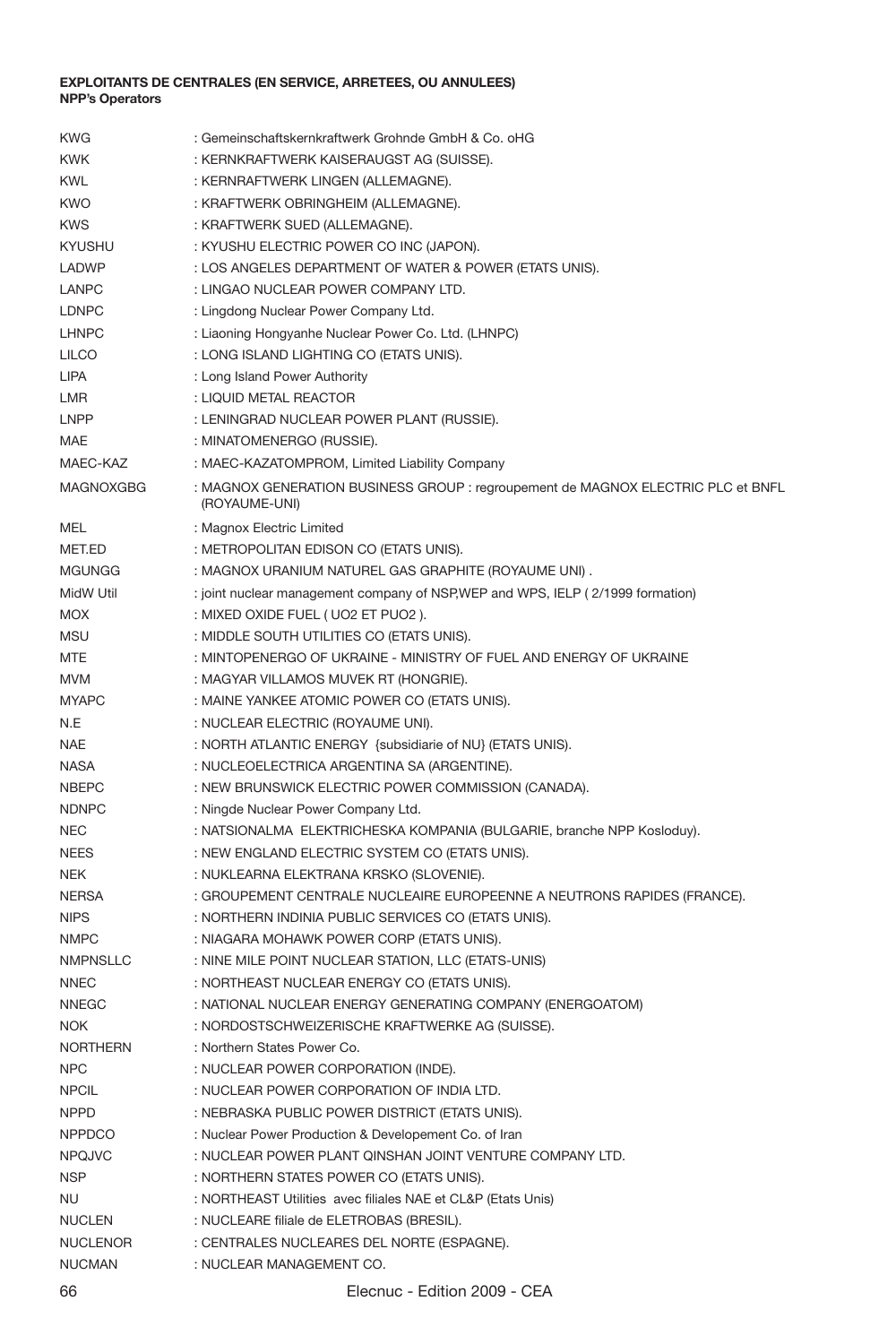**EXPLOITANTS DE CENTRALES (EN SERVICE, ARRETEES, OU ANNULEES)**
**NPP's Operators**

| | |
|---|---|
| KWG | : Gemeinschaftskernkraftwerk Grohnde GmbH & Co. oHG |
| KWK | : KERNKRAFTWERK KAISERAUGST AG (SUISSE). |
| KWL | : KERNRAFTWERK LINGEN (ALLEMAGNE). |
| KWO | : KRAFTWERK OBRINGHEIM (ALLEMAGNE). |
| KWS | : KRAFTWERK SUED (ALLEMAGNE). |
| KYUSHU | : KYUSHU ELECTRIC POWER CO INC (JAPON). |
| LADWP | : LOS ANGELES DEPARTMENT OF WATER & POWER (ETATS UNIS). |
| LANPC | : LINGAO NUCLEAR POWER COMPANY LTD. |
| LDNPC | : Lingdong Nuclear Power Company Ltd. |
| LHNPC | : Liaoning Hongyanhe Nuclear Power Co. Ltd. (LHNPC) |
| LILCO | : LONG ISLAND LIGHTING CO (ETATS UNIS). |
| LIPA | : Long Island Power Authority |
| LMR | : LIQUID METAL REACTOR |
| LNPP | : LENINGRAD NUCLEAR POWER PLANT (RUSSIE). |
| MAE | : MINATOMENERGO (RUSSIE). |
| MAEC-KAZ | : MAEC-KAZATOMPROM, Limited Liability Company |
| MAGNOXGBG | : MAGNOX GENERATION BUSINESS GROUP : regroupement de MAGNOX ELECTRIC PLC et BNFL (ROYAUME-UNI) |
| MEL | : Magnox Electric Limited |
| MET.ED | : METROPOLITAN EDISON CO (ETATS UNIS). |
| MGUNGG | : MAGNOX URANIUM NATUREL GAS GRAPHITE (ROYAUME UNI) . |
| MidW Util | : joint nuclear management company of NSP,WEP and WPS, IELP ( 2/1999 formation) |
| MOX | : MIXED OXIDE FUEL ( UO2 ET PUO2 ). |
| MSU | : MIDDLE SOUTH UTILITIES CO (ETATS UNIS). |
| MTE | : MINTOPENERGO OF UKRAINE - MINISTRY OF FUEL AND ENERGY OF UKRAINE |
| MVM | : MAGYAR VILLAMOS MUVEK RT (HONGRIE). |
| MYAPC | : MAINE YANKEE ATOMIC POWER CO (ETATS UNIS). |
| N.E | : NUCLEAR ELECTRIC (ROYAUME UNI). |
| NAE | : NORTH ATLANTIC ENERGY {subsidiarie of NU} (ETATS UNIS). |
| NASA | : NUCLEOELECTRICA ARGENTINA SA (ARGENTINE). |
| NBEPC | : NEW BRUNSWICK ELECTRIC POWER COMMISSION (CANADA). |
| NDNPC | : Ningde Nuclear Power Company Ltd. |
| NEC | : NATSIONALMA ELEKTRICHESKA KOMPANIA (BULGARIE, branche NPP Kosloduy). |
| NEES | : NEW ENGLAND ELECTRIC SYSTEM CO (ETATS UNIS). |
| NEK | : NUKLEARNA ELEKTRANA KRSKO (SLOVENIE). |
| NERSA | : GROUPEMENT CENTRALE NUCLEAIRE EUROPEENNE A NEUTRONS RAPIDES (FRANCE). |
| NIPS | : NORTHERN INDINIA PUBLIC SERVICES CO (ETATS UNIS). |
| NMPC | : NIAGARA MOHAWK POWER CORP (ETATS UNIS). |
| NMPNSLLC | : NINE MILE POINT NUCLEAR STATION, LLC (ETATS-UNIS) |
| NNEC | : NORTHEAST NUCLEAR ENERGY CO (ETATS UNIS). |
| NNEGC | : NATIONAL NUCLEAR ENERGY GENERATING COMPANY (ENERGOATOM) |
| NOK | : NORDOSTSCHWEIZERISCHE KRAFTWERKE AG (SUISSE). |
| NORTHERN | : Northern States Power Co. |
| NPC | : NUCLEAR POWER CORPORATION (INDE). |
| NPCIL | : NUCLEAR POWER CORPORATION OF INDIA LTD. |
| NPPD | : NEBRASKA PUBLIC POWER DISTRICT (ETATS UNIS). |
| NPPDCO | : Nuclear Power Production & Developement Co. of Iran |
| NPQJVC | : NUCLEAR POWER PLANT QINSHAN JOINT VENTURE COMPANY LTD. |
| NSP | : NORTHERN STATES POWER CO (ETATS UNIS). |
| NU | : NORTHEAST Utilities avec filiales NAE et CL&P (Etats Unis) |
| NUCLEN | : NUCLEARE filiale de ELETROBAS (BRESIL). |
| NUCLENOR | : CENTRALES NUCLEARES DEL NORTE (ESPAGNE). |
| NUCMAN | : NUCLEAR MANAGEMENT CO. |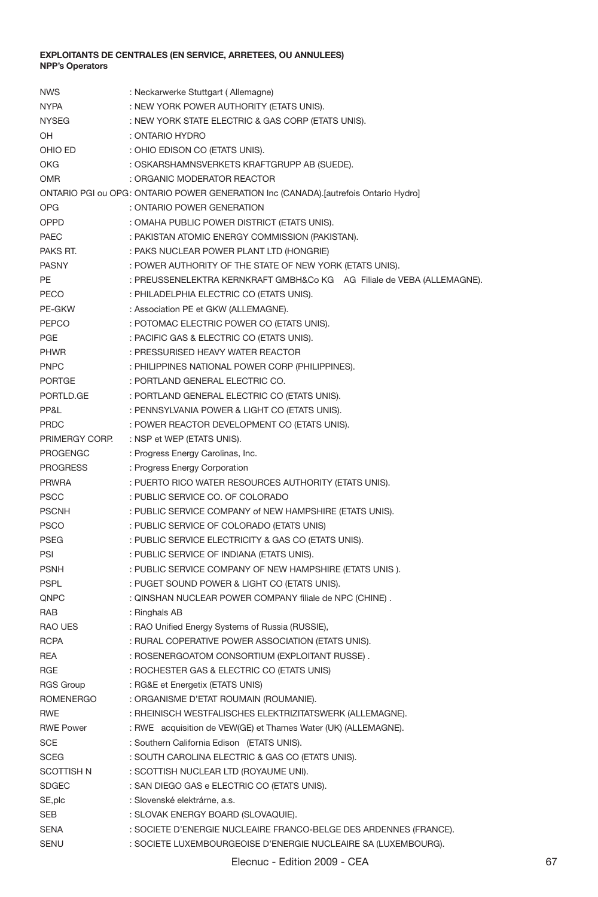**EXPLOITANTS DE CENTRALES (EN SERVICE, ARRETEES, OU ANNULEES)**
**NPP's Operators**

| | |
|---|---|
| NWS | : Neckarwerke Stuttgart ( Allemagne) |
| NYPA | : NEW YORK POWER AUTHORITY (ETATS UNIS). |
| NYSEG | : NEW YORK STATE ELECTRIC & GAS CORP (ETATS UNIS). |
| OH | : ONTARIO HYDRO |
| OHIO ED | : OHIO EDISON CO (ETATS UNIS). |
| OKG | : OSKARSHAMNSVERKETS KRAFTGRUPP AB (SUEDE). |
| OMR | : ORGANIC MODERATOR REACTOR |
| ONTARIO PGI ou OPG | : ONTARIO POWER GENERATION Inc (CANADA).[autrefois Ontario Hydro] |
| OPG | : ONTARIO POWER GENERATION |
| OPPD | : OMAHA PUBLIC POWER DISTRICT (ETATS UNIS). |
| PAEC | : PAKISTAN ATOMIC ENERGY COMMISSION (PAKISTAN). |
| PAKS RT. | : PAKS NUCLEAR POWER PLANT LTD (HONGRIE) |
| PASNY | : POWER AUTHORITY OF THE STATE OF NEW YORK (ETATS UNIS). |
| PE | : PREUSSENELEKTRA KERNKRAFT GMBH&Co KG AG Filiale de VEBA (ALLEMAGNE). |
| PECO | : PHILADELPHIA ELECTRIC CO (ETATS UNIS). |
| PE-GKW | : Association PE et GKW (ALLEMAGNE). |
| PEPCO | : POTOMAC ELECTRIC POWER CO (ETATS UNIS). |
| PGE | : PACIFIC GAS & ELECTRIC CO (ETATS UNIS). |
| PHWR | : PRESSURISED HEAVY WATER REACTOR |
| PNPC | : PHILIPPINES NATIONAL POWER CORP (PHILIPPINES). |
| PORTGE | : PORTLAND GENERAL ELECTRIC CO. |
| PORTLD.GE | : PORTLAND GENERAL ELECTRIC CO (ETATS UNIS). |
| PP&L | : PENNSYLVANIA POWER & LIGHT CO (ETATS UNIS). |
| PRDC | : POWER REACTOR DEVELOPMENT CO (ETATS UNIS). |
| PRIMERGY CORP. | : NSP et WEP (ETATS UNIS). |
| PROGENGC | : Progress Energy Carolinas, Inc. |
| PROGRESS | : Progress Energy Corporation |
| PRWRA | : PUERTO RICO WATER RESOURCES AUTHORITY (ETATS UNIS). |
| PSCC | : PUBLIC SERVICE CO. OF COLORADO |
| PSCNH | : PUBLIC SERVICE COMPANY of NEW HAMPSHIRE (ETATS UNIS). |
| PSCO | : PUBLIC SERVICE OF COLORADO (ETATS UNIS) |
| PSEG | : PUBLIC SERVICE ELECTRICITY & GAS CO (ETATS UNIS). |
| PSI | : PUBLIC SERVICE OF INDIANA (ETATS UNIS). |
| PSNH | : PUBLIC SERVICE COMPANY OF NEW HAMPSHIRE (ETATS UNIS ). |
| PSPL | : PUGET SOUND POWER & LIGHT CO (ETATS UNIS). |
| QNPC | : QINSHAN NUCLEAR POWER COMPANY filiale de NPC (CHINE) . |
| RAB | : Ringhals AB |
| RAO UES | : RAO Unified Energy Systems of Russia (RUSSIE), |
| RCPA | : RURAL COPERATIVE POWER ASSOCIATION (ETATS UNIS). |
| REA | : ROSENERGOATOM CONSORTIUM (EXPLOITANT RUSSE) . |
| RGE | : ROCHESTER GAS & ELECTRIC CO (ETATS UNIS) |
| RGS Group | : RG&E et Energetix (ETATS UNIS) |
| ROMENERGO | : ORGANISME D'ETAT ROUMAIN (ROUMANIE). |
| RWE | : RHEINISCH WESTFALISCHES ELEKTRIZITATSWERK (ALLEMAGNE). |
| RWE Power | : RWE acquisition de VEW(GE) et Thames Water (UK) (ALLEMAGNE). |
| SCE | : Southern California Edison (ETATS UNIS). |
| SCEG | : SOUTH CAROLINA ELECTRIC & GAS CO (ETATS UNIS). |
| SCOTTISH N | : SCOTTISH NUCLEAR LTD (ROYAUME UNI). |
| SDGEC | : SAN DIEGO GAS e ELECTRIC CO (ETATS UNIS). |
| SE,plc | : Slovenské elektrárne, a.s. |
| SEB | : SLOVAK ENERGY BOARD (SLOVAQUIE). |
| SENA | : SOCIETE D'ENERGIE NUCLEAIRE FRANCO-BELGE DES ARDENNES (FRANCE). |
| SENU | : SOCIETE LUXEMBOURGEOISE D'ENERGIE NUCLEAIRE SA (LUXEMBOURG). |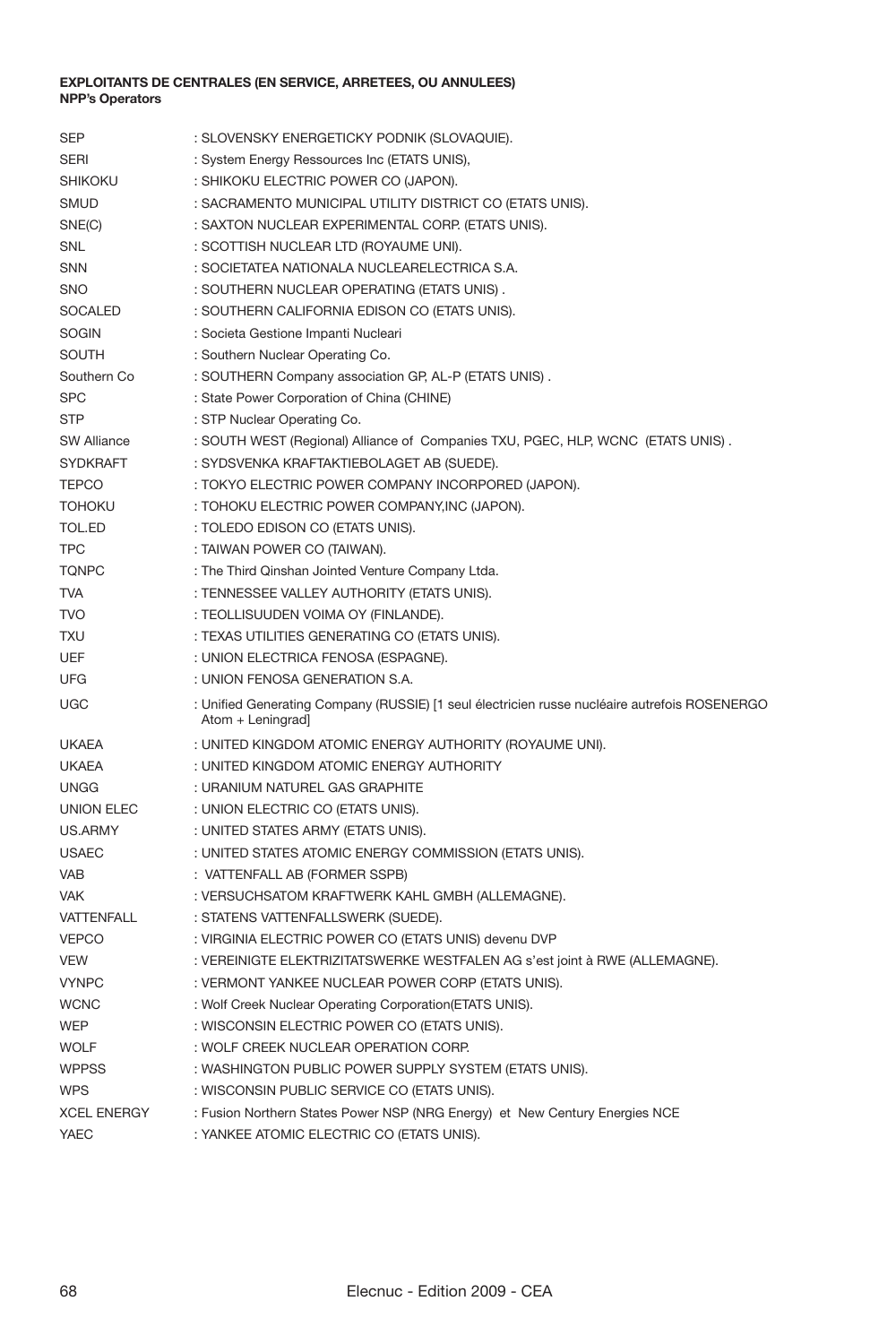**EXPLOITANTS DE CENTRALES (EN SERVICE, ARRETEES, OU ANNULEES)**
**NPP's Operators**

| | |
|---|---|
| SEP | : SLOVENSKY ENERGETICKY PODNIK (SLOVAQUIE). |
| SERI | : System Energy Ressources Inc (ETATS UNIS), |
| SHIKOKU | : SHIKOKU ELECTRIC POWER CO (JAPON). |
| SMUD | : SACRAMENTO MUNICIPAL UTILITY DISTRICT CO (ETATS UNIS). |
| SNE(C) | : SAXTON NUCLEAR EXPERIMENTAL CORP. (ETATS UNIS). |
| SNL | : SCOTTISH NUCLEAR LTD (ROYAUME UNI). |
| SNN | : SOCIETATEA NATIONALA NUCLEARELECTRICA S.A. |
| SNO | : SOUTHERN NUCLEAR OPERATING (ETATS UNIS) . |
| SOCALED | : SOUTHERN CALIFORNIA EDISON CO (ETATS UNIS). |
| SOGIN | : Societa Gestione Impanti Nucleari |
| SOUTH | : Southern Nuclear Operating Co. |
| Southern Co | : SOUTHERN Company association GP, AL-P (ETATS UNIS) . |
| SPC | : State Power Corporation of China (CHINE) |
| STP | : STP Nuclear Operating Co. |
| SW Alliance | : SOUTH WEST (Regional) Alliance of Companies TXU, PGEC, HLP, WCNC (ETATS UNIS) . |
| SYDKRAFT | : SYDSVENKA KRAFTAKTIEBOLAGET AB (SUEDE). |
| TEPCO | : TOKYO ELECTRIC POWER COMPANY INCORPORED (JAPON). |
| TOHOKU | : TOHOKU ELECTRIC POWER COMPANY,INC (JAPON). |
| TOL.ED | : TOLEDO EDISON CO (ETATS UNIS). |
| TPC | : TAIWAN POWER CO (TAIWAN). |
| TQNPC | : The Third Qinshan Jointed Venture Company Ltda. |
| TVA | : TENNESSEE VALLEY AUTHORITY (ETATS UNIS). |
| TVO | : TEOLLISUUDEN VOIMA OY (FINLANDE). |
| TXU | : TEXAS UTILITIES GENERATING CO (ETATS UNIS). |
| UEF | : UNION ELECTRICA FENOSA (ESPAGNE). |
| UFG | : UNION FENOSA GENERATION S.A. |
| UGC | : Unified Generating Company (RUSSIE) [1 seul électricien russe nucléaire autrefois ROSENERGO Atom + Leningrad] |
| UKAEA | : UNITED KINGDOM ATOMIC ENERGY AUTHORITY (ROYAUME UNI). |
| UKAEA | : UNITED KINGDOM ATOMIC ENERGY AUTHORITY |
| UNGG | : URANIUM NATUREL GAS GRAPHITE |
| UNION ELEC | : UNION ELECTRIC CO (ETATS UNIS). |
| US.ARMY | : UNITED STATES ARMY (ETATS UNIS). |
| USAEC | : UNITED STATES ATOMIC ENERGY COMMISSION (ETATS UNIS). |
| VAB | : VATTENFALL AB (FORMER SSPB) |
| VAK | : VERSUCHSATOM KRAFTWERK KAHL GMBH (ALLEMAGNE). |
| VATTENFALL | : STATENS VATTENFALLSWERK (SUEDE). |
| VEPCO | : VIRGINIA ELECTRIC POWER CO (ETATS UNIS) devenu DVP |
| VEW | : VEREINIGTE ELEKTRIZITATSWERKE WESTFALEN AG s'est joint à RWE (ALLEMAGNE). |
| VYNPC | : VERMONT YANKEE NUCLEAR POWER CORP (ETATS UNIS). |
| WCNC | : Wolf Creek Nuclear Operating Corporation(ETATS UNIS). |
| WEP | : WISCONSIN ELECTRIC POWER CO (ETATS UNIS). |
| WOLF | : WOLF CREEK NUCLEAR OPERATION CORP. |
| WPPSS | : WASHINGTON PUBLIC POWER SUPPLY SYSTEM (ETATS UNIS). |
| WPS | : WISCONSIN PUBLIC SERVICE CO (ETATS UNIS). |
| XCEL ENERGY | : Fusion Northern States Power NSP (NRG Energy) et New Century Energies NCE |
| YAEC | : YANKEE ATOMIC ELECTRIC CO (ETATS UNIS). |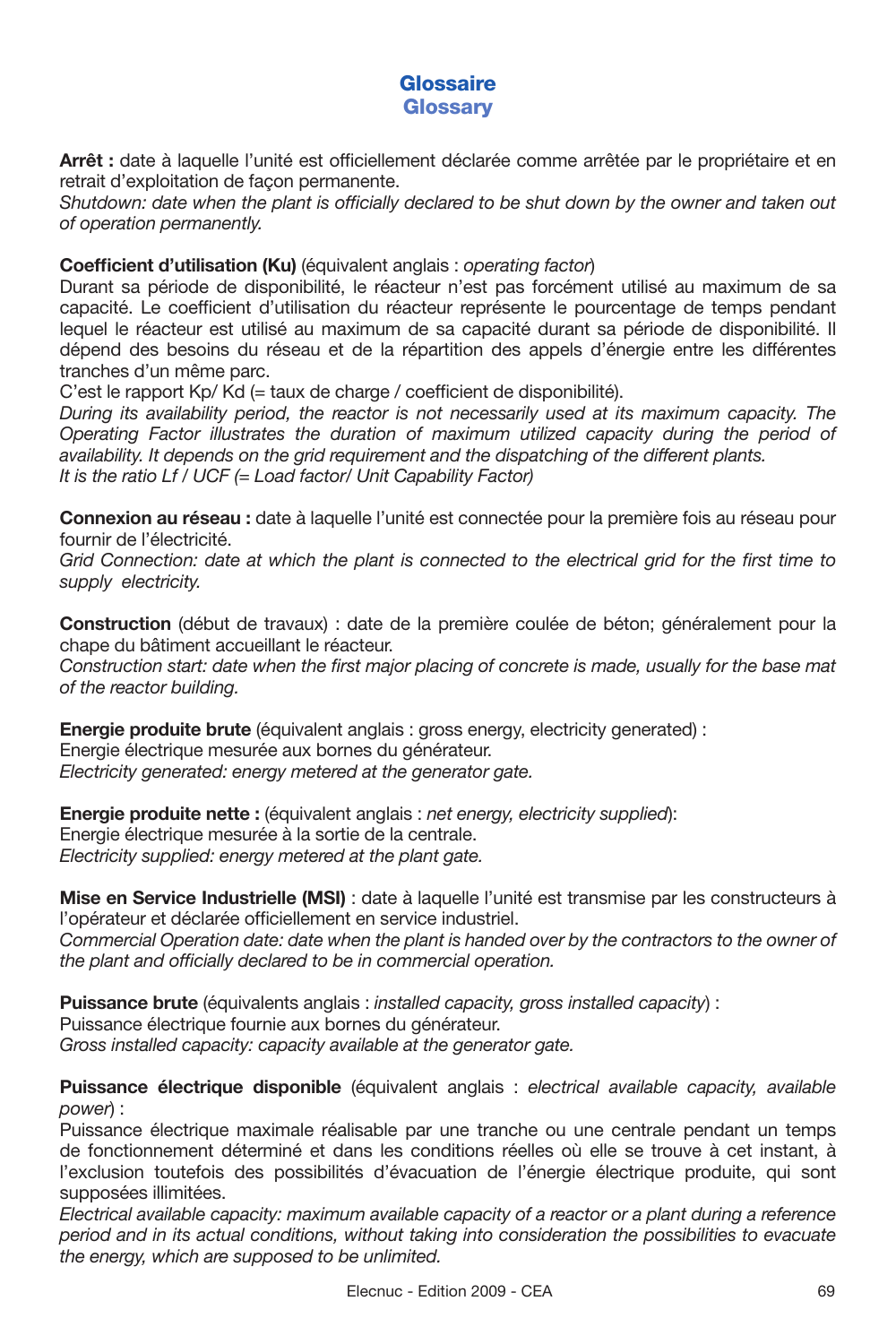# Glossaire
## Glossary

**Arrêt :** date à laquelle l'unité est officiellement déclarée comme arrêtée par le propriétaire et en retrait d'exploitation de façon permanente.
*Shutdown: date when the plant is officially declared to be shut down by the owner and taken out of operation permanently.*

**Coefficient d'utilisation (Ku)** (équivalent anglais : *operating factor*)
Durant sa période de disponibilité, le réacteur n'est pas forcément utilisé au maximum de sa capacité. Le coefficient d'utilisation du réacteur représente le pourcentage de temps pendant lequel le réacteur est utilisé au maximum de sa capacité durant sa période de disponibilité. Il dépend des besoins du réseau et de la répartition des appels d'énergie entre les différentes tranches d'un même parc.
C'est le rapport Kp/ Kd (= taux de charge / coefficient de disponibilité).
*During its availability period, the reactor is not necessarily used at its maximum capacity. The Operating Factor illustrates the duration of maximum utilized capacity during the period of availability. It depends on the grid requirement and the dispatching of the different plants.*
*It is the ratio Lf / UCF (= Load factor/ Unit Capability Factor)*

**Connexion au réseau :** date à laquelle l'unité est connectée pour la première fois au réseau pour fournir de l'électricité.
*Grid Connection: date at which the plant is connected to the electrical grid for the first time to supply electricity.*

**Construction** (début de travaux) : date de la première coulée de béton; généralement pour la chape du bâtiment accueillant le réacteur.
*Construction start: date when the first major placing of concrete is made, usually for the base mat of the reactor building.*

**Energie produite brute** (équivalent anglais : gross energy, electricity generated) :
Energie électrique mesurée aux bornes du générateur.
*Electricity generated: energy metered at the generator gate.*

**Energie produite nette :** (équivalent anglais : *net energy, electricity supplied*):
Energie électrique mesurée à la sortie de la centrale.
*Electricity supplied: energy metered at the plant gate.*

**Mise en Service Industrielle (MSI)** : date à laquelle l'unité est transmise par les constructeurs à l'opérateur et déclarée officiellement en service industriel.
*Commercial Operation date: date when the plant is handed over by the contractors to the owner of the plant and officially declared to be in commercial operation.*

**Puissance brute** (équivalents anglais : *installed capacity, gross installed capacity*) :
Puissance électrique fournie aux bornes du générateur.
*Gross installed capacity: capacity available at the generator gate.*

**Puissance électrique disponible** (équivalent anglais : *electrical available capacity, available power*) :
Puissance électrique maximale réalisable par une tranche ou une centrale pendant un temps de fonctionnement déterminé et dans les conditions réelles où elle se trouve à cet instant, à l'exclusion toutefois des possibilités d'évacuation de l'énergie électrique produite, qui sont supposées illimitées.
*Electrical available capacity: maximum available capacity of a reactor or a plant during a reference period and in its actual conditions, without taking into consideration the possibilities to evacuate the energy, which are supposed to be unlimited.*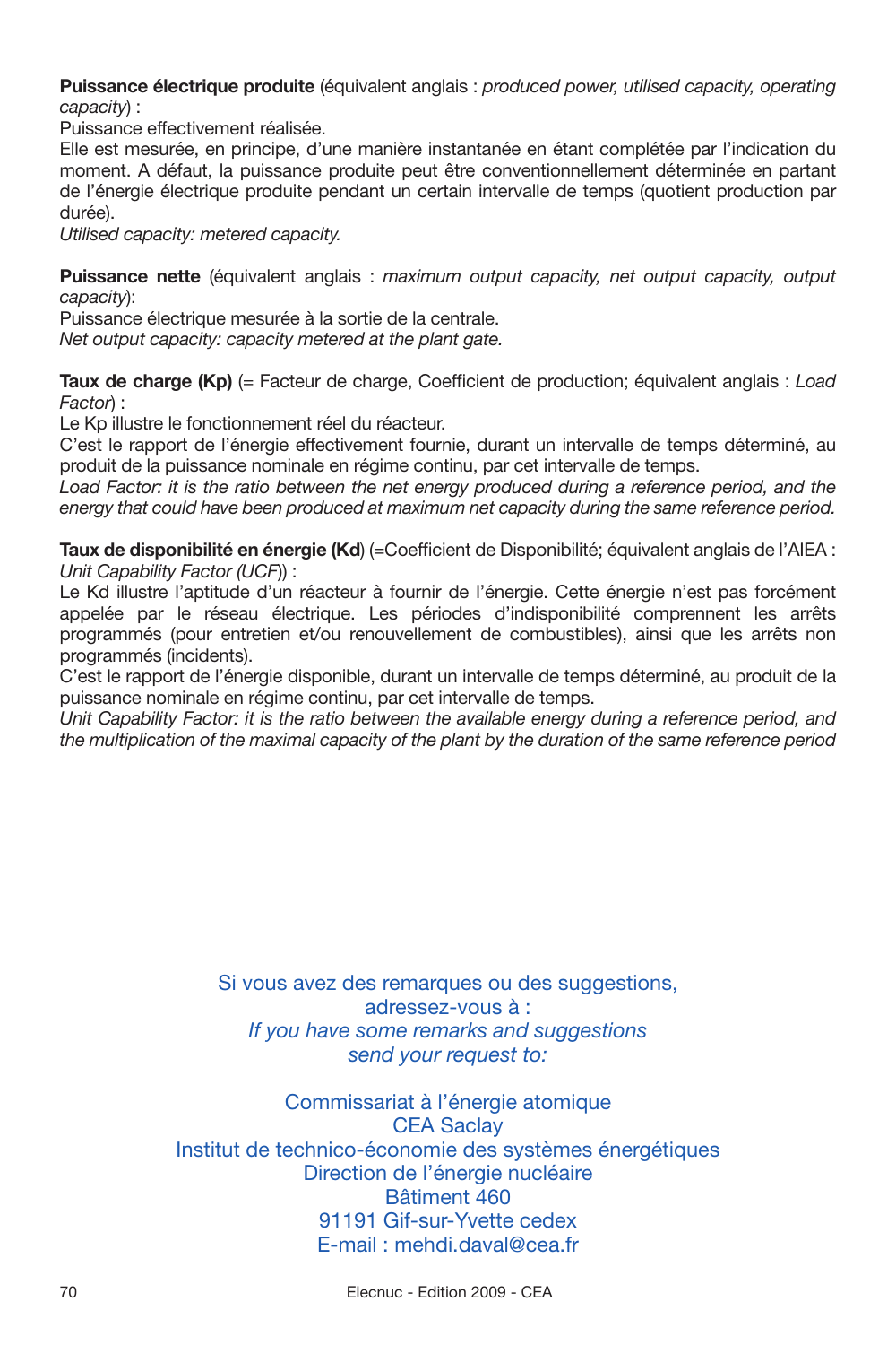**Puissance électrique produite** (équivalent anglais : *produced power, utilised capacity, operating capacity*) :
Puissance effectivement réalisée.
Elle est mesurée, en principe, d'une manière instantanée en étant complétée par l'indication du moment. A défaut, la puissance produite peut être conventionnellement déterminée en partant de l'énergie électrique produite pendant un certain intervalle de temps (quotient production par durée).
*Utilised capacity: metered capacity.*

**Puissance nette** (équivalent anglais : *maximum output capacity, net output capacity, output capacity*):
Puissance électrique mesurée à la sortie de la centrale.
*Net output capacity: capacity metered at the plant gate.*

**Taux de charge (Kp)** (= Facteur de charge, Coefficient de production; équivalent anglais : *Load Factor*) :
Le Kp illustre le fonctionnement réel du réacteur.
C'est le rapport de l'énergie effectivement fournie, durant un intervalle de temps déterminé, au produit de la puissance nominale en régime continu, par cet intervalle de temps.
*Load Factor: it is the ratio between the net energy produced during a reference period, and the energy that could have been produced at maximum net capacity during the same reference period.*

**Taux de disponibilité en énergie (Kd)** (=Coefficient de Disponibilité; équivalent anglais de l'AIEA : *Unit Capability Factor (UCF)*) :
Le Kd illustre l'aptitude d'un réacteur à fournir de l'énergie. Cette énergie n'est pas forcément appelée par le réseau électrique. Les périodes d'indisponibilité comprennent les arrêts programmés (pour entretien et/ou renouvellement de combustibles), ainsi que les arrêts non programmés (incidents).
C'est le rapport de l'énergie disponible, durant un intervalle de temps déterminé, au produit de la puissance nominale en régime continu, par cet intervalle de temps.
*Unit Capability Factor: it is the ratio between the available energy during a reference period, and the multiplication of the maximal capacity of the plant by the duration of the same reference period*

Si vous avez des remarques ou des suggestions,
adressez-vous à :
*If you have some remarks and suggestions*
*send your request to:*

Commissariat à l'énergie atomique
CEA Saclay
Institut de technico-économie des systèmes énergétiques
Direction de l'énergie nucléaire
Bâtiment 460
91191 Gif-sur-Yvette cedex
E-mail : mehdi.daval@cea.fr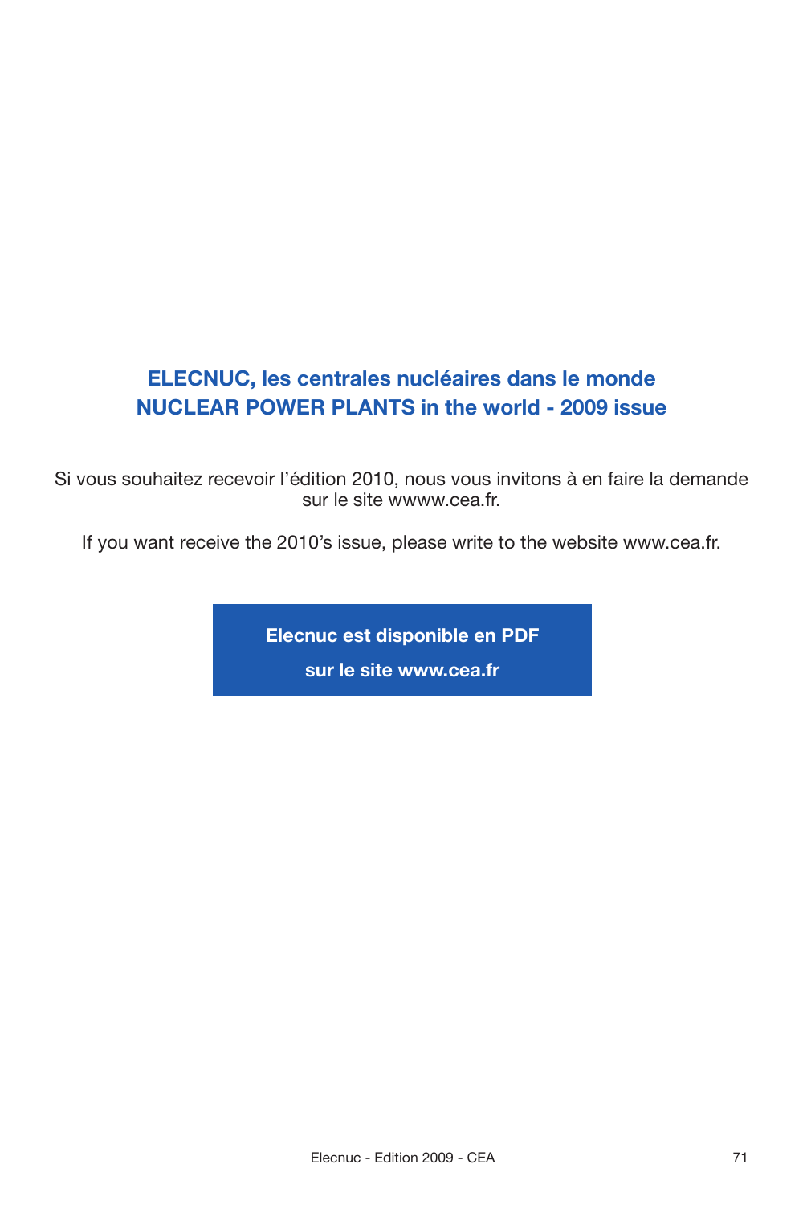**ELECNUC, les centrales nucléaires dans le monde**
**NUCLEAR POWER PLANTS in the world - 2009 issue**

Si vous souhaitez recevoir l'édition 2010, nous vous invitons à en faire la demande sur le site wwww.cea.fr.

If you want receive the 2010's issue, please write to the website www.cea.fr.

**Elecnuc est disponible en PDF**

**sur le site www.cea.fr**